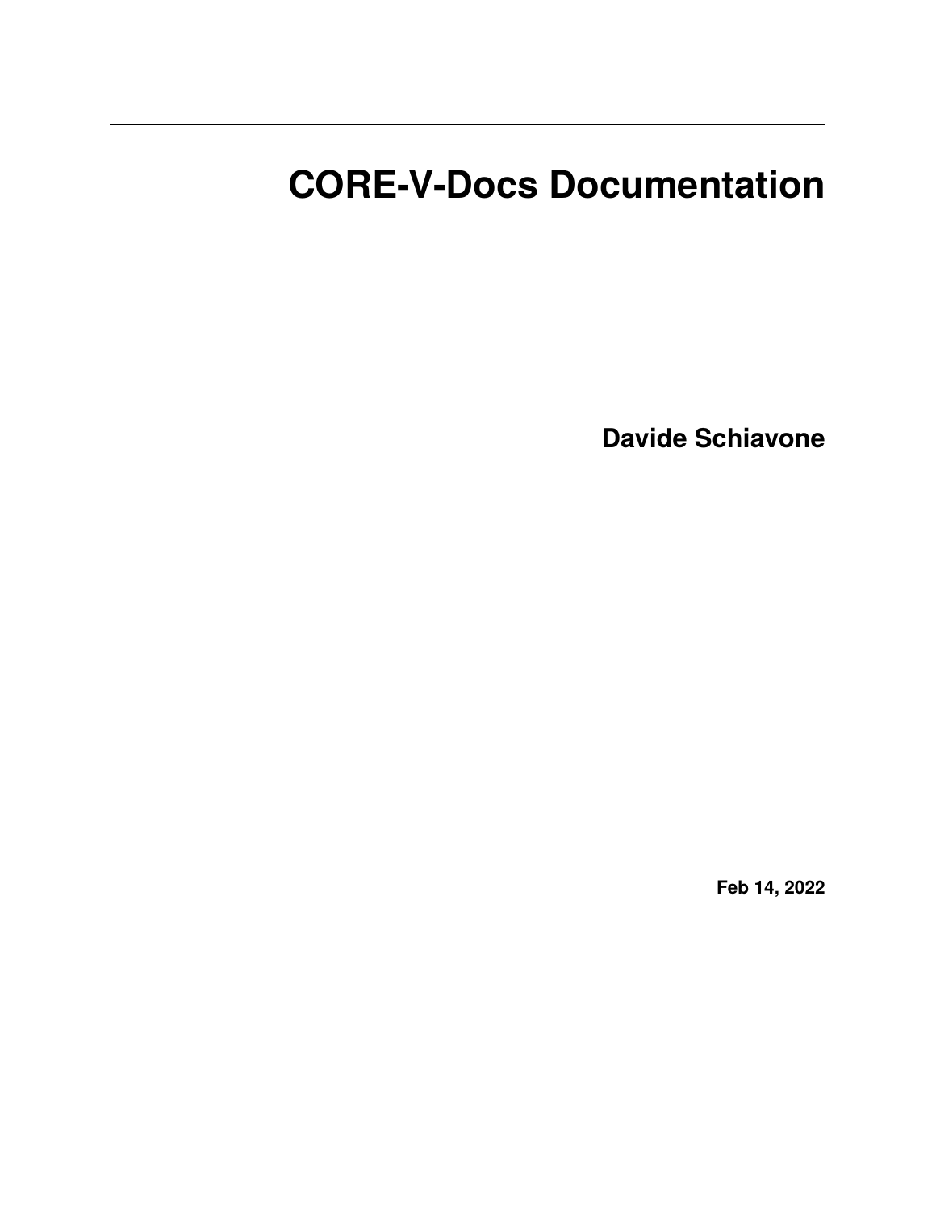# CORE-V-Docs Documentation

**Davide Schiavone**

**Feb 14, 2022**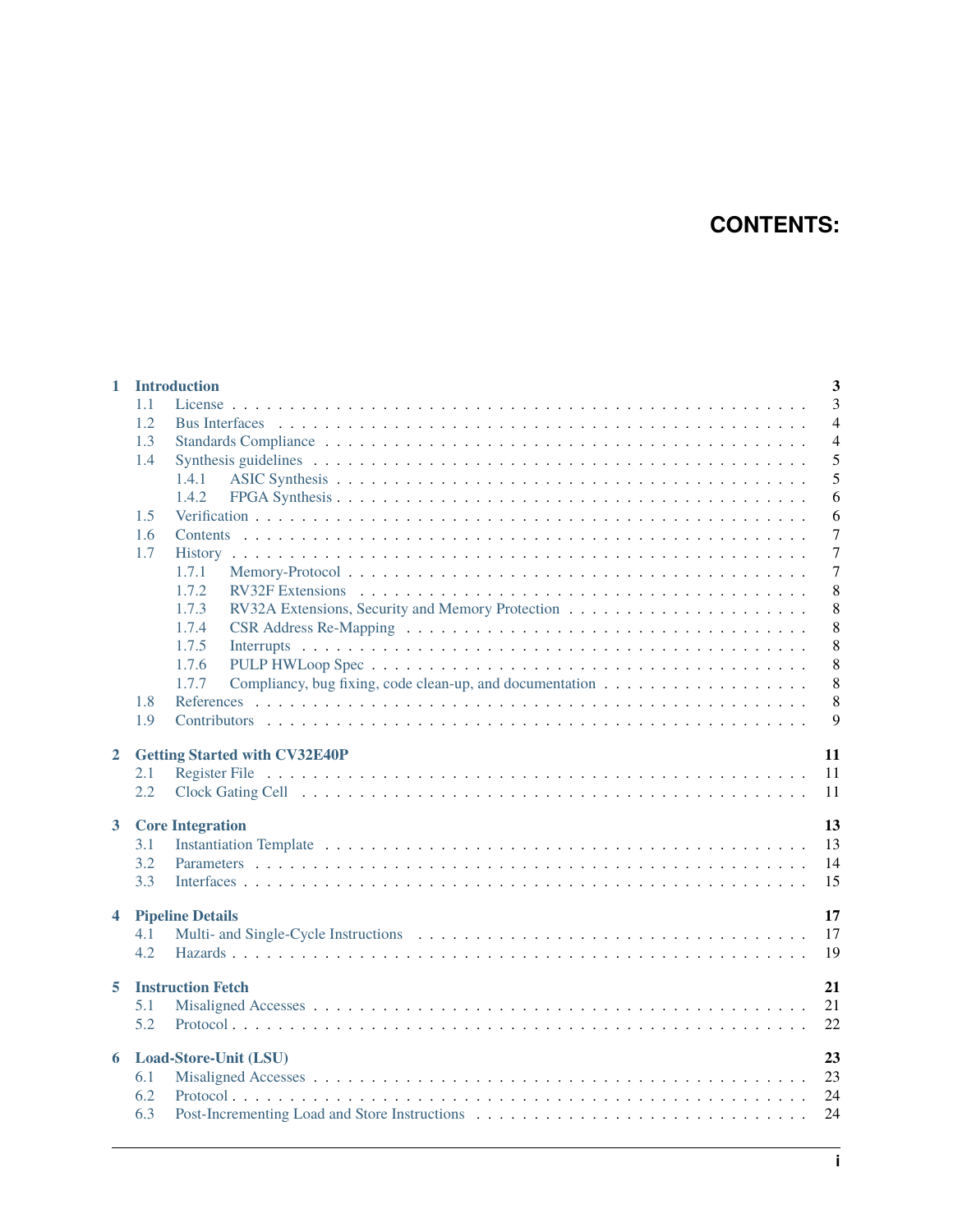# CONTENTS:

- **1 Introduction** — 3
  - 1.1 License — 3
  - 1.2 Bus Interfaces — 4
  - 1.3 Standards Compliance — 4
  - 1.4 Synthesis guidelines — 5
    - 1.4.1 ASIC Synthesis — 5
    - 1.4.2 FPGA Synthesis — 6
  - 1.5 Verification — 6
  - 1.6 Contents — 7
  - 1.7 History — 7
    - 1.7.1 Memory-Protocol — 7
    - 1.7.2 RV32F Extensions — 8
    - 1.7.3 RV32A Extensions, Security and Memory Protection — 8
    - 1.7.4 CSR Address Re-Mapping — 8
    - 1.7.5 Interrupts — 8
    - 1.7.6 PULP HWLoop Spec — 8
    - 1.7.7 Compliancy, bug fixing, code clean-up, and documentation — 8
  - 1.8 References — 8
  - 1.9 Contributors — 9
- **2 Getting Started with CV32E40P** — 11
  - 2.1 Register File — 11
  - 2.2 Clock Gating Cell — 11
- **3 Core Integration** — 13
  - 3.1 Instantiation Template — 13
  - 3.2 Parameters — 14
  - 3.3 Interfaces — 15
- **4 Pipeline Details** — 17
  - 4.1 Multi- and Single-Cycle Instructions — 17
  - 4.2 Hazards — 19
- **5 Instruction Fetch** — 21
  - 5.1 Misaligned Accesses — 21
  - 5.2 Protocol — 22
- **6 Load-Store-Unit (LSU)** — 23
  - 6.1 Misaligned Accesses — 23
  - 6.2 Protocol — 24
  - 6.3 Post-Incrementing Load and Store Instructions — 24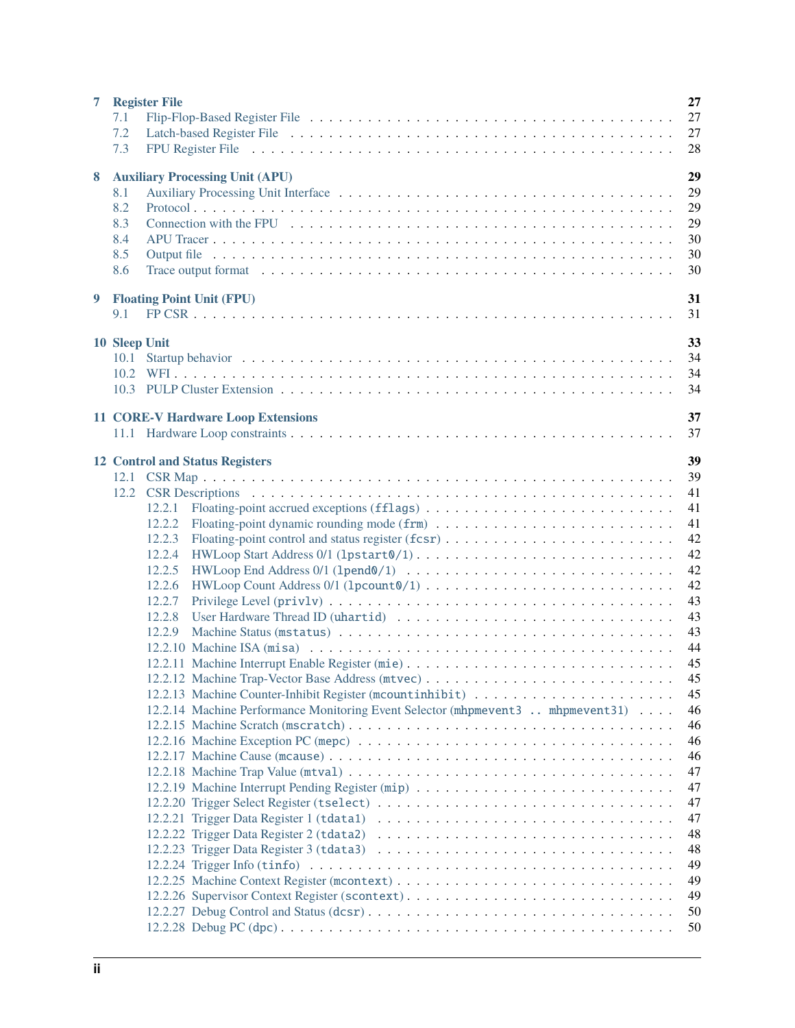- **7 Register File** — 27
  - 7.1 Flip-Flop-Based Register File — 27
  - 7.2 Latch-based Register File — 27
  - 7.3 FPU Register File — 28
- **8 Auxiliary Processing Unit (APU)** — 29
  - 8.1 Auxiliary Processing Unit Interface — 29
  - 8.2 Protocol — 29
  - 8.3 Connection with the FPU — 29
  - 8.4 APU Tracer — 30
  - 8.5 Output file — 30
  - 8.6 Trace output format — 30
- **9 Floating Point Unit (FPU)** — 31
  - 9.1 FP CSR — 31
- **10 Sleep Unit** — 33
  - 10.1 Startup behavior — 34
  - 10.2 WFI — 34
  - 10.3 PULP Cluster Extension — 34
- **11 CORE-V Hardware Loop Extensions** — 37
  - 11.1 Hardware Loop constraints — 37
- **12 Control and Status Registers** — 39
  - 12.1 CSR Map — 39
  - 12.2 CSR Descriptions — 41
    - 12.2.1 Floating-point accrued exceptions (`fflags`) — 41
    - 12.2.2 Floating-point dynamic rounding mode (`frm`) — 41
    - 12.2.3 Floating-point control and status register (`fcsr`) — 42
    - 12.2.4 HWLoop Start Address 0/1 (`lpstart0/1`) — 42
    - 12.2.5 HWLoop End Address 0/1 (`lpend0/1`) — 42
    - 12.2.6 HWLoop Count Address 0/1 (`lpcount0/1`) — 42
    - 12.2.7 Privilege Level (`privlv`) — 43
    - 12.2.8 User Hardware Thread ID (`uhartid`) — 43
    - 12.2.9 Machine Status (`mstatus`) — 43
    - 12.2.10 Machine ISA (`misa`) — 44
    - 12.2.11 Machine Interrupt Enable Register (`mie`) — 45
    - 12.2.12 Machine Trap-Vector Base Address (`mtvec`) — 45
    - 12.2.13 Machine Counter-Inhibit Register (`mcountinhibit`) — 45
    - 12.2.14 Machine Performance Monitoring Event Selector (`mhpmevent3 .. mhpmevent31`) — 46
    - 12.2.15 Machine Scratch (`mscratch`) — 46
    - 12.2.16 Machine Exception PC (`mepc`) — 46
    - 12.2.17 Machine Cause (`mcause`) — 46
    - 12.2.18 Machine Trap Value (`mtval`) — 47
    - 12.2.19 Machine Interrupt Pending Register (`mip`) — 47
    - 12.2.20 Trigger Select Register (`tselect`) — 47
    - 12.2.21 Trigger Data Register 1 (`tdata1`) — 47
    - 12.2.22 Trigger Data Register 2 (`tdata2`) — 48
    - 12.2.23 Trigger Data Register 3 (`tdata3`) — 48
    - 12.2.24 Trigger Info (`tinfo`) — 49
    - 12.2.25 Machine Context Register (`mcontext`) — 49
    - 12.2.26 Supervisor Context Register (`scontext`) — 49
    - 12.2.27 Debug Control and Status (`dcsr`) — 50
    - 12.2.28 Debug PC (`dpc`) — 50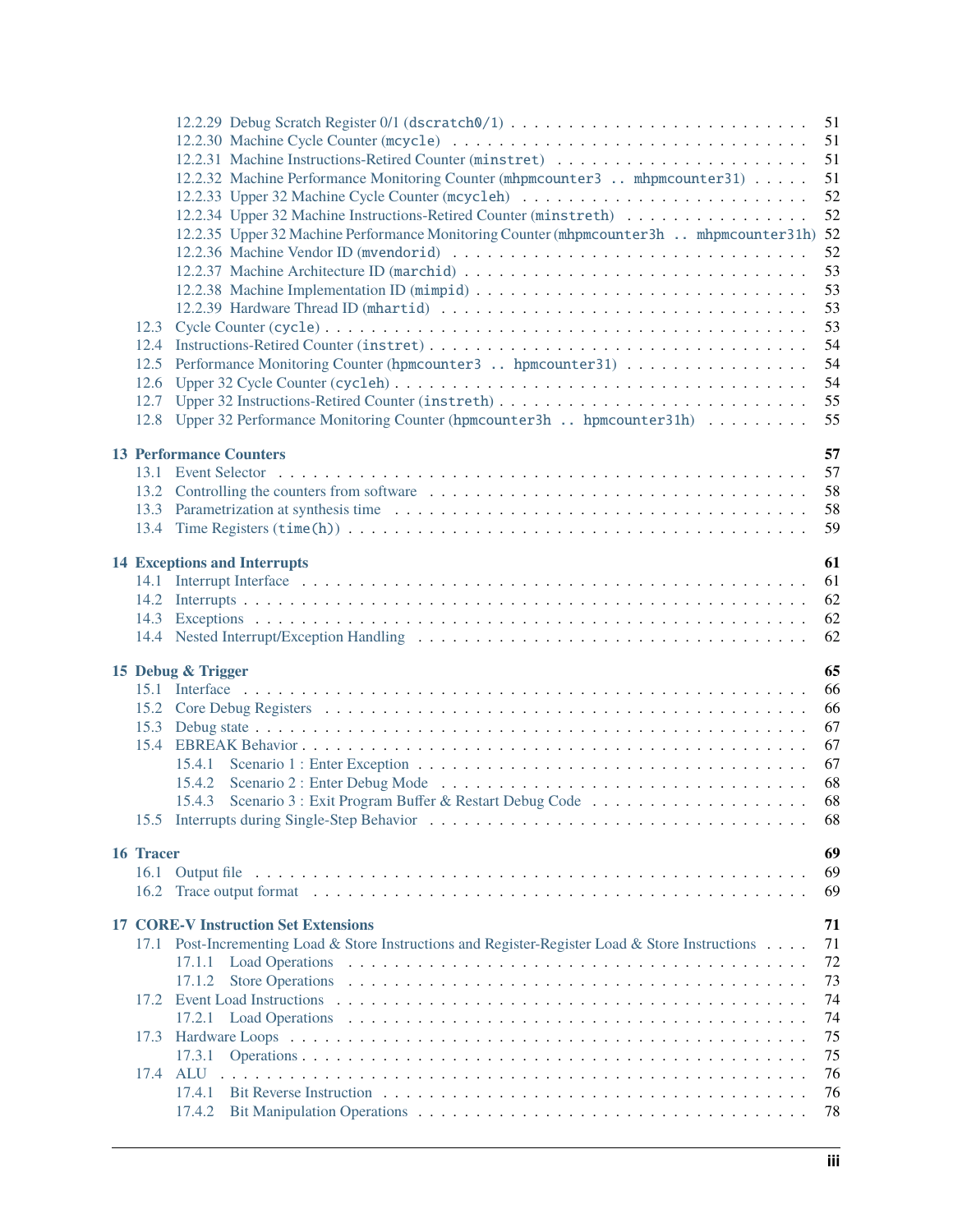- 12.2.29 Debug Scratch Register 0/1 (`dscratch0/1`) . . . 51
- 12.2.30 Machine Cycle Counter (`mcycle`) . . . 51
- 12.2.31 Machine Instructions-Retired Counter (`minstret`) . . . 51
- 12.2.32 Machine Performance Monitoring Counter (`mhpmcounter3 .. mhpmcounter31`) . . . 51
- 12.2.33 Upper 32 Machine Cycle Counter (`mcycleh`) . . . 52
- 12.2.34 Upper 32 Machine Instructions-Retired Counter (`minstreth`) . . . 52
- 12.2.35 Upper 32 Machine Performance Monitoring Counter (`mhpmcounter3h .. mhpmcounter31h`) 52
- 12.2.36 Machine Vendor ID (`mvendorid`) . . . 52
- 12.2.37 Machine Architecture ID (`marchid`) . . . 53
- 12.2.38 Machine Implementation ID (`mimpid`) . . . 53
- 12.2.39 Hardware Thread ID (`mhartid`) . . . 53
- 12.3 Cycle Counter (`cycle`) . . . 53
- 12.4 Instructions-Retired Counter (`instret`) . . . 54
- 12.5 Performance Monitoring Counter (`hpmcounter3 .. hpmcounter31`) . . . 54
- 12.6 Upper 32 Cycle Counter (`cycleh`) . . . 54
- 12.7 Upper 32 Instructions-Retired Counter (`instreth`) . . . 55
- 12.8 Upper 32 Performance Monitoring Counter (`hpmcounter3h .. hpmcounter31h`) . . . 55

**13 Performance Counters** **57**
- 13.1 Event Selector . . . 57
- 13.2 Controlling the counters from software . . . 58
- 13.3 Parametrization at synthesis time . . . 58
- 13.4 Time Registers (`time(h)`) . . . 59

**14 Exceptions and Interrupts** **61**
- 14.1 Interrupt Interface . . . 61
- 14.2 Interrupts . . . 62
- 14.3 Exceptions . . . 62
- 14.4 Nested Interrupt/Exception Handling . . . 62

**15 Debug & Trigger** **65**
- 15.1 Interface . . . 66
- 15.2 Core Debug Registers . . . 66
- 15.3 Debug state . . . 67
- 15.4 EBREAK Behavior . . . 67
  - 15.4.1 Scenario 1 : Enter Exception . . . 67
  - 15.4.2 Scenario 2 : Enter Debug Mode . . . 68
  - 15.4.3 Scenario 3 : Exit Program Buffer & Restart Debug Code . . . 68
- 15.5 Interrupts during Single-Step Behavior . . . 68

**16 Tracer** **69**
- 16.1 Output file . . . 69
- 16.2 Trace output format . . . 69

**17 CORE-V Instruction Set Extensions** **71**
- 17.1 Post-Incrementing Load & Store Instructions and Register-Register Load & Store Instructions . . . 71
  - 17.1.1 Load Operations . . . 72
  - 17.1.2 Store Operations . . . 73
- 17.2 Event Load Instructions . . . 74
  - 17.2.1 Load Operations . . . 74
- 17.3 Hardware Loops . . . 75
  - 17.3.1 Operations . . . 75
- 17.4 ALU . . . 76
  - 17.4.1 Bit Reverse Instruction . . . 76
  - 17.4.2 Bit Manipulation Operations . . . 78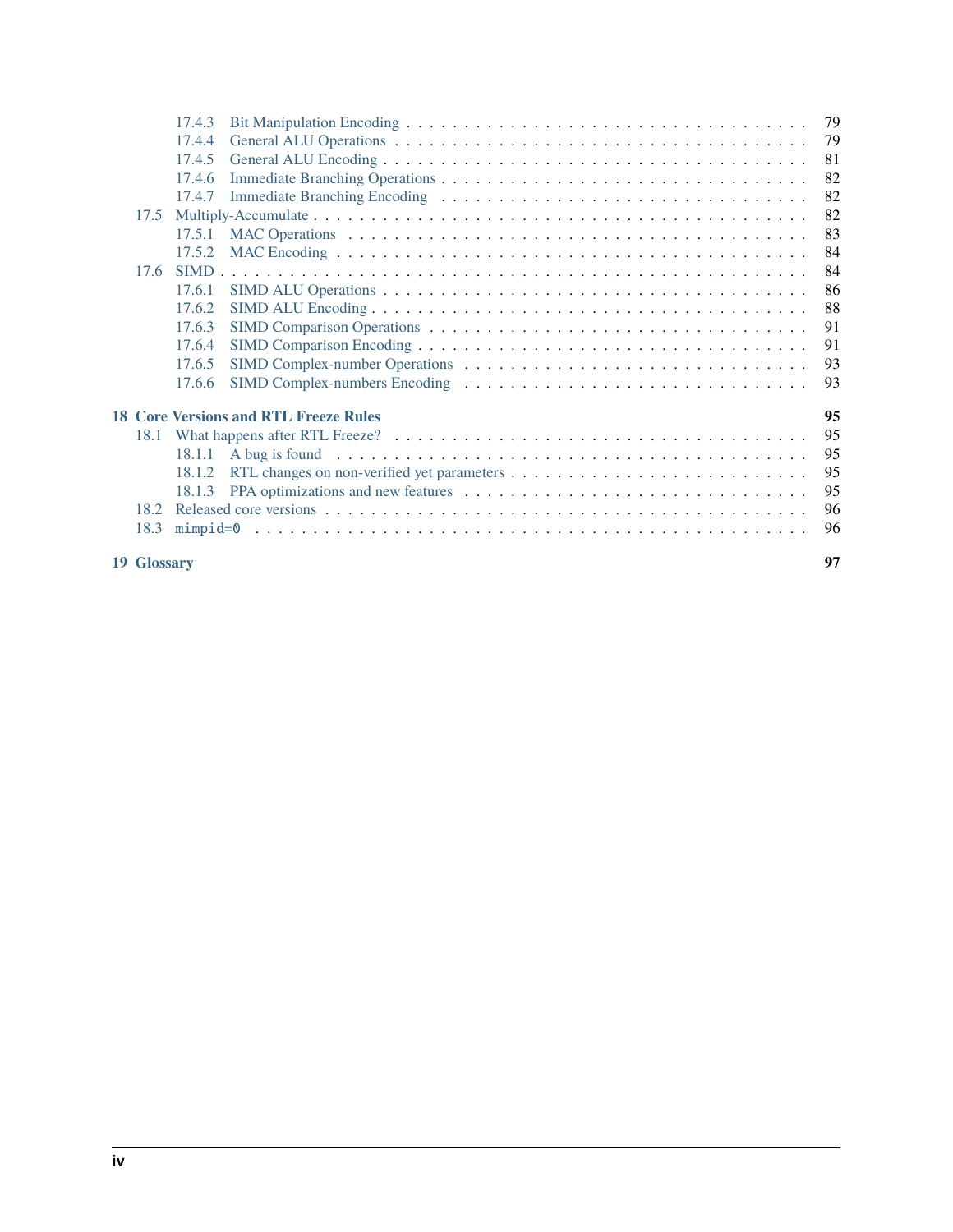- 17.4.3 Bit Manipulation Encoding . . . . . 79
- 17.4.4 General ALU Operations . . . . . 79
- 17.4.5 General ALU Encoding . . . . . 81
- 17.4.6 Immediate Branching Operations . . . . . 82
- 17.4.7 Immediate Branching Encoding . . . . . 82
- 17.5 Multiply-Accumulate . . . . . 82
  - 17.5.1 MAC Operations . . . . . 83
  - 17.5.2 MAC Encoding . . . . . 84
- 17.6 SIMD . . . . . 84
  - 17.6.1 SIMD ALU Operations . . . . . 86
  - 17.6.2 SIMD ALU Encoding . . . . . 88
  - 17.6.3 SIMD Comparison Operations . . . . . 91
  - 17.6.4 SIMD Comparison Encoding . . . . . 91
  - 17.6.5 SIMD Complex-number Operations . . . . . 93
  - 17.6.6 SIMD Complex-numbers Encoding . . . . . 93

**18 Core Versions and RTL Freeze Rules** **95**
- 18.1 What happens after RTL Freeze? . . . . . 95
  - 18.1.1 A bug is found . . . . . 95
  - 18.1.2 RTL changes on non-verified yet parameters . . . . . 95
  - 18.1.3 PPA optimizations and new features . . . . . 95
- 18.2 Released core versions . . . . . 96
- 18.3 `mimpid=0` . . . . . 96

**19 Glossary** **97**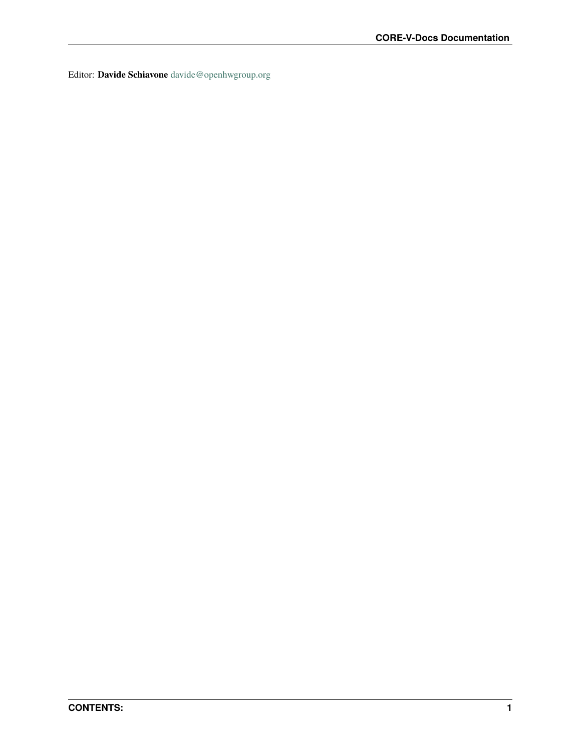Editor: **Davide Schiavone** davide@openhwgroup.org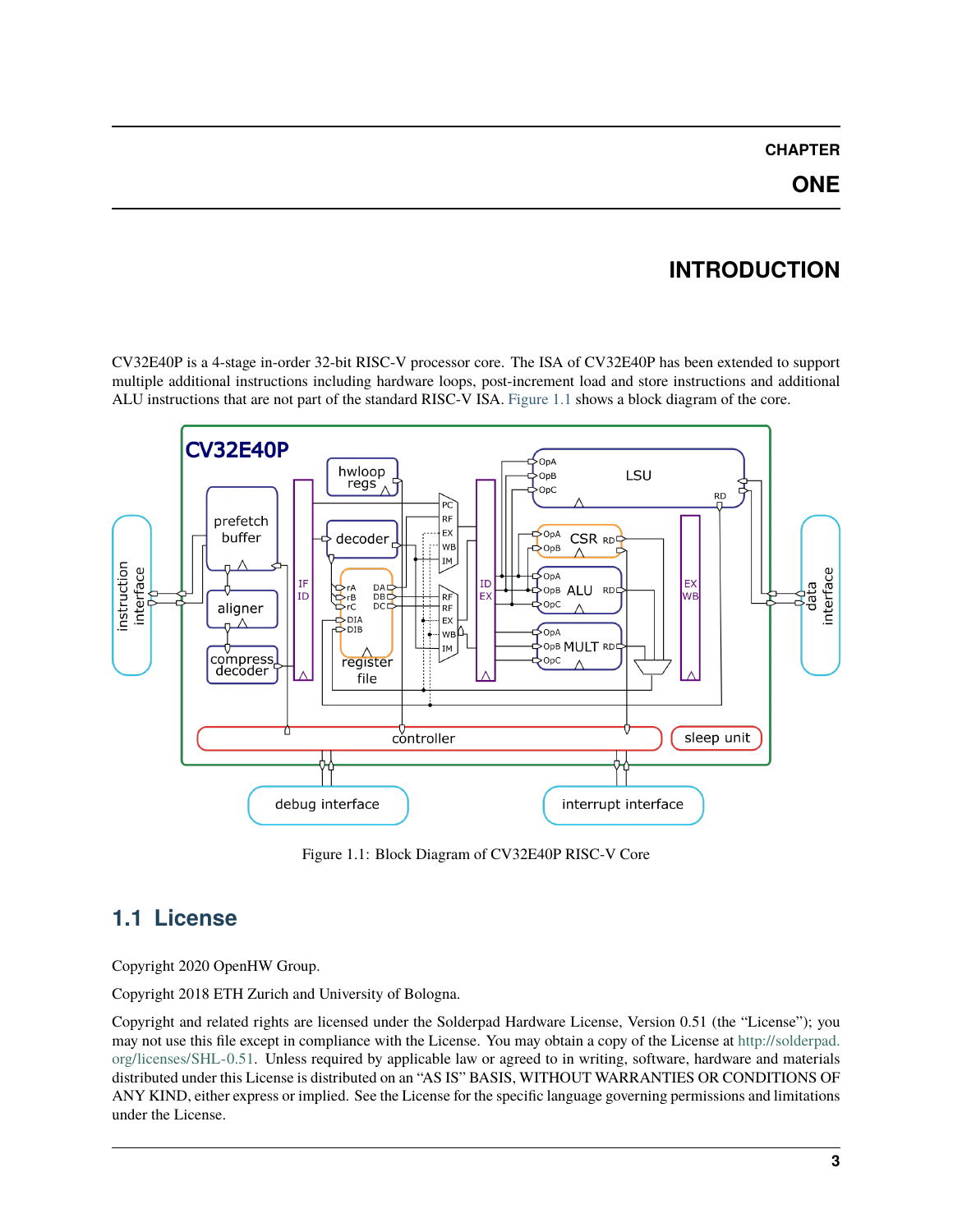# CHAPTER ONE

# INTRODUCTION

CV32E40P is a 4-stage in-order 32-bit RISC-V processor core. The ISA of CV32E40P has been extended to support multiple additional instructions including hardware loops, post-increment load and store instructions and additional ALU instructions that are not part of the standard RISC-V ISA. Figure 1.1 shows a block diagram of the core.

Figure 1.1: Block Diagram of CV32E40P RISC-V Core

## 1.1 License

Copyright 2020 OpenHW Group.

Copyright 2018 ETH Zurich and University of Bologna.

Copyright and related rights are licensed under the Solderpad Hardware License, Version 0.51 (the "License"); you may not use this file except in compliance with the License. You may obtain a copy of the License at http://solderpad.org/licenses/SHL-0.51. Unless required by applicable law or agreed to in writing, software, hardware and materials distributed under this License is distributed on an "AS IS" BASIS, WITHOUT WARRANTIES OR CONDITIONS OF ANY KIND, either express or implied. See the License for the specific language governing permissions and limitations under the License.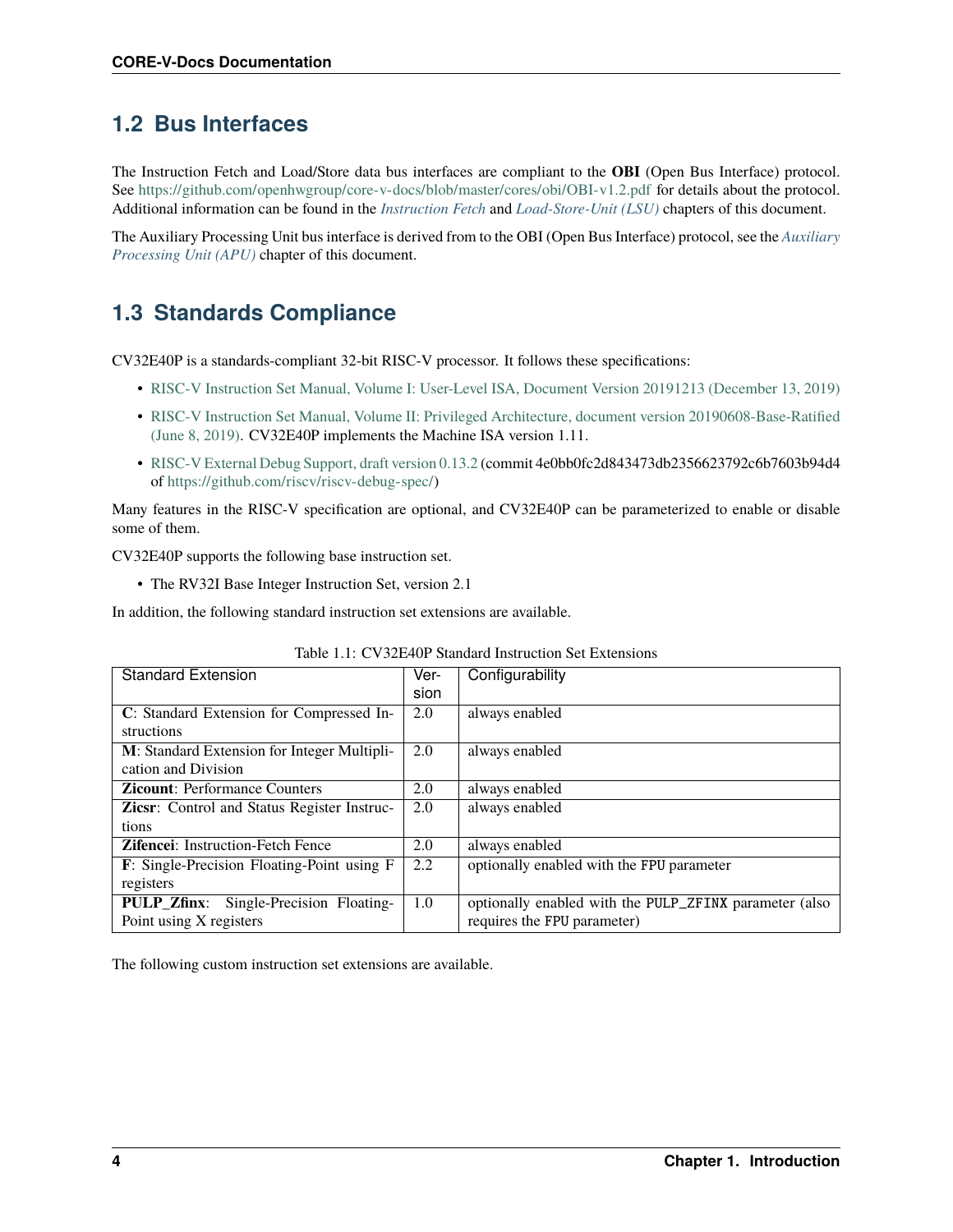## 1.2 Bus Interfaces

The Instruction Fetch and Load/Store data bus interfaces are compliant to the **OBI** (Open Bus Interface) protocol. See https://github.com/openhwgroup/core-v-docs/blob/master/cores/obi/OBI-v1.2.pdf for details about the protocol. Additional information can be found in the *Instruction Fetch* and *Load-Store-Unit (LSU)* chapters of this document.

The Auxiliary Processing Unit bus interface is derived from to the OBI (Open Bus Interface) protocol, see the *Auxiliary Processing Unit (APU)* chapter of this document.

## 1.3 Standards Compliance

CV32E40P is a standards-compliant 32-bit RISC-V processor. It follows these specifications:

- RISC-V Instruction Set Manual, Volume I: User-Level ISA, Document Version 20191213 (December 13, 2019)
- RISC-V Instruction Set Manual, Volume II: Privileged Architecture, document version 20190608-Base-Ratified (June 8, 2019). CV32E40P implements the Machine ISA version 1.11.
- RISC-V External Debug Support, draft version 0.13.2 (commit 4e0bb0fc2d843473db2356623792c6b7603b94d4 of https://github.com/riscv/riscv-debug-spec/)

Many features in the RISC-V specification are optional, and CV32E40P can be parameterized to enable or disable some of them.

CV32E40P supports the following base instruction set.

- The RV32I Base Integer Instruction Set, version 2.1

In addition, the following standard instruction set extensions are available.

Table 1.1: CV32E40P Standard Instruction Set Extensions

| Standard Extension | Version | Configurability |
|---|---|---|
| **C**: Standard Extension for Compressed Instructions | 2.0 | always enabled |
| **M**: Standard Extension for Integer Multiplication and Division | 2.0 | always enabled |
| **Zicount**: Performance Counters | 2.0 | always enabled |
| **Zicsr**: Control and Status Register Instructions | 2.0 | always enabled |
| **Zifencei**: Instruction-Fetch Fence | 2.0 | always enabled |
| **F**: Single-Precision Floating-Point using F registers | 2.2 | optionally enabled with the `FPU` parameter |
| **PULP_Zfinx**: Single-Precision Floating-Point using X registers | 1.0 | optionally enabled with the `PULP_ZFINX` parameter (also requires the `FPU` parameter) |

The following custom instruction set extensions are available.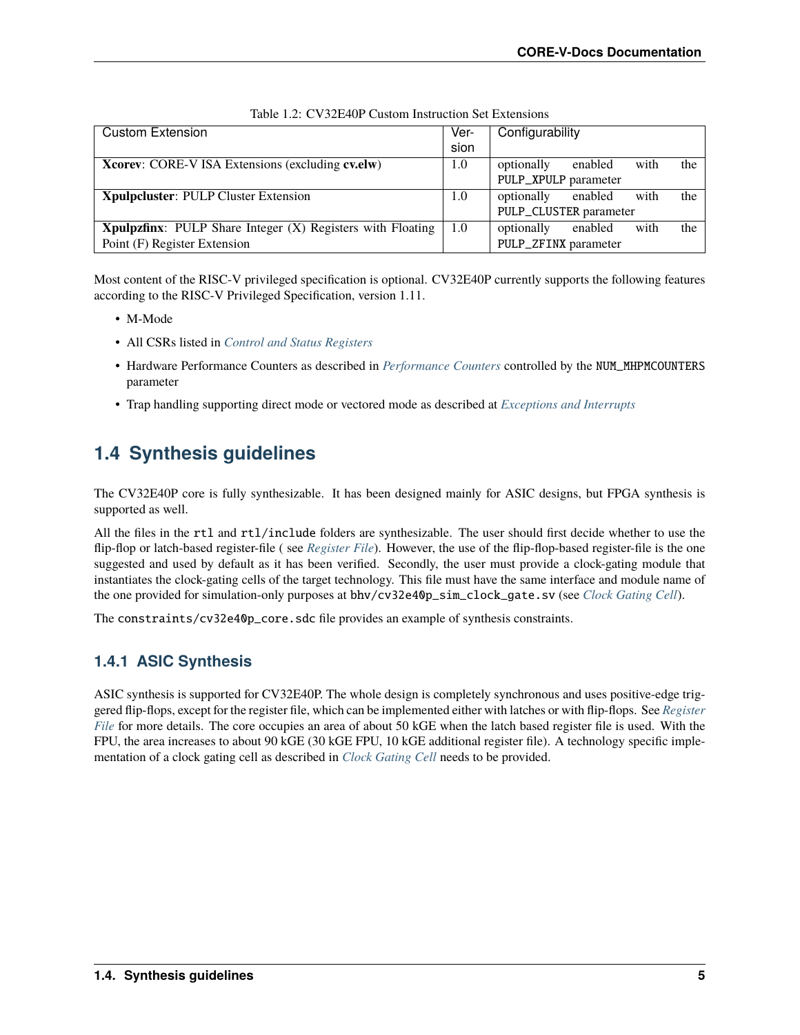Table 1.2: CV32E40P Custom Instruction Set Extensions

| Custom Extension | Version | Configurability |
|---|---|---|
| **Xcorev**: CORE-V ISA Extensions (excluding **cv.elw**) | 1.0 | optionally enabled with the `PULP_XPULP` parameter |
| **Xpulpcluster**: PULP Cluster Extension | 1.0 | optionally enabled with the `PULP_CLUSTER` parameter |
| **Xpulpzfinx**: PULP Share Integer (X) Registers with Floating Point (F) Register Extension | 1.0 | optionally enabled with the `PULP_ZFINX` parameter |

Most content of the RISC-V privileged specification is optional. CV32E40P currently supports the following features according to the RISC-V Privileged Specification, version 1.11.

- M-Mode
- All CSRs listed in *Control and Status Registers*
- Hardware Performance Counters as described in *Performance Counters* controlled by the `NUM_MHPMCOUNTERS` parameter
- Trap handling supporting direct mode or vectored mode as described at *Exceptions and Interrupts*

## 1.4 Synthesis guidelines

The CV32E40P core is fully synthesizable. It has been designed mainly for ASIC designs, but FPGA synthesis is supported as well.

All the files in the `rtl` and `rtl/include` folders are synthesizable. The user should first decide whether to use the flip-flop or latch-based register-file ( see *Register File*). However, the use of the flip-flop-based register-file is the one suggested and used by default as it has been verified. Secondly, the user must provide a clock-gating module that instantiates the clock-gating cells of the target technology. This file must have the same interface and module name of the one provided for simulation-only purposes at `bhv/cv32e40p_sim_clock_gate.sv` (see *Clock Gating Cell*).

The `constraints/cv32e40p_core.sdc` file provides an example of synthesis constraints.

### 1.4.1 ASIC Synthesis

ASIC synthesis is supported for CV32E40P. The whole design is completely synchronous and uses positive-edge triggered flip-flops, except for the register file, which can be implemented either with latches or with flip-flops. See *Register File* for more details. The core occupies an area of about 50 kGE when the latch based register file is used. With the FPU, the area increases to about 90 kGE (30 kGE FPU, 10 kGE additional register file). A technology specific implementation of a clock gating cell as described in *Clock Gating Cell* needs to be provided.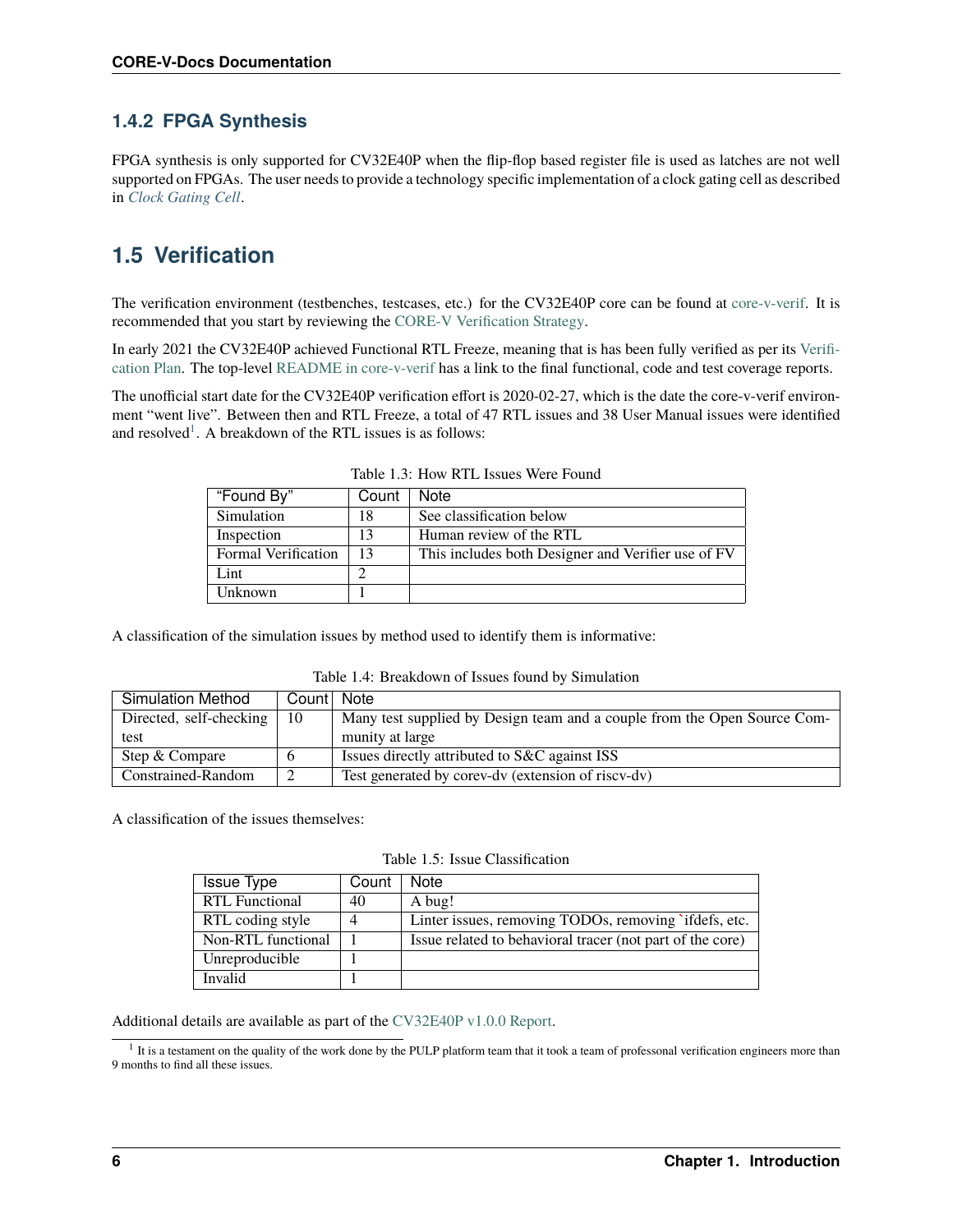### 1.4.2 FPGA Synthesis

FPGA synthesis is only supported for CV32E40P when the flip-flop based register file is used as latches are not well supported on FPGAs. The user needs to provide a technology specific implementation of a clock gating cell as described in *Clock Gating Cell*.

## 1.5 Verification

The verification environment (testbenches, testcases, etc.) for the CV32E40P core can be found at core-v-verif. It is recommended that you start by reviewing the CORE-V Verification Strategy.

In early 2021 the CV32E40P achieved Functional RTL Freeze, meaning that is has been fully verified as per its Verification Plan. The top-level README in core-v-verif has a link to the final functional, code and test coverage reports.

The unofficial start date for the CV32E40P verification effort is 2020-02-27, which is the date the core-v-verif environment "went live". Between then and RTL Freeze, a total of 47 RTL issues and 38 User Manual issues were identified and resolved[1]. A breakdown of the RTL issues is as follows:

Table 1.3: How RTL Issues Were Found

| "Found By" | Count | Note |
|---|---|---|
| Simulation | 18 | See classification below |
| Inspection | 13 | Human review of the RTL |
| Formal Verification | 13 | This includes both Designer and Verifier use of FV |
| Lint | 2 | |
| Unknown | 1 | |

A classification of the simulation issues by method used to identify them is informative:

Table 1.4: Breakdown of Issues found by Simulation

| Simulation Method | Count | Note |
|---|---|---|
| Directed, self-checking test | 10 | Many test supplied by Design team and a couple from the Open Source Community at large |
| Step & Compare | 6 | Issues directly attributed to S&C against ISS |
| Constrained-Random | 2 | Test generated by corev-dv (extension of riscv-dv) |

A classification of the issues themselves:

Table 1.5: Issue Classification

| Issue Type | Count | Note |
|---|---|---|
| RTL Functional | 40 | A bug! |
| RTL coding style | 4 | Linter issues, removing TODOs, removing `ifdefs, etc. |
| Non-RTL functional | 1 | Issue related to behavioral tracer (not part of the core) |
| Unreproducible | 1 | |
| Invalid | 1 | |

Additional details are available as part of the CV32E40P v1.0.0 Report.

[1] It is a testament on the quality of the work done by the PULP platform team that it took a team of professonal verification engineers more than 9 months to find all these issues.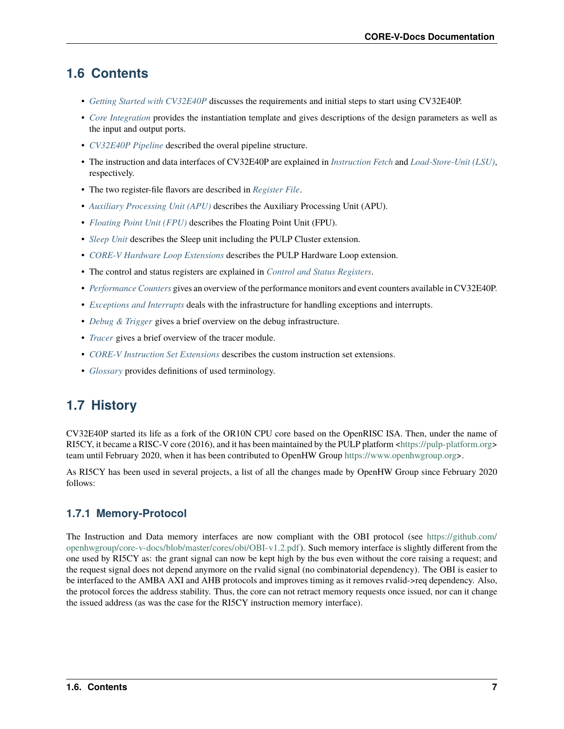## 1.6 Contents

- *Getting Started with CV32E40P* discusses the requirements and initial steps to start using CV32E40P.
- *Core Integration* provides the instantiation template and gives descriptions of the design parameters as well as the input and output ports.
- *CV32E40P Pipeline* described the overal pipeline structure.
- The instruction and data interfaces of CV32E40P are explained in *Instruction Fetch* and *Load-Store-Unit (LSU)*, respectively.
- The two register-file flavors are described in *Register File*.
- *Auxiliary Processing Unit (APU)* describes the Auxiliary Processing Unit (APU).
- *Floating Point Unit (FPU)* describes the Floating Point Unit (FPU).
- *Sleep Unit* describes the Sleep unit including the PULP Cluster extension.
- *CORE-V Hardware Loop Extensions* describes the PULP Hardware Loop extension.
- The control and status registers are explained in *Control and Status Registers*.
- *Performance Counters* gives an overview of the performance monitors and event counters available in CV32E40P.
- *Exceptions and Interrupts* deals with the infrastructure for handling exceptions and interrupts.
- *Debug & Trigger* gives a brief overview on the debug infrastructure.
- *Tracer* gives a brief overview of the tracer module.
- *CORE-V Instruction Set Extensions* describes the custom instruction set extensions.
- *Glossary* provides definitions of used terminology.

## 1.7 History

CV32E40P started its life as a fork of the OR10N CPU core based on the OpenRISC ISA. Then, under the name of RI5CY, it became a RISC-V core (2016), and it has been maintained by the PULP platform <https://pulp-platform.org> team until February 2020, when it has been contributed to OpenHW Group https://www.openhwgroup.org>.

As RI5CY has been used in several projects, a list of all the changes made by OpenHW Group since February 2020 follows:

### 1.7.1 Memory-Protocol

The Instruction and Data memory interfaces are now compliant with the OBI protocol (see https://github.com/openhwgroup/core-v-docs/blob/master/cores/obi/OBI-v1.2.pdf). Such memory interface is slightly different from the one used by RI5CY as: the grant signal can now be kept high by the bus even without the core raising a request; and the request signal does not depend anymore on the rvalid signal (no combinatorial dependency). The OBI is easier to be interfaced to the AMBA AXI and AHB protocols and improves timing as it removes rvalid->req dependency. Also, the protocol forces the address stability. Thus, the core can not retract memory requests once issued, nor can it change the issued address (as was the case for the RI5CY instruction memory interface).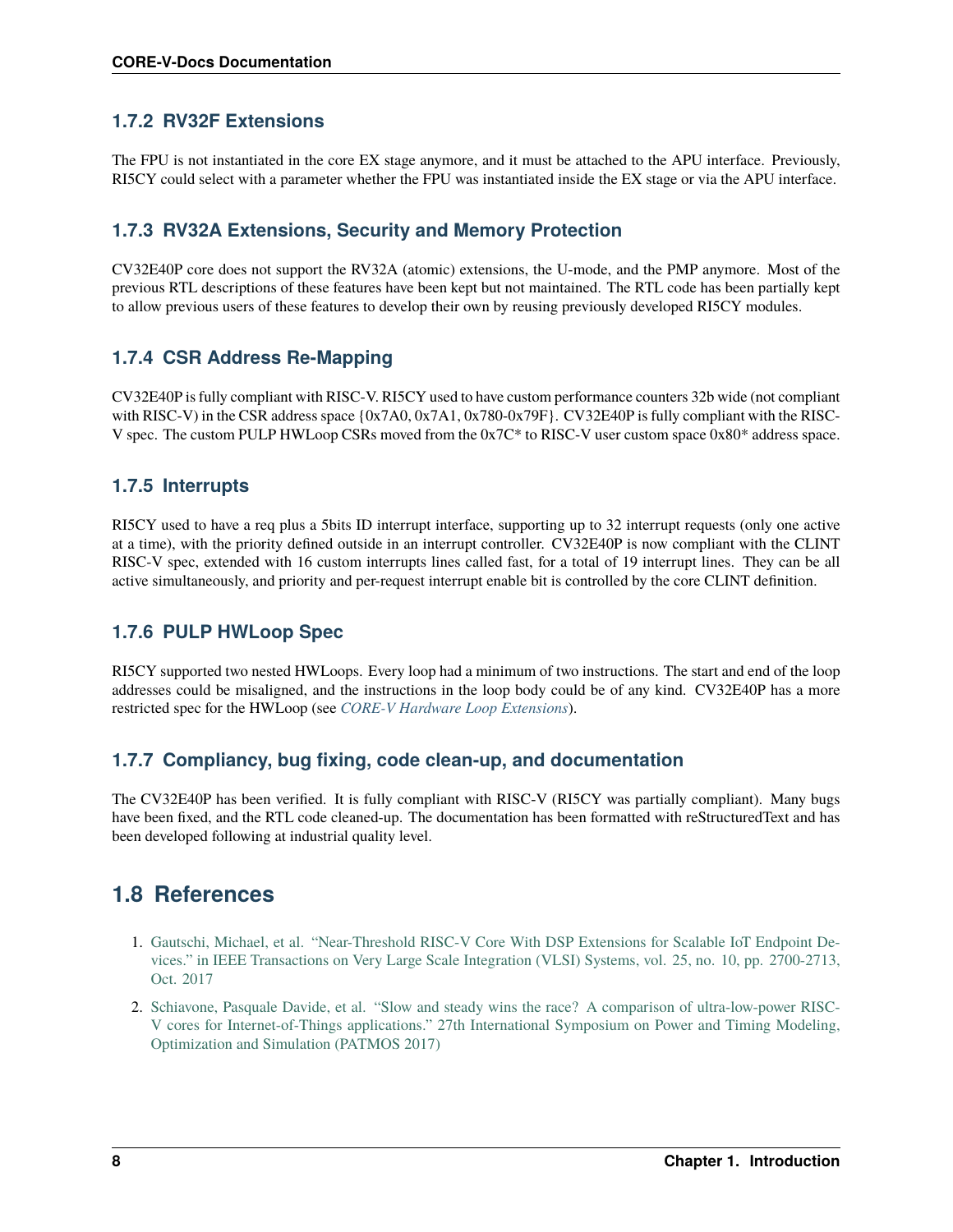### 1.7.2 RV32F Extensions

The FPU is not instantiated in the core EX stage anymore, and it must be attached to the APU interface. Previously, RI5CY could select with a parameter whether the FPU was instantiated inside the EX stage or via the APU interface.

### 1.7.3 RV32A Extensions, Security and Memory Protection

CV32E40P core does not support the RV32A (atomic) extensions, the U-mode, and the PMP anymore. Most of the previous RTL descriptions of these features have been kept but not maintained. The RTL code has been partially kept to allow previous users of these features to develop their own by reusing previously developed RI5CY modules.

### 1.7.4 CSR Address Re-Mapping

CV32E40P is fully compliant with RISC-V. RI5CY used to have custom performance counters 32b wide (not compliant with RISC-V) in the CSR address space {0x7A0, 0x7A1, 0x780-0x79F}. CV32E40P is fully compliant with the RISC-V spec. The custom PULP HWLoop CSRs moved from the 0x7C* to RISC-V user custom space 0x80* address space.

### 1.7.5 Interrupts

RI5CY used to have a req plus a 5bits ID interrupt interface, supporting up to 32 interrupt requests (only one active at a time), with the priority defined outside in an interrupt controller. CV32E40P is now compliant with the CLINT RISC-V spec, extended with 16 custom interrupts lines called fast, for a total of 19 interrupt lines. They can be all active simultaneously, and priority and per-request interrupt enable bit is controlled by the core CLINT definition.

### 1.7.6 PULP HWLoop Spec

RI5CY supported two nested HWLoops. Every loop had a minimum of two instructions. The start and end of the loop addresses could be misaligned, and the instructions in the loop body could be of any kind. CV32E40P has a more restricted spec for the HWLoop (see *CORE-V Hardware Loop Extensions*).

### 1.7.7 Compliancy, bug fixing, code clean-up, and documentation

The CV32E40P has been verified. It is fully compliant with RISC-V (RI5CY was partially compliant). Many bugs have been fixed, and the RTL code cleaned-up. The documentation has been formatted with reStructuredText and has been developed following at industrial quality level.

## 1.8 References

1. Gautschi, Michael, et al. "Near-Threshold RISC-V Core With DSP Extensions for Scalable IoT Endpoint Devices." in IEEE Transactions on Very Large Scale Integration (VLSI) Systems, vol. 25, no. 10, pp. 2700-2713, Oct. 2017
2. Schiavone, Pasquale Davide, et al. "Slow and steady wins the race? A comparison of ultra-low-power RISC-V cores for Internet-of-Things applications." 27th International Symposium on Power and Timing Modeling, Optimization and Simulation (PATMOS 2017)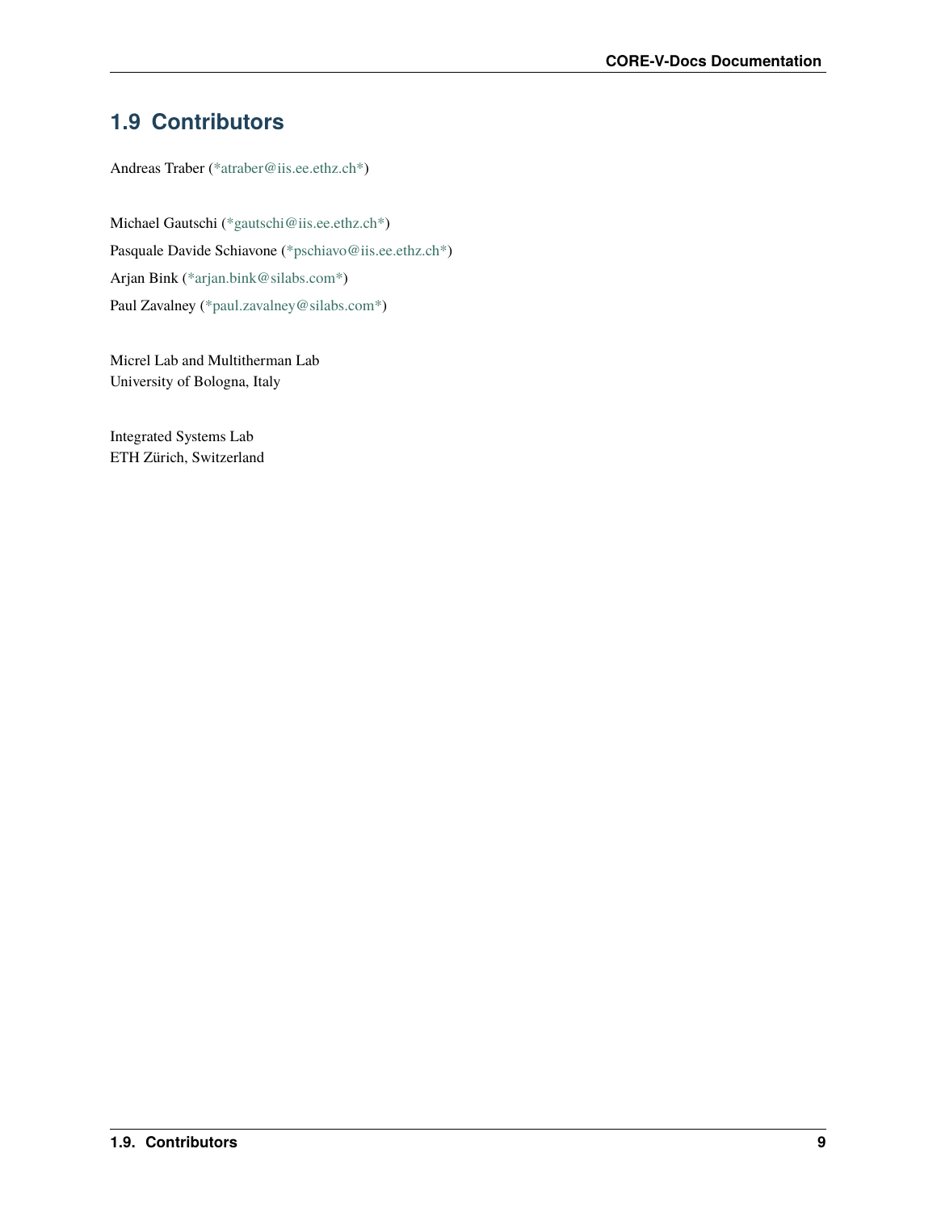## 1.9 Contributors

Andreas Traber (*atraber@iis.ee.ethz.ch*)

Michael Gautschi (*gautschi@iis.ee.ethz.ch*)

Pasquale Davide Schiavone (*pschiavo@iis.ee.ethz.ch*)

Arjan Bink (*arjan.bink@silabs.com*)

Paul Zavalney (*paul.zavalney@silabs.com*)

Micrel Lab and Multitherman Lab
University of Bologna, Italy

Integrated Systems Lab
ETH Zürich, Switzerland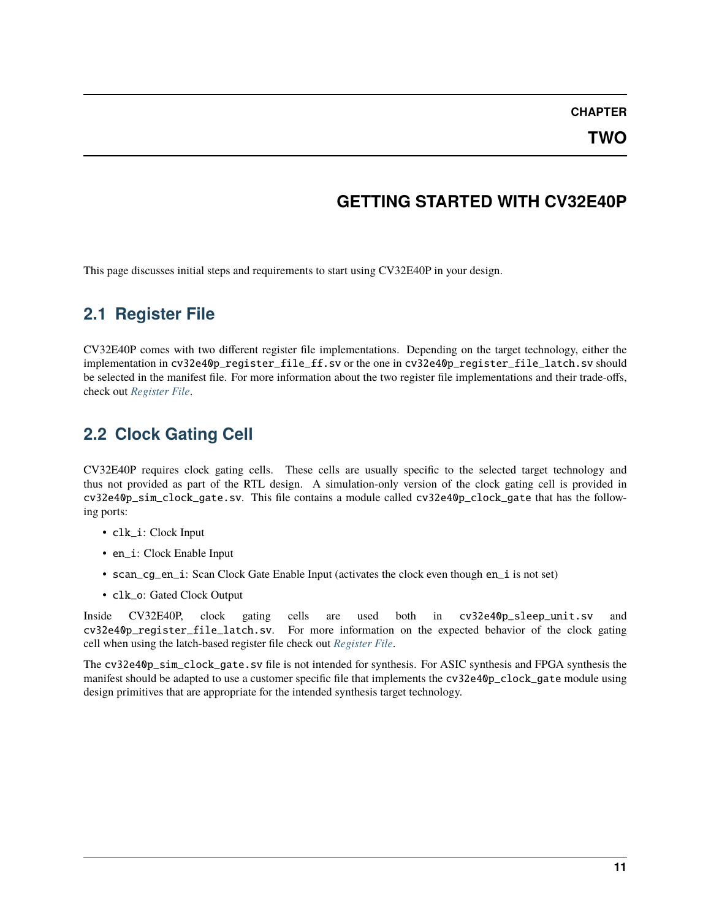# CHAPTER TWO

# GETTING STARTED WITH CV32E40P

This page discusses initial steps and requirements to start using CV32E40P in your design.

## 2.1 Register File

CV32E40P comes with two different register file implementations. Depending on the target technology, either the implementation in `cv32e40p_register_file_ff.sv` or the one in `cv32e40p_register_file_latch.sv` should be selected in the manifest file. For more information about the two register file implementations and their trade-offs, check out *Register File*.

## 2.2 Clock Gating Cell

CV32E40P requires clock gating cells. These cells are usually specific to the selected target technology and thus not provided as part of the RTL design. A simulation-only version of the clock gating cell is provided in `cv32e40p_sim_clock_gate.sv`. This file contains a module called `cv32e40p_clock_gate` that has the following ports:

- `clk_i`: Clock Input
- `en_i`: Clock Enable Input
- `scan_cg_en_i`: Scan Clock Gate Enable Input (activates the clock even though `en_i` is not set)
- `clk_o`: Gated Clock Output

Inside CV32E40P, clock gating cells are used both in `cv32e40p_sleep_unit.sv` and `cv32e40p_register_file_latch.sv`. For more information on the expected behavior of the clock gating cell when using the latch-based register file check out *Register File*.

The `cv32e40p_sim_clock_gate.sv` file is not intended for synthesis. For ASIC synthesis and FPGA synthesis the manifest should be adapted to use a customer specific file that implements the `cv32e40p_clock_gate` module using design primitives that are appropriate for the intended synthesis target technology.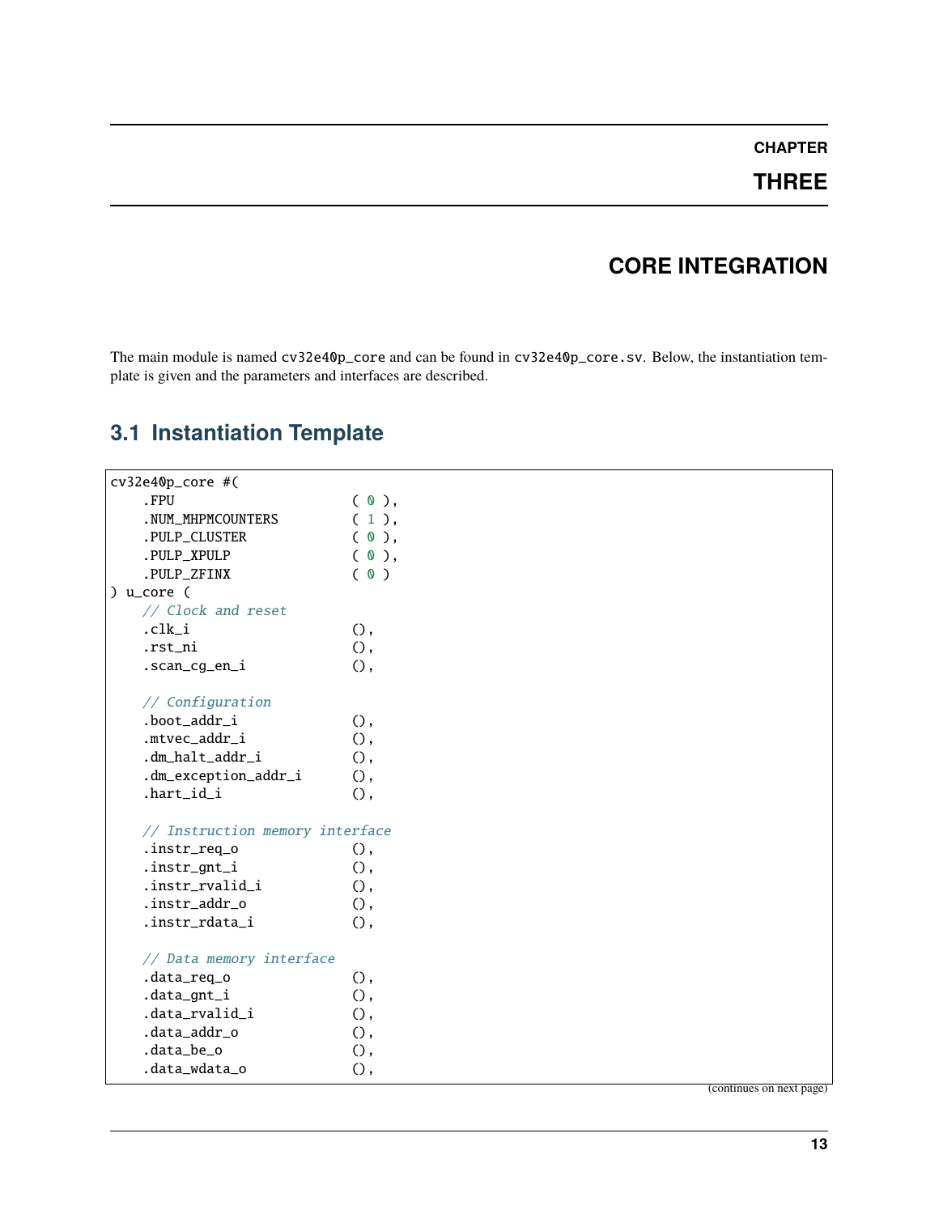# CHAPTER THREE

# CORE INTEGRATION

The main module is named cv32e40p_core and can be found in cv32e40p_core.sv. Below, the instantiation template is given and the parameters and interfaces are described.

## 3.1 Instantiation Template

```
cv32e40p_core #(
    .FPU                      ( 0 ),
    .NUM_MHPMCOUNTERS         ( 1 ),
    .PULP_CLUSTER             ( 0 ),
    .PULP_XPULP               ( 0 ),
    .PULP_ZFINX               ( 0 )
) u_core (
    // Clock and reset
    .clk_i                    (),
    .rst_ni                   (),
    .scan_cg_en_i             (),

    // Configuration
    .boot_addr_i              (),
    .mtvec_addr_i             (),
    .dm_halt_addr_i           (),
    .dm_exception_addr_i      (),
    .hart_id_i                (),

    // Instruction memory interface
    .instr_req_o              (),
    .instr_gnt_i              (),
    .instr_rvalid_i           (),
    .instr_addr_o             (),
    .instr_rdata_i            (),

    // Data memory interface
    .data_req_o               (),
    .data_gnt_i               (),
    .data_rvalid_i            (),
    .data_addr_o              (),
    .data_be_o                (),
    .data_wdata_o             (),
```

(continues on next page)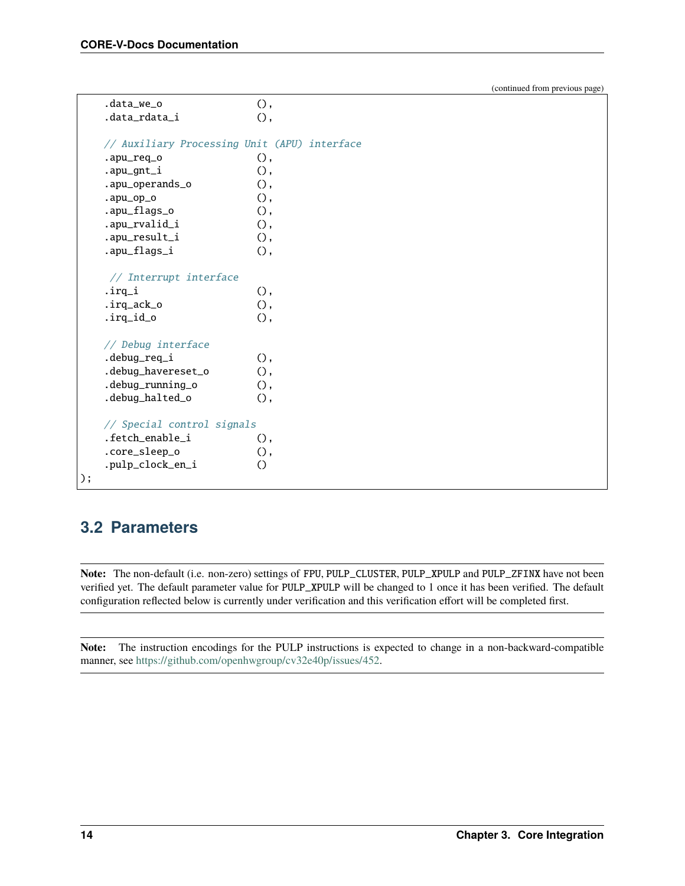(continued from previous page)

```
    .data_we_o                 (),
    .data_rdata_i              (),

    // Auxiliary Processing Unit (APU) interface
    .apu_req_o                 (),
    .apu_gnt_i                 (),
    .apu_operands_o            (),
    .apu_op_o                  (),
    .apu_flags_o               (),
    .apu_rvalid_i              (),
    .apu_result_i              (),
    .apu_flags_i               (),

     // Interrupt interface
    .irq_i                     (),
    .irq_ack_o                 (),
    .irq_id_o                  (),

    // Debug interface
    .debug_req_i               (),
    .debug_havereset_o         (),
    .debug_running_o           (),
    .debug_halted_o            (),

    // Special control signals
    .fetch_enable_i            (),
    .core_sleep_o              (),
    .pulp_clock_en_i           ()
);
```

## 3.2 Parameters

**Note:** The non-default (i.e. non-zero) settings of FPU, PULP_CLUSTER, PULP_XPULP and PULP_ZFINX have not been verified yet. The default parameter value for PULP_XPULP will be changed to 1 once it has been verified. The default configuration reflected below is currently under verification and this verification effort will be completed first.

**Note:** The instruction encodings for the PULP instructions is expected to change in a non-backward-compatible manner, see https://github.com/openhwgroup/cv32e40p/issues/452.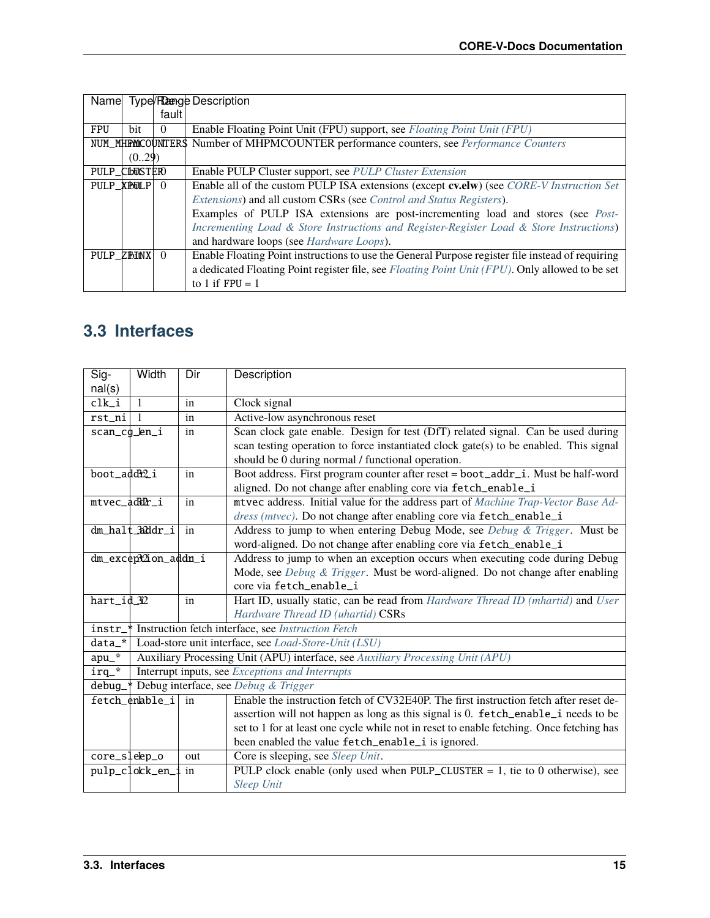| Name | Type/Range | Default | Description |
|---|---|---|---|
| `FPU` | bit | 0 | Enable Floating Point Unit (FPU) support, see *Floating Point Unit (FPU)* |
| `NUM_MHPMCOUNTERS` | int (0..29) | 1 | Number of MHPMCOUNTER performance counters, see *Performance Counters* |
| `PULP_CLUSTER` | bit | 0 | Enable PULP Cluster support, see *PULP Cluster Extension* |
| `PULP_XPULP` | bit | 0 | Enable all of the custom PULP ISA extensions (except **cv.elw**) (see *CORE-V Instruction Set Extensions*) and all custom CSRs (see *Control and Status Registers*).<br>Examples of PULP ISA extensions are post-incrementing load and stores (see *Post-Incrementing Load & Store Instructions and Register-Register Load & Store Instructions*) and hardware loops (see *Hardware Loops*). |
| `PULP_ZFINX` | bit | 0 | Enable Floating Point instructions to use the General Purpose register file instead of requiring a dedicated Floating Point register file, see *Floating Point Unit (FPU)*. Only allowed to be set to 1 if `FPU` = 1 |

## 3.3 Interfaces

| Signal(s) | Width | Dir | Description |
|---|---|---|---|
| `clk_i` | 1 | in | Clock signal |
| `rst_ni` | 1 | in | Active-low asynchronous reset |
| `scan_cg_en_i` | 1 | in | Scan clock gate enable. Design for test (DfT) related signal. Can be used during scan testing operation to force instantiated clock gate(s) to be enabled. This signal should be 0 during normal / functional operation. |
| `boot_addr_i` | 32 | in | Boot address. First program counter after reset = `boot_addr_i`. Must be half-word aligned. Do not change after enabling core via `fetch_enable_i` |
| `mtvec_addr_i` | 32 | in | `mtvec` address. Initial value for the address part of *Machine Trap-Vector Base Address (mtvec)*. Do not change after enabling core via `fetch_enable_i` |
| `dm_halt_addr_i` | 32 | in | Address to jump to when entering Debug Mode, see *Debug & Trigger*. Must be word-aligned. Do not change after enabling core via `fetch_enable_i` |
| `dm_exception_addr_i` | 32 | in | Address to jump to when an exception occurs when executing code during Debug Mode, see *Debug & Trigger*. Must be word-aligned. Do not change after enabling core via `fetch_enable_i` |
| `hart_id_i` | 32 | in | Hart ID, usually static, can be read from *Hardware Thread ID (mhartid)* and *User Hardware Thread ID (uhartid)* CSRs |
| `instr_*` | Instruction fetch interface, see *Instruction Fetch* | | |
| `data_*` | Load-store unit interface, see *Load-Store-Unit (LSU)* | | |
| `apu_*` | Auxiliary Processing Unit (APU) interface, see *Auxiliary Processing Unit (APU)* | | |
| `irq_*` | Interrupt inputs, see *Exceptions and Interrupts* | | |
| `debug_*` | Debug interface, see *Debug & Trigger* | | |
| `fetch_enable_i` | 1 | in | Enable the instruction fetch of CV32E40P. The first instruction fetch after reset de-assertion will not happen as long as this signal is 0. `fetch_enable_i` needs to be set to 1 for at least one cycle while not in reset to enable fetching. Once fetching has been enabled the value `fetch_enable_i` is ignored. |
| `core_sleep_o` | 1 | out | Core is sleeping, see *Sleep Unit*. |
| `pulp_clock_en_i` | 1 | in | PULP clock enable (only used when `PULP_CLUSTER` = 1, tie to 0 otherwise), see *Sleep Unit* |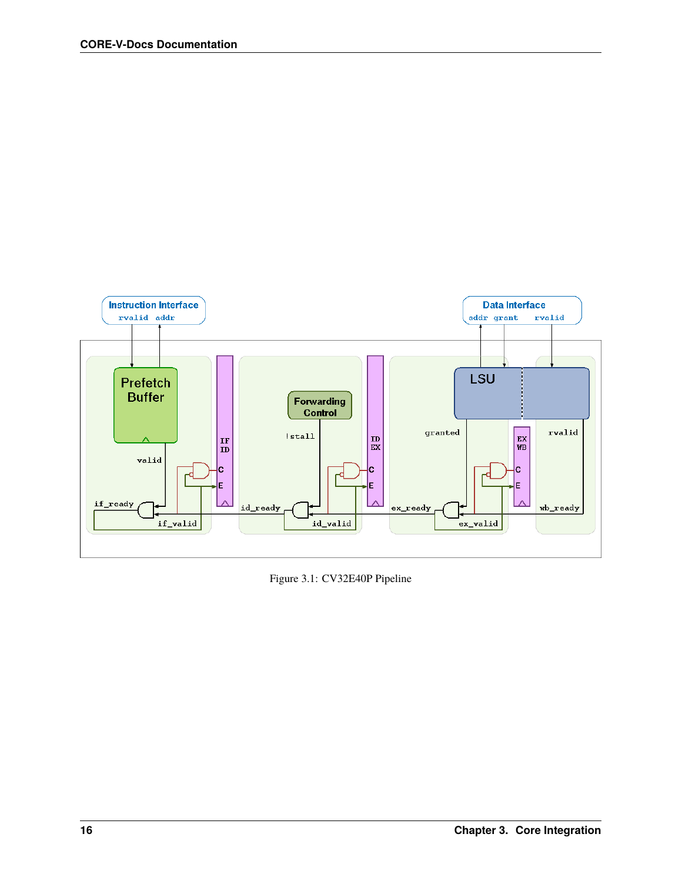Figure 3.1: CV32E40P Pipeline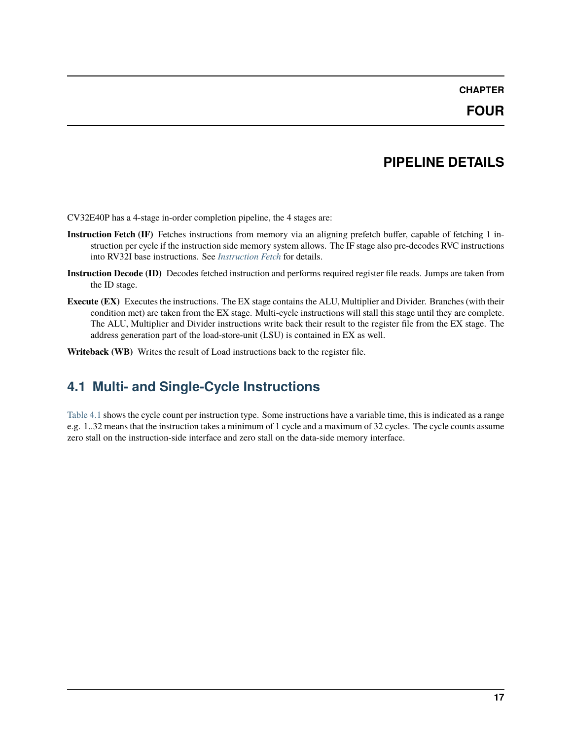# CHAPTER FOUR

# PIPELINE DETAILS

CV32E40P has a 4-stage in-order completion pipeline, the 4 stages are:

**Instruction Fetch (IF)** Fetches instructions from memory via an aligning prefetch buffer, capable of fetching 1 instruction per cycle if the instruction side memory system allows. The IF stage also pre-decodes RVC instructions into RV32I base instructions. See *Instruction Fetch* for details.

**Instruction Decode (ID)** Decodes fetched instruction and performs required register file reads. Jumps are taken from the ID stage.

**Execute (EX)** Executes the instructions. The EX stage contains the ALU, Multiplier and Divider. Branches (with their condition met) are taken from the EX stage. Multi-cycle instructions will stall this stage until they are complete. The ALU, Multiplier and Divider instructions write back their result to the register file from the EX stage. The address generation part of the load-store-unit (LSU) is contained in EX as well.

**Writeback (WB)** Writes the result of Load instructions back to the register file.

## 4.1 Multi- and Single-Cycle Instructions

Table 4.1 shows the cycle count per instruction type. Some instructions have a variable time, this is indicated as a range e.g. 1..32 means that the instruction takes a minimum of 1 cycle and a maximum of 32 cycles. The cycle counts assume zero stall on the instruction-side interface and zero stall on the data-side memory interface.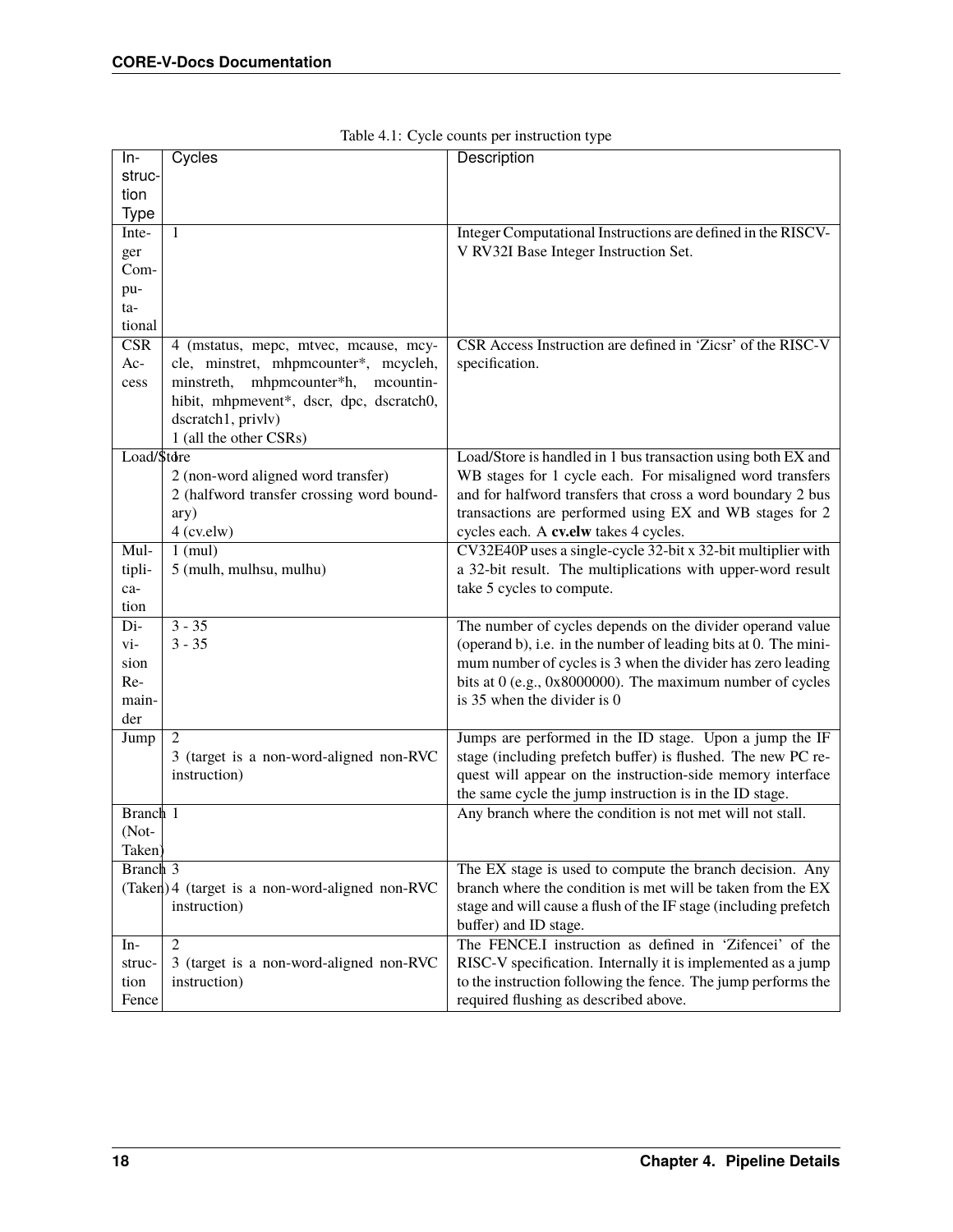Table 4.1: Cycle counts per instruction type

| Instruction Type | Cycles | Description |
|---|---|---|
| Integer Computational | 1 | Integer Computational Instructions are defined in the RISCV-V RV32I Base Integer Instruction Set. |
| CSR Access | 4 (mstatus, mepc, mtvec, mcause, mcycle, minstret, mhpmcounter*, mcycleh, minstreth, mhpmcounter*h, mcountinhibit, mhpmevent*, dscr, dpc, dscratch0, dscratch1, privlv)<br>1 (all the other CSRs) | CSR Access Instruction are defined in 'Zicsr' of the RISC-V specification. |
| Load/Store | 1<br>2 (non-word aligned word transfer)<br>2 (halfword transfer crossing word boundary)<br>4 (cv.elw) | Load/Store is handled in 1 bus transaction using both EX and WB stages for 1 cycle each. For misaligned word transfers and for halfword transfers that cross a word boundary 2 bus transactions are performed using EX and WB stages for 2 cycles each. A **cv.elw** takes 4 cycles. |
| Multiplication | 1 (mul)<br>5 (mulh, mulhsu, mulhu) | CV32E40P uses a single-cycle 32-bit x 32-bit multiplier with a 32-bit result. The multiplications with upper-word result take 5 cycles to compute. |
| Division Remainder | 3 - 35<br>3 - 35 | The number of cycles depends on the divider operand value (operand b), i.e. in the number of leading bits at 0. The minimum number of cycles is 3 when the divider has zero leading bits at 0 (e.g., 0x8000000). The maximum number of cycles is 35 when the divider is 0 |
| Jump | 2<br>3 (target is a non-word-aligned non-RVC instruction) | Jumps are performed in the ID stage. Upon a jump the IF stage (including prefetch buffer) is flushed. The new PC request will appear on the instruction-side memory interface the same cycle the jump instruction is in the ID stage. |
| Branch (Not-Taken) | 1 | Any branch where the condition is not met will not stall. |
| Branch (Taken) | 3<br>4 (target is a non-word-aligned non-RVC instruction) | The EX stage is used to compute the branch decision. Any branch where the condition is met will be taken from the EX stage and will cause a flush of the IF stage (including prefetch buffer) and ID stage. |
| Instruction Fence | 2<br>3 (target is a non-word-aligned non-RVC instruction) | The FENCE.I instruction as defined in 'Zifencei' of the RISC-V specification. Internally it is implemented as a jump to the instruction following the fence. The jump performs the required flushing as described above. |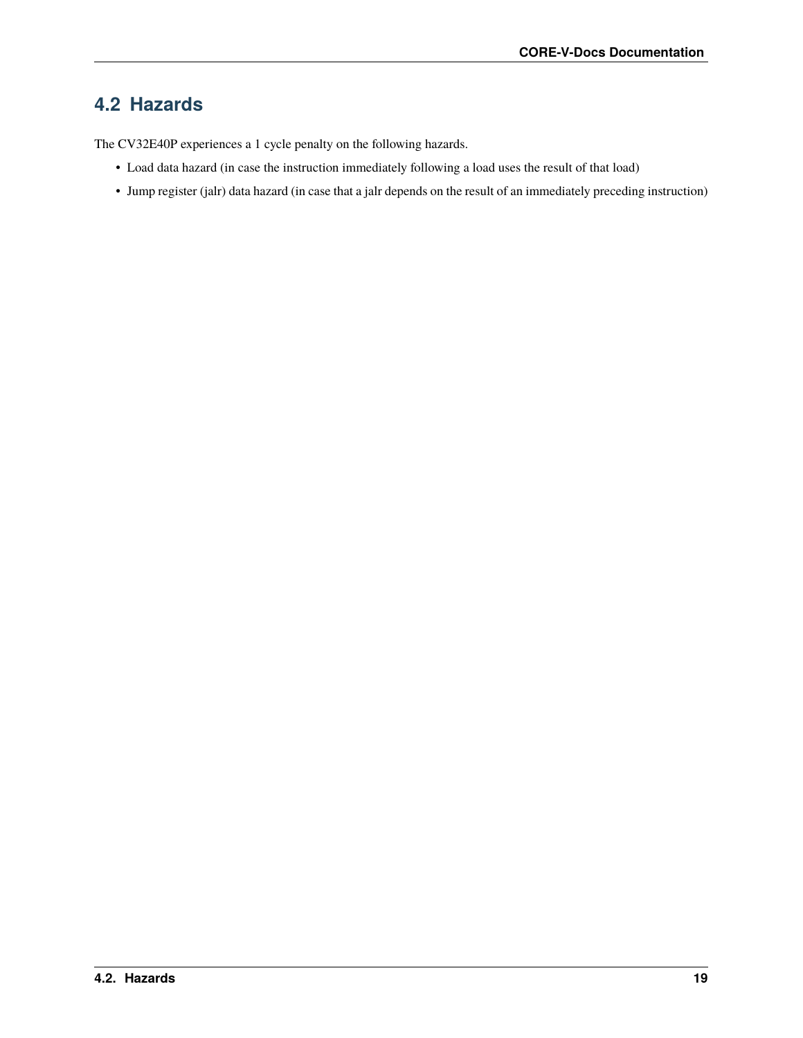## 4.2 Hazards

The CV32E40P experiences a 1 cycle penalty on the following hazards.

- Load data hazard (in case the instruction immediately following a load uses the result of that load)
- Jump register (jalr) data hazard (in case that a jalr depends on the result of an immediately preceding instruction)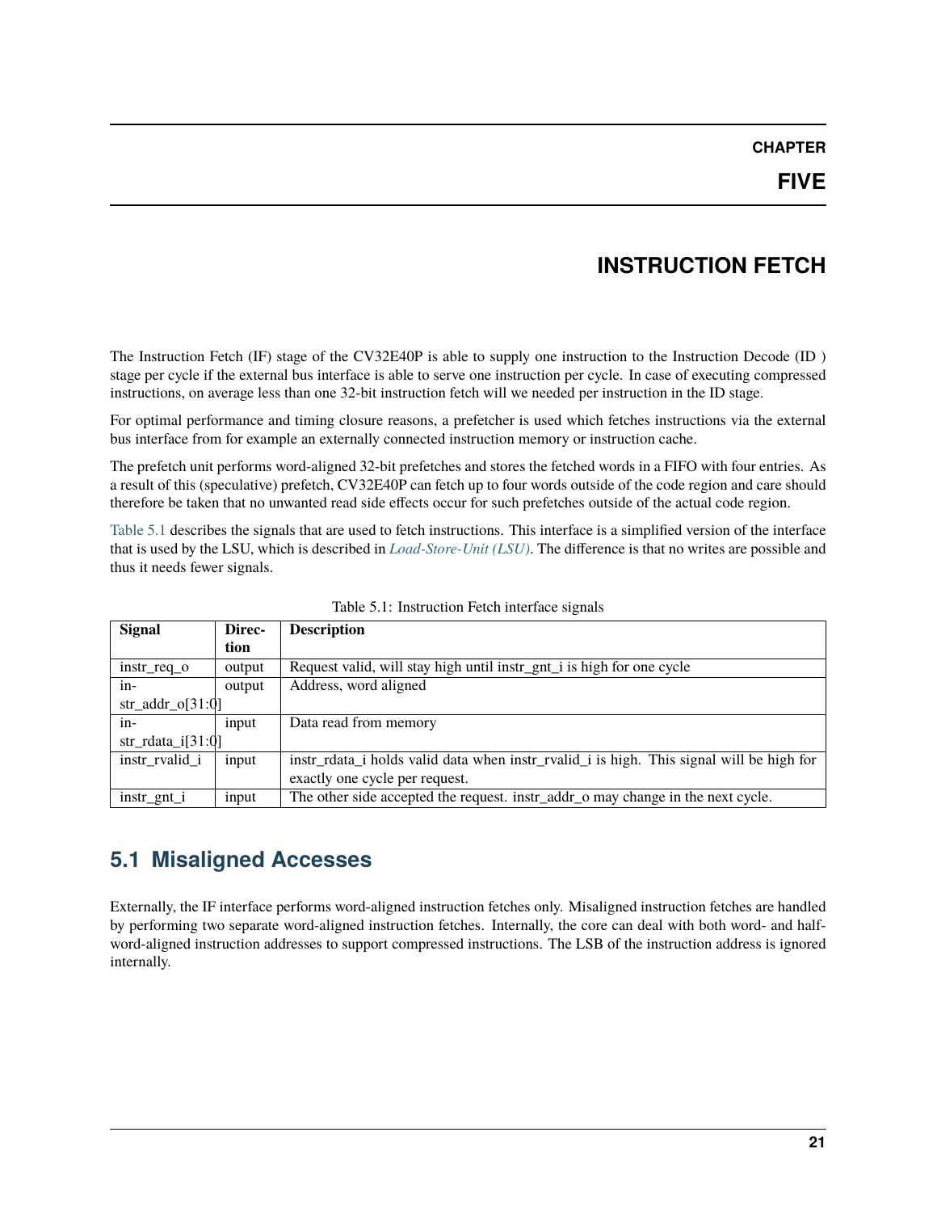# CHAPTER FIVE

# INSTRUCTION FETCH

The Instruction Fetch (IF) stage of the CV32E40P is able to supply one instruction to the Instruction Decode (ID ) stage per cycle if the external bus interface is able to serve one instruction per cycle. In case of executing compressed instructions, on average less than one 32-bit instruction fetch will we needed per instruction in the ID stage.

For optimal performance and timing closure reasons, a prefetcher is used which fetches instructions via the external bus interface from for example an externally connected instruction memory or instruction cache.

The prefetch unit performs word-aligned 32-bit prefetches and stores the fetched words in a FIFO with four entries. As a result of this (speculative) prefetch, CV32E40P can fetch up to four words outside of the code region and care should therefore be taken that no unwanted read side effects occur for such prefetches outside of the actual code region.

Table 5.1 describes the signals that are used to fetch instructions. This interface is a simplified version of the interface that is used by the LSU, which is described in *Load-Store-Unit (LSU)*. The difference is that no writes are possible and thus it needs fewer signals.

Table 5.1: Instruction Fetch interface signals

| Signal | Direction | Description |
|---|---|---|
| instr_req_o | output | Request valid, will stay high until instr_gnt_i is high for one cycle |
| instr_addr_o[31:0] | output | Address, word aligned |
| instr_rdata_i[31:0] | input | Data read from memory |
| instr_rvalid_i | input | instr_rdata_i holds valid data when instr_rvalid_i is high. This signal will be high for exactly one cycle per request. |
| instr_gnt_i | input | The other side accepted the request. instr_addr_o may change in the next cycle. |

## 5.1 Misaligned Accesses

Externally, the IF interface performs word-aligned instruction fetches only. Misaligned instruction fetches are handled by performing two separate word-aligned instruction fetches. Internally, the core can deal with both word- and half-word-aligned instruction addresses to support compressed instructions. The LSB of the instruction address is ignored internally.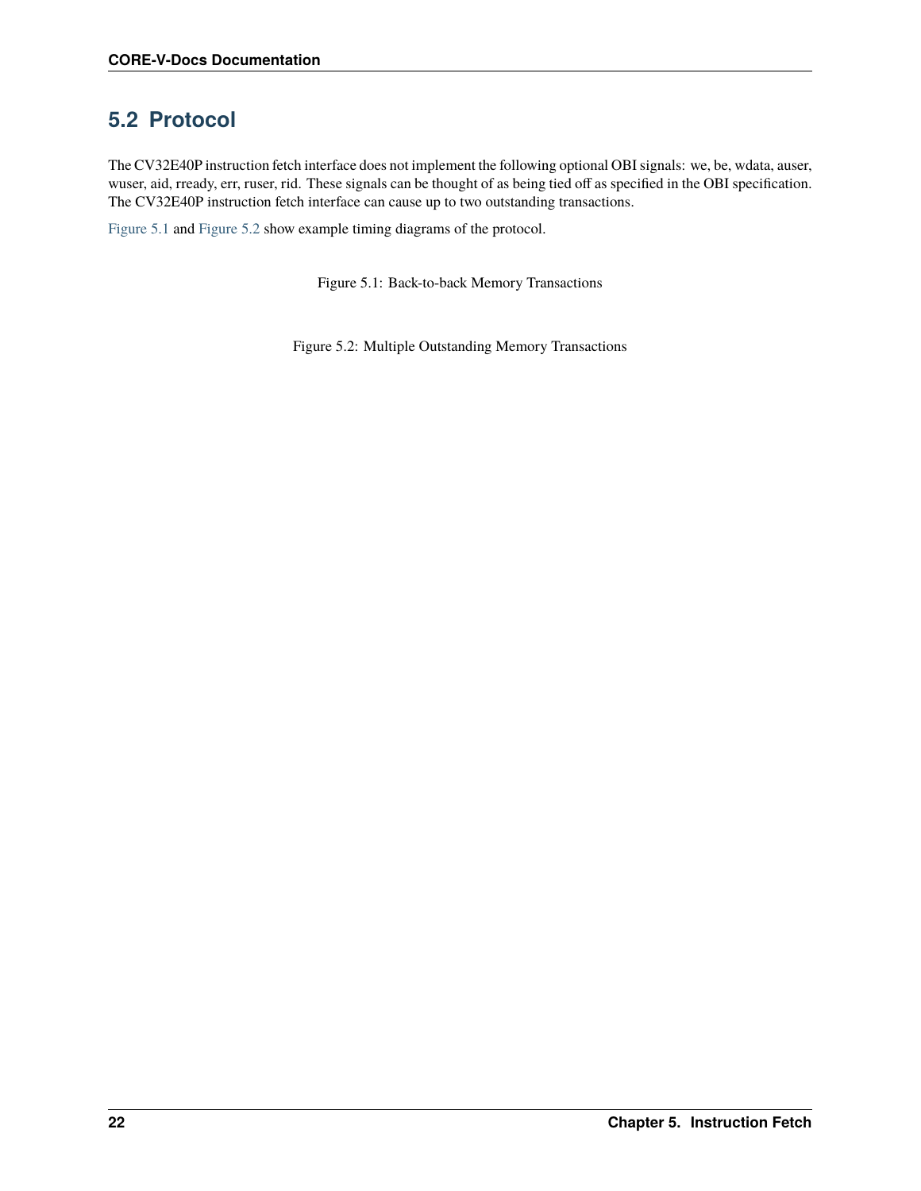## 5.2 Protocol

The CV32E40P instruction fetch interface does not implement the following optional OBI signals: we, be, wdata, auser, wuser, aid, rready, err, ruser, rid. These signals can be thought of as being tied off as specified in the OBI specification. The CV32E40P instruction fetch interface can cause up to two outstanding transactions.

Figure 5.1 and Figure 5.2 show example timing diagrams of the protocol.

Figure 5.1: Back-to-back Memory Transactions

Figure 5.2: Multiple Outstanding Memory Transactions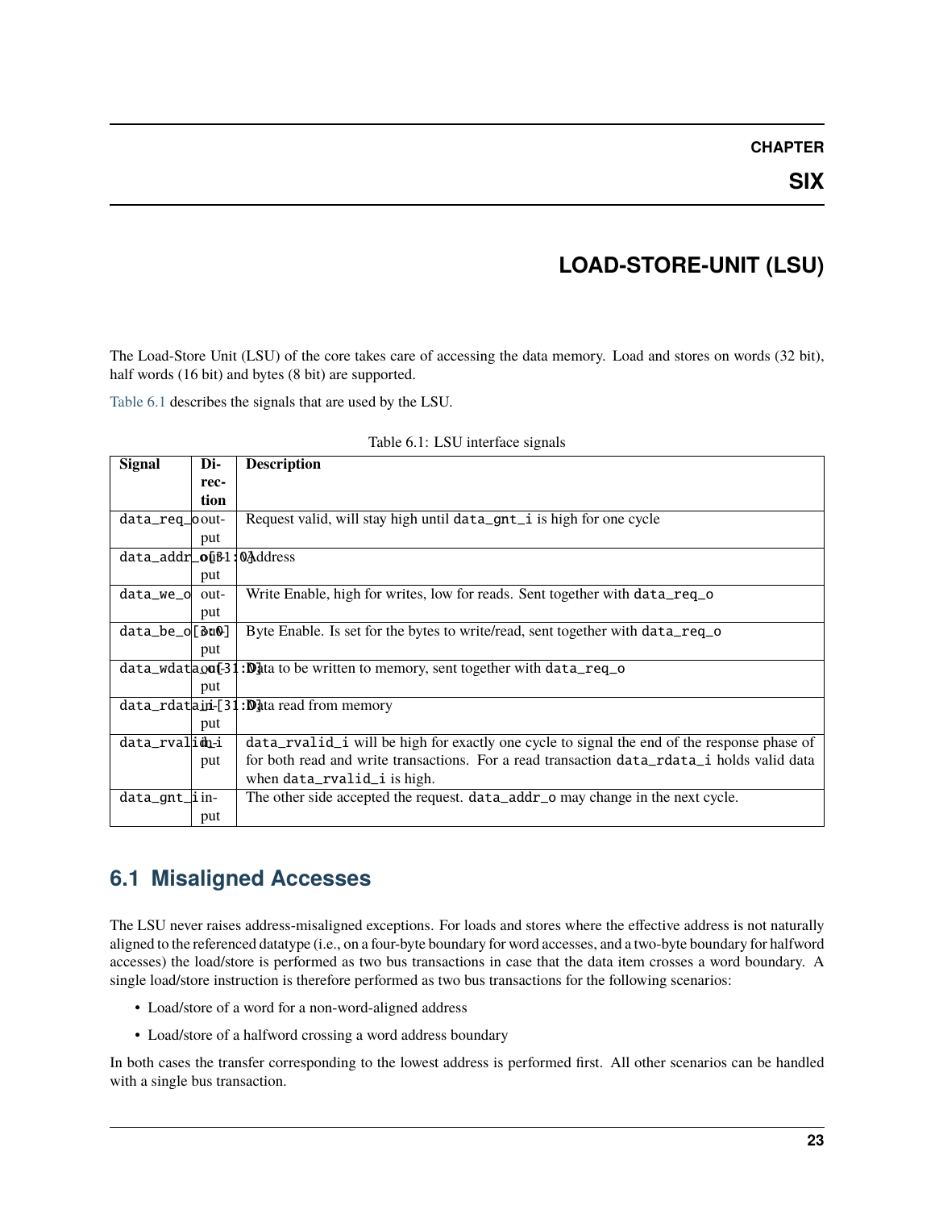# CHAPTER SIX

# LOAD-STORE-UNIT (LSU)

The Load-Store Unit (LSU) of the core takes care of accessing the data memory. Load and stores on words (32 bit), half words (16 bit) and bytes (8 bit) are supported.

Table 6.1 describes the signals that are used by the LSU.

Table 6.1: LSU interface signals

| Signal | Direction | Description |
|---|---|---|
| data_req_o | output | Request valid, will stay high until data_gnt_i is high for one cycle |
| data_addr_o[31:0] | output | Address |
| data_we_o | output | Write Enable, high for writes, low for reads. Sent together with data_req_o |
| data_be_o[3:0] | output | Byte Enable. Is set for the bytes to write/read, sent together with data_req_o |
| data_wdata_o[31:0] | output | Data to be written to memory, sent together with data_req_o |
| data_rdata_i[31:0] | input | Data read from memory |
| data_rvalid_i | input | data_rvalid_i will be high for exactly one cycle to signal the end of the response phase of for both read and write transactions. For a read transaction data_rdata_i holds valid data when data_rvalid_i is high. |
| data_gnt_i | input | The other side accepted the request. data_addr_o may change in the next cycle. |

## 6.1 Misaligned Accesses

The LSU never raises address-misaligned exceptions. For loads and stores where the effective address is not naturally aligned to the referenced datatype (i.e., on a four-byte boundary for word accesses, and a two-byte boundary for halfword accesses) the load/store is performed as two bus transactions in case that the data item crosses a word boundary. A single load/store instruction is therefore performed as two bus transactions for the following scenarios:

- Load/store of a word for a non-word-aligned address
- Load/store of a halfword crossing a word address boundary

In both cases the transfer corresponding to the lowest address is performed first. All other scenarios can be handled with a single bus transaction.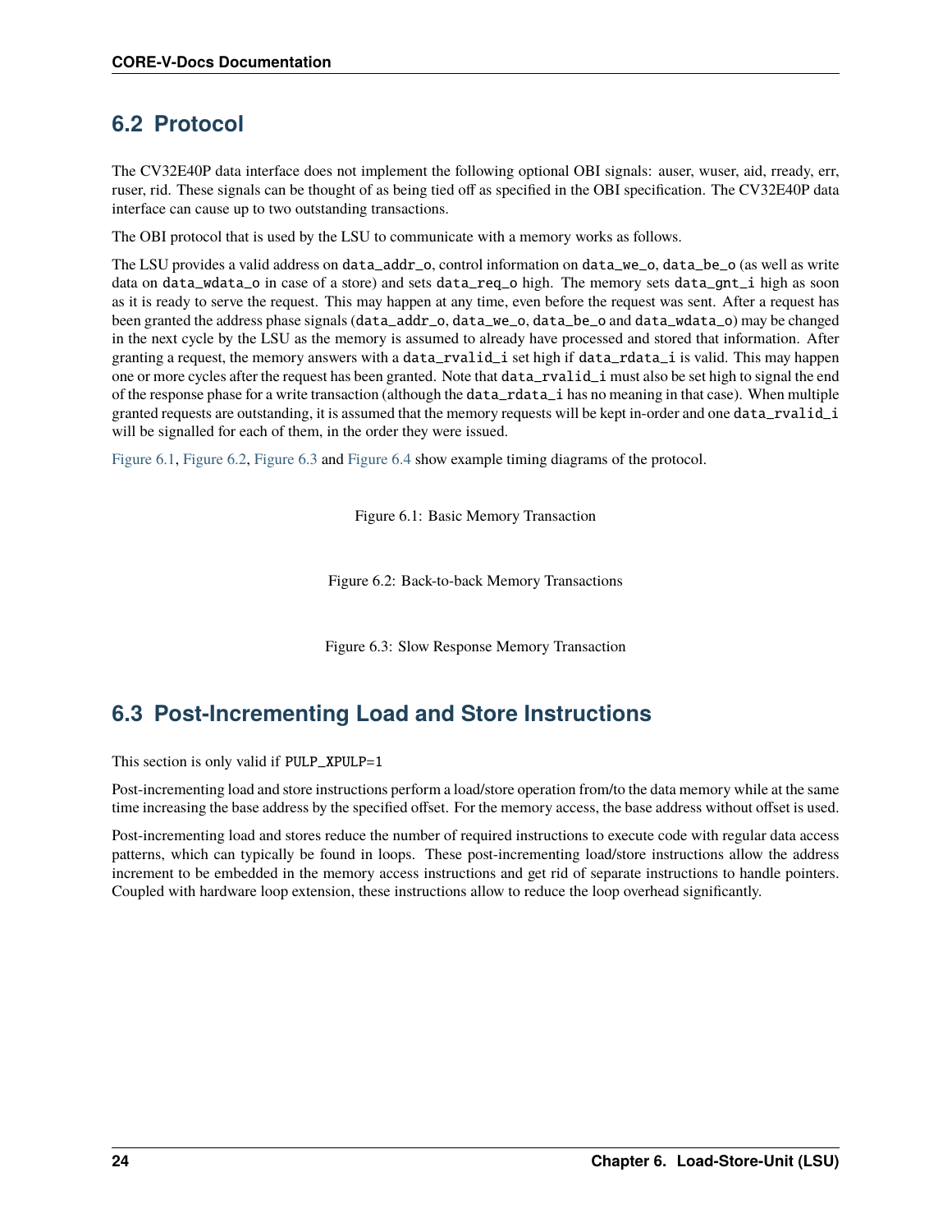## 6.2 Protocol

The CV32E40P data interface does not implement the following optional OBI signals: auser, wuser, aid, rready, err, ruser, rid. These signals can be thought of as being tied off as specified in the OBI specification. The CV32E40P data interface can cause up to two outstanding transactions.

The OBI protocol that is used by the LSU to communicate with a memory works as follows.

The LSU provides a valid address on `data_addr_o`, control information on `data_we_o`, `data_be_o` (as well as write data on `data_wdata_o` in case of a store) and sets `data_req_o` high. The memory sets `data_gnt_i` high as soon as it is ready to serve the request. This may happen at any time, even before the request was sent. After a request has been granted the address phase signals (`data_addr_o`, `data_we_o`, `data_be_o` and `data_wdata_o`) may be changed in the next cycle by the LSU as the memory is assumed to already have processed and stored that information. After granting a request, the memory answers with a `data_rvalid_i` set high if `data_rdata_i` is valid. This may happen one or more cycles after the request has been granted. Note that `data_rvalid_i` must also be set high to signal the end of the response phase for a write transaction (although the `data_rdata_i` has no meaning in that case). When multiple granted requests are outstanding, it is assumed that the memory requests will be kept in-order and one `data_rvalid_i` will be signalled for each of them, in the order they were issued.

Figure 6.1, Figure 6.2, Figure 6.3 and Figure 6.4 show example timing diagrams of the protocol.

Figure 6.1: Basic Memory Transaction

Figure 6.2: Back-to-back Memory Transactions

Figure 6.3: Slow Response Memory Transaction

## 6.3 Post-Incrementing Load and Store Instructions

This section is only valid if `PULP_XPULP=1`

Post-incrementing load and store instructions perform a load/store operation from/to the data memory while at the same time increasing the base address by the specified offset. For the memory access, the base address without offset is used.

Post-incrementing load and stores reduce the number of required instructions to execute code with regular data access patterns, which can typically be found in loops. These post-incrementing load/store instructions allow the address increment to be embedded in the memory access instructions and get rid of separate instructions to handle pointers. Coupled with hardware loop extension, these instructions allow to reduce the loop overhead significantly.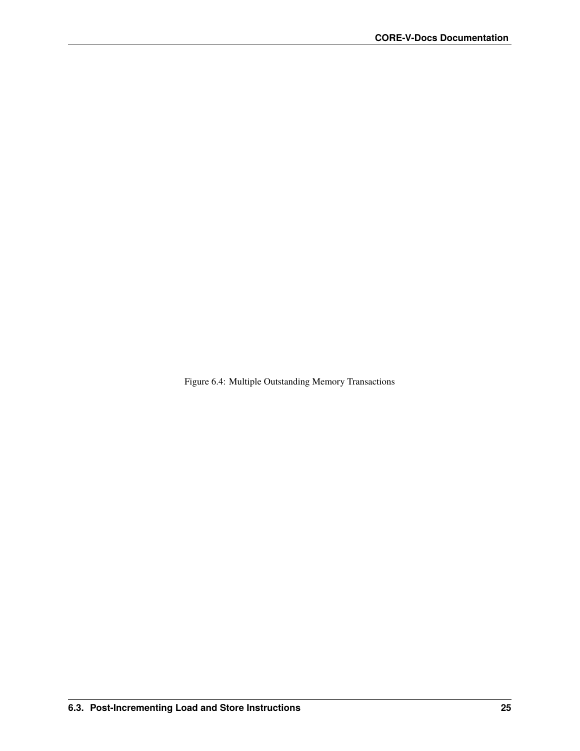Figure 6.4: Multiple Outstanding Memory Transactions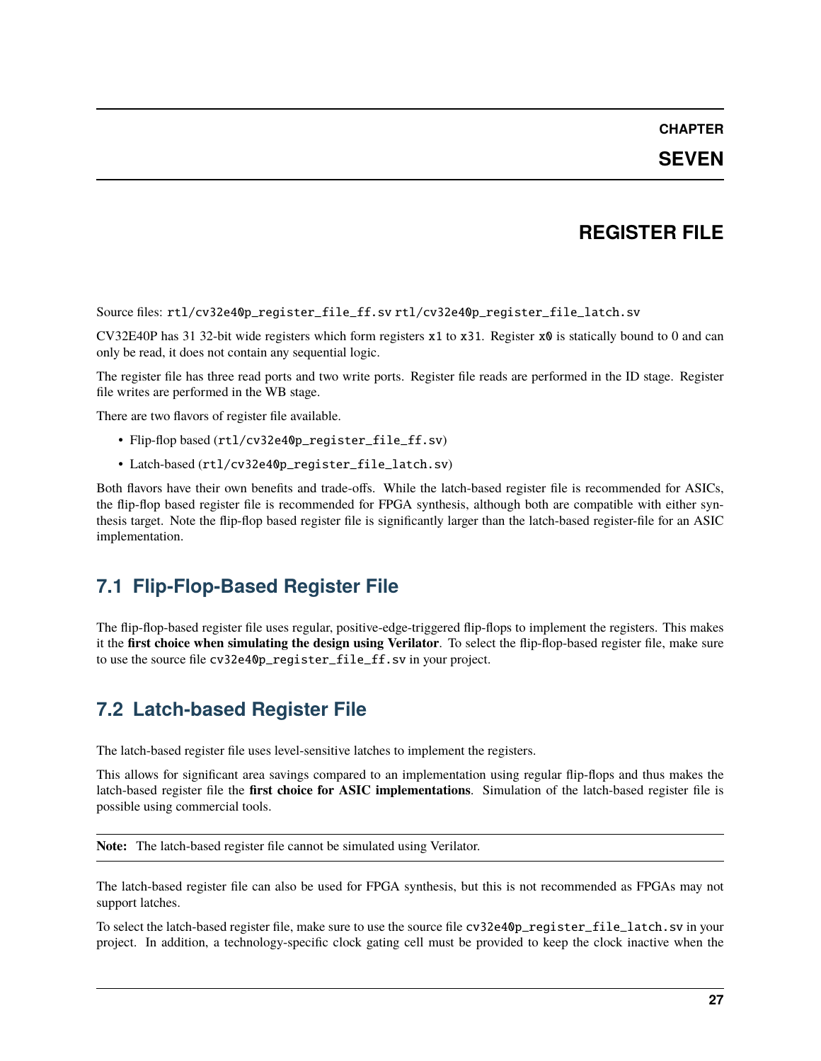# CHAPTER SEVEN

# REGISTER FILE

Source files: `rtl/cv32e40p_register_file_ff.sv` `rtl/cv32e40p_register_file_latch.sv`

CV32E40P has 31 32-bit wide registers which form registers `x1` to `x31`. Register `x0` is statically bound to 0 and can only be read, it does not contain any sequential logic.

The register file has three read ports and two write ports. Register file reads are performed in the ID stage. Register file writes are performed in the WB stage.

There are two flavors of register file available.

- Flip-flop based (`rtl/cv32e40p_register_file_ff.sv`)
- Latch-based (`rtl/cv32e40p_register_file_latch.sv`)

Both flavors have their own benefits and trade-offs. While the latch-based register file is recommended for ASICs, the flip-flop based register file is recommended for FPGA synthesis, although both are compatible with either synthesis target. Note the flip-flop based register file is significantly larger than the latch-based register-file for an ASIC implementation.

## 7.1 Flip-Flop-Based Register File

The flip-flop-based register file uses regular, positive-edge-triggered flip-flops to implement the registers. This makes it the **first choice when simulating the design using Verilator**. To select the flip-flop-based register file, make sure to use the source file `cv32e40p_register_file_ff.sv` in your project.

## 7.2 Latch-based Register File

The latch-based register file uses level-sensitive latches to implement the registers.

This allows for significant area savings compared to an implementation using regular flip-flops and thus makes the latch-based register file the **first choice for ASIC implementations**. Simulation of the latch-based register file is possible using commercial tools.

**Note:** The latch-based register file cannot be simulated using Verilator.

The latch-based register file can also be used for FPGA synthesis, but this is not recommended as FPGAs may not support latches.

To select the latch-based register file, make sure to use the source file `cv32e40p_register_file_latch.sv` in your project. In addition, a technology-specific clock gating cell must be provided to keep the clock inactive when the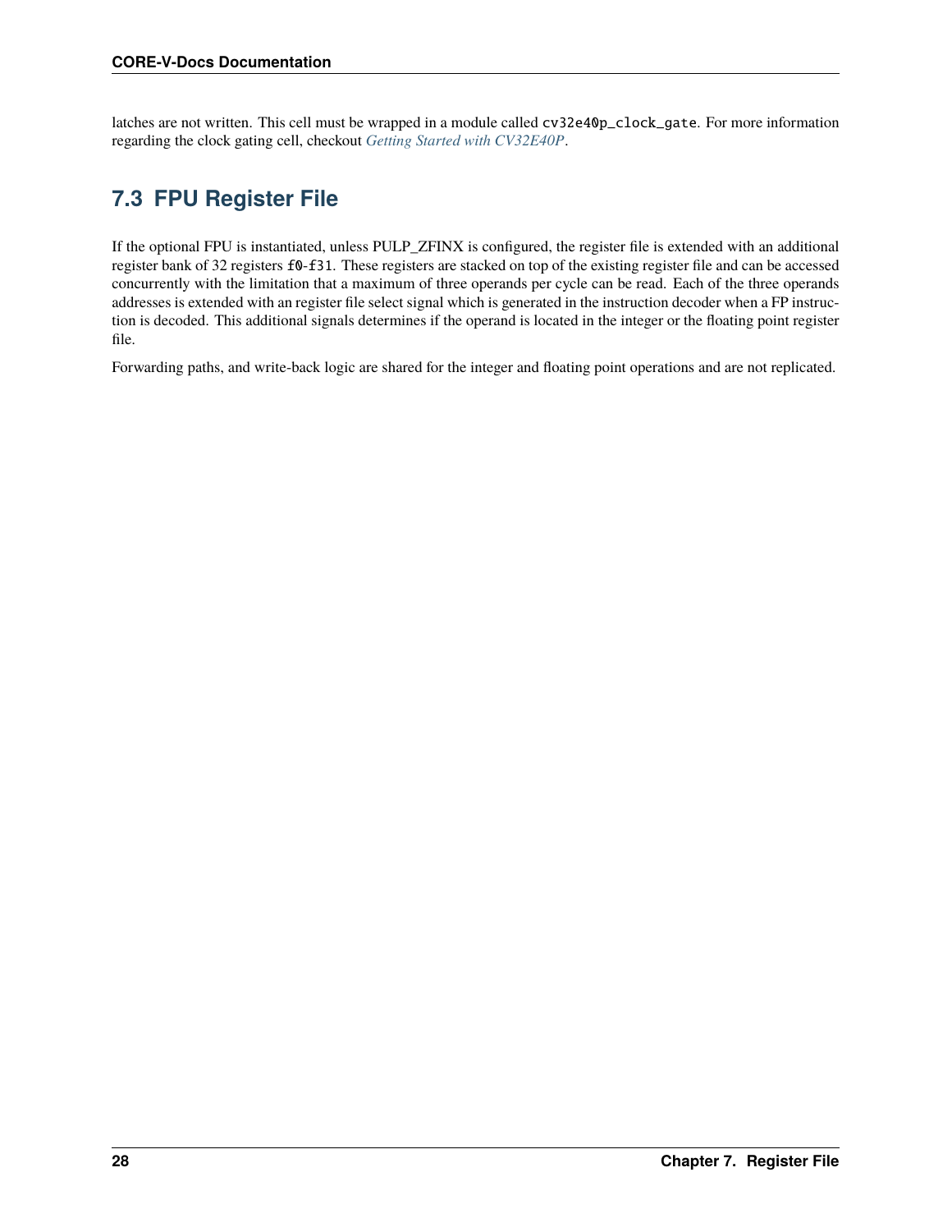latches are not written. This cell must be wrapped in a module called `cv32e40p_clock_gate`. For more information regarding the clock gating cell, checkout *Getting Started with CV32E40P*.

## 7.3 FPU Register File

If the optional FPU is instantiated, unless PULP_ZFINX is configured, the register file is extended with an additional register bank of 32 registers `f0`-`f31`. These registers are stacked on top of the existing register file and can be accessed concurrently with the limitation that a maximum of three operands per cycle can be read. Each of the three operands addresses is extended with an register file select signal which is generated in the instruction decoder when a FP instruction is decoded. This additional signals determines if the operand is located in the integer or the floating point register file.

Forwarding paths, and write-back logic are shared for the integer and floating point operations and are not replicated.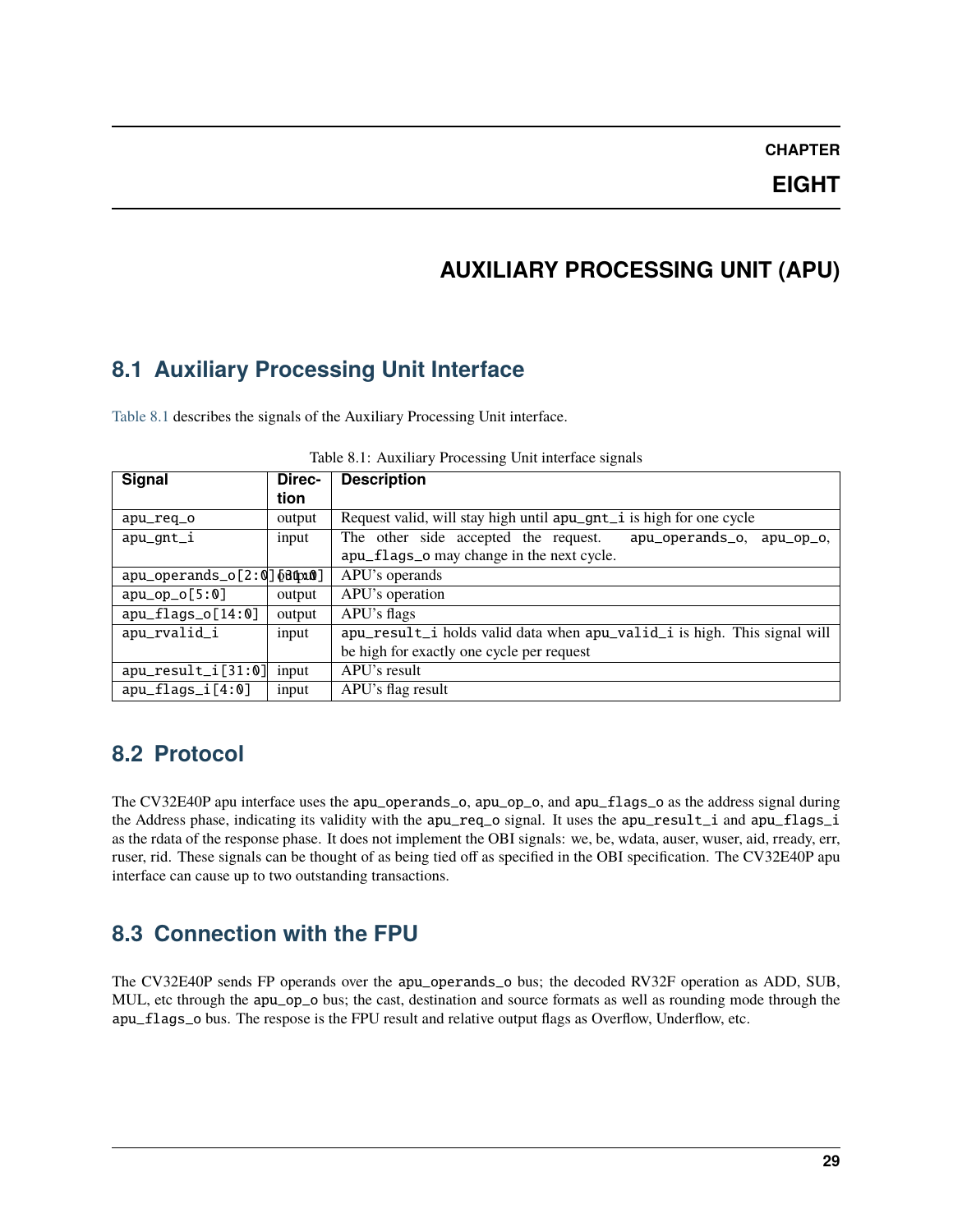# CHAPTER EIGHT

# AUXILIARY PROCESSING UNIT (APU)

## 8.1 Auxiliary Processing Unit Interface

Table 8.1 describes the signals of the Auxiliary Processing Unit interface.

Table 8.1: Auxiliary Processing Unit interface signals

| Signal | Direction | Description |
|---|---|---|
| apu_req_o | output | Request valid, will stay high until apu_gnt_i is high for one cycle |
| apu_gnt_i | input | The other side accepted the request. apu_operands_o, apu_op_o, apu_flags_o may change in the next cycle. |
| apu_operands_o[2:0][31:0] | output | APU's operands |
| apu_op_o[5:0] | output | APU's operation |
| apu_flags_o[14:0] | output | APU's flags |
| apu_rvalid_i | input | apu_result_i holds valid data when apu_valid_i is high. This signal will be high for exactly one cycle per request |
| apu_result_i[31:0] | input | APU's result |
| apu_flags_i[4:0] | input | APU's flag result |

## 8.2 Protocol

The CV32E40P apu interface uses the apu_operands_o, apu_op_o, and apu_flags_o as the address signal during the Address phase, indicating its validity with the apu_req_o signal. It uses the apu_result_i and apu_flags_i as the rdata of the response phase. It does not implement the OBI signals: we, be, wdata, auser, wuser, aid, rready, err, ruser, rid. These signals can be thought of as being tied off as specified in the OBI specification. The CV32E40P apu interface can cause up to two outstanding transactions.

## 8.3 Connection with the FPU

The CV32E40P sends FP operands over the apu_operands_o bus; the decoded RV32F operation as ADD, SUB, MUL, etc through the apu_op_o bus; the cast, destination and source formats as well as rounding mode through the apu_flags_o bus. The respose is the FPU result and relative output flags as Overflow, Underflow, etc.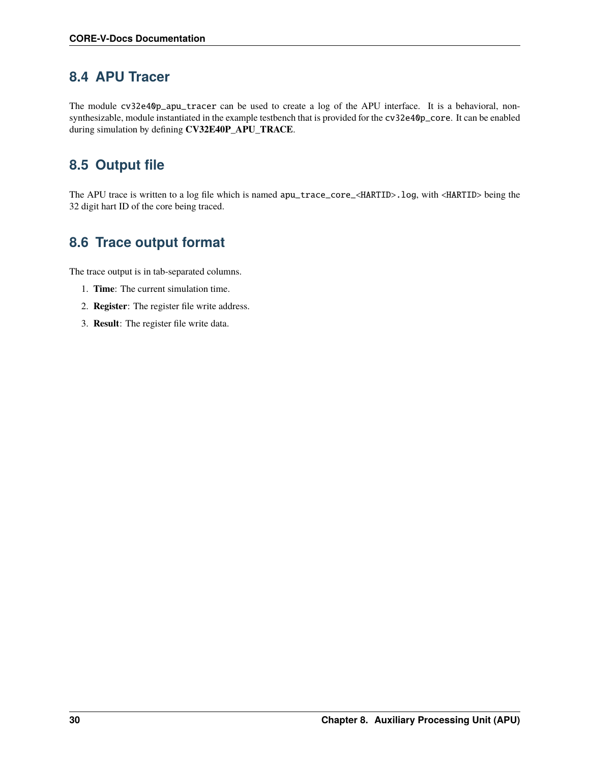## 8.4 APU Tracer

The module `cv32e40p_apu_tracer` can be used to create a log of the APU interface. It is a behavioral, non-synthesizable, module instantiated in the example testbench that is provided for the `cv32e40p_core`. It can be enabled during simulation by defining **CV32E40P_APU_TRACE**.

## 8.5 Output file

The APU trace is written to a log file which is named `apu_trace_core_<HARTID>.log`, with `<HARTID>` being the 32 digit hart ID of the core being traced.

## 8.6 Trace output format

The trace output is in tab-separated columns.

1. **Time**: The current simulation time.
2. **Register**: The register file write address.
3. **Result**: The register file write data.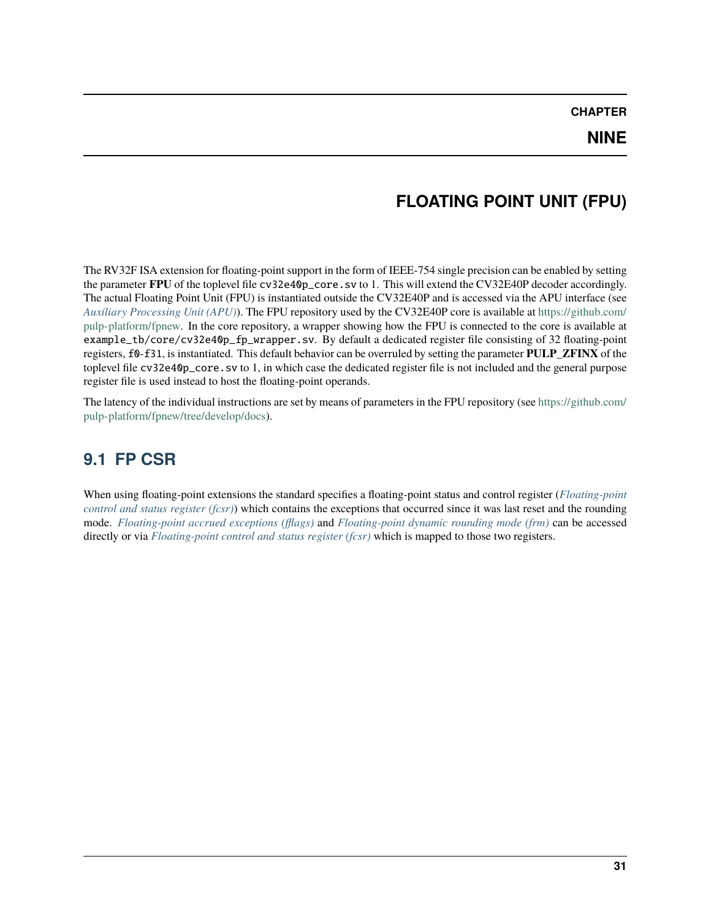# CHAPTER NINE

# FLOATING POINT UNIT (FPU)

The RV32F ISA extension for floating-point support in the form of IEEE-754 single precision can be enabled by setting the parameter **FPU** of the toplevel file `cv32e40p_core.sv` to 1. This will extend the CV32E40P decoder accordingly. The actual Floating Point Unit (FPU) is instantiated outside the CV32E40P and is accessed via the APU interface (see *Auxiliary Processing Unit (APU)*). The FPU repository used by the CV32E40P core is available at https://github.com/pulp-platform/fpnew. In the core repository, a wrapper showing how the FPU is connected to the core is available at `example_tb/core/cv32e40p_fp_wrapper.sv`. By default a dedicated register file consisting of 32 floating-point registers, `f0`-`f31`, is instantiated. This default behavior can be overruled by setting the parameter **PULP_ZFINX** of the toplevel file `cv32e40p_core.sv` to 1, in which case the dedicated register file is not included and the general purpose register file is used instead to host the floating-point operands.

The latency of the individual instructions are set by means of parameters in the FPU repository (see https://github.com/pulp-platform/fpnew/tree/develop/docs).

## 9.1 FP CSR

When using floating-point extensions the standard specifies a floating-point status and control register (*Floating-point control and status register (fcsr)*) which contains the exceptions that occurred since it was last reset and the rounding mode. *Floating-point accrued exceptions (fflags)* and *Floating-point dynamic rounding mode (frm)* can be accessed directly or via *Floating-point control and status register (fcsr)* which is mapped to those two registers.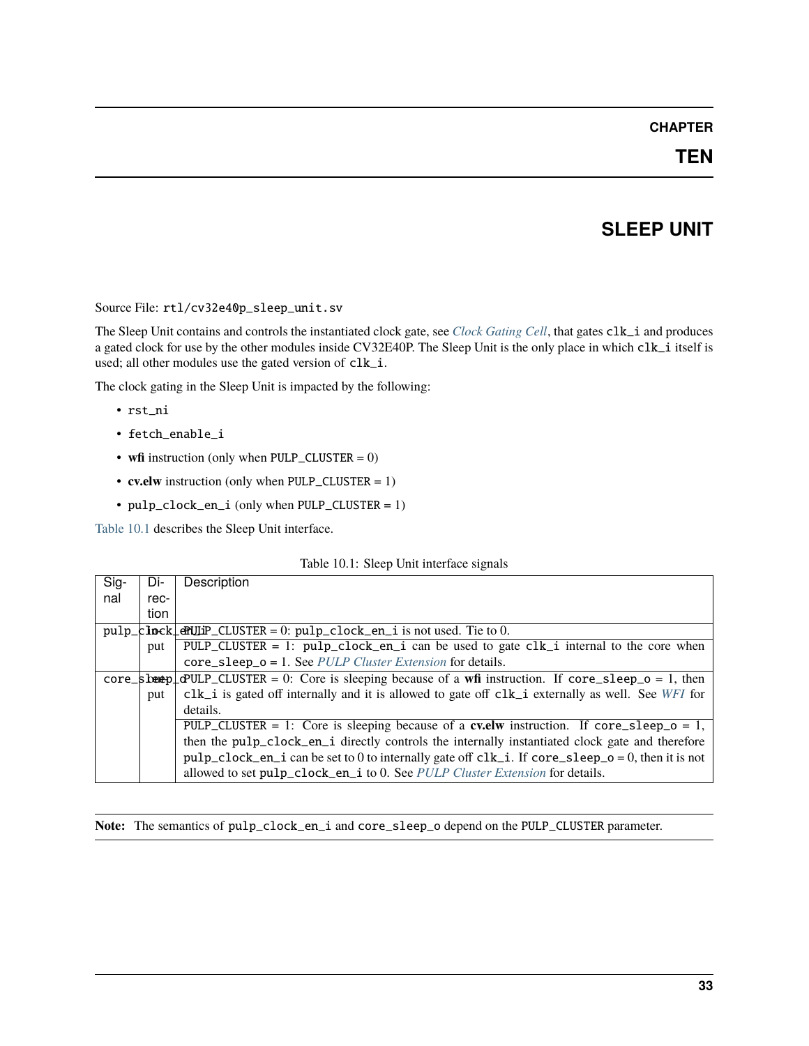# CHAPTER TEN

# SLEEP UNIT

Source File: `rtl/cv32e40p_sleep_unit.sv`

The Sleep Unit contains and controls the instantiated clock gate, see *Clock Gating Cell*, that gates `clk_i` and produces a gated clock for use by the other modules inside CV32E40P. The Sleep Unit is the only place in which `clk_i` itself is used; all other modules use the gated version of `clk_i`.

The clock gating in the Sleep Unit is impacted by the following:

- `rst_ni`
- `fetch_enable_i`
- **wfi** instruction (only when `PULP_CLUSTER` = 0)
- **cv.elw** instruction (only when `PULP_CLUSTER` = 1)
- `pulp_clock_en_i` (only when `PULP_CLUSTER` = 1)

Table 10.1 describes the Sleep Unit interface.

Table 10.1: Sleep Unit interface signals

| Signal | Direction | Description |
|---|---|---|
| `pulp_clock_en_i` | input | `PULP_CLUSTER` = 0: `pulp_clock_en_i` is not used. Tie to 0. |
| | | `PULP_CLUSTER` = 1: `pulp_clock_en_i` can be used to gate `clk_i` internal to the core when `core_sleep_o` = 1. See *PULP Cluster Extension* for details. |
| `core_sleep_o` | output | `PULP_CLUSTER` = 0: Core is sleeping because of a **wfi** instruction. If `core_sleep_o` = 1, then `clk_i` is gated off internally and it is allowed to gate off `clk_i` externally as well. See *WFI* for details. |
| | | `PULP_CLUSTER` = 1: Core is sleeping because of a **cv.elw** instruction. If `core_sleep_o` = 1, then the `pulp_clock_en_i` directly controls the internally instantiated clock gate and therefore `pulp_clock_en_i` can be set to 0 to internally gate off `clk_i`. If `core_sleep_o` = 0, then it is not allowed to set `pulp_clock_en_i` to 0. See *PULP Cluster Extension* for details. |

**Note:** The semantics of `pulp_clock_en_i` and `core_sleep_o` depend on the `PULP_CLUSTER` parameter.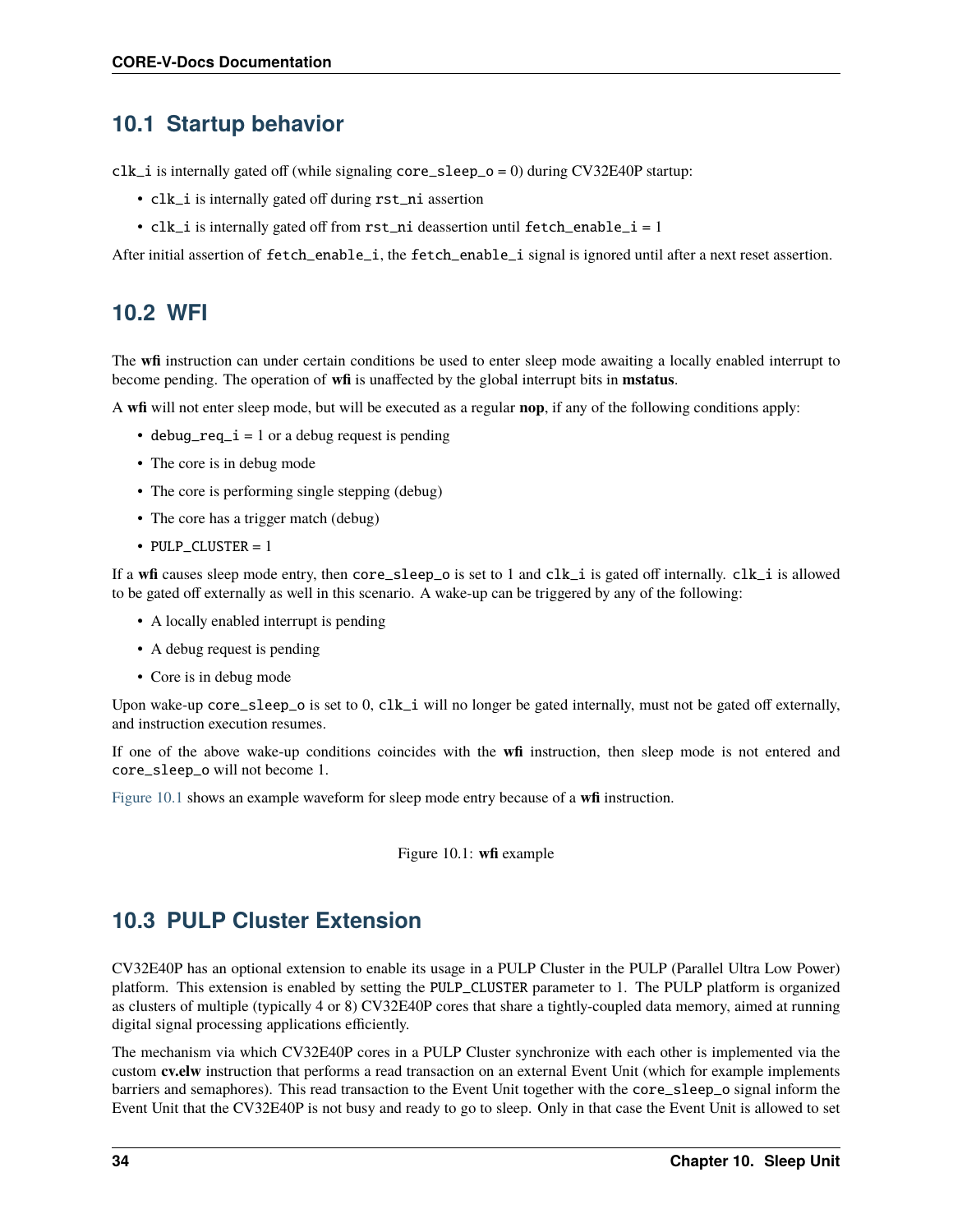## 10.1 Startup behavior

clk_i is internally gated off (while signaling core_sleep_o = 0) during CV32E40P startup:

- clk_i is internally gated off during rst_ni assertion
- clk_i is internally gated off from rst_ni deassertion until fetch_enable_i = 1

After initial assertion of fetch_enable_i, the fetch_enable_i signal is ignored until after a next reset assertion.

## 10.2 WFI

The **wfi** instruction can under certain conditions be used to enter sleep mode awaiting a locally enabled interrupt to become pending. The operation of **wfi** is unaffected by the global interrupt bits in **mstatus**.

A **wfi** will not enter sleep mode, but will be executed as a regular **nop**, if any of the following conditions apply:

- debug_req_i = 1 or a debug request is pending
- The core is in debug mode
- The core is performing single stepping (debug)
- The core has a trigger match (debug)
- PULP_CLUSTER = 1

If a **wfi** causes sleep mode entry, then core_sleep_o is set to 1 and clk_i is gated off internally. clk_i is allowed to be gated off externally as well in this scenario. A wake-up can be triggered by any of the following:

- A locally enabled interrupt is pending
- A debug request is pending
- Core is in debug mode

Upon wake-up core_sleep_o is set to 0, clk_i will no longer be gated internally, must not be gated off externally, and instruction execution resumes.

If one of the above wake-up conditions coincides with the **wfi** instruction, then sleep mode is not entered and core_sleep_o will not become 1.

Figure 10.1 shows an example waveform for sleep mode entry because of a **wfi** instruction.

Figure 10.1: **wfi** example

## 10.3 PULP Cluster Extension

CV32E40P has an optional extension to enable its usage in a PULP Cluster in the PULP (Parallel Ultra Low Power) platform. This extension is enabled by setting the PULP_CLUSTER parameter to 1. The PULP platform is organized as clusters of multiple (typically 4 or 8) CV32E40P cores that share a tightly-coupled data memory, aimed at running digital signal processing applications efficiently.

The mechanism via which CV32E40P cores in a PULP Cluster synchronize with each other is implemented via the custom **cv.elw** instruction that performs a read transaction on an external Event Unit (which for example implements barriers and semaphores). This read transaction to the Event Unit together with the core_sleep_o signal inform the Event Unit that the CV32E40P is not busy and ready to go to sleep. Only in that case the Event Unit is allowed to set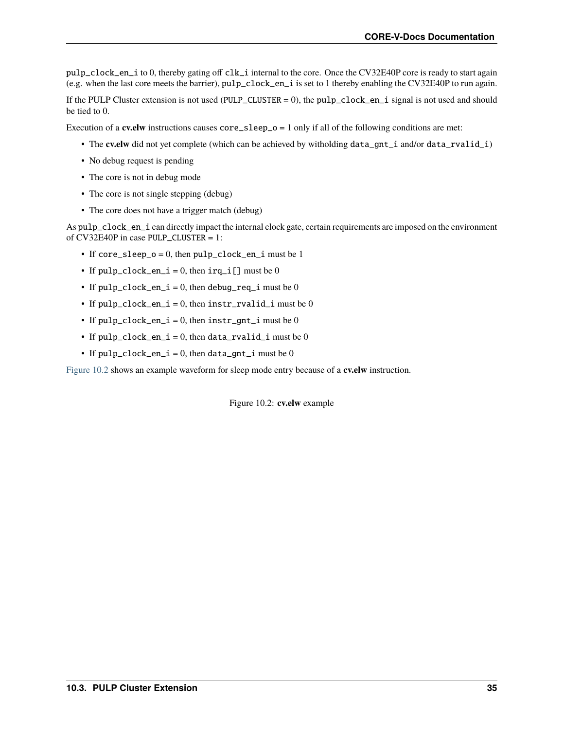pulp_clock_en_i to 0, thereby gating off clk_i internal to the core. Once the CV32E40P core is ready to start again (e.g. when the last core meets the barrier), pulp_clock_en_i is set to 1 thereby enabling the CV32E40P to run again.

If the PULP Cluster extension is not used (PULP_CLUSTER = 0), the pulp_clock_en_i signal is not used and should be tied to 0.

Execution of a **cv.elw** instructions causes core_sleep_o = 1 only if all of the following conditions are met:

- The **cv.elw** did not yet complete (which can be achieved by witholding data_gnt_i and/or data_rvalid_i)
- No debug request is pending
- The core is not in debug mode
- The core is not single stepping (debug)
- The core does not have a trigger match (debug)

As pulp_clock_en_i can directly impact the internal clock gate, certain requirements are imposed on the environment of CV32E40P in case PULP_CLUSTER = 1:

- If core_sleep_o = 0, then pulp_clock_en_i must be 1
- If pulp_clock_en_i = 0, then irq_i[] must be 0
- If pulp_clock_en_i = 0, then debug_req_i must be 0
- If pulp_clock_en_i = 0, then instr_rvalid_i must be 0
- If pulp_clock_en_i = 0, then instr_gnt_i must be 0
- If pulp_clock_en_i = 0, then data_rvalid_i must be 0
- If pulp_clock_en_i = 0, then data_gnt_i must be 0

Figure 10.2 shows an example waveform for sleep mode entry because of a **cv.elw** instruction.

Figure 10.2: **cv.elw** example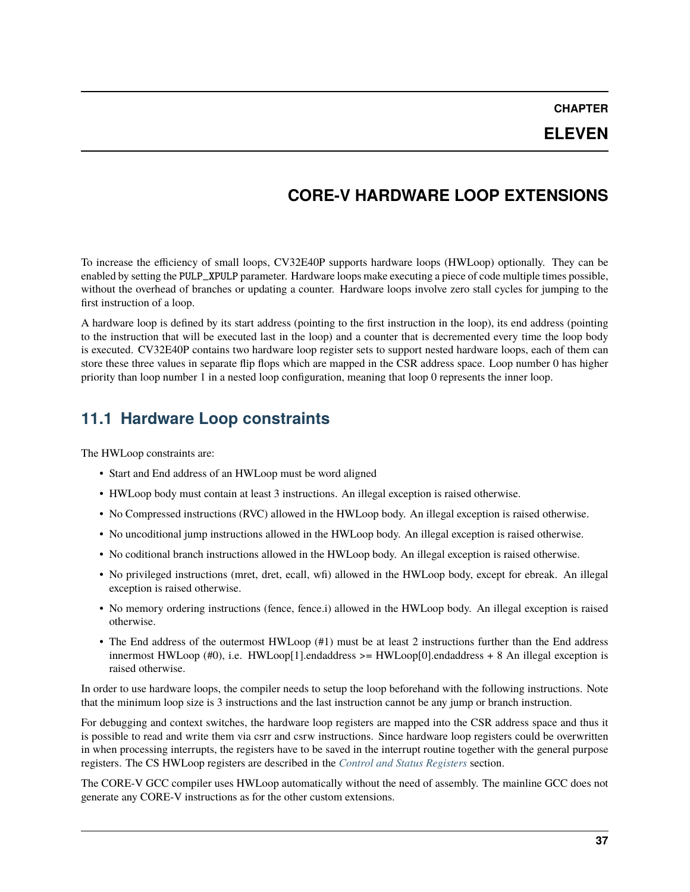# CHAPTER ELEVEN

# CORE-V HARDWARE LOOP EXTENSIONS

To increase the efficiency of small loops, CV32E40P supports hardware loops (HWLoop) optionally. They can be enabled by setting the `PULP_XPULP` parameter. Hardware loops make executing a piece of code multiple times possible, without the overhead of branches or updating a counter. Hardware loops involve zero stall cycles for jumping to the first instruction of a loop.

A hardware loop is defined by its start address (pointing to the first instruction in the loop), its end address (pointing to the instruction that will be executed last in the loop) and a counter that is decremented every time the loop body is executed. CV32E40P contains two hardware loop register sets to support nested hardware loops, each of them can store these three values in separate flip flops which are mapped in the CSR address space. Loop number 0 has higher priority than loop number 1 in a nested loop configuration, meaning that loop 0 represents the inner loop.

## 11.1 Hardware Loop constraints

The HWLoop constraints are:

- Start and End address of an HWLoop must be word aligned
- HWLoop body must contain at least 3 instructions. An illegal exception is raised otherwise.
- No Compressed instructions (RVC) allowed in the HWLoop body. An illegal exception is raised otherwise.
- No uncoditional jump instructions allowed in the HWLoop body. An illegal exception is raised otherwise.
- No coditional branch instructions allowed in the HWLoop body. An illegal exception is raised otherwise.
- No privileged instructions (mret, dret, ecall, wfi) allowed in the HWLoop body, except for ebreak. An illegal exception is raised otherwise.
- No memory ordering instructions (fence, fence.i) allowed in the HWLoop body. An illegal exception is raised otherwise.
- The End address of the outermost HWLoop (#1) must be at least 2 instructions further than the End address innermost HWLoop (#0), i.e. HWLoop[1].endaddress >= HWLoop[0].endaddress + 8 An illegal exception is raised otherwise.

In order to use hardware loops, the compiler needs to setup the loop beforehand with the following instructions. Note that the minimum loop size is 3 instructions and the last instruction cannot be any jump or branch instruction.

For debugging and context switches, the hardware loop registers are mapped into the CSR address space and thus it is possible to read and write them via csrr and csrw instructions. Since hardware loop registers could be overwritten in when processing interrupts, the registers have to be saved in the interrupt routine together with the general purpose registers. The CS HWLoop registers are described in the *Control and Status Registers* section.

The CORE-V GCC compiler uses HWLoop automatically without the need of assembly. The mainline GCC does not generate any CORE-V instructions as for the other custom extensions.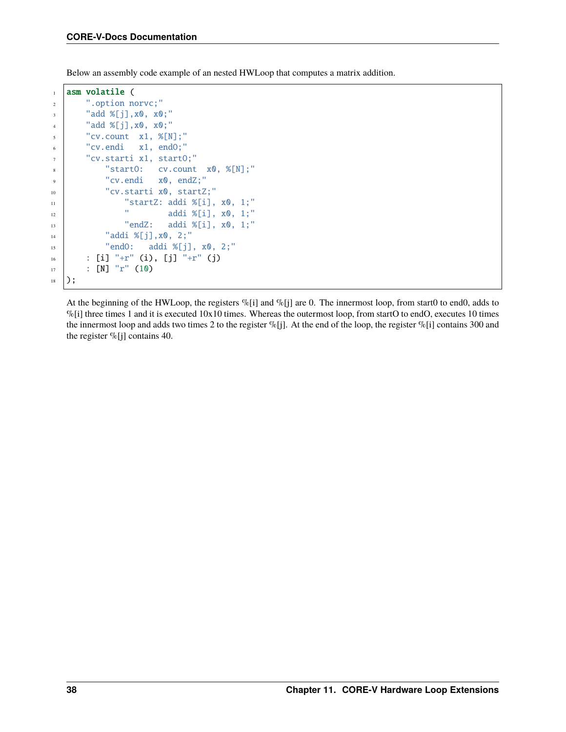Below an assembly code example of an nested HWLoop that computes a matrix addition.

```
asm volatile (
    ".option norvc;"
    "add %[j],x0, x0;"
    "add %[j],x0, x0;"
    "cv.count  x1, %[N];"
    "cv.endi   x1, endO;"
    "cv.starti x1, startO;"
        "startO:   cv.count  x0, %[N];"
        "cv.endi   x0, endZ;"
        "cv.starti x0, startZ;"
            "startZ: addi %[i], x0, 1;"
            "        addi %[i], x0, 1;"
            "endZ:   addi %[i], x0, 1;"
        "addi %[j],x0, 2;"
        "endO:   addi %[j], x0, 2;"
    : [i] "+r" (i), [j] "+r" (j)
    : [N] "r" (10)
);
```

At the beginning of the HWLoop, the registers %[i] and %[j] are 0. The innermost loop, from start0 to end0, adds to %[i] three times 1 and it is executed 10x10 times. Whereas the outermost loop, from startO to endO, executes 10 times the innermost loop and adds two times 2 to the register %[j]. At the end of the loop, the register %[i] contains 300 and the register %[j] contains 40.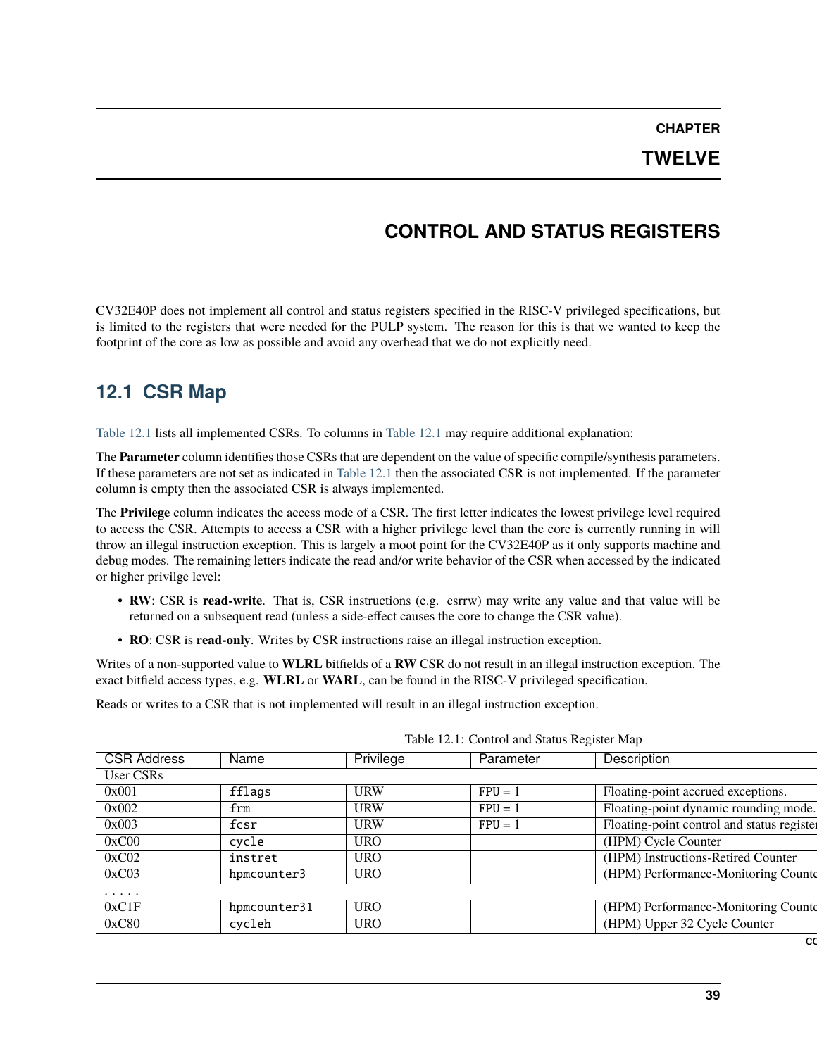# CHAPTER TWELVE

# CONTROL AND STATUS REGISTERS

CV32E40P does not implement all control and status registers specified in the RISC-V privileged specifications, but is limited to the registers that were needed for the PULP system. The reason for this is that we wanted to keep the footprint of the core as low as possible and avoid any overhead that we do not explicitly need.

## 12.1 CSR Map

Table 12.1 lists all implemented CSRs. To columns in Table 12.1 may require additional explanation:

The **Parameter** column identifies those CSRs that are dependent on the value of specific compile/synthesis parameters. If these parameters are not set as indicated in Table 12.1 then the associated CSR is not implemented. If the parameter column is empty then the associated CSR is always implemented.

The **Privilege** column indicates the access mode of a CSR. The first letter indicates the lowest privilege level required to access the CSR. Attempts to access a CSR with a higher privilege level than the core is currently running in will throw an illegal instruction exception. This is largely a moot point for the CV32E40P as it only supports machine and debug modes. The remaining letters indicate the read and/or write behavior of the CSR when accessed by the indicated or higher privilge level:

- **RW**: CSR is **read-write**. That is, CSR instructions (e.g. csrrw) may write any value and that value will be returned on a subsequent read (unless a side-effect causes the core to change the CSR value).
- **RO**: CSR is **read-only**. Writes by CSR instructions raise an illegal instruction exception.

Writes of a non-supported value to **WLRL** bitfields of a **RW** CSR do not result in an illegal instruction exception. The exact bitfield access types, e.g. **WLRL** or **WARL**, can be found in the RISC-V privileged specification.

Reads or writes to a CSR that is not implemented will result in an illegal instruction exception.

Table 12.1: Control and Status Register Map

| CSR Address | Name | Privilege | Parameter | Description |
|---|---|---|---|---|
| User CSRs | | | | |
| 0x001 | `fflags` | URW | `FPU` = 1 | Floating-point accrued exceptions. |
| 0x002 | `frm` | URW | `FPU` = 1 | Floating-point dynamic rounding mode. |
| 0x003 | `fcsr` | URW | `FPU` = 1 | Floating-point control and status register |
| 0xC00 | `cycle` | URO | | (HPM) Cycle Counter |
| 0xC02 | `instret` | URO | | (HPM) Instructions-Retired Counter |
| 0xC03 | `hpmcounter3` | URO | | (HPM) Performance-Monitoring Counter |
| . . . . . | | | | |
| 0xC1F | `hpmcounter31` | URO | | (HPM) Performance-Monitoring Counter |
| 0xC80 | `cycleh` | URO | | (HPM) Upper 32 Cycle Counter |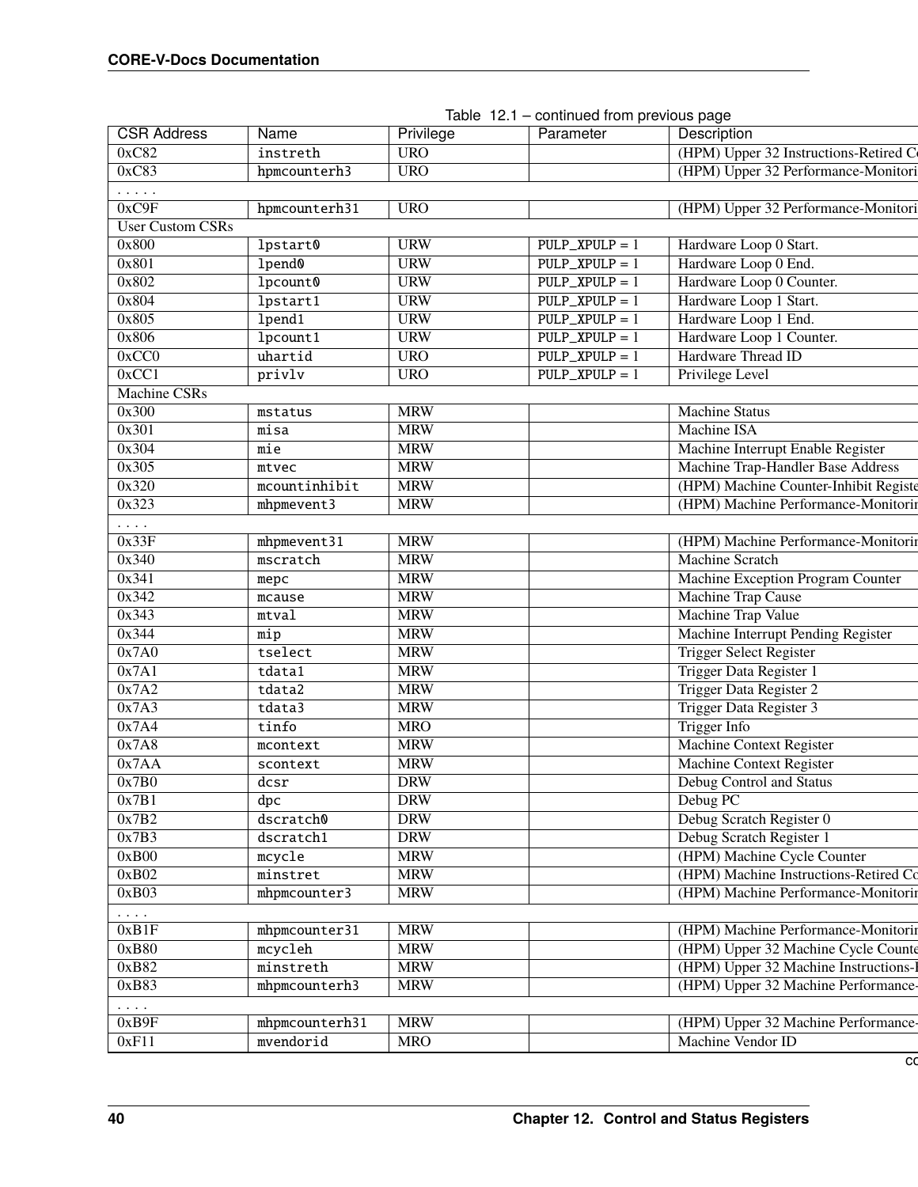Table 12.1 – continued from previous page

| CSR Address | Name | Privilege | Parameter | Description |
|---|---|---|---|---|
| 0xC82 | instreth | URO | | (HPM) Upper 32 Instructions-Retired C |
| 0xC83 | hpmcounterh3 | URO | | (HPM) Upper 32 Performance-Monitori |
| . . . . . | | | | |
| 0xC9F | hpmcounterh31 | URO | | (HPM) Upper 32 Performance-Monitori |
| User Custom CSRs | | | | |
| 0x800 | lpstart0 | URW | PULP_XPULP = 1 | Hardware Loop 0 Start. |
| 0x801 | lpend0 | URW | PULP_XPULP = 1 | Hardware Loop 0 End. |
| 0x802 | lpcount0 | URW | PULP_XPULP = 1 | Hardware Loop 0 Counter. |
| 0x804 | lpstart1 | URW | PULP_XPULP = 1 | Hardware Loop 1 Start. |
| 0x805 | lpend1 | URW | PULP_XPULP = 1 | Hardware Loop 1 End. |
| 0x806 | lpcount1 | URW | PULP_XPULP = 1 | Hardware Loop 1 Counter. |
| 0xCC0 | uhartid | URO | PULP_XPULP = 1 | Hardware Thread ID |
| 0xCC1 | privlv | URO | PULP_XPULP = 1 | Privilege Level |
| Machine CSRs | | | | |
| 0x300 | mstatus | MRW | | Machine Status |
| 0x301 | misa | MRW | | Machine ISA |
| 0x304 | mie | MRW | | Machine Interrupt Enable Register |
| 0x305 | mtvec | MRW | | Machine Trap-Handler Base Address |
| 0x320 | mcountinhibit | MRW | | (HPM) Machine Counter-Inhibit Registe |
| 0x323 | mhpmevent3 | MRW | | (HPM) Machine Performance-Monitorin |
| . . . . | | | | |
| 0x33F | mhpmevent31 | MRW | | (HPM) Machine Performance-Monitorin |
| 0x340 | mscratch | MRW | | Machine Scratch |
| 0x341 | mepc | MRW | | Machine Exception Program Counter |
| 0x342 | mcause | MRW | | Machine Trap Cause |
| 0x343 | mtval | MRW | | Machine Trap Value |
| 0x344 | mip | MRW | | Machine Interrupt Pending Register |
| 0x7A0 | tselect | MRW | | Trigger Select Register |
| 0x7A1 | tdata1 | MRW | | Trigger Data Register 1 |
| 0x7A2 | tdata2 | MRW | | Trigger Data Register 2 |
| 0x7A3 | tdata3 | MRW | | Trigger Data Register 3 |
| 0x7A4 | tinfo | MRO | | Trigger Info |
| 0x7A8 | mcontext | MRW | | Machine Context Register |
| 0x7AA | scontext | MRW | | Machine Context Register |
| 0x7B0 | dcsr | DRW | | Debug Control and Status |
| 0x7B1 | dpc | DRW | | Debug PC |
| 0x7B2 | dscratch0 | DRW | | Debug Scratch Register 0 |
| 0x7B3 | dscratch1 | DRW | | Debug Scratch Register 1 |
| 0xB00 | mcycle | MRW | | (HPM) Machine Cycle Counter |
| 0xB02 | minstret | MRW | | (HPM) Machine Instructions-Retired Co |
| 0xB03 | mhpmcounter3 | MRW | | (HPM) Machine Performance-Monitorin |
| . . . . | | | | |
| 0xB1F | mhpmcounter31 | MRW | | (HPM) Machine Performance-Monitorin |
| 0xB80 | mcycleh | MRW | | (HPM) Upper 32 Machine Cycle Counte |
| 0xB82 | minstreth | MRW | | (HPM) Upper 32 Machine Instructions-I |
| 0xB83 | mhpmcounterh3 | MRW | | (HPM) Upper 32 Machine Performance- |
| . . . . | | | | |
| 0xB9F | mhpmcounterh31 | MRW | | (HPM) Upper 32 Machine Performance- |
| 0xF11 | mvendorid | MRO | | Machine Vendor ID |

co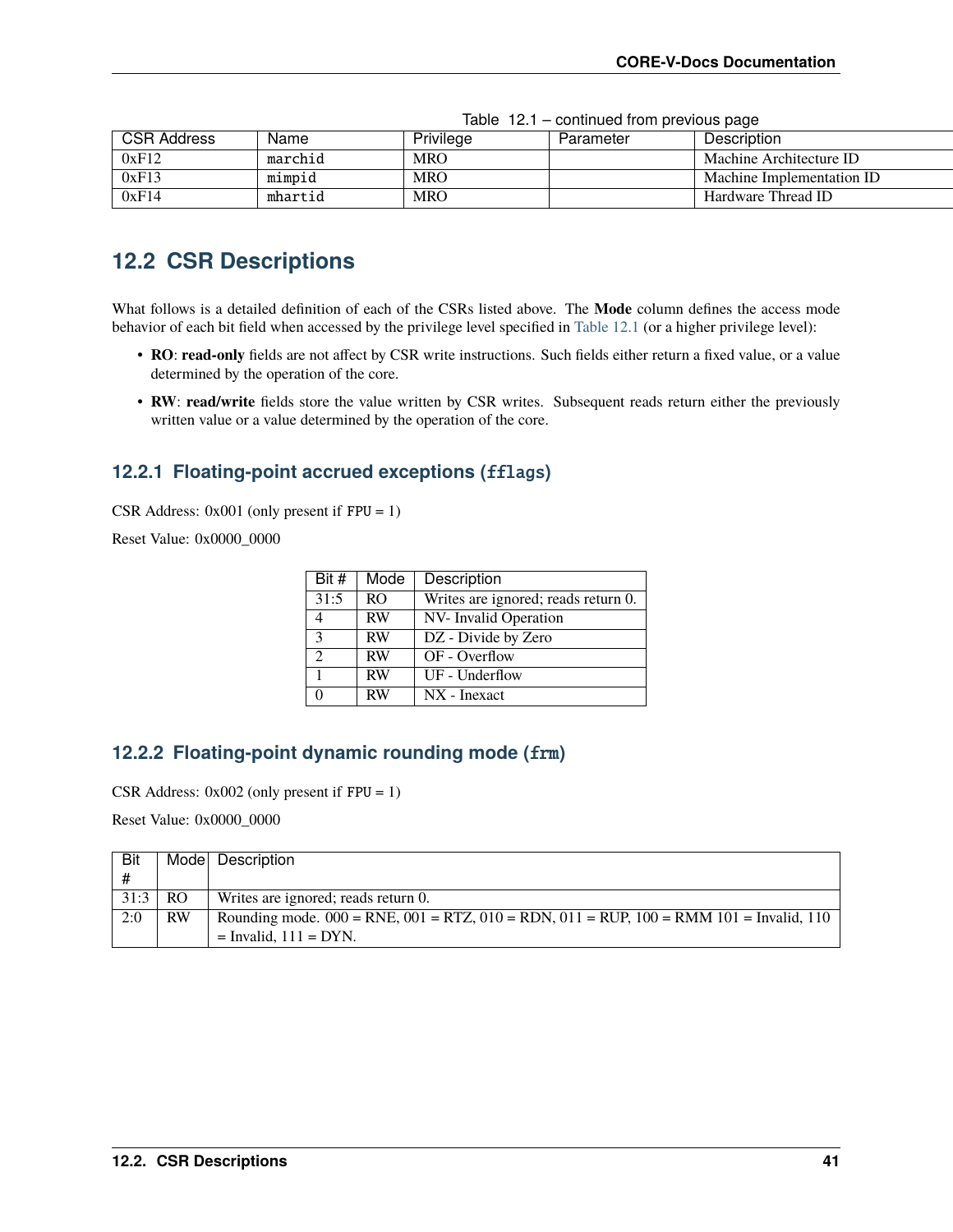Table 12.1 – continued from previous page

| CSR Address | Name | Privilege | Parameter | Description |
|---|---|---|---|---|
| 0xF12 | marchid | MRO | | Machine Architecture ID |
| 0xF13 | mimpid | MRO | | Machine Implementation ID |
| 0xF14 | mhartid | MRO | | Hardware Thread ID |

## 12.2 CSR Descriptions

What follows is a detailed definition of each of the CSRs listed above. The **Mode** column defines the access mode behavior of each bit field when accessed by the privilege level specified in Table 12.1 (or a higher privilege level):

- **RO**: **read-only** fields are not affect by CSR write instructions. Such fields either return a fixed value, or a value determined by the operation of the core.
- **RW**: **read/write** fields store the value written by CSR writes. Subsequent reads return either the previously written value or a value determined by the operation of the core.

### 12.2.1 Floating-point accrued exceptions (`fflags`)

CSR Address: 0x001 (only present if `FPU` = 1)

Reset Value: 0x0000_0000

| Bit # | Mode | Description |
|---|---|---|
| 31:5 | RO | Writes are ignored; reads return 0. |
| 4 | RW | NV- Invalid Operation |
| 3 | RW | DZ - Divide by Zero |
| 2 | RW | OF - Overflow |
| 1 | RW | UF - Underflow |
| 0 | RW | NX - Inexact |

### 12.2.2 Floating-point dynamic rounding mode (`frm`)

CSR Address: 0x002 (only present if `FPU` = 1)

Reset Value: 0x0000_0000

| Bit # | Mode | Description |
|---|---|---|
| 31:3 | RO | Writes are ignored; reads return 0. |
| 2:0 | RW | Rounding mode. 000 = RNE, 001 = RTZ, 010 = RDN, 011 = RUP, 100 = RMM 101 = Invalid, 110 = Invalid, 111 = DYN. |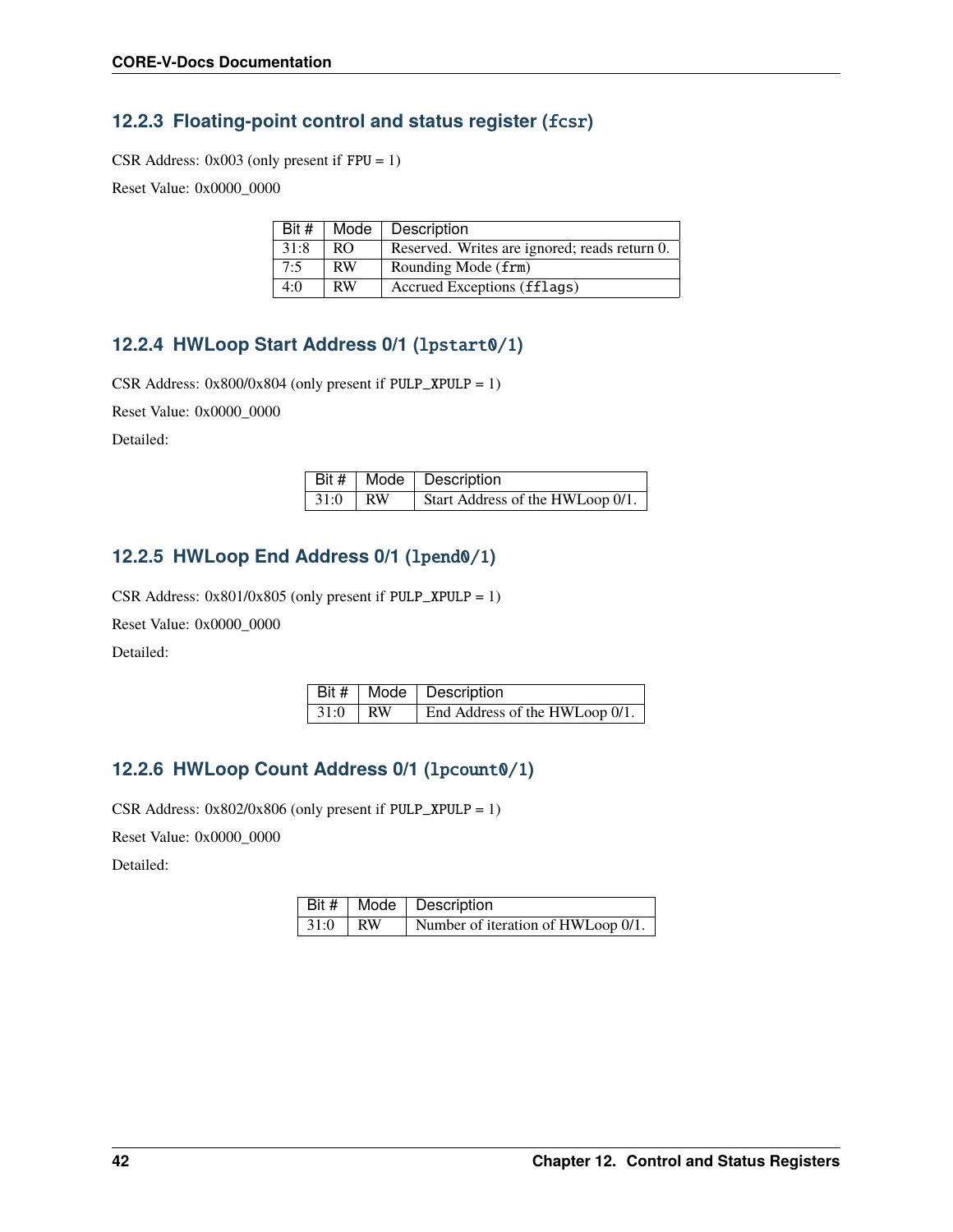### 12.2.3 Floating-point control and status register (`fcsr`)

CSR Address: 0x003 (only present if `FPU` = 1)

Reset Value: 0x0000_0000

| Bit # | Mode | Description |
|---|---|---|
| 31:8 | RO | Reserved. Writes are ignored; reads return 0. |
| 7:5 | RW | Rounding Mode (`frm`) |
| 4:0 | RW | Accrued Exceptions (`fflags`) |

### 12.2.4 HWLoop Start Address 0/1 (`lpstart0/1`)

CSR Address: 0x800/0x804 (only present if `PULP_XPULP` = 1)

Reset Value: 0x0000_0000

Detailed:

| Bit # | Mode | Description |
|---|---|---|
| 31:0 | RW | Start Address of the HWLoop 0/1. |

### 12.2.5 HWLoop End Address 0/1 (`lpend0/1`)

CSR Address: 0x801/0x805 (only present if `PULP_XPULP` = 1)

Reset Value: 0x0000_0000

Detailed:

| Bit # | Mode | Description |
|---|---|---|
| 31:0 | RW | End Address of the HWLoop 0/1. |

### 12.2.6 HWLoop Count Address 0/1 (`lpcount0/1`)

CSR Address: 0x802/0x806 (only present if `PULP_XPULP` = 1)

Reset Value: 0x0000_0000

Detailed:

| Bit # | Mode | Description |
|---|---|---|
| 31:0 | RW | Number of iteration of HWLoop 0/1. |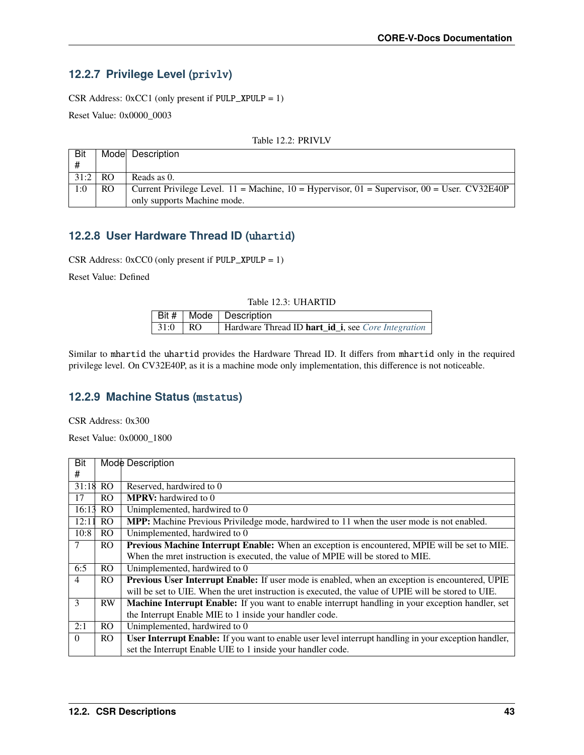### 12.2.7 Privilege Level (`privlv`)

CSR Address: 0xCC1 (only present if `PULP_XPULP` = 1)

Reset Value: 0x0000_0003

Table 12.2: PRIVLV

| Bit # | Mode | Description |
|---|---|---|
| 31:2 | RO | Reads as 0. |
| 1:0 | RO | Current Privilege Level. 11 = Machine, 10 = Hypervisor, 01 = Supervisor, 00 = User. CV32E40P only supports Machine mode. |

### 12.2.8 User Hardware Thread ID (`uhartid`)

CSR Address: 0xCC0 (only present if `PULP_XPULP` = 1)

Reset Value: Defined

Table 12.3: UHARTID

| Bit # | Mode | Description |
|---|---|---|
| 31:0 | RO | Hardware Thread ID **hart_id_i**, see *Core Integration* |

Similar to `mhartid` the `uhartid` provides the Hardware Thread ID. It differs from `mhartid` only in the required privilege level. On CV32E40P, as it is a machine mode only implementation, this difference is not noticeable.

### 12.2.9 Machine Status (`mstatus`)

CSR Address: 0x300

Reset Value: 0x0000_1800

| Bit # | Mode | Description |
|---|---|---|
| 31:18 | RO | Reserved, hardwired to 0 |
| 17 | RO | **MPRV:** hardwired to 0 |
| 16:13 | RO | Unimplemented, hardwired to 0 |
| 12:11 | RO | **MPP:** Machine Previous Priviledge mode, hardwired to 11 when the user mode is not enabled. |
| 10:8 | RO | Unimplemented, hardwired to 0 |
| 7 | RO | **Previous Machine Interrupt Enable:** When an exception is encountered, MPIE will be set to MIE. When the mret instruction is executed, the value of MPIE will be stored to MIE. |
| 6:5 | RO | Unimplemented, hardwired to 0 |
| 4 | RO | **Previous User Interrupt Enable:** If user mode is enabled, when an exception is encountered, UPIE will be set to UIE. When the uret instruction is executed, the value of UPIE will be stored to UIE. |
| 3 | RW | **Machine Interrupt Enable:** If you want to enable interrupt handling in your exception handler, set the Interrupt Enable MIE to 1 inside your handler code. |
| 2:1 | RO | Unimplemented, hardwired to 0 |
| 0 | RO | **User Interrupt Enable:** If you want to enable user level interrupt handling in your exception handler, set the Interrupt Enable UIE to 1 inside your handler code. |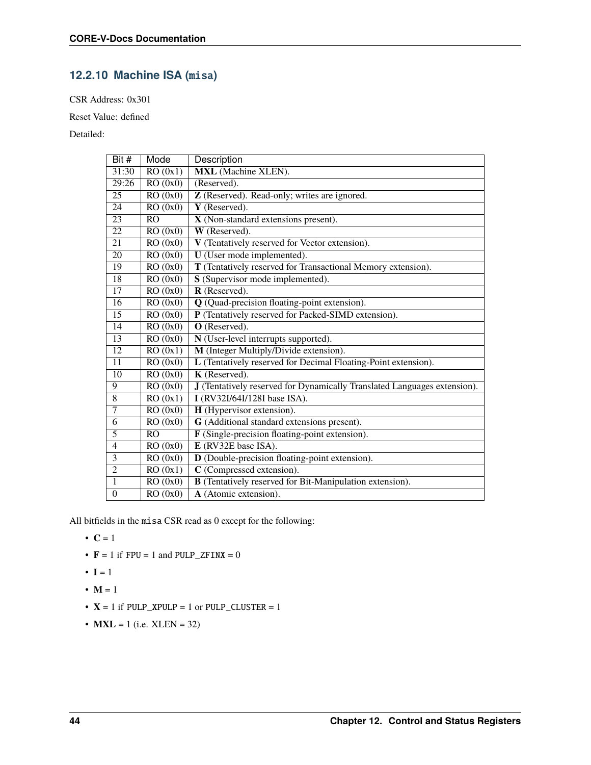### 12.2.10 Machine ISA (`misa`)

CSR Address: 0x301

Reset Value: defined

Detailed:

| Bit # | Mode | Description |
|---|---|---|
| 31:30 | RO (0x1) | **MXL** (Machine XLEN). |
| 29:26 | RO (0x0) | (Reserved). |
| 25 | RO (0x0) | **Z** (Reserved). Read-only; writes are ignored. |
| 24 | RO (0x0) | **Y** (Reserved). |
| 23 | RO | **X** (Non-standard extensions present). |
| 22 | RO (0x0) | **W** (Reserved). |
| 21 | RO (0x0) | **V** (Tentatively reserved for Vector extension). |
| 20 | RO (0x0) | **U** (User mode implemented). |
| 19 | RO (0x0) | **T** (Tentatively reserved for Transactional Memory extension). |
| 18 | RO (0x0) | **S** (Supervisor mode implemented). |
| 17 | RO (0x0) | **R** (Reserved). |
| 16 | RO (0x0) | **Q** (Quad-precision floating-point extension). |
| 15 | RO (0x0) | **P** (Tentatively reserved for Packed-SIMD extension). |
| 14 | RO (0x0) | **O** (Reserved). |
| 13 | RO (0x0) | **N** (User-level interrupts supported). |
| 12 | RO (0x1) | **M** (Integer Multiply/Divide extension). |
| 11 | RO (0x0) | **L** (Tentatively reserved for Decimal Floating-Point extension). |
| 10 | RO (0x0) | **K** (Reserved). |
| 9 | RO (0x0) | **J** (Tentatively reserved for Dynamically Translated Languages extension). |
| 8 | RO (0x1) | **I** (RV32I/64I/128I base ISA). |
| 7 | RO (0x0) | **H** (Hypervisor extension). |
| 6 | RO (0x0) | **G** (Additional standard extensions present). |
| 5 | RO | **F** (Single-precision floating-point extension). |
| 4 | RO (0x0) | **E** (RV32E base ISA). |
| 3 | RO (0x0) | **D** (Double-precision floating-point extension). |
| 2 | RO (0x1) | **C** (Compressed extension). |
| 1 | RO (0x0) | **B** (Tentatively reserved for Bit-Manipulation extension). |
| 0 | RO (0x0) | **A** (Atomic extension). |

All bitfields in the `misa` CSR read as 0 except for the following:

- **C** = 1
- **F** = 1 if `FPU` = 1 and `PULP_ZFINX` = 0
- **I** = 1
- **M** = 1
- **X** = 1 if `PULP_XPULP` = 1 or `PULP_CLUSTER` = 1
- **MXL** = 1 (i.e. XLEN = 32)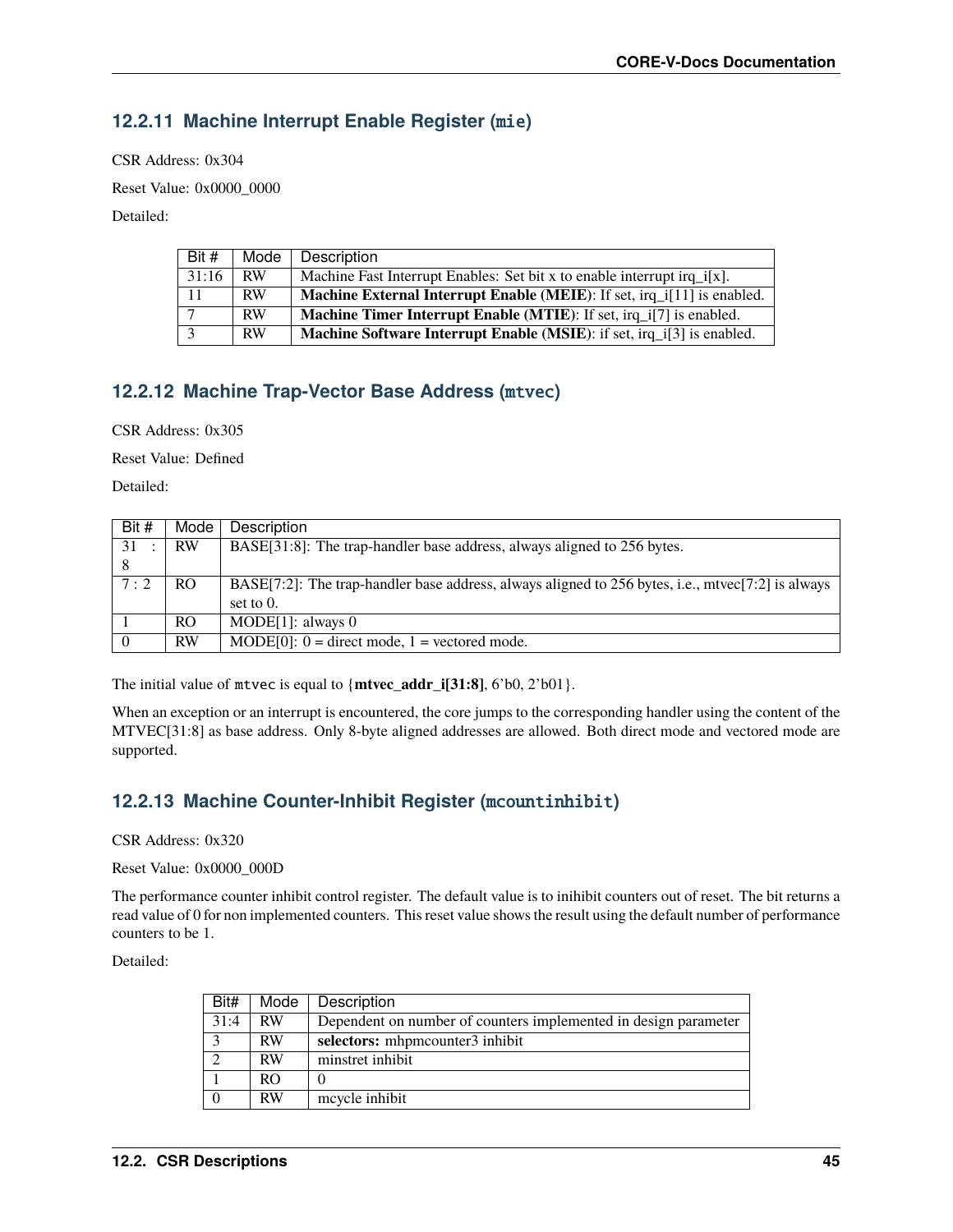### 12.2.11 Machine Interrupt Enable Register (`mie`)

CSR Address: 0x304

Reset Value: 0x0000_0000

Detailed:

| Bit # | Mode | Description |
|---|---|---|
| 31:16 | RW | Machine Fast Interrupt Enables: Set bit x to enable interrupt irq_i[x]. |
| 11 | RW | **Machine External Interrupt Enable (MEIE)**: If set, irq_i[11] is enabled. |
| 7 | RW | **Machine Timer Interrupt Enable (MTIE)**: If set, irq_i[7] is enabled. |
| 3 | RW | **Machine Software Interrupt Enable (MSIE)**: if set, irq_i[3] is enabled. |

### 12.2.12 Machine Trap-Vector Base Address (`mtvec`)

CSR Address: 0x305

Reset Value: Defined

Detailed:

| Bit # | Mode | Description |
|---|---|---|
| 31 : 8 | RW | BASE[31:8]: The trap-handler base address, always aligned to 256 bytes. |
| 7 : 2 | RO | BASE[7:2]: The trap-handler base address, always aligned to 256 bytes, i.e., mtvec[7:2] is always set to 0. |
| 1 | RO | MODE[1]: always 0 |
| 0 | RW | MODE[0]: 0 = direct mode, 1 = vectored mode. |

The initial value of `mtvec` is equal to {**mtvec_addr_i[31:8]**, 6'b0, 2'b01}.

When an exception or an interrupt is encountered, the core jumps to the corresponding handler using the content of the MTVEC[31:8] as base address. Only 8-byte aligned addresses are allowed. Both direct mode and vectored mode are supported.

### 12.2.13 Machine Counter-Inhibit Register (`mcountinhibit`)

CSR Address: 0x320

Reset Value: 0x0000_000D

The performance counter inhibit control register. The default value is to inihibit counters out of reset. The bit returns a read value of 0 for non implemented counters. This reset value shows the result using the default number of performance counters to be 1.

Detailed:

| Bit# | Mode | Description |
|---|---|---|
| 31:4 | RW | Dependent on number of counters implemented in design parameter |
| 3 | RW | **selectors:** mhpmcounter3 inhibit |
| 2 | RW | minstret inhibit |
| 1 | RO | 0 |
| 0 | RW | mcycle inhibit |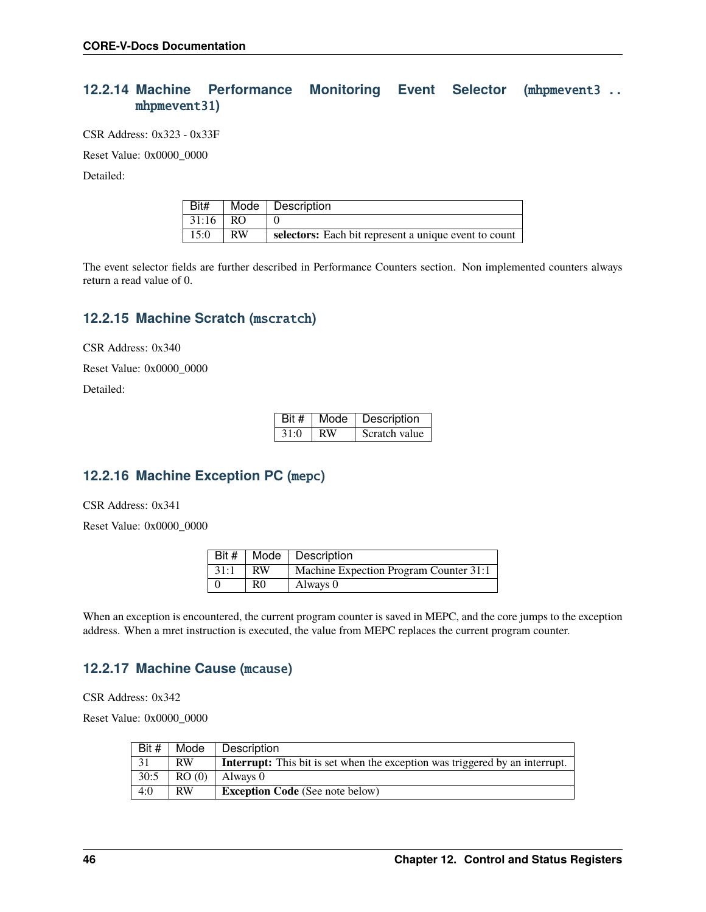### 12.2.14 Machine Performance Monitoring Event Selector (`mhpmevent3 .. mhpmevent31`)

CSR Address: 0x323 - 0x33F

Reset Value: 0x0000_0000

Detailed:

| Bit# | Mode | Description |
|---|---|---|
| 31:16 | RO | 0 |
| 15:0 | RW | **selectors:** Each bit represent a unique event to count |

The event selector fields are further described in Performance Counters section. Non implemented counters always return a read value of 0.

### 12.2.15 Machine Scratch (`mscratch`)

CSR Address: 0x340

Reset Value: 0x0000_0000

Detailed:

| Bit # | Mode | Description |
|---|---|---|
| 31:0 | RW | Scratch value |

### 12.2.16 Machine Exception PC (`mepc`)

CSR Address: 0x341

Reset Value: 0x0000_0000

| Bit # | Mode | Description |
|---|---|---|
| 31:1 | RW | Machine Expection Program Counter 31:1 |
| 0 | R0 | Always 0 |

When an exception is encountered, the current program counter is saved in MEPC, and the core jumps to the exception address. When a mret instruction is executed, the value from MEPC replaces the current program counter.

### 12.2.17 Machine Cause (`mcause`)

CSR Address: 0x342

Reset Value: 0x0000_0000

| Bit # | Mode | Description |
|---|---|---|
| 31 | RW | **Interrupt:** This bit is set when the exception was triggered by an interrupt. |
| 30:5 | RO (0) | Always 0 |
| 4:0 | RW | **Exception Code** (See note below) |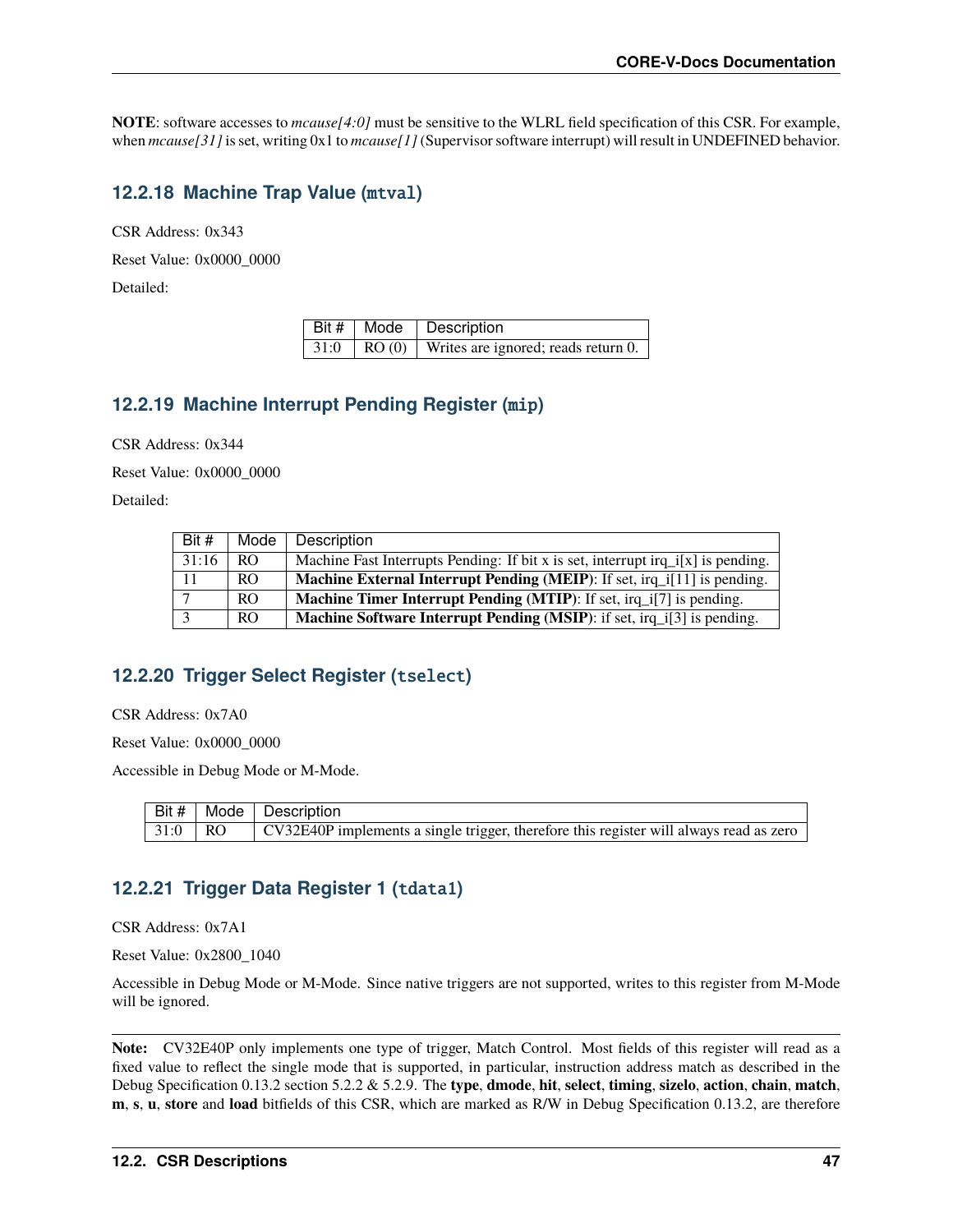**NOTE**: software accesses to *mcause[4:0]* must be sensitive to the WLRL field specification of this CSR. For example, when *mcause[31]* is set, writing 0x1 to *mcause[1]* (Supervisor software interrupt) will result in UNDEFINED behavior.

### 12.2.18 Machine Trap Value (`mtval`)

CSR Address: 0x343

Reset Value: 0x0000_0000

Detailed:

| Bit # | Mode | Description |
|---|---|---|
| 31:0 | RO (0) | Writes are ignored; reads return 0. |

### 12.2.19 Machine Interrupt Pending Register (`mip`)

CSR Address: 0x344

Reset Value: 0x0000_0000

Detailed:

| Bit # | Mode | Description |
|---|---|---|
| 31:16 | RO | Machine Fast Interrupts Pending: If bit x is set, interrupt irq_i[x] is pending. |
| 11 | RO | **Machine External Interrupt Pending (MEIP)**: If set, irq_i[11] is pending. |
| 7 | RO | **Machine Timer Interrupt Pending (MTIP)**: If set, irq_i[7] is pending. |
| 3 | RO | **Machine Software Interrupt Pending (MSIP)**: if set, irq_i[3] is pending. |

### 12.2.20 Trigger Select Register (`tselect`)

CSR Address: 0x7A0

Reset Value: 0x0000_0000

Accessible in Debug Mode or M-Mode.

| Bit # | Mode | Description |
|---|---|---|
| 31:0 | RO | CV32E40P implements a single trigger, therefore this register will always read as zero |

### 12.2.21 Trigger Data Register 1 (`tdata1`)

CSR Address: 0x7A1

Reset Value: 0x2800_1040

Accessible in Debug Mode or M-Mode. Since native triggers are not supported, writes to this register from M-Mode will be ignored.

**Note:** CV32E40P only implements one type of trigger, Match Control. Most fields of this register will read as a fixed value to reflect the single mode that is supported, in particular, instruction address match as described in the Debug Specification 0.13.2 section 5.2.2 & 5.2.9. The **type**, **dmode**, **hit**, **select**, **timing**, **sizelo**, **action**, **chain**, **match**, **m**, **s**, **u**, **store** and **load** bitfields of this CSR, which are marked as R/W in Debug Specification 0.13.2, are therefore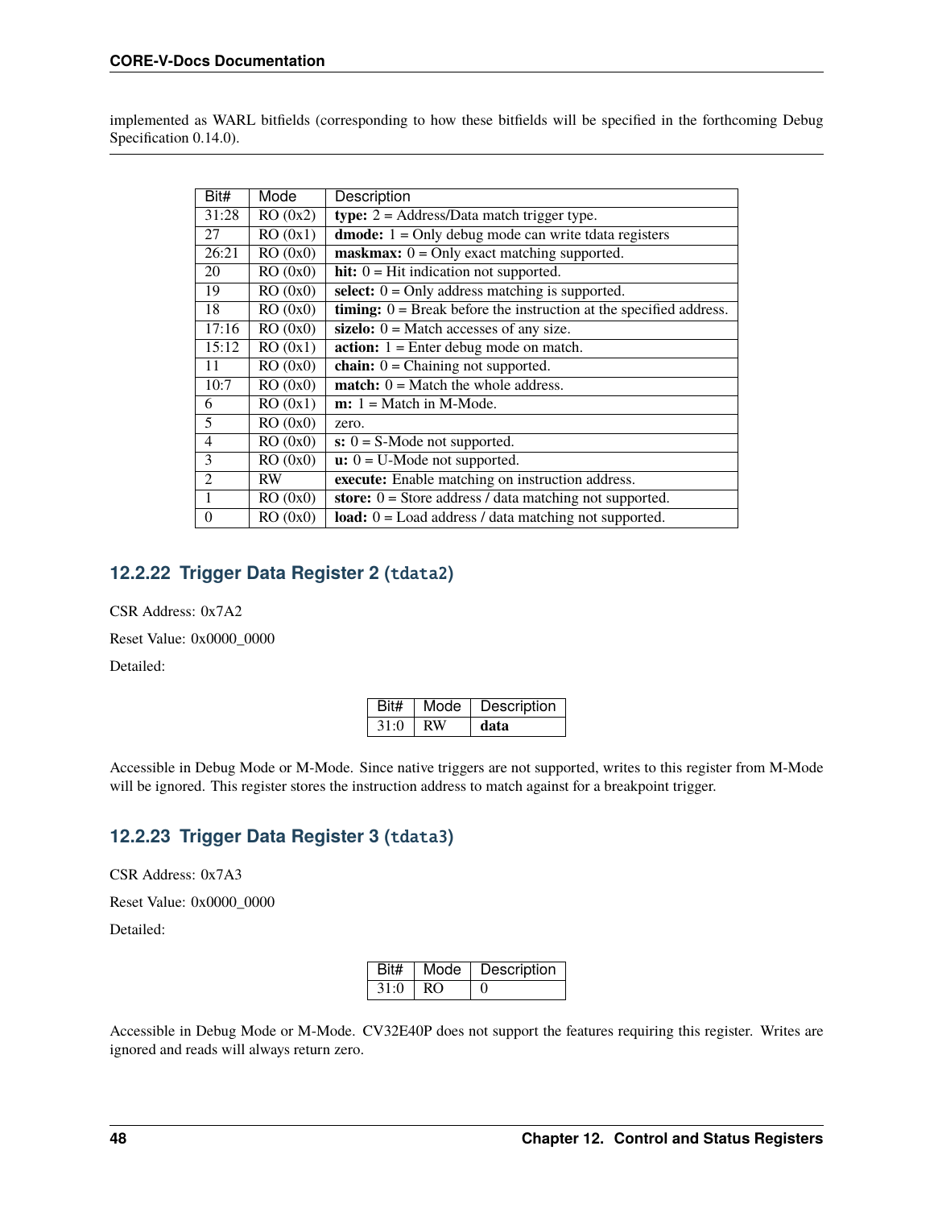implemented as WARL bitfields (corresponding to how these bitfields will be specified in the forthcoming Debug Specification 0.14.0).

| Bit# | Mode | Description |
|---|---|---|
| 31:28 | RO (0x2) | **type:** 2 = Address/Data match trigger type. |
| 27 | RO (0x1) | **dmode:** 1 = Only debug mode can write tdata registers |
| 26:21 | RO (0x0) | **maskmax:** 0 = Only exact matching supported. |
| 20 | RO (0x0) | **hit:** 0 = Hit indication not supported. |
| 19 | RO (0x0) | **select:** 0 = Only address matching is supported. |
| 18 | RO (0x0) | **timing:** 0 = Break before the instruction at the specified address. |
| 17:16 | RO (0x0) | **sizelo:** 0 = Match accesses of any size. |
| 15:12 | RO (0x1) | **action:** 1 = Enter debug mode on match. |
| 11 | RO (0x0) | **chain:** 0 = Chaining not supported. |
| 10:7 | RO (0x0) | **match:** 0 = Match the whole address. |
| 6 | RO (0x1) | **m:** 1 = Match in M-Mode. |
| 5 | RO (0x0) | zero. |
| 4 | RO (0x0) | **s:** 0 = S-Mode not supported. |
| 3 | RO (0x0) | **u:** 0 = U-Mode not supported. |
| 2 | RW | **execute:** Enable matching on instruction address. |
| 1 | RO (0x0) | **store:** 0 = Store address / data matching not supported. |
| 0 | RO (0x0) | **load:** 0 = Load address / data matching not supported. |

### 12.2.22 Trigger Data Register 2 (`tdata2`)

CSR Address: 0x7A2

Reset Value: 0x0000_0000

Detailed:

| Bit# | Mode | Description |
|---|---|---|
| 31:0 | RW | **data** |

Accessible in Debug Mode or M-Mode. Since native triggers are not supported, writes to this register from M-Mode will be ignored. This register stores the instruction address to match against for a breakpoint trigger.

### 12.2.23 Trigger Data Register 3 (`tdata3`)

CSR Address: 0x7A3

Reset Value: 0x0000_0000

Detailed:

| Bit# | Mode | Description |
|---|---|---|
| 31:0 | RO | 0 |

Accessible in Debug Mode or M-Mode. CV32E40P does not support the features requiring this register. Writes are ignored and reads will always return zero.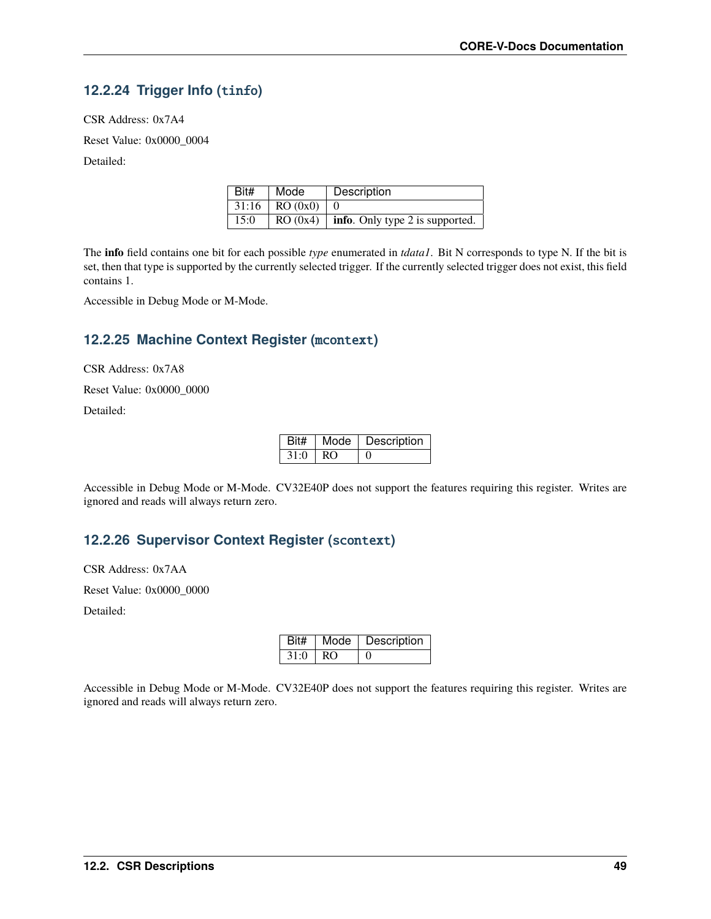### 12.2.24 Trigger Info (`tinfo`)

CSR Address: 0x7A4

Reset Value: 0x0000_0004

Detailed:

| Bit# | Mode | Description |
|---|---|---|
| 31:16 | RO (0x0) | 0 |
| 15:0 | RO (0x4) | **info**. Only type 2 is supported. |

The **info** field contains one bit for each possible *type* enumerated in *tdata1*. Bit N corresponds to type N. If the bit is set, then that type is supported by the currently selected trigger. If the currently selected trigger does not exist, this field contains 1.

Accessible in Debug Mode or M-Mode.

### 12.2.25 Machine Context Register (`mcontext`)

CSR Address: 0x7A8

Reset Value: 0x0000_0000

Detailed:

| Bit# | Mode | Description |
|---|---|---|
| 31:0 | RO | 0 |

Accessible in Debug Mode or M-Mode. CV32E40P does not support the features requiring this register. Writes are ignored and reads will always return zero.

### 12.2.26 Supervisor Context Register (`scontext`)

CSR Address: 0x7AA

Reset Value: 0x0000_0000

Detailed:

| Bit# | Mode | Description |
|---|---|---|
| 31:0 | RO | 0 |

Accessible in Debug Mode or M-Mode. CV32E40P does not support the features requiring this register. Writes are ignored and reads will always return zero.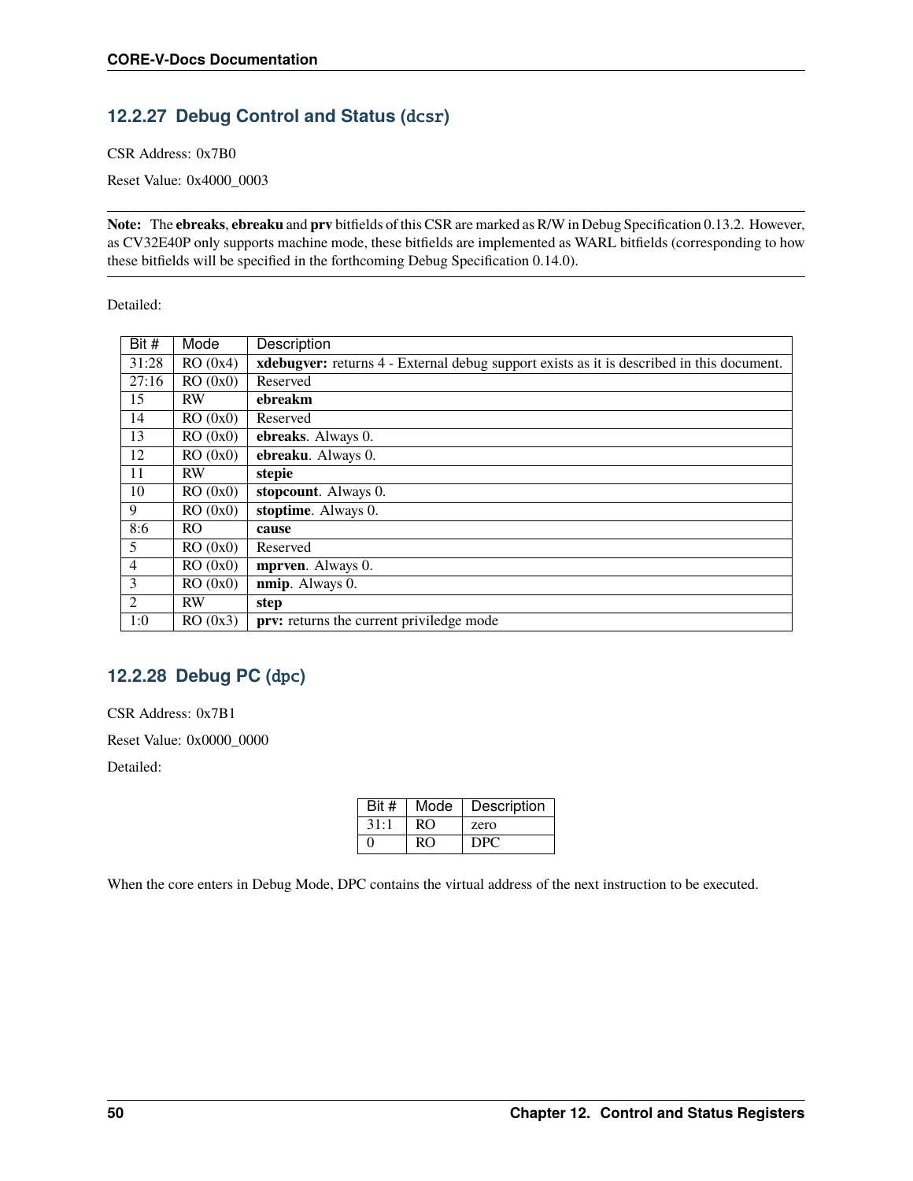### 12.2.27 Debug Control and Status (dcsr)

CSR Address: 0x7B0

Reset Value: 0x4000_0003

**Note:** The **ebreaks**, **ebreaku** and **prv** bitfields of this CSR are marked as R/W in Debug Specification 0.13.2. However, as CV32E40P only supports machine mode, these bitfields are implemented as WARL bitfields (corresponding to how these bitfields will be specified in the forthcoming Debug Specification 0.14.0).

Detailed:

| Bit # | Mode | Description |
|---|---|---|
| 31:28 | RO (0x4) | **xdebugver:** returns 4 - External debug support exists as it is described in this document. |
| 27:16 | RO (0x0) | Reserved |
| 15 | RW | **ebreakm** |
| 14 | RO (0x0) | Reserved |
| 13 | RO (0x0) | **ebreaks**. Always 0. |
| 12 | RO (0x0) | **ebreaku**. Always 0. |
| 11 | RW | **stepie** |
| 10 | RO (0x0) | **stopcount**. Always 0. |
| 9 | RO (0x0) | **stoptime**. Always 0. |
| 8:6 | RO | **cause** |
| 5 | RO (0x0) | Reserved |
| 4 | RO (0x0) | **mprven**. Always 0. |
| 3 | RO (0x0) | **nmip**. Always 0. |
| 2 | RW | **step** |
| 1:0 | RO (0x3) | **prv:** returns the current priviledge mode |

### 12.2.28 Debug PC (dpc)

CSR Address: 0x7B1

Reset Value: 0x0000_0000

Detailed:

| Bit # | Mode | Description |
|---|---|---|
| 31:1 | RO | zero |
| 0 | RO | DPC |

When the core enters in Debug Mode, DPC contains the virtual address of the next instruction to be executed.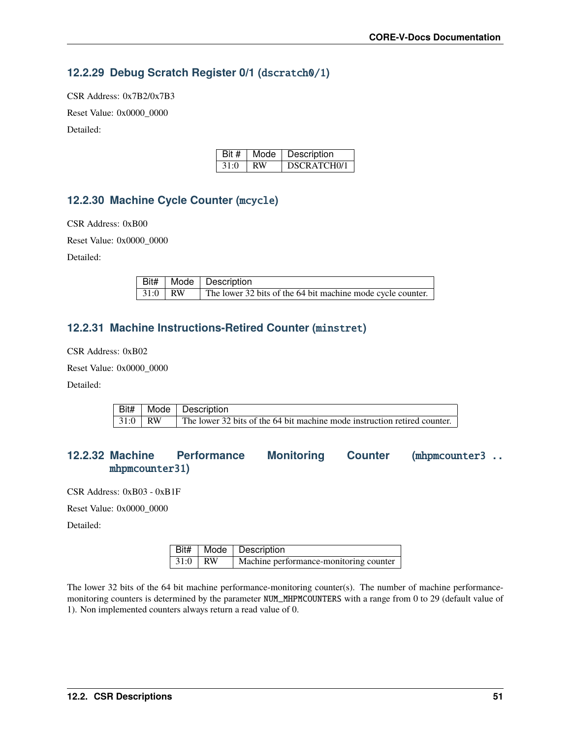### 12.2.29 Debug Scratch Register 0/1 (`dscratch0/1`)

CSR Address: 0x7B2/0x7B3

Reset Value: 0x0000_0000

Detailed:

| Bit # | Mode | Description |
|---|---|---|
| 31:0 | RW | DSCRATCH0/1 |

### 12.2.30 Machine Cycle Counter (`mcycle`)

CSR Address: 0xB00

Reset Value: 0x0000_0000

Detailed:

| Bit# | Mode | Description |
|---|---|---|
| 31:0 | RW | The lower 32 bits of the 64 bit machine mode cycle counter. |

### 12.2.31 Machine Instructions-Retired Counter (`minstret`)

CSR Address: 0xB02

Reset Value: 0x0000_0000

Detailed:

| Bit# | Mode | Description |
|---|---|---|
| 31:0 | RW | The lower 32 bits of the 64 bit machine mode instruction retired counter. |

### 12.2.32 Machine Performance Monitoring Counter (`mhpmcounter3 .. mhpmcounter31`)

CSR Address: 0xB03 - 0xB1F

Reset Value: 0x0000_0000

Detailed:

| Bit# | Mode | Description |
|---|---|---|
| 31:0 | RW | Machine performance-monitoring counter |

The lower 32 bits of the 64 bit machine performance-monitoring counter(s). The number of machine performance-monitoring counters is determined by the parameter `NUM_MHPMCOUNTERS` with a range from 0 to 29 (default value of 1). Non implemented counters always return a read value of 0.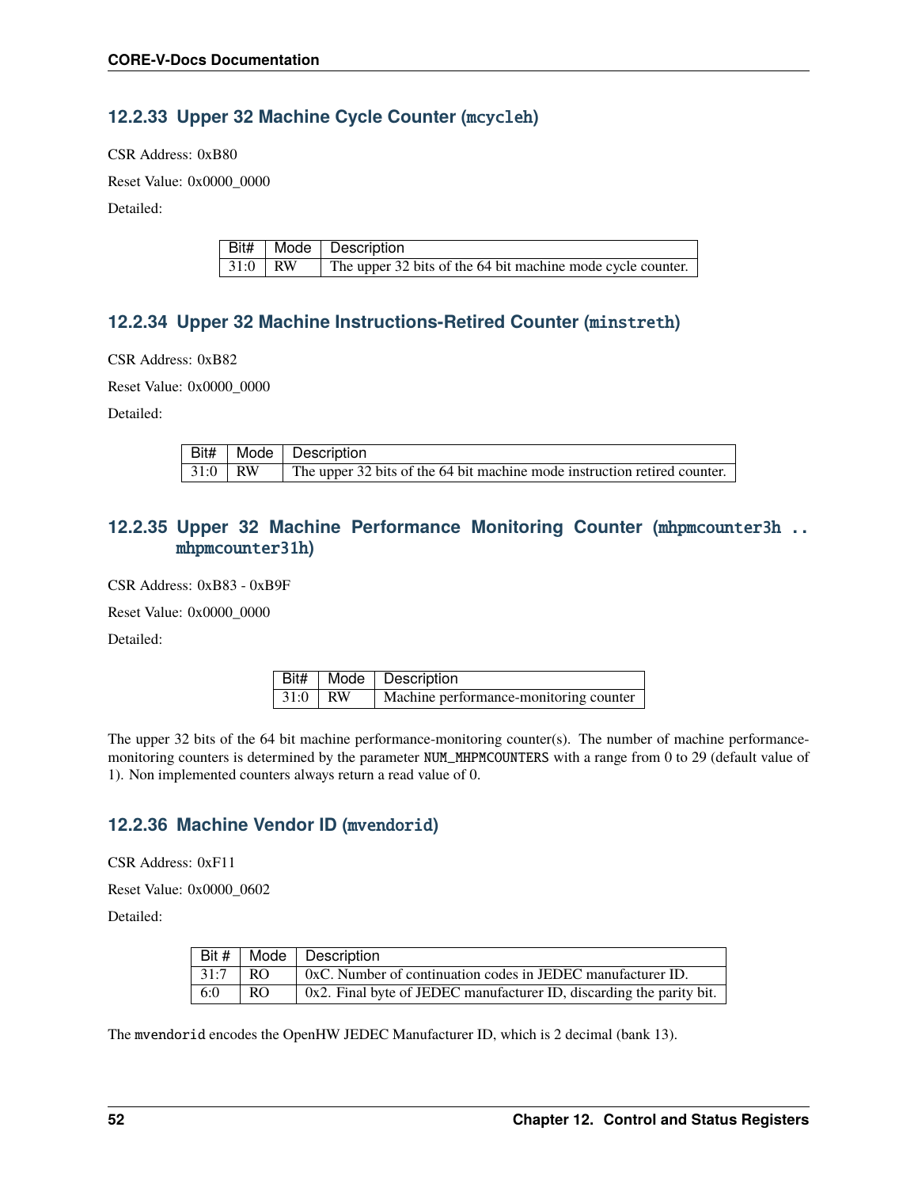### 12.2.33 Upper 32 Machine Cycle Counter (`mcycleh`)

CSR Address: 0xB80

Reset Value: 0x0000_0000

Detailed:

| Bit# | Mode | Description |
|---|---|---|
| 31:0 | RW | The upper 32 bits of the 64 bit machine mode cycle counter. |

### 12.2.34 Upper 32 Machine Instructions-Retired Counter (`minstreth`)

CSR Address: 0xB82

Reset Value: 0x0000_0000

Detailed:

| Bit# | Mode | Description |
|---|---|---|
| 31:0 | RW | The upper 32 bits of the 64 bit machine mode instruction retired counter. |

### 12.2.35 Upper 32 Machine Performance Monitoring Counter (`mhpmcounter3h .. mhpmcounter31h`)

CSR Address: 0xB83 - 0xB9F

Reset Value: 0x0000_0000

Detailed:

| Bit# | Mode | Description |
|---|---|---|
| 31:0 | RW | Machine performance-monitoring counter |

The upper 32 bits of the 64 bit machine performance-monitoring counter(s). The number of machine performance-monitoring counters is determined by the parameter `NUM_MHPMCOUNTERS` with a range from 0 to 29 (default value of 1). Non implemented counters always return a read value of 0.

### 12.2.36 Machine Vendor ID (`mvendorid`)

CSR Address: 0xF11

Reset Value: 0x0000_0602

Detailed:

| Bit # | Mode | Description |
|---|---|---|
| 31:7 | RO | 0xC. Number of continuation codes in JEDEC manufacturer ID. |
| 6:0 | RO | 0x2. Final byte of JEDEC manufacturer ID, discarding the parity bit. |

The `mvendorid` encodes the OpenHW JEDEC Manufacturer ID, which is 2 decimal (bank 13).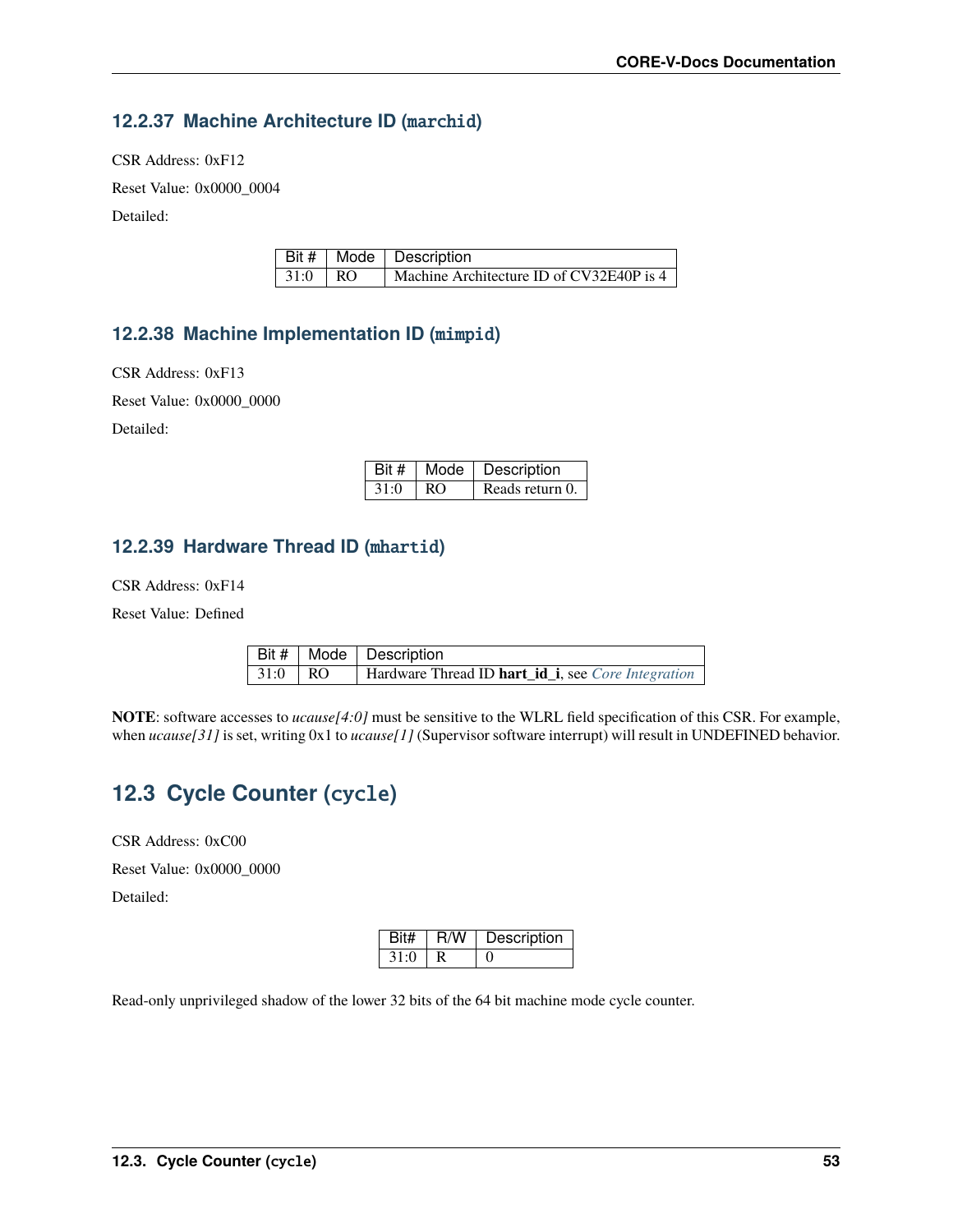### 12.2.37 Machine Architecture ID (`marchid`)

CSR Address: 0xF12

Reset Value: 0x0000_0004

Detailed:

| Bit # | Mode | Description |
|---|---|---|
| 31:0 | RO | Machine Architecture ID of CV32E40P is 4 |

### 12.2.38 Machine Implementation ID (`mimpid`)

CSR Address: 0xF13

Reset Value: 0x0000_0000

Detailed:

| Bit # | Mode | Description |
|---|---|---|
| 31:0 | RO | Reads return 0. |

### 12.2.39 Hardware Thread ID (`mhartid`)

CSR Address: 0xF14

Reset Value: Defined

| Bit # | Mode | Description |
|---|---|---|
| 31:0 | RO | Hardware Thread ID **hart_id_i**, see *Core Integration* |

**NOTE**: software accesses to *ucause[4:0]* must be sensitive to the WLRL field specification of this CSR. For example, when *ucause[31]* is set, writing 0x1 to *ucause[1]* (Supervisor software interrupt) will result in UNDEFINED behavior.

## 12.3 Cycle Counter (`cycle`)

CSR Address: 0xC00

Reset Value: 0x0000_0000

Detailed:

| Bit# | R/W | Description |
|---|---|---|
| 31:0 | R | 0 |

Read-only unprivileged shadow of the lower 32 bits of the 64 bit machine mode cycle counter.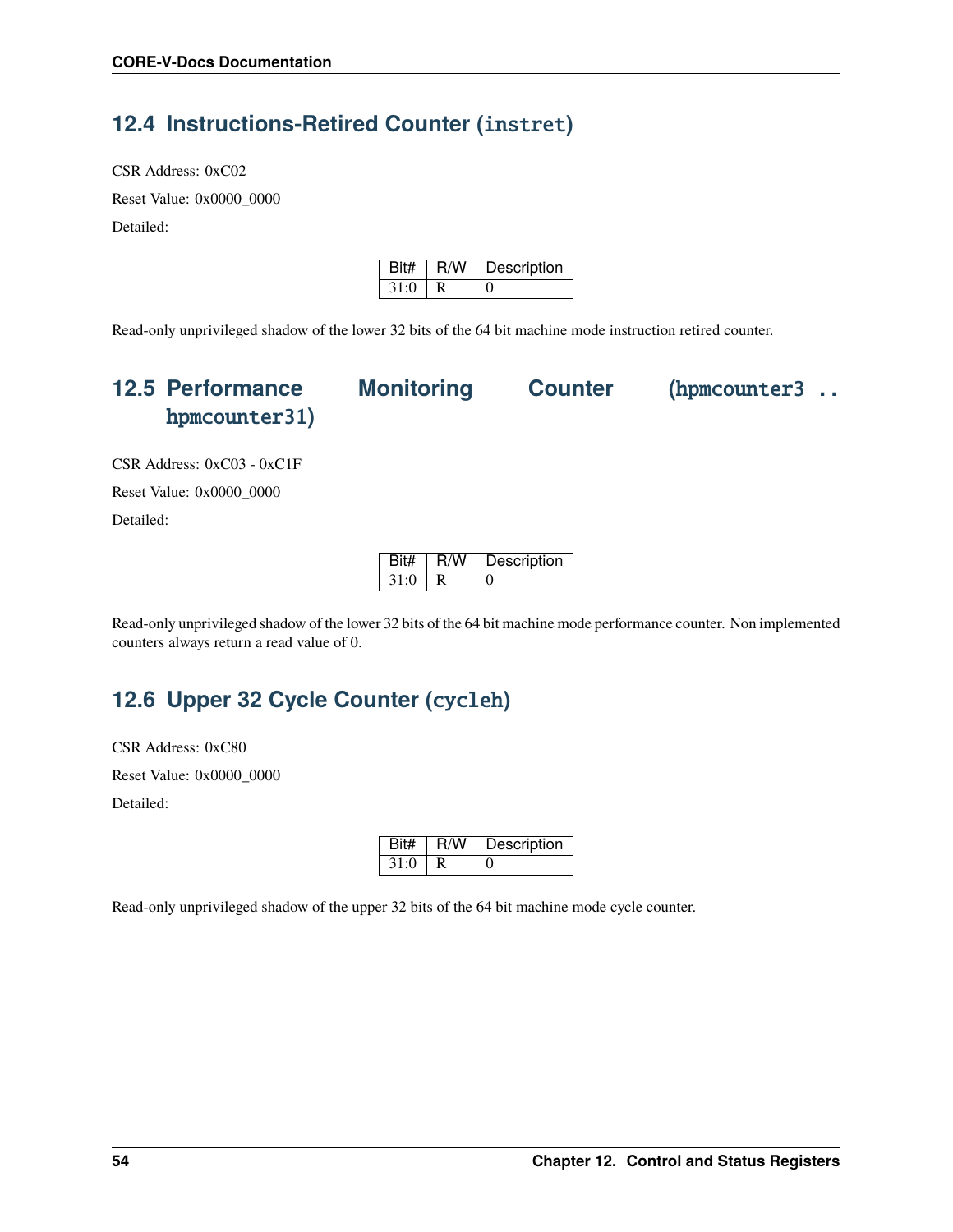## 12.4 Instructions-Retired Counter (`instret`)

CSR Address: 0xC02

Reset Value: 0x0000_0000

Detailed:

| Bit# | R/W | Description |
|---|---|---|
| 31:0 | R | 0 |

Read-only unprivileged shadow of the lower 32 bits of the 64 bit machine mode instruction retired counter.

## 12.5 Performance Monitoring Counter (`hpmcounter3 .. hpmcounter31`)

CSR Address: 0xC03 - 0xC1F

Reset Value: 0x0000_0000

Detailed:

| Bit# | R/W | Description |
|---|---|---|
| 31:0 | R | 0 |

Read-only unprivileged shadow of the lower 32 bits of the 64 bit machine mode performance counter. Non implemented counters always return a read value of 0.

## 12.6 Upper 32 Cycle Counter (`cycleh`)

CSR Address: 0xC80

Reset Value: 0x0000_0000

Detailed:

| Bit# | R/W | Description |
|---|---|---|
| 31:0 | R | 0 |

Read-only unprivileged shadow of the upper 32 bits of the 64 bit machine mode cycle counter.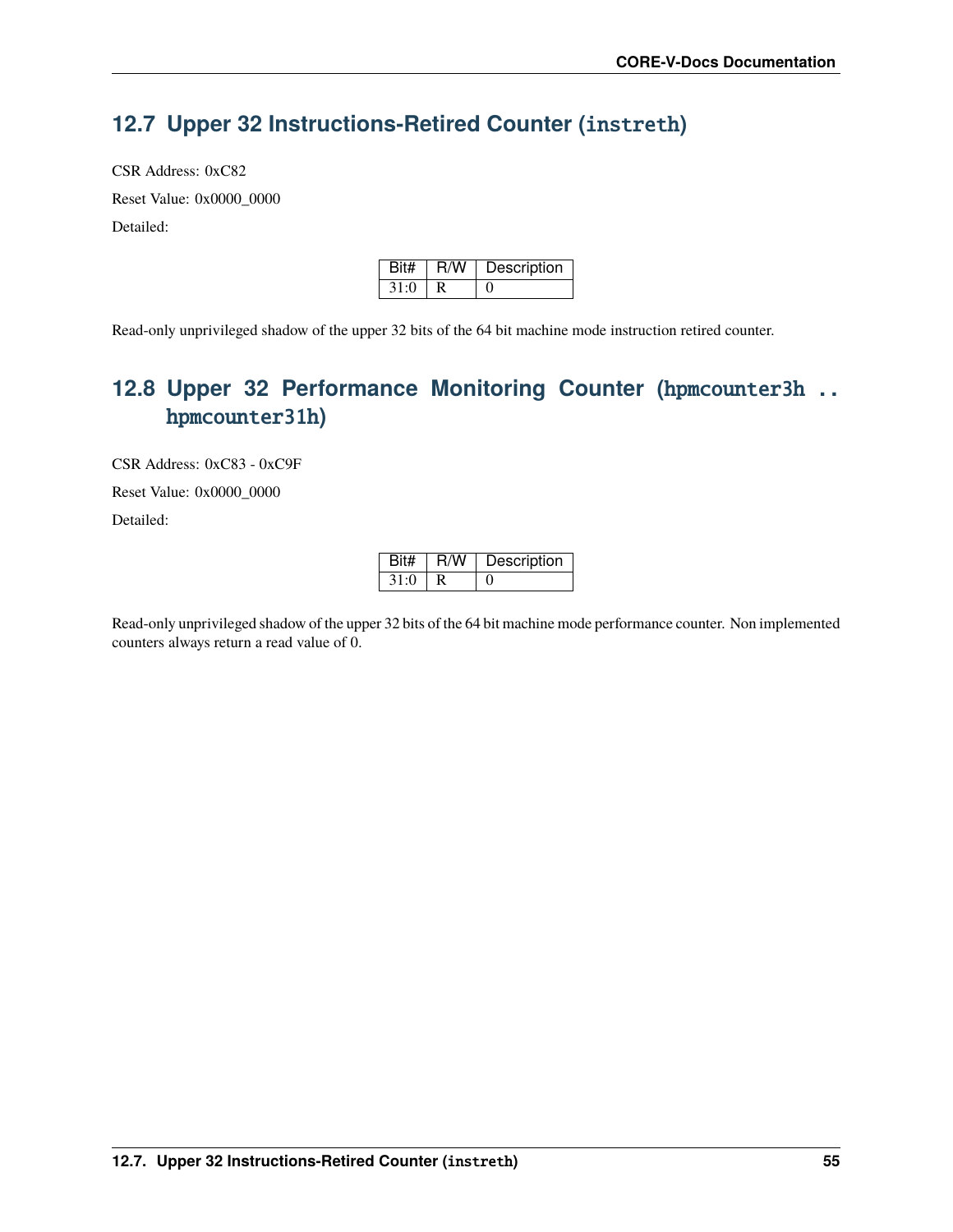## 12.7 Upper 32 Instructions-Retired Counter (`instreth`)

CSR Address: 0xC82

Reset Value: 0x0000_0000

Detailed:

| Bit# | R/W | Description |
|---|---|---|
| 31:0 | R | 0 |

Read-only unprivileged shadow of the upper 32 bits of the 64 bit machine mode instruction retired counter.

## 12.8 Upper 32 Performance Monitoring Counter (`hpmcounter3h .. hpmcounter31h`)

CSR Address: 0xC83 - 0xC9F

Reset Value: 0x0000_0000

Detailed:

| Bit# | R/W | Description |
|---|---|---|
| 31:0 | R | 0 |

Read-only unprivileged shadow of the upper 32 bits of the 64 bit machine mode performance counter. Non implemented counters always return a read value of 0.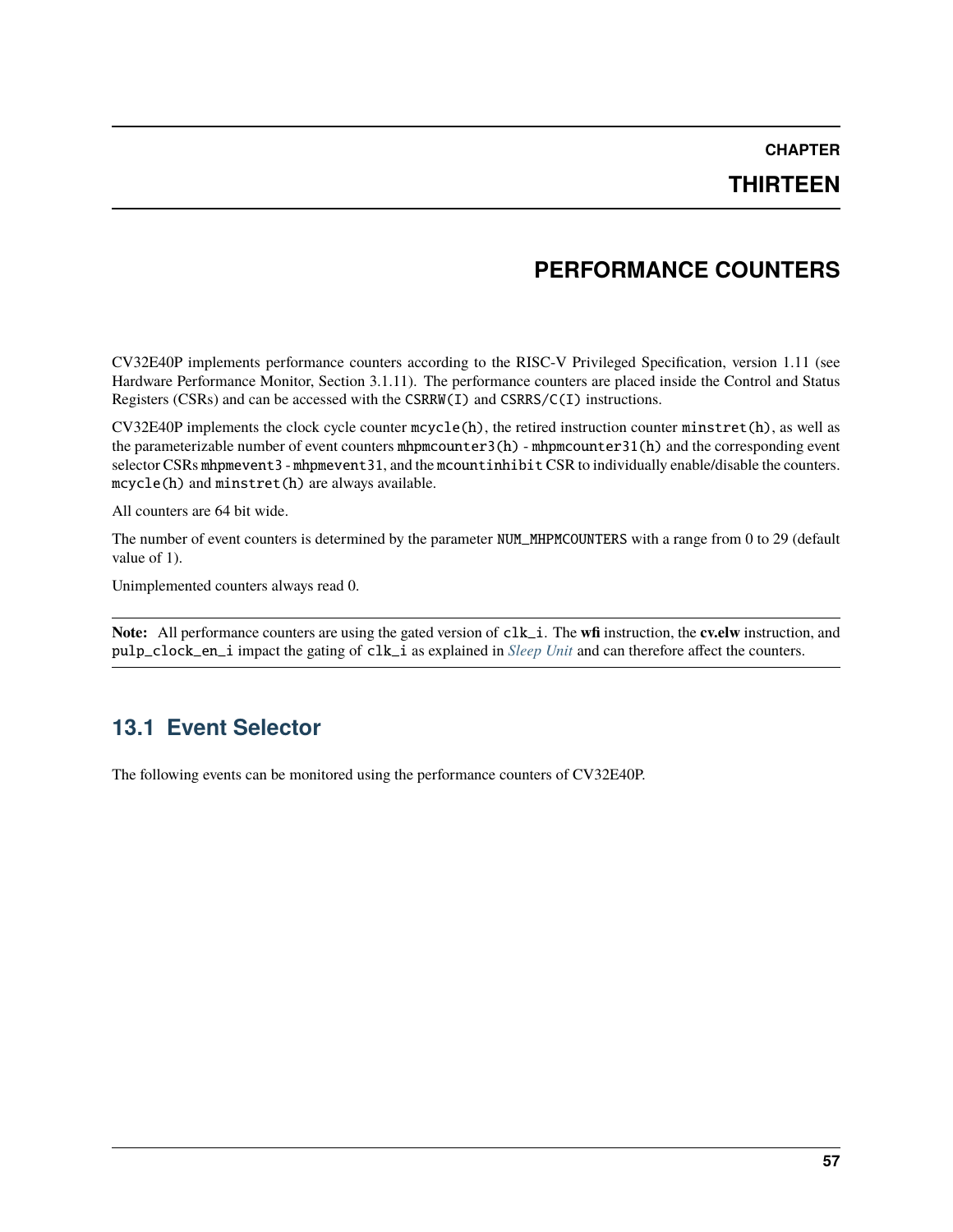# CHAPTER THIRTEEN

# PERFORMANCE COUNTERS

CV32E40P implements performance counters according to the RISC-V Privileged Specification, version 1.11 (see Hardware Performance Monitor, Section 3.1.11). The performance counters are placed inside the Control and Status Registers (CSRs) and can be accessed with the `CSRRW(I)` and `CSRRS/C(I)` instructions.

CV32E40P implements the clock cycle counter `mcycle(h)`, the retired instruction counter `minstret(h)`, as well as the parameterizable number of event counters `mhpmcounter3(h)` - `mhpmcounter31(h)` and the corresponding event selector CSRs `mhpmevent3` - `mhpmevent31`, and the `mcountinhibit` CSR to individually enable/disable the counters. `mcycle(h)` and `minstret(h)` are always available.

All counters are 64 bit wide.

The number of event counters is determined by the parameter `NUM_MHPMCOUNTERS` with a range from 0 to 29 (default value of 1).

Unimplemented counters always read 0.

**Note:** All performance counters are using the gated version of `clk_i`. The **wfi** instruction, the **cv.elw** instruction, and `pulp_clock_en_i` impact the gating of `clk_i` as explained in *Sleep Unit* and can therefore affect the counters.

## 13.1 Event Selector

The following events can be monitored using the performance counters of CV32E40P.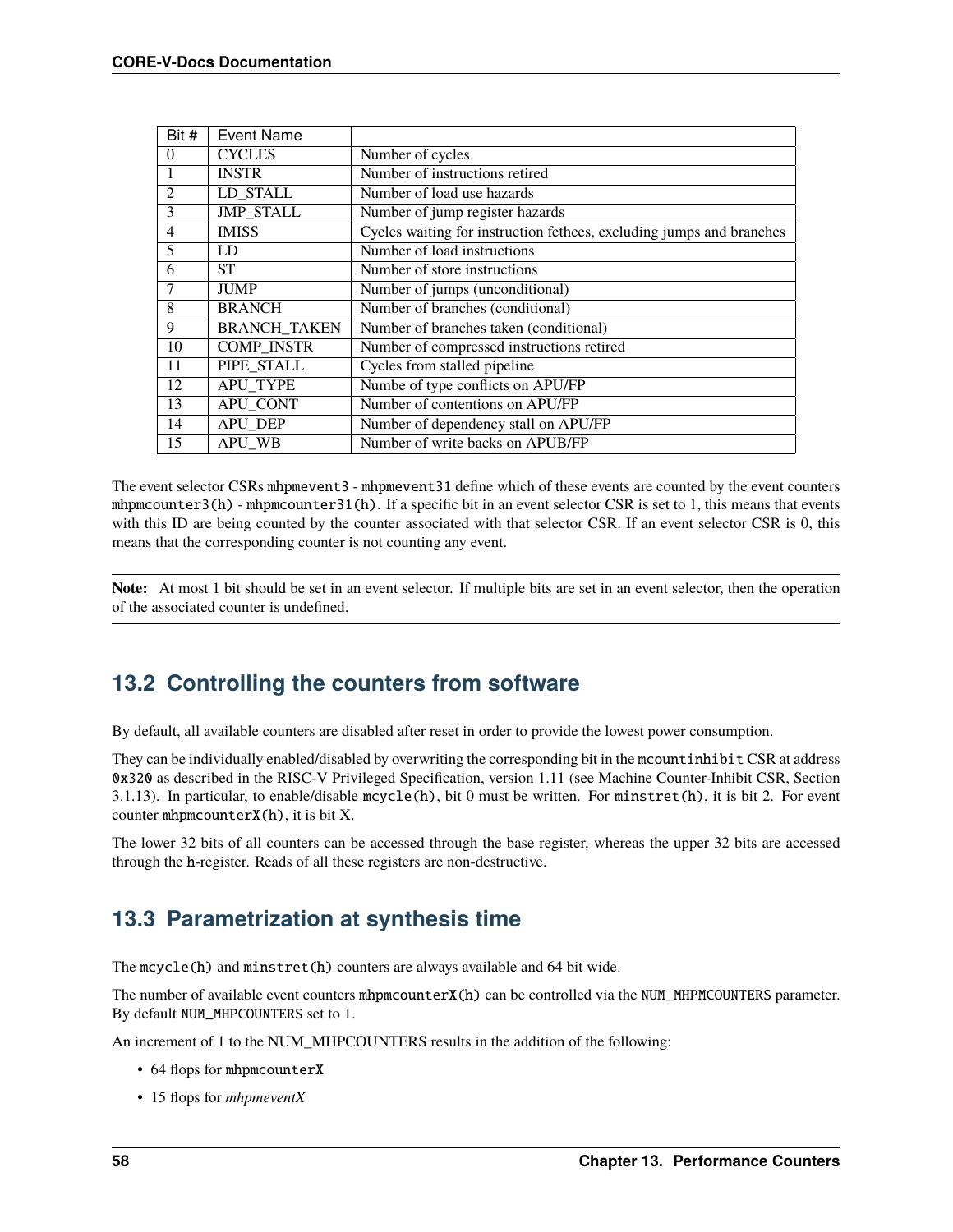| Bit # | Event Name | |
|---|---|---|
| 0 | CYCLES | Number of cycles |
| 1 | INSTR | Number of instructions retired |
| 2 | LD_STALL | Number of load use hazards |
| 3 | JMP_STALL | Number of jump register hazards |
| 4 | IMISS | Cycles waiting for instruction fethces, excluding jumps and branches |
| 5 | LD | Number of load instructions |
| 6 | ST | Number of store instructions |
| 7 | JUMP | Number of jumps (unconditional) |
| 8 | BRANCH | Number of branches (conditional) |
| 9 | BRANCH_TAKEN | Number of branches taken (conditional) |
| 10 | COMP_INSTR | Number of compressed instructions retired |
| 11 | PIPE_STALL | Cycles from stalled pipeline |
| 12 | APU_TYPE | Numbe of type conflicts on APU/FP |
| 13 | APU_CONT | Number of contentions on APU/FP |
| 14 | APU_DEP | Number of dependency stall on APU/FP |
| 15 | APU_WB | Number of write backs on APUB/FP |

The event selector CSRs `mhpmevent3` - `mhpmevent31` define which of these events are counted by the event counters `mhpmcounter3(h)` - `mhpmcounter31(h)`. If a specific bit in an event selector CSR is set to 1, this means that events with this ID are being counted by the counter associated with that selector CSR. If an event selector CSR is 0, this means that the corresponding counter is not counting any event.

**Note:** At most 1 bit should be set in an event selector. If multiple bits are set in an event selector, then the operation of the associated counter is undefined.

## 13.2 Controlling the counters from software

By default, all available counters are disabled after reset in order to provide the lowest power consumption.

They can be individually enabled/disabled by overwriting the corresponding bit in the `mcountinhibit` CSR at address `0x320` as described in the RISC-V Privileged Specification, version 1.11 (see Machine Counter-Inhibit CSR, Section 3.1.13). In particular, to enable/disable `mcycle(h)`, bit 0 must be written. For `minstret(h)`, it is bit 2. For event counter `mhpmcounterX(h)`, it is bit X.

The lower 32 bits of all counters can be accessed through the base register, whereas the upper 32 bits are accessed through the `h`-register. Reads of all these registers are non-destructive.

## 13.3 Parametrization at synthesis time

The `mcycle(h)` and `minstret(h)` counters are always available and 64 bit wide.

The number of available event counters `mhpmcounterX(h)` can be controlled via the `NUM_MHPMCOUNTERS` parameter. By default `NUM_MHPCOUNTERS` set to 1.

An increment of 1 to the NUM_MHPCOUNTERS results in the addition of the following:

- 64 flops for `mhpmcounterX`
- 15 flops for *mhpmeventX*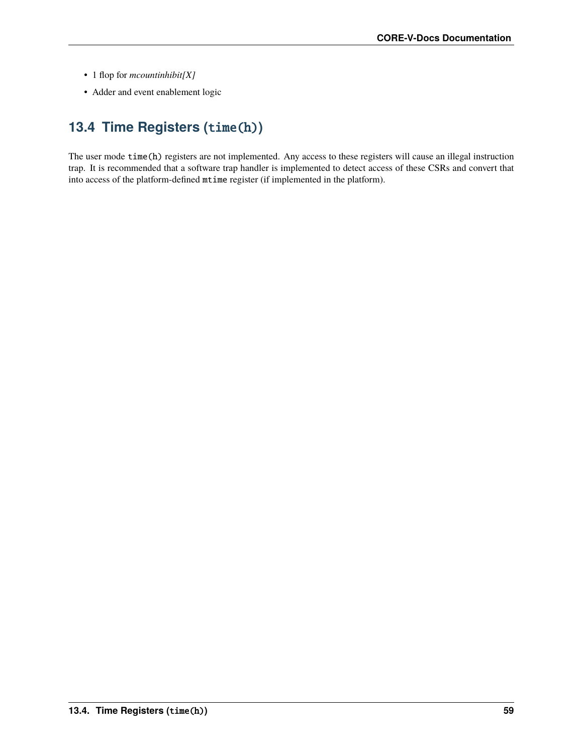- 1 flop for *mcountinhibit[X]*
- Adder and event enablement logic

## 13.4 Time Registers (`time(h)`)

The user mode `time(h)` registers are not implemented. Any access to these registers will cause an illegal instruction trap. It is recommended that a software trap handler is implemented to detect access of these CSRs and convert that into access of the platform-defined `mtime` register (if implemented in the platform).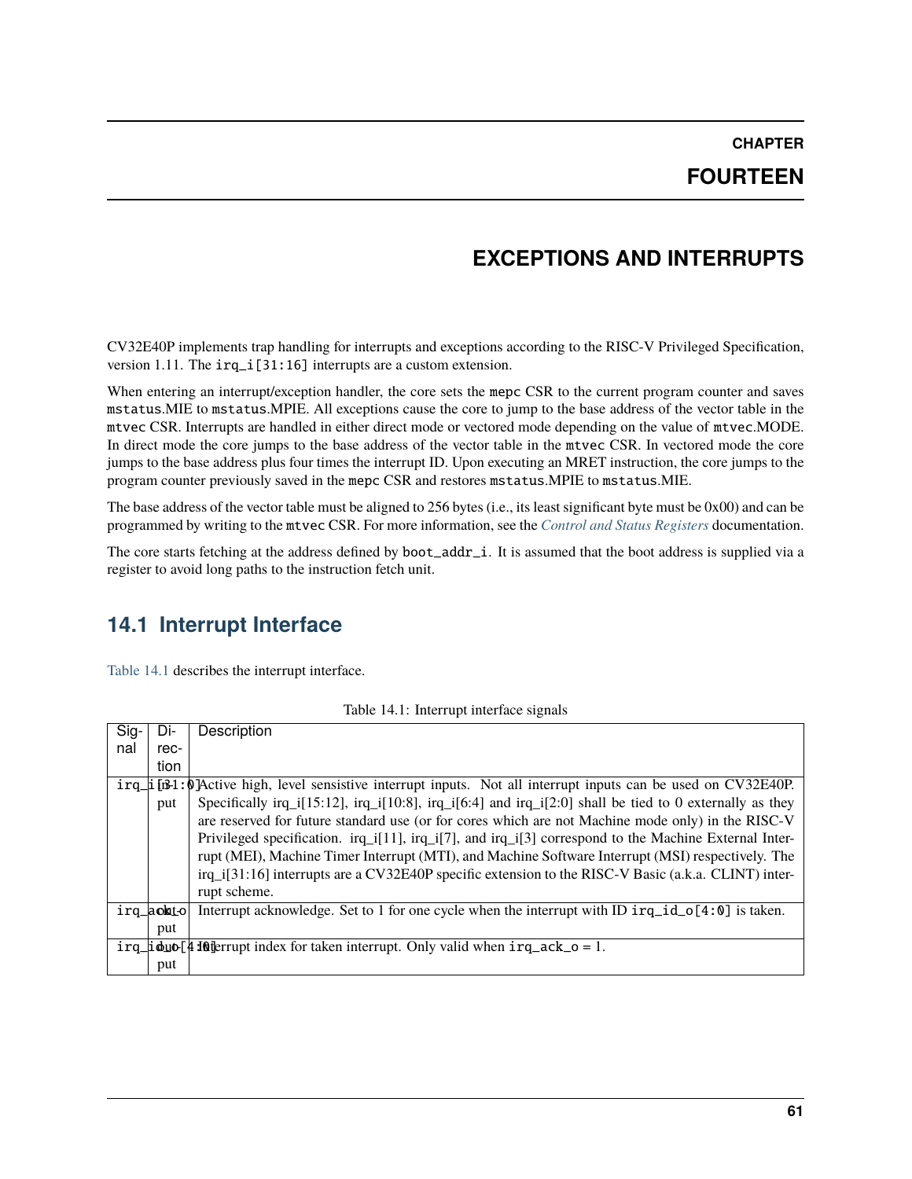# CHAPTER FOURTEEN

# EXCEPTIONS AND INTERRUPTS

CV32E40P implements trap handling for interrupts and exceptions according to the RISC-V Privileged Specification, version 1.11. The `irq_i[31:16]` interrupts are a custom extension.

When entering an interrupt/exception handler, the core sets the `mepc` CSR to the current program counter and saves `mstatus`.MIE to `mstatus`.MPIE. All exceptions cause the core to jump to the base address of the vector table in the `mtvec` CSR. Interrupts are handled in either direct mode or vectored mode depending on the value of `mtvec`.MODE. In direct mode the core jumps to the base address of the vector table in the `mtvec` CSR. In vectored mode the core jumps to the base address plus four times the interrupt ID. Upon executing an MRET instruction, the core jumps to the program counter previously saved in the `mepc` CSR and restores `mstatus`.MPIE to `mstatus`.MIE.

The base address of the vector table must be aligned to 256 bytes (i.e., its least significant byte must be 0x00) and can be programmed by writing to the `mtvec` CSR. For more information, see the *Control and Status Registers* documentation.

The core starts fetching at the address defined by `boot_addr_i`. It is assumed that the boot address is supplied via a register to avoid long paths to the instruction fetch unit.

## 14.1 Interrupt Interface

Table 14.1 describes the interrupt interface.

Table 14.1: Interrupt interface signals

| Signal | Direction | Description |
|---|---|---|
| `irq_i[31:0]` | input | Active high, level sensistive interrupt inputs. Not all interrupt inputs can be used on CV32E40P. Specifically irq_i[15:12], irq_i[10:8], irq_i[6:4] and irq_i[2:0] shall be tied to 0 externally as they are reserved for future standard use (or for cores which are not Machine mode only) in the RISC-V Privileged specification. irq_i[11], irq_i[7], and irq_i[3] correspond to the Machine External Interrupt (MEI), Machine Timer Interrupt (MTI), and Machine Software Interrupt (MSI) respectively. The irq_i[31:16] interrupts are a CV32E40P specific extension to the RISC-V Basic (a.k.a. CLINT) interrupt scheme. |
| `irq_ack_o` | output | Interrupt acknowledge. Set to 1 for one cycle when the interrupt with ID `irq_id_o[4:0]` is taken. |
| `irq_id_o[4:0]` | output | Interrupt index for taken interrupt. Only valid when `irq_ack_o` = 1. |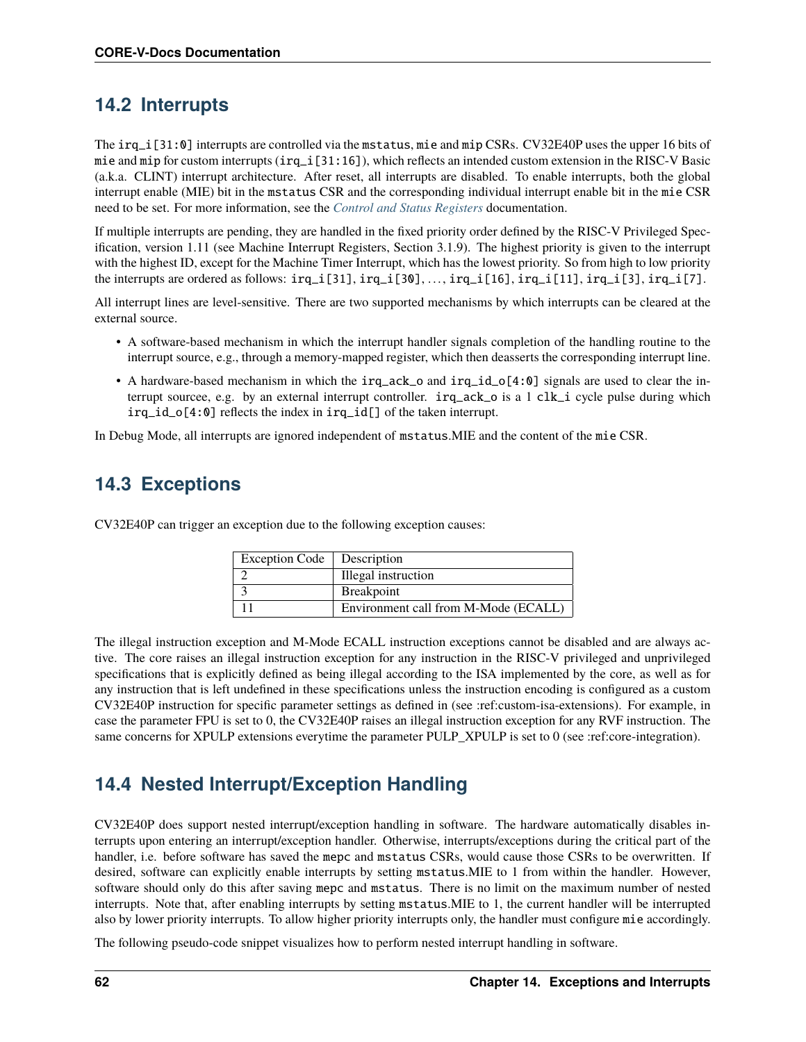## 14.2 Interrupts

The `irq_i[31:0]` interrupts are controlled via the `mstatus`, `mie` and `mip` CSRs. CV32E40P uses the upper 16 bits of `mie` and `mip` for custom interrupts (`irq_i[31:16]`), which reflects an intended custom extension in the RISC-V Basic (a.k.a. CLINT) interrupt architecture. After reset, all interrupts are disabled. To enable interrupts, both the global interrupt enable (MIE) bit in the `mstatus` CSR and the corresponding individual interrupt enable bit in the `mie` CSR need to be set. For more information, see the *Control and Status Registers* documentation.

If multiple interrupts are pending, they are handled in the fixed priority order defined by the RISC-V Privileged Specification, version 1.11 (see Machine Interrupt Registers, Section 3.1.9). The highest priority is given to the interrupt with the highest ID, except for the Machine Timer Interrupt, which has the lowest priority. So from high to low priority the interrupts are ordered as follows: `irq_i[31]`, `irq_i[30]`, ..., `irq_i[16]`, `irq_i[11]`, `irq_i[3]`, `irq_i[7]`.

All interrupt lines are level-sensitive. There are two supported mechanisms by which interrupts can be cleared at the external source.

- A software-based mechanism in which the interrupt handler signals completion of the handling routine to the interrupt source, e.g., through a memory-mapped register, which then deasserts the corresponding interrupt line.
- A hardware-based mechanism in which the `irq_ack_o` and `irq_id_o[4:0]` signals are used to clear the interrupt sourcee, e.g. by an external interrupt controller. `irq_ack_o` is a 1 `clk_i` cycle pulse during which `irq_id_o[4:0]` reflects the index in `irq_id[]` of the taken interrupt.

In Debug Mode, all interrupts are ignored independent of `mstatus`.MIE and the content of the `mie` CSR.

## 14.3 Exceptions

CV32E40P can trigger an exception due to the following exception causes:

| Exception Code | Description |
|---|---|
| 2 | Illegal instruction |
| 3 | Breakpoint |
| 11 | Environment call from M-Mode (ECALL) |

The illegal instruction exception and M-Mode ECALL instruction exceptions cannot be disabled and are always active. The core raises an illegal instruction exception for any instruction in the RISC-V privileged and unprivileged specifications that is explicitly defined as being illegal according to the ISA implemented by the core, as well as for any instruction that is left undefined in these specifications unless the instruction encoding is configured as a custom CV32E40P instruction for specific parameter settings as defined in (see :ref:custom-isa-extensions). For example, in case the parameter FPU is set to 0, the CV32E40P raises an illegal instruction exception for any RVF instruction. The same concerns for XPULP extensions everytime the parameter PULP_XPULP is set to 0 (see :ref:core-integration).

## 14.4 Nested Interrupt/Exception Handling

CV32E40P does support nested interrupt/exception handling in software. The hardware automatically disables interrupts upon entering an interrupt/exception handler. Otherwise, interrupts/exceptions during the critical part of the handler, i.e. before software has saved the `mepc` and `mstatus` CSRs, would cause those CSRs to be overwritten. If desired, software can explicitly enable interrupts by setting `mstatus`.MIE to 1 from within the handler. However, software should only do this after saving `mepc` and `mstatus`. There is no limit on the maximum number of nested interrupts. Note that, after enabling interrupts by setting `mstatus`.MIE to 1, the current handler will be interrupted also by lower priority interrupts. To allow higher priority interrupts only, the handler must configure `mie` accordingly.

The following pseudo-code snippet visualizes how to perform nested interrupt handling in software.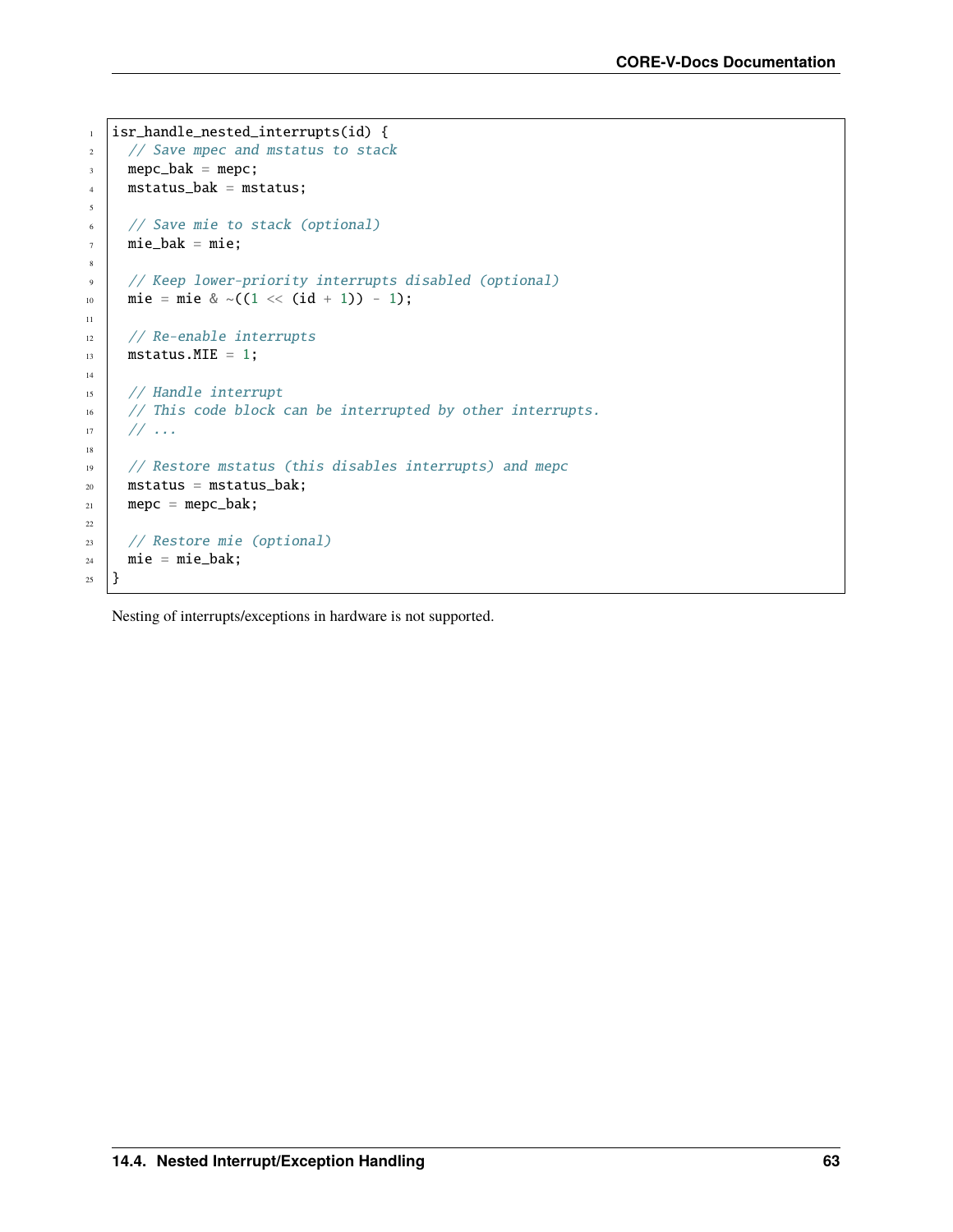```
isr_handle_nested_interrupts(id) {
  // Save mpec and mstatus to stack
  mepc_bak = mepc;
  mstatus_bak = mstatus;

  // Save mie to stack (optional)
  mie_bak = mie;

  // Keep lower-priority interrupts disabled (optional)
  mie = mie & ~((1 << (id + 1)) - 1);

  // Re-enable interrupts
  mstatus.MIE = 1;

  // Handle interrupt
  // This code block can be interrupted by other interrupts.
  // ...

  // Restore mstatus (this disables interrupts) and mepc
  mstatus = mstatus_bak;
  mepc = mepc_bak;

  // Restore mie (optional)
  mie = mie_bak;
}
```

Nesting of interrupts/exceptions in hardware is not supported.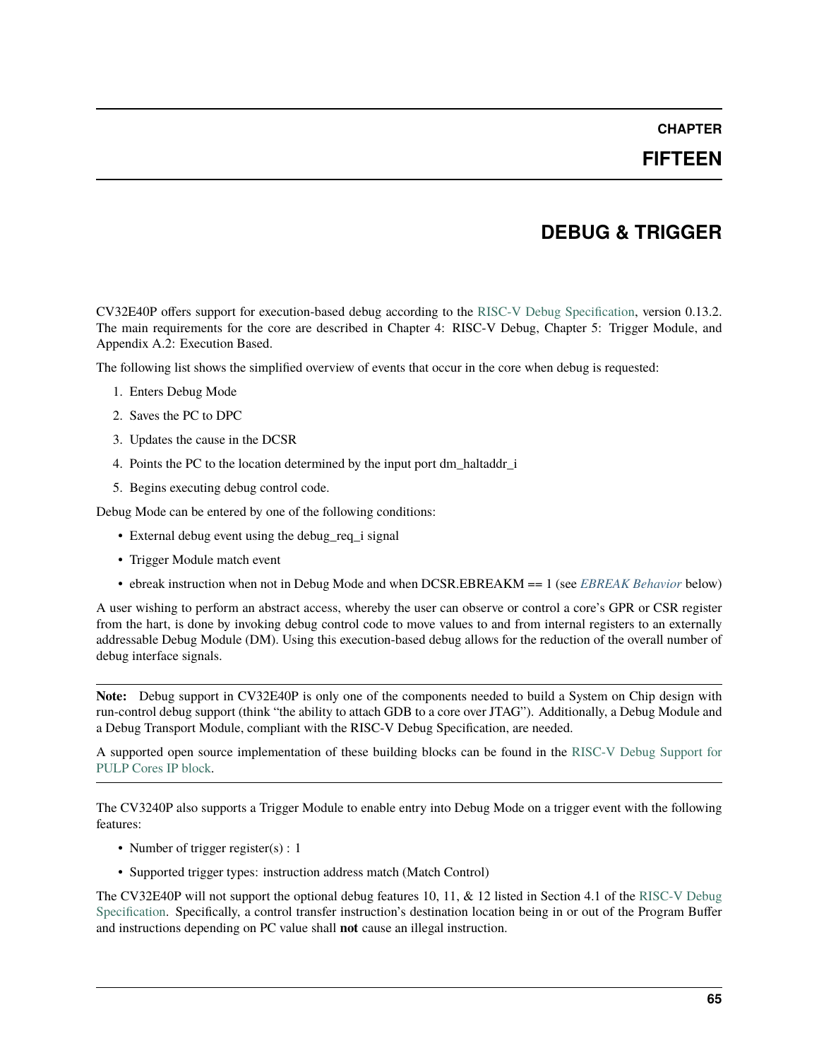# CHAPTER FIFTEEN

# DEBUG & TRIGGER

CV32E40P offers support for execution-based debug according to the RISC-V Debug Specification, version 0.13.2. The main requirements for the core are described in Chapter 4: RISC-V Debug, Chapter 5: Trigger Module, and Appendix A.2: Execution Based.

The following list shows the simplified overview of events that occur in the core when debug is requested:

1. Enters Debug Mode
2. Saves the PC to DPC
3. Updates the cause in the DCSR
4. Points the PC to the location determined by the input port dm_haltaddr_i
5. Begins executing debug control code.

Debug Mode can be entered by one of the following conditions:

- External debug event using the debug_req_i signal
- Trigger Module match event
- ebreak instruction when not in Debug Mode and when DCSR.EBREAKM == 1 (see *EBREAK Behavior* below)

A user wishing to perform an abstract access, whereby the user can observe or control a core's GPR or CSR register from the hart, is done by invoking debug control code to move values to and from internal registers to an externally addressable Debug Module (DM). Using this execution-based debug allows for the reduction of the overall number of debug interface signals.

**Note:** Debug support in CV32E40P is only one of the components needed to build a System on Chip design with run-control debug support (think "the ability to attach GDB to a core over JTAG"). Additionally, a Debug Module and a Debug Transport Module, compliant with the RISC-V Debug Specification, are needed.

A supported open source implementation of these building blocks can be found in the RISC-V Debug Support for PULP Cores IP block.

The CV3240P also supports a Trigger Module to enable entry into Debug Mode on a trigger event with the following features:

- Number of trigger register(s) : 1
- Supported trigger types: instruction address match (Match Control)

The CV32E40P will not support the optional debug features 10, 11, & 12 listed in Section 4.1 of the RISC-V Debug Specification. Specifically, a control transfer instruction's destination location being in or out of the Program Buffer and instructions depending on PC value shall **not** cause an illegal instruction.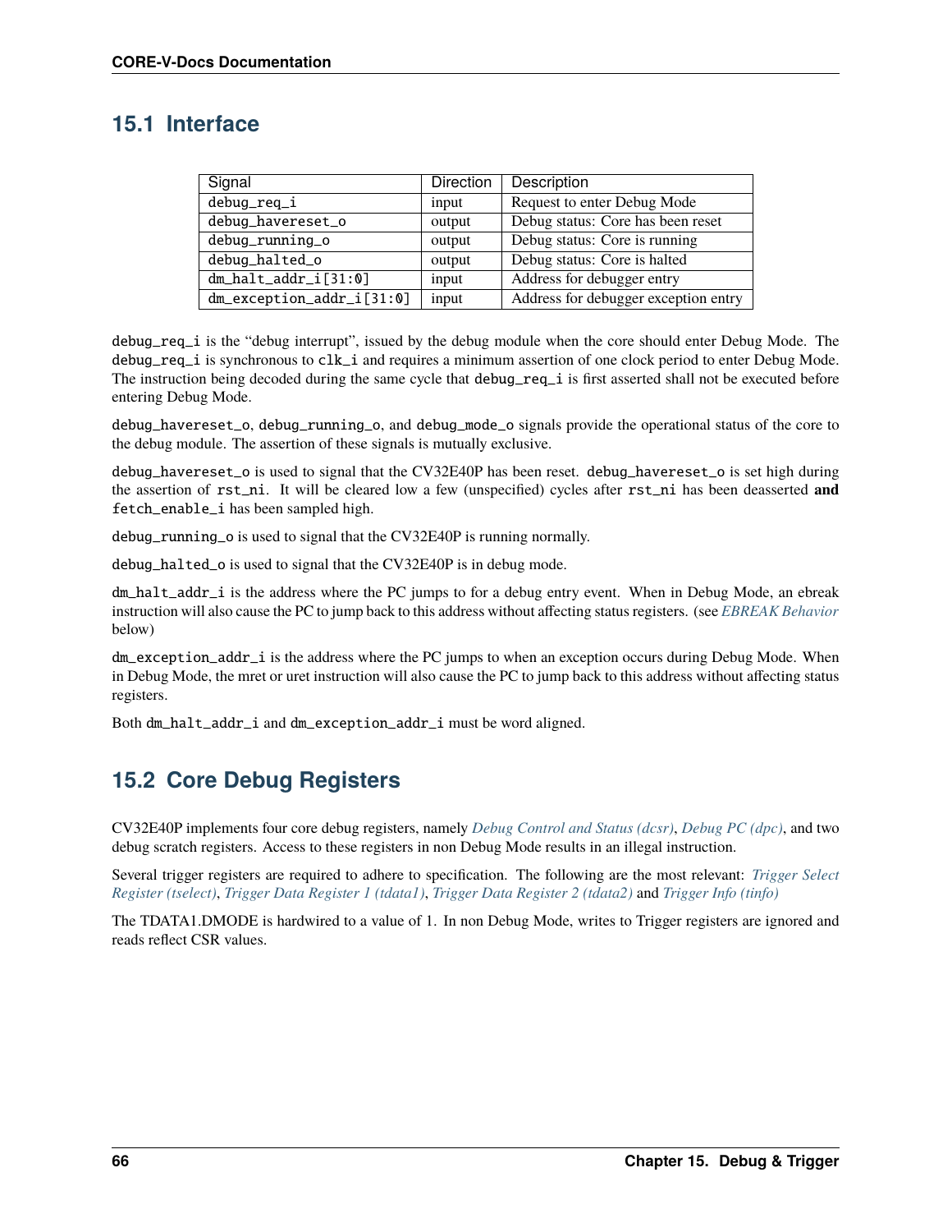## 15.1 Interface

| Signal | Direction | Description |
| --- | --- | --- |
| `debug_req_i` | input | Request to enter Debug Mode |
| `debug_havereset_o` | output | Debug status: Core has been reset |
| `debug_running_o` | output | Debug status: Core is running |
| `debug_halted_o` | output | Debug status: Core is halted |
| `dm_halt_addr_i[31:0]` | input | Address for debugger entry |
| `dm_exception_addr_i[31:0]` | input | Address for debugger exception entry |

`debug_req_i` is the "debug interrupt", issued by the debug module when the core should enter Debug Mode. The `debug_req_i` is synchronous to `clk_i` and requires a minimum assertion of one clock period to enter Debug Mode. The instruction being decoded during the same cycle that `debug_req_i` is first asserted shall not be executed before entering Debug Mode.

`debug_havereset_o`, `debug_running_o`, and `debug_mode_o` signals provide the operational status of the core to the debug module. The assertion of these signals is mutually exclusive.

`debug_havereset_o` is used to signal that the CV32E40P has been reset. `debug_havereset_o` is set high during the assertion of `rst_ni`. It will be cleared low a few (unspecified) cycles after `rst_ni` has been deasserted **and** `fetch_enable_i` has been sampled high.

`debug_running_o` is used to signal that the CV32E40P is running normally.

`debug_halted_o` is used to signal that the CV32E40P is in debug mode.

`dm_halt_addr_i` is the address where the PC jumps to for a debug entry event. When in Debug Mode, an ebreak instruction will also cause the PC to jump back to this address without affecting status registers. (see *EBREAK Behavior* below)

`dm_exception_addr_i` is the address where the PC jumps to when an exception occurs during Debug Mode. When in Debug Mode, the mret or uret instruction will also cause the PC to jump back to this address without affecting status registers.

Both `dm_halt_addr_i` and `dm_exception_addr_i` must be word aligned.

## 15.2 Core Debug Registers

CV32E40P implements four core debug registers, namely *Debug Control and Status (dcsr)*, *Debug PC (dpc)*, and two debug scratch registers. Access to these registers in non Debug Mode results in an illegal instruction.

Several trigger registers are required to adhere to specification. The following are the most relevant: *Trigger Select Register (tselect)*, *Trigger Data Register 1 (tdata1)*, *Trigger Data Register 2 (tdata2)* and *Trigger Info (tinfo)*

The TDATA1.DMODE is hardwired to a value of 1. In non Debug Mode, writes to Trigger registers are ignored and reads reflect CSR values.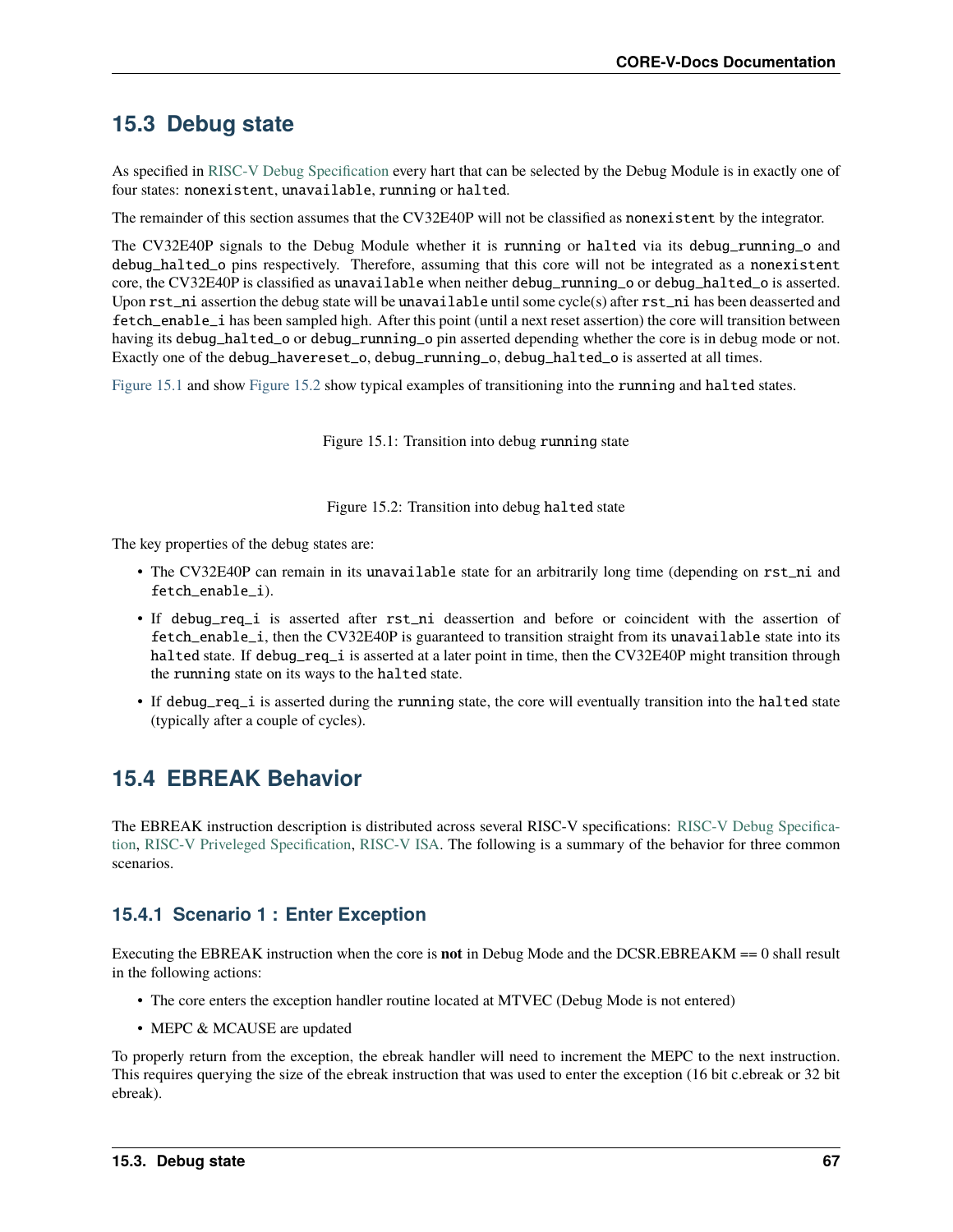## 15.3 Debug state

As specified in RISC-V Debug Specification every hart that can be selected by the Debug Module is in exactly one of four states: `nonexistent`, `unavailable`, `running` or `halted`.

The remainder of this section assumes that the CV32E40P will not be classified as `nonexistent` by the integrator.

The CV32E40P signals to the Debug Module whether it is `running` or `halted` via its `debug_running_o` and `debug_halted_o` pins respectively. Therefore, assuming that this core will not be integrated as a `nonexistent` core, the CV32E40P is classified as `unavailable` when neither `debug_running_o` or `debug_halted_o` is asserted. Upon `rst_ni` assertion the debug state will be `unavailable` until some cycle(s) after `rst_ni` has been deasserted and `fetch_enable_i` has been sampled high. After this point (until a next reset assertion) the core will transition between having its `debug_halted_o` or `debug_running_o` pin asserted depending whether the core is in debug mode or not. Exactly one of the `debug_havereset_o`, `debug_running_o`, `debug_halted_o` is asserted at all times.

Figure 15.1 and show Figure 15.2 show typical examples of transitioning into the `running` and `halted` states.

Figure 15.1: Transition into debug `running` state

Figure 15.2: Transition into debug `halted` state

The key properties of the debug states are:

- The CV32E40P can remain in its `unavailable` state for an arbitrarily long time (depending on `rst_ni` and `fetch_enable_i`).
- If `debug_req_i` is asserted after `rst_ni` deassertion and before or coincident with the assertion of `fetch_enable_i`, then the CV32E40P is guaranteed to transition straight from its `unavailable` state into its `halted` state. If `debug_req_i` is asserted at a later point in time, then the CV32E40P might transition through the `running` state on its ways to the `halted` state.
- If `debug_req_i` is asserted during the `running` state, the core will eventually transition into the `halted` state (typically after a couple of cycles).

## 15.4 EBREAK Behavior

The EBREAK instruction description is distributed across several RISC-V specifications: RISC-V Debug Specification, RISC-V Priveleged Specification, RISC-V ISA. The following is a summary of the behavior for three common scenarios.

### 15.4.1 Scenario 1 : Enter Exception

Executing the EBREAK instruction when the core is **not** in Debug Mode and the DCSR.EBREAKM == 0 shall result in the following actions:

- The core enters the exception handler routine located at MTVEC (Debug Mode is not entered)
- MEPC & MCAUSE are updated

To properly return from the exception, the ebreak handler will need to increment the MEPC to the next instruction. This requires querying the size of the ebreak instruction that was used to enter the exception (16 bit c.ebreak or 32 bit ebreak).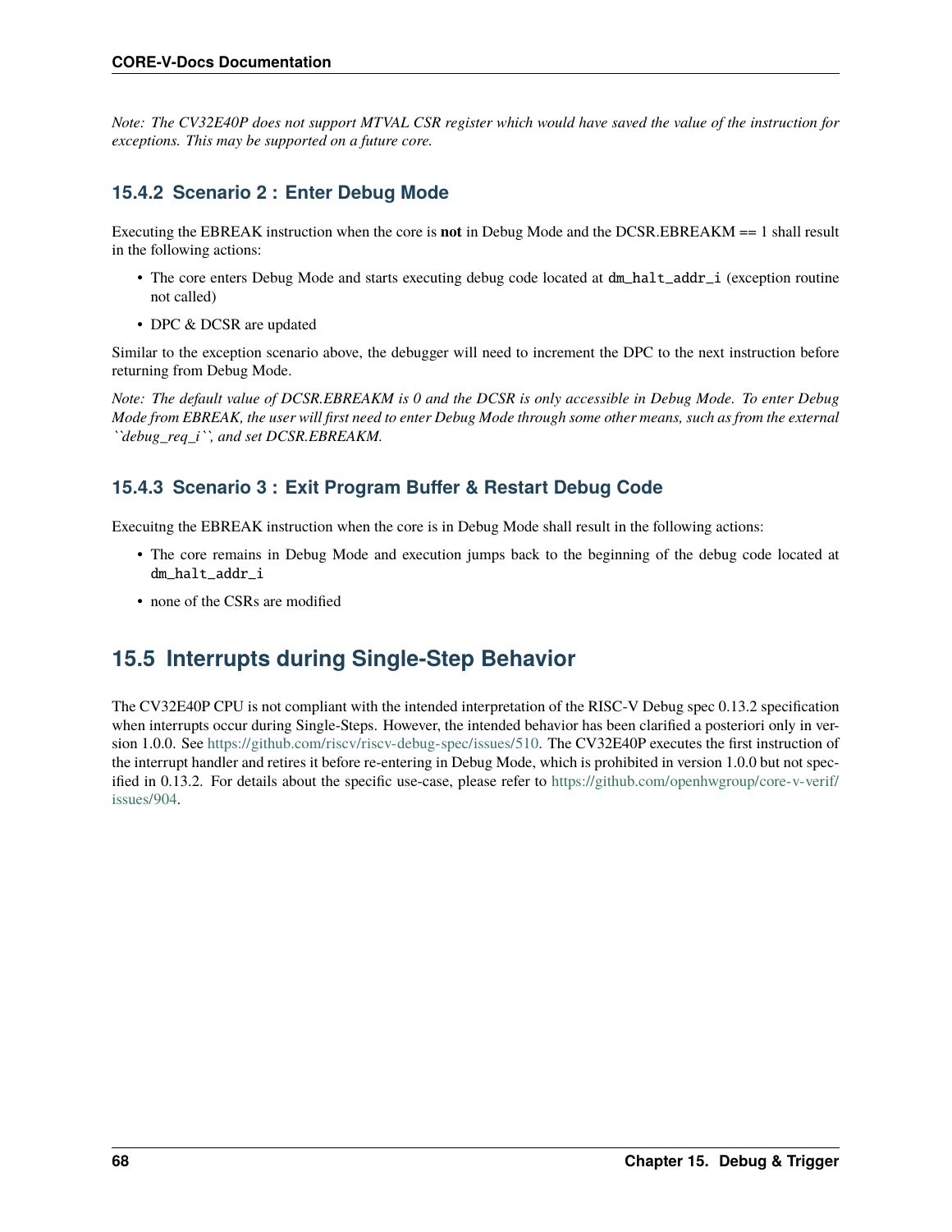*Note: The CV32E40P does not support MTVAL CSR register which would have saved the value of the instruction for exceptions. This may be supported on a future core.*

### 15.4.2 Scenario 2 : Enter Debug Mode

Executing the EBREAK instruction when the core is **not** in Debug Mode and the DCSR.EBREAKM == 1 shall result in the following actions:

- The core enters Debug Mode and starts executing debug code located at `dm_halt_addr_i` (exception routine not called)
- DPC & DCSR are updated

Similar to the exception scenario above, the debugger will need to increment the DPC to the next instruction before returning from Debug Mode.

*Note: The default value of DCSR.EBREAKM is 0 and the DCSR is only accessible in Debug Mode. To enter Debug Mode from EBREAK, the user will first need to enter Debug Mode through some other means, such as from the external ``debug_req_i``, and set DCSR.EBREAKM.*

### 15.4.3 Scenario 3 : Exit Program Buffer & Restart Debug Code

Execuitng the EBREAK instruction when the core is in Debug Mode shall result in the following actions:

- The core remains in Debug Mode and execution jumps back to the beginning of the debug code located at `dm_halt_addr_i`
- none of the CSRs are modified

## 15.5 Interrupts during Single-Step Behavior

The CV32E40P CPU is not compliant with the intended interpretation of the RISC-V Debug spec 0.13.2 specification when interrupts occur during Single-Steps. However, the intended behavior has been clarified a posteriori only in version 1.0.0. See https://github.com/riscv/riscv-debug-spec/issues/510. The CV32E40P executes the first instruction of the interrupt handler and retires it before re-entering in Debug Mode, which is prohibited in version 1.0.0 but not specified in 0.13.2. For details about the specific use-case, please refer to https://github.com/openhwgroup/core-v-verif/issues/904.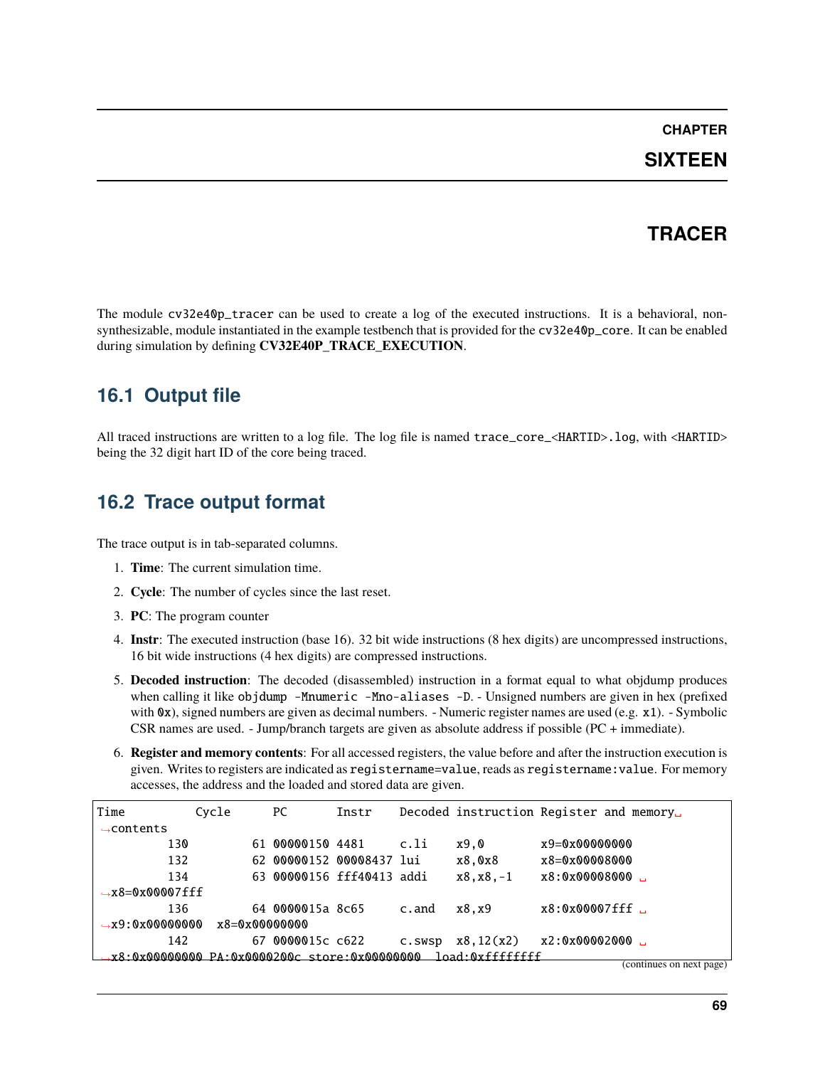# CHAPTER SIXTEEN

# TRACER

The module `cv32e40p_tracer` can be used to create a log of the executed instructions. It is a behavioral, non-synthesizable, module instantiated in the example testbench that is provided for the `cv32e40p_core`. It can be enabled during simulation by defining **CV32E40P_TRACE_EXECUTION**.

## 16.1 Output file

All traced instructions are written to a log file. The log file is named `trace_core_<HARTID>.log`, with `<HARTID>` being the 32 digit hart ID of the core being traced.

## 16.2 Trace output format

The trace output is in tab-separated columns.

1. **Time**: The current simulation time.
2. **Cycle**: The number of cycles since the last reset.
3. **PC**: The program counter
4. **Instr**: The executed instruction (base 16). 32 bit wide instructions (8 hex digits) are uncompressed instructions, 16 bit wide instructions (4 hex digits) are compressed instructions.
5. **Decoded instruction**: The decoded (disassembled) instruction in a format equal to what objdump produces when calling it like `objdump -Mnumeric -Mno-aliases -D`. - Unsigned numbers are given in hex (prefixed with `0x`), signed numbers are given as decimal numbers. - Numeric register names are used (e.g. `x1`). - Symbolic CSR names are used. - Jump/branch targets are given as absolute address if possible (PC + immediate).
6. **Register and memory contents**: For all accessed registers, the value before and after the instruction execution is given. Writes to registers are indicated as `registername=value`, reads as `registername:value`. For memory accesses, the address and the loaded and stored data are given.

```
Time          Cycle      PC       Instr    Decoded instruction Register and memory␣
↪contents
         130         61 00000150 4481     c.li    x9,0        x9=0x00000000
         132         62 00000152 00008437 lui     x8,0x8      x8=0x00008000
         134         63 00000156 fff40413 addi    x8,x8,-1    x8:0x00008000 ␣
↪x8=0x00007fff
         136         64 0000015a 8c65     c.and   x8,x9       x8:0x00007fff ␣
↪x9:0x00000000  x8=0x00000000
         142         67 0000015c c622     c.swsp  x8,12(x2)   x2:0x00002000 ␣
↪x8:0x00000000 PA:0x0000200c store:0x00000000  load:0xffffffff
```

(continues on next page)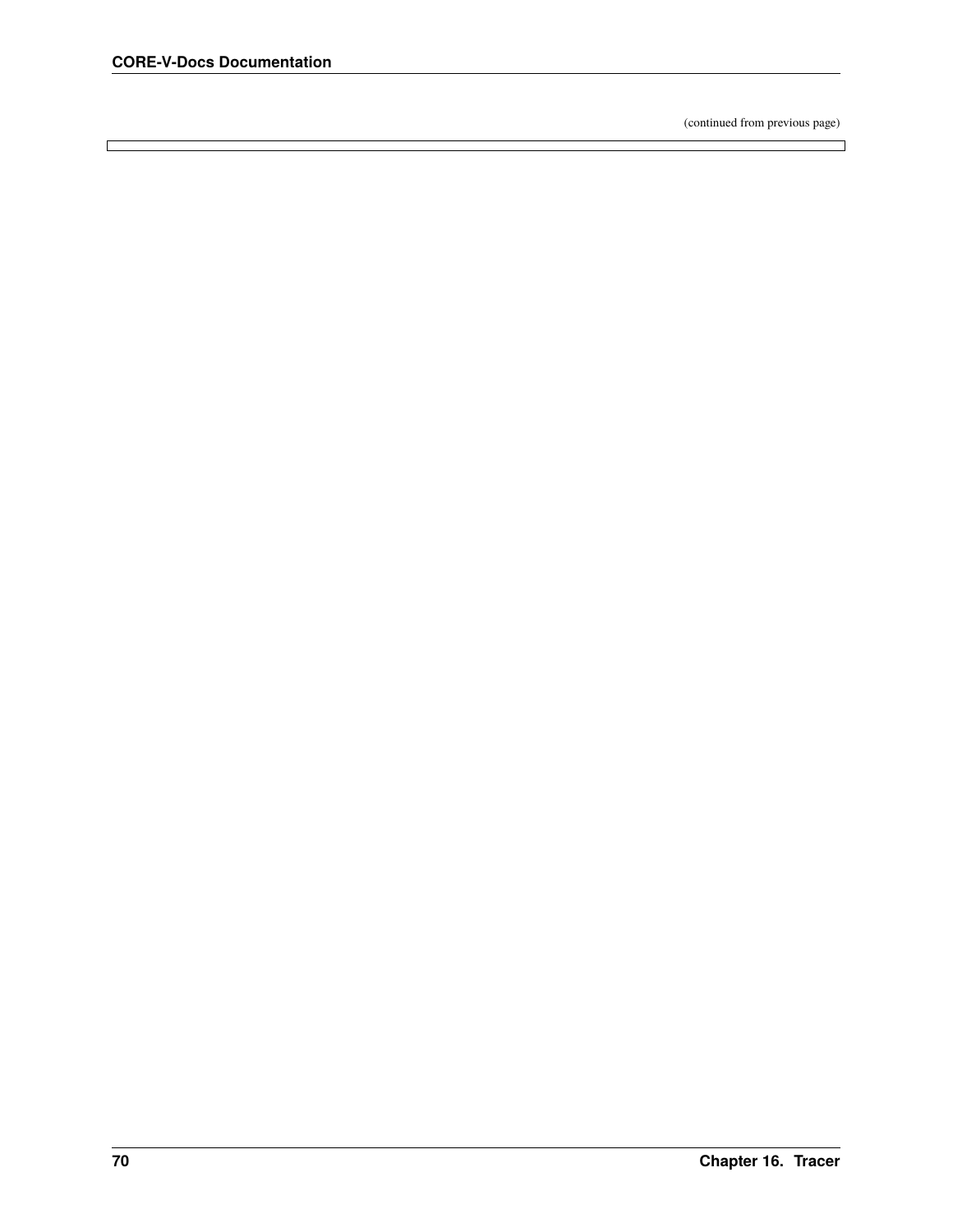(continued from previous page)

```
```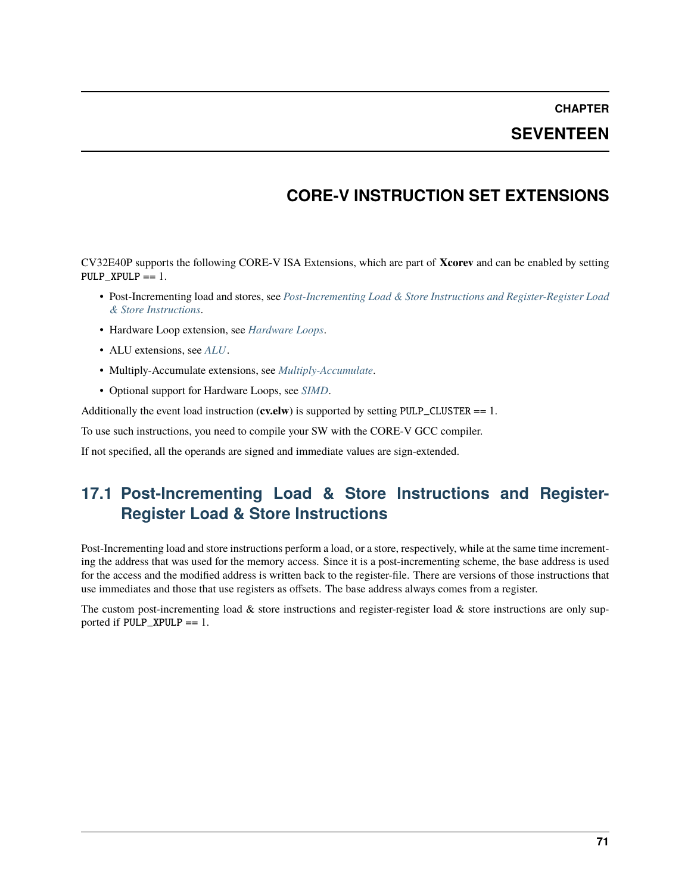# CHAPTER SEVENTEEN

# CORE-V INSTRUCTION SET EXTENSIONS

CV32E40P supports the following CORE-V ISA Extensions, which are part of **Xcorev** and can be enabled by setting PULP_XPULP == 1.

- Post-Incrementing load and stores, see *Post-Incrementing Load & Store Instructions and Register-Register Load & Store Instructions*.
- Hardware Loop extension, see *Hardware Loops*.
- ALU extensions, see *ALU*.
- Multiply-Accumulate extensions, see *Multiply-Accumulate*.
- Optional support for Hardware Loops, see *SIMD*.

Additionally the event load instruction (**cv.elw**) is supported by setting PULP_CLUSTER == 1.

To use such instructions, you need to compile your SW with the CORE-V GCC compiler.

If not specified, all the operands are signed and immediate values are sign-extended.

## 17.1 Post-Incrementing Load & Store Instructions and Register-Register Load & Store Instructions

Post-Incrementing load and store instructions perform a load, or a store, respectively, while at the same time incrementing the address that was used for the memory access. Since it is a post-incrementing scheme, the base address is used for the access and the modified address is written back to the register-file. There are versions of those instructions that use immediates and those that use registers as offsets. The base address always comes from a register.

The custom post-incrementing load & store instructions and register-register load & store instructions are only supported if PULP_XPULP == 1.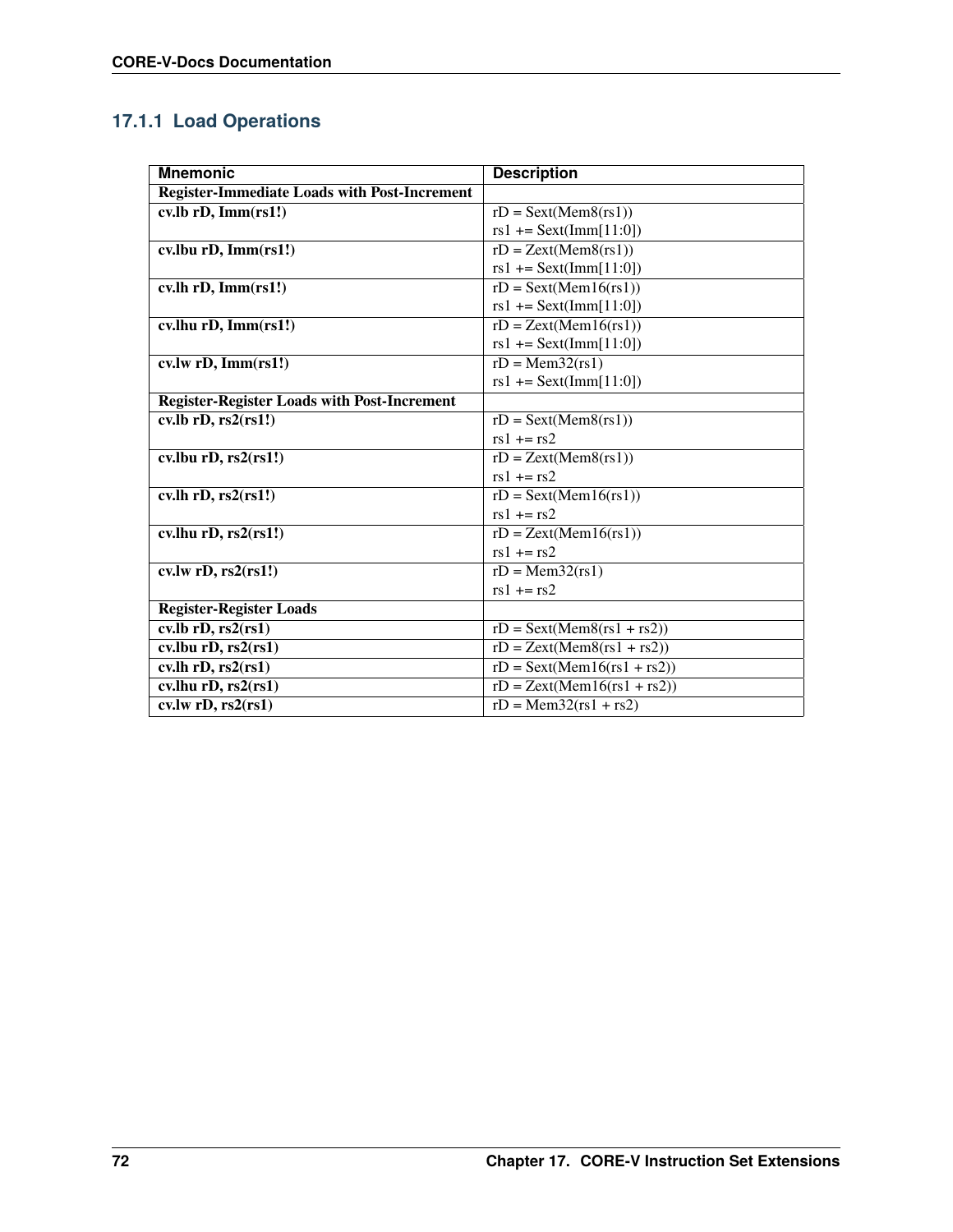### 17.1.1 Load Operations

| Mnemonic | Description |
|---|---|
| **Register-Immediate Loads with Post-Increment** | |
| **cv.lb rD, Imm(rs1!)** | rD = Sext(Mem8(rs1))<br>rs1 += Sext(Imm[11:0]) |
| **cv.lbu rD, Imm(rs1!)** | rD = Zext(Mem8(rs1))<br>rs1 += Sext(Imm[11:0]) |
| **cv.lh rD, Imm(rs1!)** | rD = Sext(Mem16(rs1))<br>rs1 += Sext(Imm[11:0]) |
| **cv.lhu rD, Imm(rs1!)** | rD = Zext(Mem16(rs1))<br>rs1 += Sext(Imm[11:0]) |
| **cv.lw rD, Imm(rs1!)** | rD = Mem32(rs1)<br>rs1 += Sext(Imm[11:0]) |
| **Register-Register Loads with Post-Increment** | |
| **cv.lb rD, rs2(rs1!)** | rD = Sext(Mem8(rs1))<br>rs1 += rs2 |
| **cv.lbu rD, rs2(rs1!)** | rD = Zext(Mem8(rs1))<br>rs1 += rs2 |
| **cv.lh rD, rs2(rs1!)** | rD = Sext(Mem16(rs1))<br>rs1 += rs2 |
| **cv.lhu rD, rs2(rs1!)** | rD = Zext(Mem16(rs1))<br>rs1 += rs2 |
| **cv.lw rD, rs2(rs1!)** | rD = Mem32(rs1)<br>rs1 += rs2 |
| **Register-Register Loads** | |
| **cv.lb rD, rs2(rs1)** | rD = Sext(Mem8(rs1 + rs2)) |
| **cv.lbu rD, rs2(rs1)** | rD = Zext(Mem8(rs1 + rs2)) |
| **cv.lh rD, rs2(rs1)** | rD = Sext(Mem16(rs1 + rs2)) |
| **cv.lhu rD, rs2(rs1)** | rD = Zext(Mem16(rs1 + rs2)) |
| **cv.lw rD, rs2(rs1)** | rD = Mem32(rs1 + rs2) |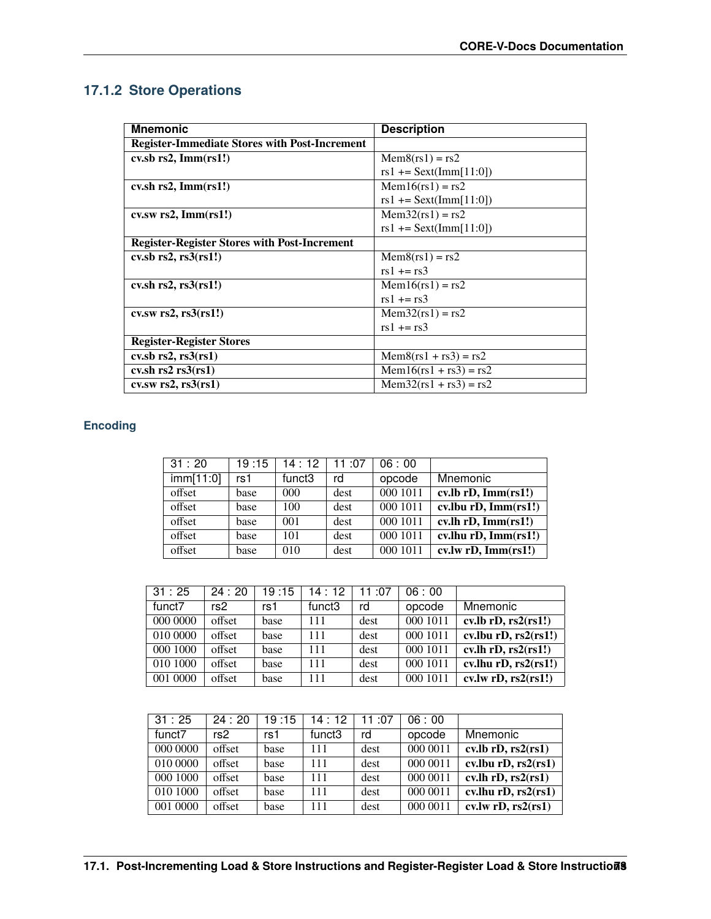### 17.1.2 Store Operations

| Mnemonic | Description |
|---|---|
| **Register-Immediate Stores with Post-Increment** | |
| **cv.sb rs2, Imm(rs1!)** | Mem8(rs1) = rs2<br>rs1 += Sext(Imm[11:0]) |
| **cv.sh rs2, Imm(rs1!)** | Mem16(rs1) = rs2<br>rs1 += Sext(Imm[11:0]) |
| **cv.sw rs2, Imm(rs1!)** | Mem32(rs1) = rs2<br>rs1 += Sext(Imm[11:0]) |
| **Register-Register Stores with Post-Increment** | |
| **cv.sb rs2, rs3(rs1!)** | Mem8(rs1) = rs2<br>rs1 += rs3 |
| **cv.sh rs2, rs3(rs1!)** | Mem16(rs1) = rs2<br>rs1 += rs3 |
| **cv.sw rs2, rs3(rs1!)** | Mem32(rs1) = rs2<br>rs1 += rs3 |
| **Register-Register Stores** | |
| **cv.sb rs2, rs3(rs1)** | Mem8(rs1 + rs3) = rs2 |
| **cv.sh rs2 rs3(rs1)** | Mem16(rs1 + rs3) = rs2 |
| **cv.sw rs2, rs3(rs1)** | Mem32(rs1 + rs3) = rs2 |

#### Encoding

| 31 : 20 | 19 :15 | 14 : 12 | 11 :07 | 06 : 00 | |
|---|---|---|---|---|---|
| imm[11:0] | rs1 | funct3 | rd | opcode | Mnemonic |
| offset | base | 000 | dest | 000 1011 | **cv.lb rD, Imm(rs1!)** |
| offset | base | 100 | dest | 000 1011 | **cv.lbu rD, Imm(rs1!)** |
| offset | base | 001 | dest | 000 1011 | **cv.lh rD, Imm(rs1!)** |
| offset | base | 101 | dest | 000 1011 | **cv.lhu rD, Imm(rs1!)** |
| offset | base | 010 | dest | 000 1011 | **cv.lw rD, Imm(rs1!)** |

| 31 : 25 | 24 : 20 | 19 :15 | 14 : 12 | 11 :07 | 06 : 00 | |
|---|---|---|---|---|---|---|
| funct7 | rs2 | rs1 | funct3 | rd | opcode | Mnemonic |
| 000 0000 | offset | base | 111 | dest | 000 1011 | **cv.lb rD, rs2(rs1!)** |
| 010 0000 | offset | base | 111 | dest | 000 1011 | **cv.lbu rD, rs2(rs1!)** |
| 000 1000 | offset | base | 111 | dest | 000 1011 | **cv.lh rD, rs2(rs1!)** |
| 010 1000 | offset | base | 111 | dest | 000 1011 | **cv.lhu rD, rs2(rs1!)** |
| 001 0000 | offset | base | 111 | dest | 000 1011 | **cv.lw rD, rs2(rs1!)** |

| 31 : 25 | 24 : 20 | 19 :15 | 14 : 12 | 11 :07 | 06 : 00 | |
|---|---|---|---|---|---|---|
| funct7 | rs2 | rs1 | funct3 | rd | opcode | Mnemonic |
| 000 0000 | offset | base | 111 | dest | 000 0011 | **cv.lb rD, rs2(rs1)** |
| 010 0000 | offset | base | 111 | dest | 000 0011 | **cv.lbu rD, rs2(rs1)** |
| 000 1000 | offset | base | 111 | dest | 000 0011 | **cv.lh rD, rs2(rs1)** |
| 010 1000 | offset | base | 111 | dest | 000 0011 | **cv.lhu rD, rs2(rs1)** |
| 001 0000 | offset | base | 111 | dest | 000 0011 | **cv.lw rD, rs2(rs1)** |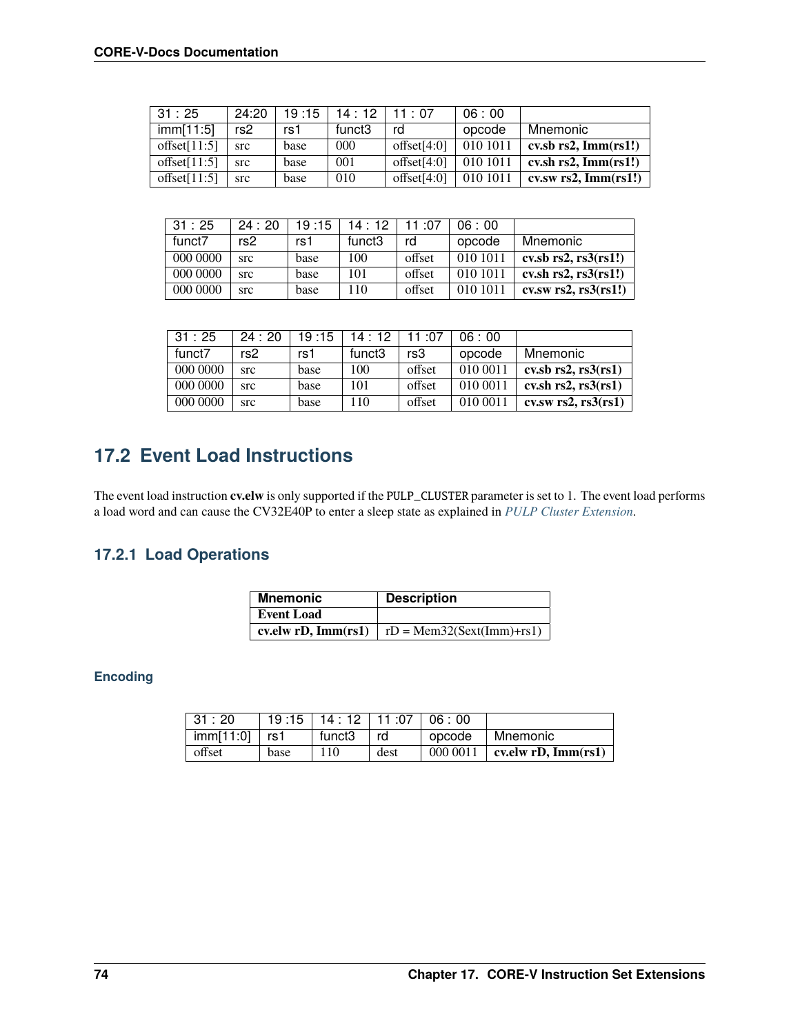| 31 : 25 | 24:20 | 19 :15 | 14 : 12 | 11 : 07 | 06 : 00 | |
|---|---|---|---|---|---|---|
| imm[11:5] | rs2 | rs1 | funct3 | rd | opcode | Mnemonic |
| offset[11:5] | src | base | 000 | offset[4:0] | 010 1011 | **cv.sb rs2, Imm(rs1!)** |
| offset[11:5] | src | base | 001 | offset[4:0] | 010 1011 | **cv.sh rs2, Imm(rs1!)** |
| offset[11:5] | src | base | 010 | offset[4:0] | 010 1011 | **cv.sw rs2, Imm(rs1!)** |

| 31 : 25 | 24 : 20 | 19 :15 | 14 : 12 | 11 :07 | 06 : 00 | |
|---|---|---|---|---|---|---|
| funct7 | rs2 | rs1 | funct3 | rd | opcode | Mnemonic |
| 000 0000 | src | base | 100 | offset | 010 1011 | **cv.sb rs2, rs3(rs1!)** |
| 000 0000 | src | base | 101 | offset | 010 1011 | **cv.sh rs2, rs3(rs1!)** |
| 000 0000 | src | base | 110 | offset | 010 1011 | **cv.sw rs2, rs3(rs1!)** |

| 31 : 25 | 24 : 20 | 19 :15 | 14 : 12 | 11 :07 | 06 : 00 | |
|---|---|---|---|---|---|---|
| funct7 | rs2 | rs1 | funct3 | rs3 | opcode | Mnemonic |
| 000 0000 | src | base | 100 | offset | 010 0011 | **cv.sb rs2, rs3(rs1)** |
| 000 0000 | src | base | 101 | offset | 010 0011 | **cv.sh rs2, rs3(rs1)** |
| 000 0000 | src | base | 110 | offset | 010 0011 | **cv.sw rs2, rs3(rs1)** |

## 17.2 Event Load Instructions

The event load instruction **cv.elw** is only supported if the `PULP_CLUSTER` parameter is set to 1. The event load performs a load word and can cause the CV32E40P to enter a sleep state as explained in *PULP Cluster Extension*.

### 17.2.1 Load Operations

| Mnemonic | Description |
|---|---|
| **Event Load** | |
| **cv.elw rD, Imm(rs1)** | rD = Mem32(Sext(Imm)+rs1) |

#### Encoding

| 31 : 20 | 19 :15 | 14 : 12 | 11 :07 | 06 : 00 | |
|---|---|---|---|---|---|
| imm[11:0] | rs1 | funct3 | rd | opcode | Mnemonic |
| offset | base | 110 | dest | 000 0011 | **cv.elw rD, Imm(rs1)** |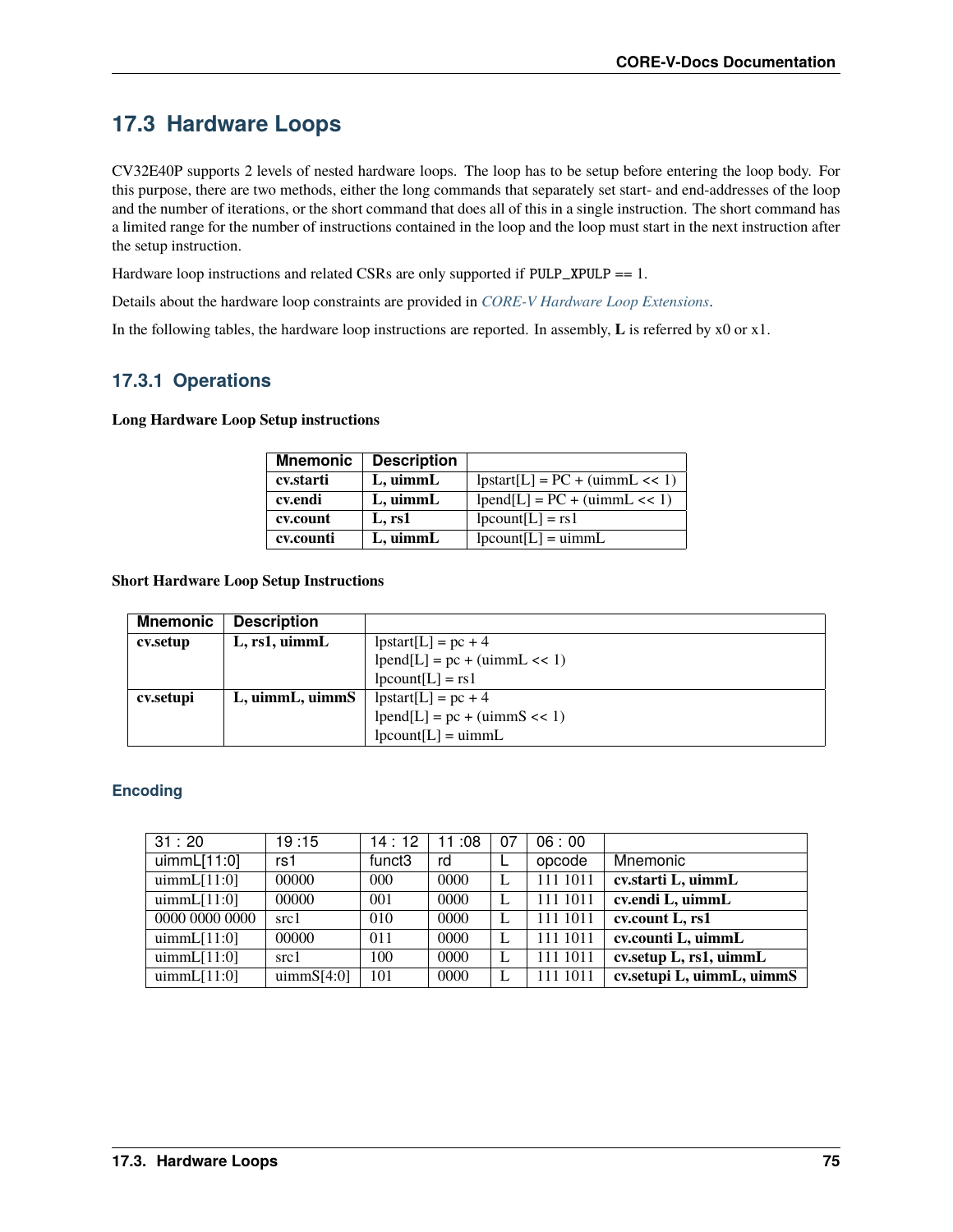## 17.3 Hardware Loops

CV32E40P supports 2 levels of nested hardware loops. The loop has to be setup before entering the loop body. For this purpose, there are two methods, either the long commands that separately set start- and end-addresses of the loop and the number of iterations, or the short command that does all of this in a single instruction. The short command has a limited range for the number of instructions contained in the loop and the loop must start in the next instruction after the setup instruction.

Hardware loop instructions and related CSRs are only supported if `PULP_XPULP` == 1.

Details about the hardware loop constraints are provided in *CORE-V Hardware Loop Extensions*.

In the following tables, the hardware loop instructions are reported. In assembly, **L** is referred by x0 or x1.

### 17.3.1 Operations

**Long Hardware Loop Setup instructions**

| Mnemonic | Description | |
|---|---|---|
| **cv.starti** | **L, uimmL** | lpstart[L] = PC + (uimmL << 1) |
| **cv.endi** | **L, uimmL** | lpend[L] = PC + (uimmL << 1) |
| **cv.count** | **L, rs1** | lpcount[L] = rs1 |
| **cv.counti** | **L, uimmL** | lpcount[L] = uimmL |

**Short Hardware Loop Setup Instructions**

| Mnemonic | Description | |
|---|---|---|
| **cv.setup** | **L, rs1, uimmL** | lpstart[L] = pc + 4<br>lpend[L] = pc + (uimmL << 1)<br>lpcount[L] = rs1 |
| **cv.setupi** | **L, uimmL, uimmS** | lpstart[L] = pc + 4<br>lpend[L] = pc + (uimmS << 1)<br>lpcount[L] = uimmL |

#### Encoding

| 31 : 20 | 19 :15 | 14 : 12 | 11 :08 | 07 | 06 : 00 | |
|---|---|---|---|---|---|---|
| uimmL[11:0] | rs1 | funct3 | rd | L | opcode | Mnemonic |
| uimmL[11:0] | 00000 | 000 | 0000 | L | 111 1011 | **cv.starti L, uimmL** |
| uimmL[11:0] | 00000 | 001 | 0000 | L | 111 1011 | **cv.endi L, uimmL** |
| 0000 0000 0000 | src1 | 010 | 0000 | L | 111 1011 | **cv.count L, rs1** |
| uimmL[11:0] | 00000 | 011 | 0000 | L | 111 1011 | **cv.counti L, uimmL** |
| uimmL[11:0] | src1 | 100 | 0000 | L | 111 1011 | **cv.setup L, rs1, uimmL** |
| uimmL[11:0] | uimmS[4:0] | 101 | 0000 | L | 111 1011 | **cv.setupi L, uimmL, uimmS** |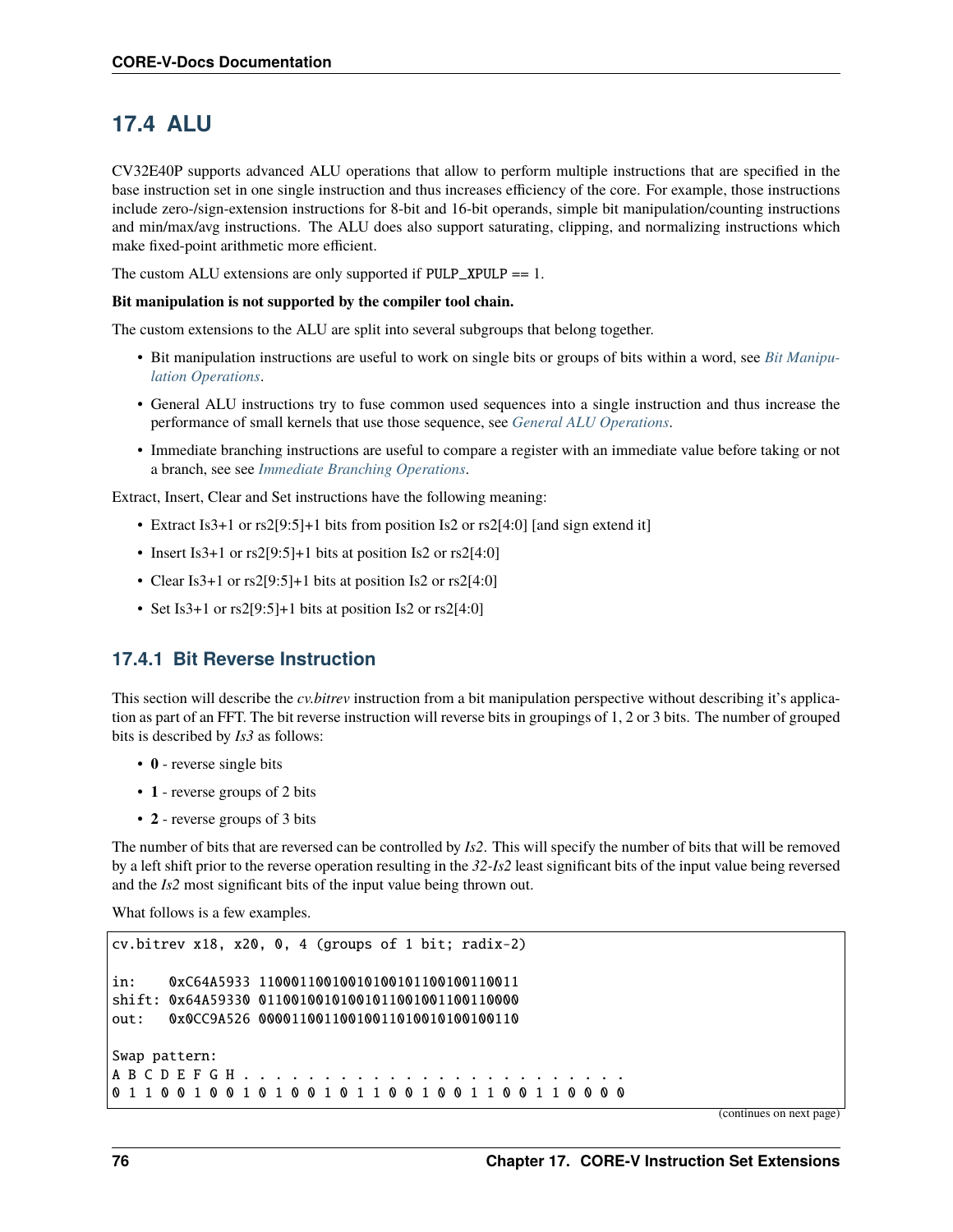## 17.4 ALU

CV32E40P supports advanced ALU operations that allow to perform multiple instructions that are specified in the base instruction set in one single instruction and thus increases efficiency of the core. For example, those instructions include zero-/sign-extension instructions for 8-bit and 16-bit operands, simple bit manipulation/counting instructions and min/max/avg instructions. The ALU does also support saturating, clipping, and normalizing instructions which make fixed-point arithmetic more efficient.

The custom ALU extensions are only supported if `PULP_XPULP` == 1.

**Bit manipulation is not supported by the compiler tool chain.**

The custom extensions to the ALU are split into several subgroups that belong together.

- Bit manipulation instructions are useful to work on single bits or groups of bits within a word, see *Bit Manipulation Operations*.
- General ALU instructions try to fuse common used sequences into a single instruction and thus increase the performance of small kernels that use those sequence, see *General ALU Operations*.
- Immediate branching instructions are useful to compare a register with an immediate value before taking or not a branch, see see *Immediate Branching Operations*.

Extract, Insert, Clear and Set instructions have the following meaning:

- Extract Is3+1 or rs2[9:5]+1 bits from position Is2 or rs2[4:0] [and sign extend it]
- Insert Is3+1 or rs2[9:5]+1 bits at position Is2 or rs2[4:0]
- Clear Is3+1 or rs2[9:5]+1 bits at position Is2 or rs2[4:0]
- Set Is3+1 or rs2[9:5]+1 bits at position Is2 or rs2[4:0]

### 17.4.1 Bit Reverse Instruction

This section will describe the *cv.bitrev* instruction from a bit manipulation perspective without describing it's application as part of an FFT. The bit reverse instruction will reverse bits in groupings of 1, 2 or 3 bits. The number of grouped bits is described by *Is3* as follows:

- **0** - reverse single bits
- **1** - reverse groups of 2 bits
- **2** - reverse groups of 3 bits

The number of bits that are reversed can be controlled by *Is2*. This will specify the number of bits that will be removed by a left shift prior to the reverse operation resulting in the *32-Is2* least significant bits of the input value being reversed and the *Is2* most significant bits of the input value being thrown out.

What follows is a few examples.

```
cv.bitrev x18, x20, 0, 4 (groups of 1 bit; radix-2)

in:    0xC64A5933 11000110010010100101100100110011
shift: 0x64A59330 01100100101001011001001100110000
out:   0x0CC9A526 00001100110010011010010100100110

Swap pattern:
A B C D E F G H . . . . . . . . . . . . . . . . . . . . . . . .
0 1 1 0 0 1 0 0 1 0 1 0 0 1 0 1 1 0 0 1 0 0 1 1 0 0 1 1 0 0 0 0
```

(continues on next page)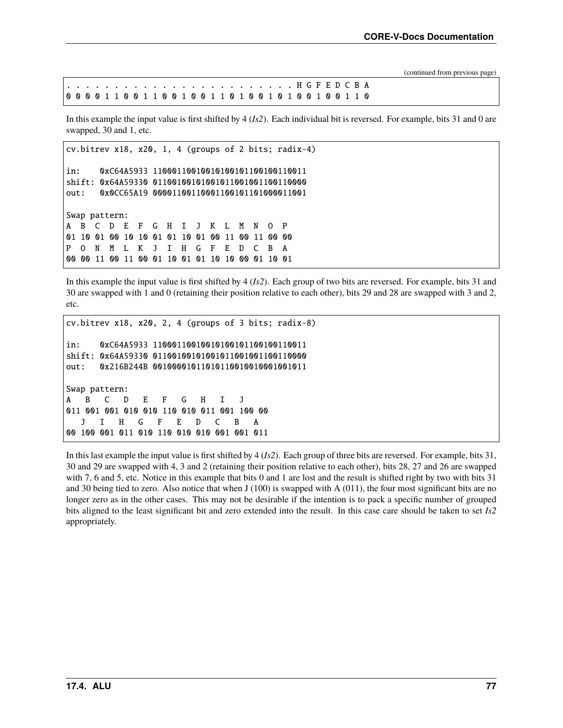(continued from previous page)

```
. . . . . . . . . . . . . . . . . . . . . . . . H G F E D C B A
0 0 0 0 1 1 0 0 1 1 0 0 1 0 0 1 1 0 1 0 0 1 0 1 0 0 1 0 0 1 1 0
```

In this example the input value is first shifted by 4 (*Is2*). Each individual bit is reversed. For example, bits 31 and 0 are swapped, 30 and 1, etc.

```
cv.bitrev x18, x20, 1, 4 (groups of 2 bits; radix-4)

in:    0xC64A5933 11000110010010100101100100110011
shift: 0x64A59330 01100100101001011001001100110000
out:   0x0CC65A19 00001100110001100101101000011001

Swap pattern:
A  B  C  D  E  F  G  H  I  J  K  L  M  N  O  P
01 10 01 00 10 10 01 01 10 01 00 11 00 11 00 00
P  O  N  M  L  K  J  I  H  G  F  E  D  C  B  A
00 00 11 00 11 00 01 10 01 01 10 10 00 01 10 01
```

In this example the input value is first shifted by 4 (*Is2*). Each group of two bits are reversed. For example, bits 31 and 30 are swapped with 1 and 0 (retaining their position relative to each other), bits 29 and 28 are swapped with 3 and 2, etc.

```
cv.bitrev x18, x20, 2, 4 (groups of 3 bits; radix-8)

in:    0xC64A5933 11000110010010100101100100110011
shift: 0x64A59330 01100100101001011001001100110000
out:   0x216B244B 00100001011010110010010001001011

Swap pattern:
A   B   C   D   E   F   G   H   I   J
011 001 001 010 010 110 010 011 001 100 00
   J   I   H   G   F   E   D   C   B   A
00 100 001 011 010 110 010 010 001 001 011
```

In this last example the input value is first shifted by 4 (*Is2*). Each group of three bits are reversed. For example, bits 31, 30 and 29 are swapped with 4, 3 and 2 (retaining their position relative to each other), bits 28, 27 and 26 are swapped with 7, 6 and 5, etc. Notice in this example that bits 0 and 1 are lost and the result is shifted right by two with bits 31 and 30 being tied to zero. Also notice that when J (100) is swapped with A (011), the four most significant bits are no longer zero as in the other cases. This may not be desirable if the intention is to pack a specific number of grouped bits aligned to the least significant bit and zero extended into the result. In this case care should be taken to set *Is2* appropriately.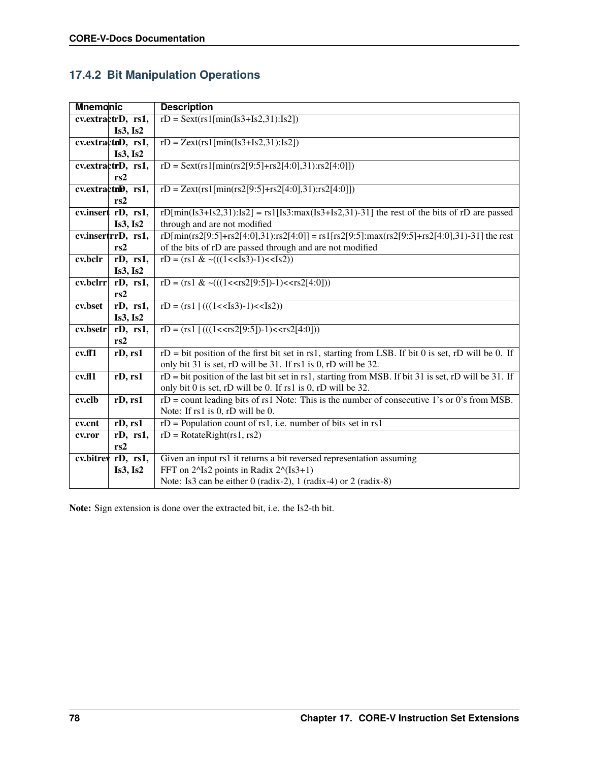### 17.4.2 Bit Manipulation Operations

| Mnemonic | | Description |
|---|---|---|
| **cv.extract** | **rD, rs1, Is3, Is2** | rD = Sext(rs1[min(Is3+Is2,31):Is2]) |
| **cv.extractu** | **rD, rs1, Is3, Is2** | rD = Zext(rs1[min(Is3+Is2,31):Is2]) |
| **cv.extractr** | **rD, rs1, rs2** | rD = Sext(rs1[min(rs2[9:5]+rs2[4:0],31):rs2[4:0]]) |
| **cv.extractur** | **rD, rs1, rs2** | rD = Zext(rs1[min(rs2[9:5]+rs2[4:0],31):rs2[4:0]]) |
| **cv.insert** | **rD, rs1, Is3, Is2** | rD[min(Is3+Is2,31):Is2] = rs1[Is3:max(Is3+Is2,31)-31] the rest of the bits of rD are passed through and are not modified |
| **cv.insertr** | **rD, rs1, rs2** | rD[min(rs2[9:5]+rs2[4:0],31):rs2[4:0]] = rs1[rs2[9:5]:max(rs2[9:5]+rs2[4:0],31)-31] the rest of the bits of rD are passed through and are not modified |
| **cv.bclr** | **rD, rs1, Is3, Is2** | rD = (rs1 & ~(((1<<Is3)-1)<<Is2)) |
| **cv.bclrr** | **rD, rs1, rs2** | rD = (rs1 & ~(((1<<rs2[9:5])-1)<<rs2[4:0])) |
| **cv.bset** | **rD, rs1, Is3, Is2** | rD = (rs1 \| (((1<<Is3)-1)<<Is2)) |
| **cv.bsetr** | **rD, rs1, rs2** | rD = (rs1 \| (((1<<rs2[9:5])-1)<<rs2[4:0])) |
| **cv.ff1** | **rD, rs1** | rD = bit position of the first bit set in rs1, starting from LSB. If bit 0 is set, rD will be 0. If only bit 31 is set, rD will be 31. If rs1 is 0, rD will be 32. |
| **cv.fl1** | **rD, rs1** | rD = bit position of the last bit set in rs1, starting from MSB. If bit 31 is set, rD will be 31. If only bit 0 is set, rD will be 0. If rs1 is 0, rD will be 32. |
| **cv.clb** | **rD, rs1** | rD = count leading bits of rs1 Note: This is the number of consecutive 1's or 0's from MSB. Note: If rs1 is 0, rD will be 0. |
| **cv.cnt** | **rD, rs1** | rD = Population count of rs1, i.e. number of bits set in rs1 |
| **cv.ror** | **rD, rs1, rs2** | rD = RotateRight(rs1, rs2) |
| **cv.bitrev** | **rD, rs1, Is3, Is2** | Given an input rs1 it returns a bit reversed representation assuming FFT on 2^Is2 points in Radix 2^(Is3+1) Note: Is3 can be either 0 (radix-2), 1 (radix-4) or 2 (radix-8) |

**Note:** Sign extension is done over the extracted bit, i.e. the Is2-th bit.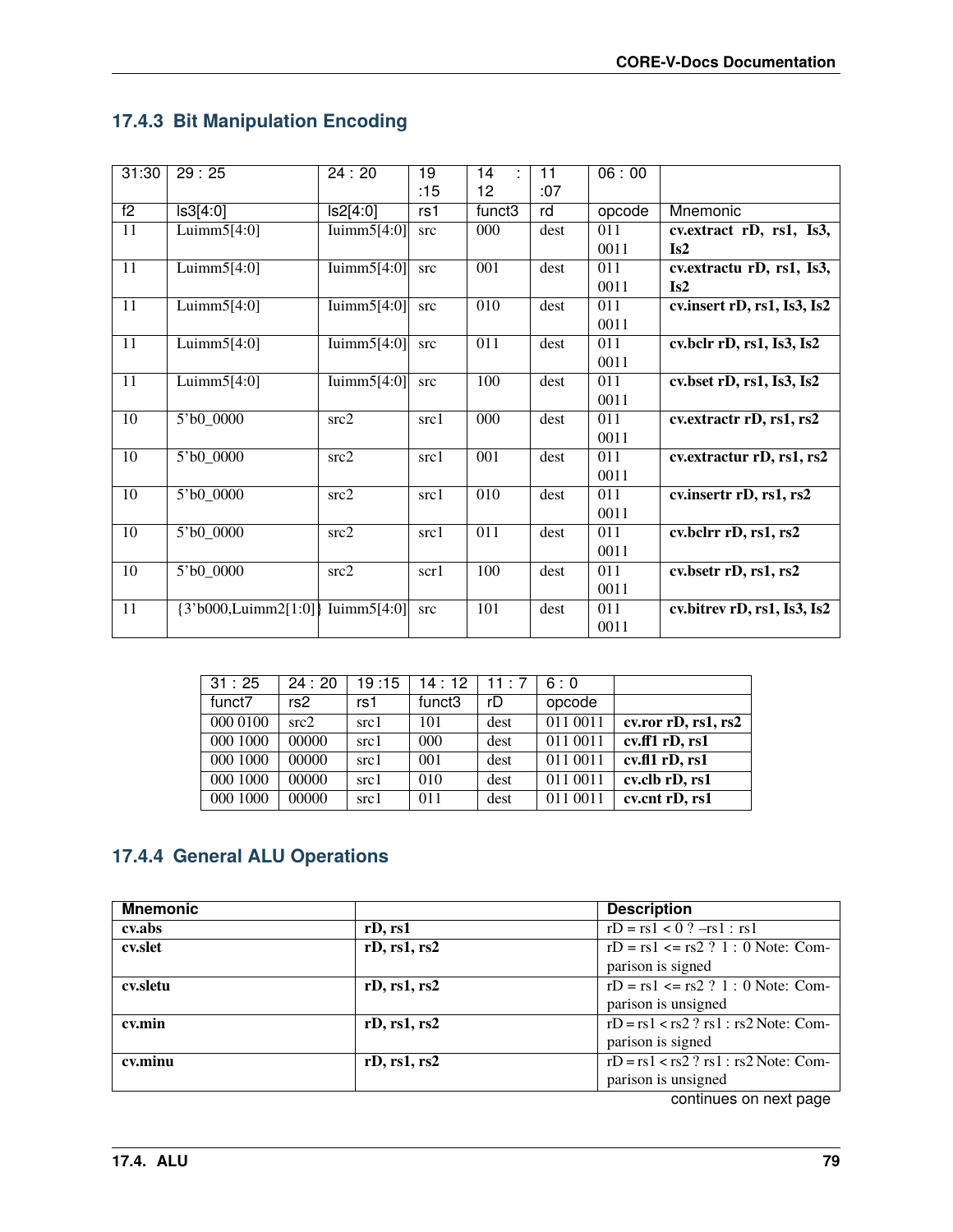### 17.4.3 Bit Manipulation Encoding

| 31:30 | 29 : 25 | 24 : 20 | 19 :15 | 14 : 12 | 11 :07 | 06 : 00 | |
|---|---|---|---|---|---|---|---|
| f2 | ls3[4:0] | ls2[4:0] | rs1 | funct3 | rd | opcode | Mnemonic |
| 11 | Luimm5[4:0] | Iuimm5[4:0] | src | 000 | dest | 011 0011 | **cv.extract rD, rs1, Is3, Is2** |
| 11 | Luimm5[4:0] | Iuimm5[4:0] | src | 001 | dest | 011 0011 | **cv.extractu rD, rs1, Is3, Is2** |
| 11 | Luimm5[4:0] | Iuimm5[4:0] | src | 010 | dest | 011 0011 | **cv.insert rD, rs1, Is3, Is2** |
| 11 | Luimm5[4:0] | Iuimm5[4:0] | src | 011 | dest | 011 0011 | **cv.bclr rD, rs1, Is3, Is2** |
| 11 | Luimm5[4:0] | Iuimm5[4:0] | src | 100 | dest | 011 0011 | **cv.bset rD, rs1, Is3, Is2** |
| 10 | 5'b0_0000 | src2 | src1 | 000 | dest | 011 0011 | **cv.extractr rD, rs1, rs2** |
| 10 | 5'b0_0000 | src2 | src1 | 001 | dest | 011 0011 | **cv.extractur rD, rs1, rs2** |
| 10 | 5'b0_0000 | src2 | src1 | 010 | dest | 011 0011 | **cv.insertr rD, rs1, rs2** |
| 10 | 5'b0_0000 | src2 | src1 | 011 | dest | 011 0011 | **cv.bclrr rD, rs1, rs2** |
| 10 | 5'b0_0000 | src2 | scr1 | 100 | dest | 011 0011 | **cv.bsetr rD, rs1, rs2** |
| 11 | {3'b000,Luimm2[1:0]} | Iuimm5[4:0] | src | 101 | dest | 011 0011 | **cv.bitrev rD, rs1, Is3, Is2** |

| 31 : 25 | 24 : 20 | 19 :15 | 14 : 12 | 11 : 7 | 6 : 0 | |
|---|---|---|---|---|---|---|
| funct7 | rs2 | rs1 | funct3 | rD | opcode | |
| 000 0100 | src2 | src1 | 101 | dest | 011 0011 | **cv.ror rD, rs1, rs2** |
| 000 1000 | 00000 | src1 | 000 | dest | 011 0011 | **cv.ff1 rD, rs1** |
| 000 1000 | 00000 | src1 | 001 | dest | 011 0011 | **cv.fl1 rD, rs1** |
| 000 1000 | 00000 | src1 | 010 | dest | 011 0011 | **cv.clb rD, rs1** |
| 000 1000 | 00000 | src1 | 011 | dest | 011 0011 | **cv.cnt rD, rs1** |

### 17.4.4 General ALU Operations

| Mnemonic | | Description |
|---|---|---|
| **cv.abs** | **rD, rs1** | rD = rs1 < 0 ? –rs1 : rs1 |
| **cv.slet** | **rD, rs1, rs2** | rD = rs1 <= rs2 ? 1 : 0 Note: Comparison is signed |
| **cv.sletu** | **rD, rs1, rs2** | rD = rs1 <= rs2 ? 1 : 0 Note: Comparison is unsigned |
| **cv.min** | **rD, rs1, rs2** | rD = rs1 < rs2 ? rs1 : rs2 Note: Comparison is signed |
| **cv.minu** | **rD, rs1, rs2** | rD = rs1 < rs2 ? rs1 : rs2 Note: Comparison is unsigned |

continues on next page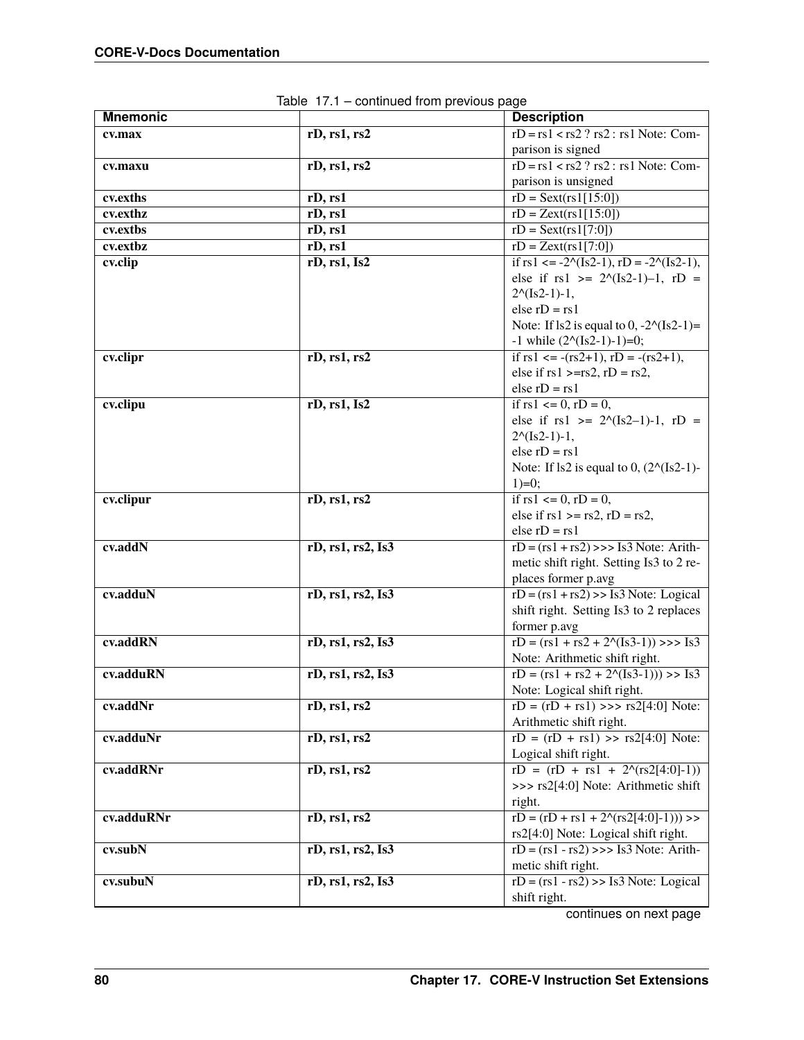Table 17.1 – continued from previous page

| Mnemonic | | Description |
|---|---|---|
| **cv.max** | **rD, rs1, rs2** | rD = rs1 < rs2 ? rs2 : rs1 Note: Comparison is signed |
| **cv.maxu** | **rD, rs1, rs2** | rD = rs1 < rs2 ? rs2 : rs1 Note: Comparison is unsigned |
| **cv.exths** | **rD, rs1** | rD = Sext(rs1[15:0]) |
| **cv.exthz** | **rD, rs1** | rD = Zext(rs1[15:0]) |
| **cv.extbs** | **rD, rs1** | rD = Sext(rs1[7:0]) |
| **cv.extbz** | **rD, rs1** | rD = Zext(rs1[7:0]) |
| **cv.clip** | **rD, rs1, Is2** | if rs1 <= -2^(Is2-1), rD = -2^(Is2-1), else if rs1 >= 2^(Is2-1)–1, rD = 2^(Is2-1)-1, else rD = rs1 Note: If ls2 is equal to 0, -2^(Is2-1)= -1 while (2^(Is2-1)-1)=0; |
| **cv.clipr** | **rD, rs1, rs2** | if rs1 <= -(rs2+1), rD = -(rs2+1), else if rs1 >=rs2, rD = rs2, else rD = rs1 |
| **cv.clipu** | **rD, rs1, Is2** | if rs1 <= 0, rD = 0, else if rs1 >= 2^(Is2–1)-1, rD = 2^(Is2-1)-1, else rD = rs1 Note: If ls2 is equal to 0, (2^(Is2-1)-1)=0; |
| **cv.clipur** | **rD, rs1, rs2** | if rs1 <= 0, rD = 0, else if rs1 >= rs2, rD = rs2, else rD = rs1 |
| **cv.addN** | **rD, rs1, rs2, Is3** | rD = (rs1 + rs2) >>> Is3 Note: Arithmetic shift right. Setting Is3 to 2 replaces former p.avg |
| **cv.adduN** | **rD, rs1, rs2, Is3** | rD = (rs1 + rs2) >> Is3 Note: Logical shift right. Setting Is3 to 2 replaces former p.avg |
| **cv.addRN** | **rD, rs1, rs2, Is3** | rD = (rs1 + rs2 + 2^(Is3-1)) >>> Is3 Note: Arithmetic shift right. |
| **cv.adduRN** | **rD, rs1, rs2, Is3** | rD = (rs1 + rs2 + 2^(Is3-1))) >> Is3 Note: Logical shift right. |
| **cv.addNr** | **rD, rs1, rs2** | rD = (rD + rs1) >>> rs2[4:0] Note: Arithmetic shift right. |
| **cv.adduNr** | **rD, rs1, rs2** | rD = (rD + rs1) >> rs2[4:0] Note: Logical shift right. |
| **cv.addRNr** | **rD, rs1, rs2** | rD = (rD + rs1 + 2^(rs2[4:0]-1)) >>> rs2[4:0] Note: Arithmetic shift right. |
| **cv.adduRNr** | **rD, rs1, rs2** | rD = (rD + rs1 + 2^(rs2[4:0]-1))) >> rs2[4:0] Note: Logical shift right. |
| **cv.subN** | **rD, rs1, rs2, Is3** | rD = (rs1 - rs2) >>> Is3 Note: Arithmetic shift right. |
| **cv.subuN** | **rD, rs1, rs2, Is3** | rD = (rs1 - rs2) >> Is3 Note: Logical shift right. |

continues on next page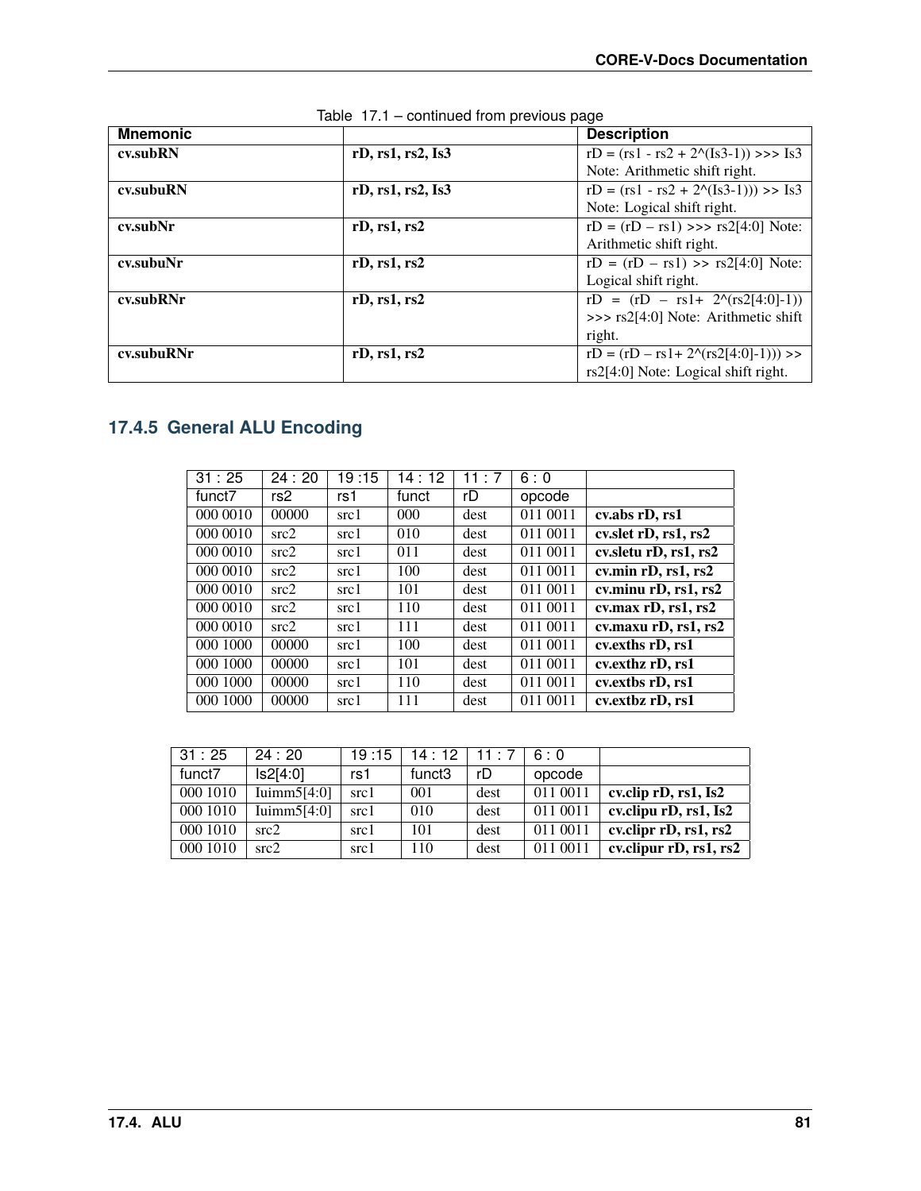Table 17.1 – continued from previous page

| Mnemonic | | Description |
|---|---|---|
| **cv.subRN** | **rD, rs1, rs2, Is3** | rD = (rs1 - rs2 + 2^(Is3-1)) >>> Is3 Note: Arithmetic shift right. |
| **cv.subuRN** | **rD, rs1, rs2, Is3** | rD = (rs1 - rs2 + 2^(Is3-1))) >> Is3 Note: Logical shift right. |
| **cv.subNr** | **rD, rs1, rs2** | rD = (rD – rs1) >>> rs2[4:0] Note: Arithmetic shift right. |
| **cv.subuNr** | **rD, rs1, rs2** | rD = (rD – rs1) >> rs2[4:0] Note: Logical shift right. |
| **cv.subRNr** | **rD, rs1, rs2** | rD = (rD – rs1+ 2^(rs2[4:0]-1)) >>> rs2[4:0] Note: Arithmetic shift right. |
| **cv.subuRNr** | **rD, rs1, rs2** | rD = (rD – rs1+ 2^(rs2[4:0]-1))) >> rs2[4:0] Note: Logical shift right. |

### 17.4.5 General ALU Encoding

| 31 : 25 | 24 : 20 | 19 :15 | 14 : 12 | 11 : 7 | 6 : 0 | |
|---|---|---|---|---|---|---|
| funct7 | rs2 | rs1 | funct | rD | opcode | |
| 000 0010 | 00000 | src1 | 000 | dest | 011 0011 | **cv.abs rD, rs1** |
| 000 0010 | src2 | src1 | 010 | dest | 011 0011 | **cv.slet rD, rs1, rs2** |
| 000 0010 | src2 | src1 | 011 | dest | 011 0011 | **cv.sletu rD, rs1, rs2** |
| 000 0010 | src2 | src1 | 100 | dest | 011 0011 | **cv.min rD, rs1, rs2** |
| 000 0010 | src2 | src1 | 101 | dest | 011 0011 | **cv.minu rD, rs1, rs2** |
| 000 0010 | src2 | src1 | 110 | dest | 011 0011 | **cv.max rD, rs1, rs2** |
| 000 0010 | src2 | src1 | 111 | dest | 011 0011 | **cv.maxu rD, rs1, rs2** |
| 000 1000 | 00000 | src1 | 100 | dest | 011 0011 | **cv.exths rD, rs1** |
| 000 1000 | 00000 | src1 | 101 | dest | 011 0011 | **cv.exthz rD, rs1** |
| 000 1000 | 00000 | src1 | 110 | dest | 011 0011 | **cv.extbs rD, rs1** |
| 000 1000 | 00000 | src1 | 111 | dest | 011 0011 | **cv.extbz rD, rs1** |

| 31 : 25 | 24 : 20 | 19 :15 | 14 : 12 | 11 : 7 | 6 : 0 | |
|---|---|---|---|---|---|---|
| funct7 | Is2[4:0] | rs1 | funct3 | rD | opcode | |
| 000 1010 | Iuimm5[4:0] | src1 | 001 | dest | 011 0011 | **cv.clip rD, rs1, Is2** |
| 000 1010 | Iuimm5[4:0] | src1 | 010 | dest | 011 0011 | **cv.clipu rD, rs1, Is2** |
| 000 1010 | src2 | src1 | 101 | dest | 011 0011 | **cv.clipr rD, rs1, rs2** |
| 000 1010 | src2 | src1 | 110 | dest | 011 0011 | **cv.clipur rD, rs1, rs2** |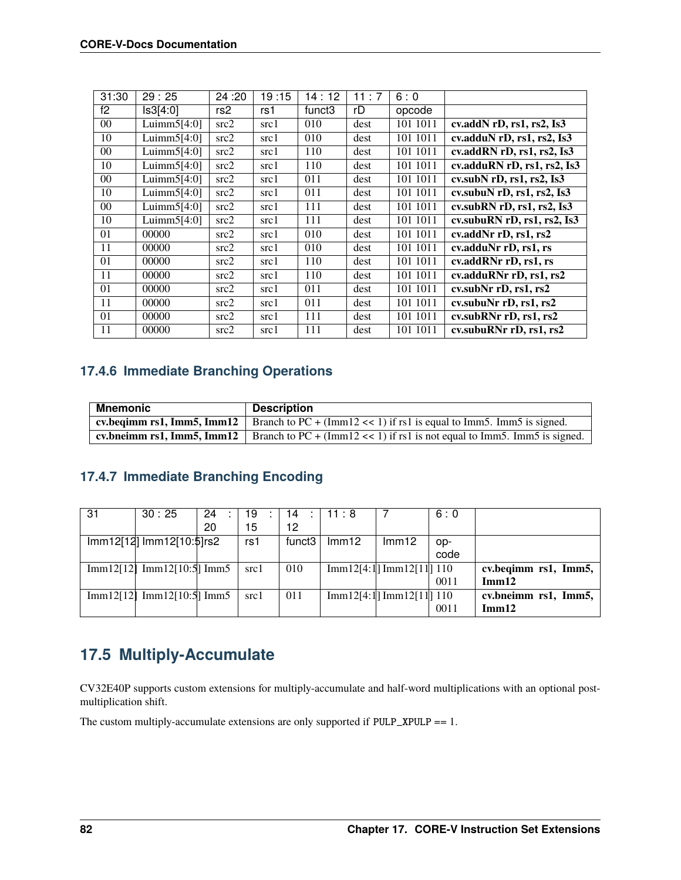| 31:30 | 29 : 25 | 24 :20 | 19 :15 | 14 : 12 | 11 : 7 | 6 : 0 | |
|---|---|---|---|---|---|---|---|
| f2 | Is3[4:0] | rs2 | rs1 | funct3 | rD | opcode | |
| 00 | Luimm5[4:0] | src2 | src1 | 010 | dest | 101 1011 | **cv.addN rD, rs1, rs2, Is3** |
| 10 | Luimm5[4:0] | src2 | src1 | 010 | dest | 101 1011 | **cv.adduN rD, rs1, rs2, Is3** |
| 00 | Luimm5[4:0] | src2 | src1 | 110 | dest | 101 1011 | **cv.addRN rD, rs1, rs2, Is3** |
| 10 | Luimm5[4:0] | src2 | src1 | 110 | dest | 101 1011 | **cv.adduRN rD, rs1, rs2, Is3** |
| 00 | Luimm5[4:0] | src2 | src1 | 011 | dest | 101 1011 | **cv.subN rD, rs1, rs2, Is3** |
| 10 | Luimm5[4:0] | src2 | src1 | 011 | dest | 101 1011 | **cv.subuN rD, rs1, rs2, Is3** |
| 00 | Luimm5[4:0] | src2 | src1 | 111 | dest | 101 1011 | **cv.subRN rD, rs1, rs2, Is3** |
| 10 | Luimm5[4:0] | src2 | src1 | 111 | dest | 101 1011 | **cv.subuRN rD, rs1, rs2, Is3** |
| 01 | 00000 | src2 | src1 | 010 | dest | 101 1011 | **cv.addNr rD, rs1, rs2** |
| 11 | 00000 | src2 | src1 | 010 | dest | 101 1011 | **cv.adduNr rD, rs1, rs** |
| 01 | 00000 | src2 | src1 | 110 | dest | 101 1011 | **cv.addRNr rD, rs1, rs** |
| 11 | 00000 | src2 | src1 | 110 | dest | 101 1011 | **cv.adduRNr rD, rs1, rs2** |
| 01 | 00000 | src2 | src1 | 011 | dest | 101 1011 | **cv.subNr rD, rs1, rs2** |
| 11 | 00000 | src2 | src1 | 011 | dest | 101 1011 | **cv.subuNr rD, rs1, rs2** |
| 01 | 00000 | src2 | src1 | 111 | dest | 101 1011 | **cv.subRNr rD, rs1, rs2** |
| 11 | 00000 | src2 | src1 | 111 | dest | 101 1011 | **cv.subuRNr rD, rs1, rs2** |

### 17.4.6 Immediate Branching Operations

| Mnemonic | Description |
|---|---|
| **cv.beqimm rs1, Imm5, Imm12** | Branch to PC + (Imm12 << 1) if rs1 is equal to Imm5. Imm5 is signed. |
| **cv.bneimm rs1, Imm5, Imm12** | Branch to PC + (Imm12 << 1) if rs1 is not equal to Imm5. Imm5 is signed. |

### 17.4.7 Immediate Branching Encoding

| 31 | 30 : 25 | 24 : 20 | 19 : 15 | 14 : 12 | 11 : 8 | 7 | 6 : 0 | |
|---|---|---|---|---|---|---|---|---|
| Imm12[12] | Imm12[10:5] | rs2 | rs1 | funct3 | Imm12 | Imm12 | opcode | |
| Imm12[12] | Imm12[10:5] | Imm5 | src1 | 010 | Imm12[4:1] | Imm12[11] | 110 0011 | **cv.beqimm rs1, Imm5, Imm12** |
| Imm12[12] | Imm12[10:5] | Imm5 | src1 | 011 | Imm12[4:1] | Imm12[11] | 110 0011 | **cv.bneimm rs1, Imm5, Imm12** |

## 17.5 Multiply-Accumulate

CV32E40P supports custom extensions for multiply-accumulate and half-word multiplications with an optional post-multiplication shift.

The custom multiply-accumulate extensions are only supported if `PULP_XPULP` == 1.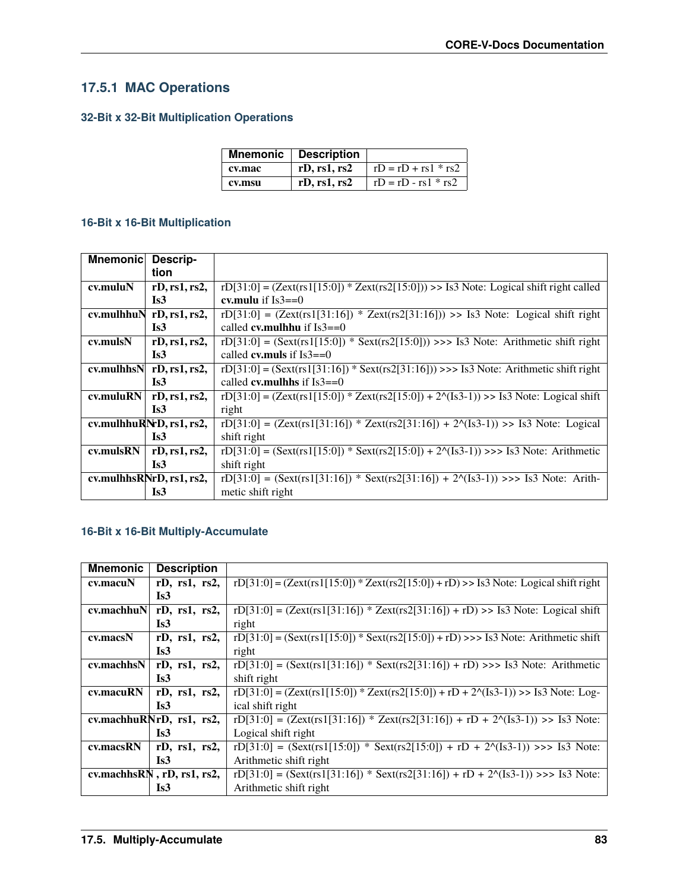### 17.5.1 MAC Operations

#### 32-Bit x 32-Bit Multiplication Operations

| Mnemonic | Description | |
|---|---|---|
| **cv.mac** | **rD, rs1, rs2** | rD = rD + rs1 * rs2 |
| **cv.msu** | **rD, rs1, rs2** | rD = rD - rs1 * rs2 |

#### 16-Bit x 16-Bit Multiplication

| Mnemonic | Description | |
|---|---|---|
| **cv.muluN** | **rD, rs1, rs2, Is3** | rD[31:0] = (Zext(rs1[15:0]) * Zext(rs2[15:0])) >> Is3 Note: Logical shift right called **cv.mulu** if Is3==0 |
| **cv.mulhhuN** | **rD, rs1, rs2, Is3** | rD[31:0] = (Zext(rs1[31:16]) * Zext(rs2[31:16])) >> Is3 Note: Logical shift right called **cv.mulhhu** if Is3==0 |
| **cv.mulsN** | **rD, rs1, rs2, Is3** | rD[31:0] = (Sext(rs1[15:0]) * Sext(rs2[15:0])) >>> Is3 Note: Arithmetic shift right called **cv.muls** if Is3==0 |
| **cv.mulhhsN** | **rD, rs1, rs2, Is3** | rD[31:0] = (Sext(rs1[31:16]) * Sext(rs2[31:16])) >>> Is3 Note: Arithmetic shift right called **cv.mulhhs** if Is3==0 |
| **cv.muluRN** | **rD, rs1, rs2, Is3** | rD[31:0] = (Zext(rs1[15:0]) * Zext(rs2[15:0]) + 2^(Is3-1)) >> Is3 Note: Logical shift right |
| **cv.mulhhuRN** | **rD, rs1, rs2, Is3** | rD[31:0] = (Zext(rs1[31:16]) * Zext(rs2[31:16]) + 2^(Is3-1)) >> Is3 Note: Logical shift right |
| **cv.mulsRN** | **rD, rs1, rs2, Is3** | rD[31:0] = (Sext(rs1[15:0]) * Sext(rs2[15:0]) + 2^(Is3-1)) >>> Is3 Note: Arithmetic shift right |
| **cv.mulhhsRN** | **rD, rs1, rs2, Is3** | rD[31:0] = (Sext(rs1[31:16]) * Sext(rs2[31:16]) + 2^(Is3-1)) >>> Is3 Note: Arithmetic shift right |

#### 16-Bit x 16-Bit Multiply-Accumulate

| Mnemonic | Description | |
|---|---|---|
| **cv.macuN** | **rD, rs1, rs2, Is3** | rD[31:0] = (Zext(rs1[15:0]) * Zext(rs2[15:0]) + rD) >> Is3 Note: Logical shift right |
| **cv.machhuN** | **rD, rs1, rs2, Is3** | rD[31:0] = (Zext(rs1[31:16]) * Zext(rs2[31:16]) + rD) >> Is3 Note: Logical shift right |
| **cv.macsN** | **rD, rs1, rs2, Is3** | rD[31:0] = (Sext(rs1[15:0]) * Sext(rs2[15:0]) + rD) >>> Is3 Note: Arithmetic shift right |
| **cv.machhsN** | **rD, rs1, rs2, Is3** | rD[31:0] = (Sext(rs1[31:16]) * Sext(rs2[31:16]) + rD) >>> Is3 Note: Arithmetic shift right |
| **cv.macuRN** | **rD, rs1, rs2, Is3** | rD[31:0] = (Zext(rs1[15:0]) * Zext(rs2[15:0]) + rD + 2^(Is3-1)) >> Is3 Note: Logical shift right |
| **cv.machhuRN** | **rD, rs1, rs2, Is3** | rD[31:0] = (Zext(rs1[31:16]) * Zext(rs2[31:16]) + rD + 2^(Is3-1)) >> Is3 Note: Logical shift right |
| **cv.macsRN** | **rD, rs1, rs2, Is3** | rD[31:0] = (Sext(rs1[15:0]) * Sext(rs2[15:0]) + rD + 2^(Is3-1)) >>> Is3 Note: Arithmetic shift right |
| **cv.machhsRN** | **, rD, rs1, rs2, Is3** | rD[31:0] = (Sext(rs1[31:16]) * Sext(rs2[31:16]) + rD + 2^(Is3-1)) >>> Is3 Note: Arithmetic shift right |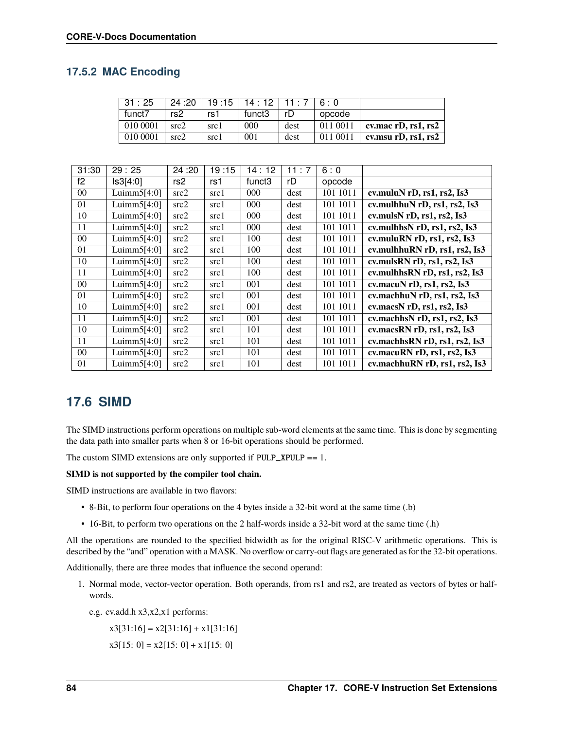### 17.5.2 MAC Encoding

| 31 : 25 | 24 :20 | 19 :15 | 14 : 12 | 11 : 7 | 6 : 0 | |
|---|---|---|---|---|---|---|
| funct7 | rs2 | rs1 | funct3 | rD | opcode | |
| 010 0001 | src2 | src1 | 000 | dest | 011 0011 | **cv.mac rD, rs1, rs2** |
| 010 0001 | src2 | src1 | 001 | dest | 011 0011 | **cv.msu rD, rs1, rs2** |

| 31:30 | 29 : 25 | 24 :20 | 19 :15 | 14 : 12 | 11 : 7 | 6 : 0 | |
|---|---|---|---|---|---|---|---|
| f2 | Is3[4:0] | rs2 | rs1 | funct3 | rD | opcode | |
| 00 | Luimm5[4:0] | src2 | src1 | 000 | dest | 101 1011 | **cv.muluN rD, rs1, rs2, Is3** |
| 01 | Luimm5[4:0] | src2 | src1 | 000 | dest | 101 1011 | **cv.mulhhuN rD, rs1, rs2, Is3** |
| 10 | Luimm5[4:0] | src2 | src1 | 000 | dest | 101 1011 | **cv.mulsN rD, rs1, rs2, Is3** |
| 11 | Luimm5[4:0] | src2 | src1 | 000 | dest | 101 1011 | **cv.mulhhsN rD, rs1, rs2, Is3** |
| 00 | Luimm5[4:0] | src2 | src1 | 100 | dest | 101 1011 | **cv.muluRN rD, rs1, rs2, Is3** |
| 01 | Luimm5[4:0] | src2 | src1 | 100 | dest | 101 1011 | **cv.mulhhuRN rD, rs1, rs2, Is3** |
| 10 | Luimm5[4:0] | src2 | src1 | 100 | dest | 101 1011 | **cv.mulsRN rD, rs1, rs2, Is3** |
| 11 | Luimm5[4:0] | src2 | src1 | 100 | dest | 101 1011 | **cv.mulhhsRN rD, rs1, rs2, Is3** |
| 00 | Luimm5[4:0] | src2 | src1 | 001 | dest | 101 1011 | **cv.macuN rD, rs1, rs2, Is3** |
| 01 | Luimm5[4:0] | src2 | src1 | 001 | dest | 101 1011 | **cv.machhuN rD, rs1, rs2, Is3** |
| 10 | Luimm5[4:0] | src2 | src1 | 001 | dest | 101 1011 | **cv.macsN rD, rs1, rs2, Is3** |
| 11 | Luimm5[4:0] | src2 | src1 | 001 | dest | 101 1011 | **cv.machhsN rD, rs1, rs2, Is3** |
| 10 | Luimm5[4:0] | src2 | src1 | 101 | dest | 101 1011 | **cv.macsRN rD, rs1, rs2, Is3** |
| 11 | Luimm5[4:0] | src2 | src1 | 101 | dest | 101 1011 | **cv.machhsRN rD, rs1, rs2, Is3** |
| 00 | Luimm5[4:0] | src2 | src1 | 101 | dest | 101 1011 | **cv.macuRN rD, rs1, rs2, Is3** |
| 01 | Luimm5[4:0] | src2 | src1 | 101 | dest | 101 1011 | **cv.machhuRN rD, rs1, rs2, Is3** |

## 17.6 SIMD

The SIMD instructions perform operations on multiple sub-word elements at the same time. This is done by segmenting the data path into smaller parts when 8 or 16-bit operations should be performed.

The custom SIMD extensions are only supported if `PULP_XPULP` == 1.

**SIMD is not supported by the compiler tool chain.**

SIMD instructions are available in two flavors:

- 8-Bit, to perform four operations on the 4 bytes inside a 32-bit word at the same time (.b)
- 16-Bit, to perform two operations on the 2 half-words inside a 32-bit word at the same time (.h)

All the operations are rounded to the specified bidwidth as for the original RISC-V arithmetic operations. This is described by the "and" operation with a MASK. No overflow or carry-out flags are generated as for the 32-bit operations.

Additionally, there are three modes that influence the second operand:

1. Normal mode, vector-vector operation. Both operands, from rs1 and rs2, are treated as vectors of bytes or half-words.

   e.g. cv.add.h x3,x2,x1 performs:

   x3[31:16] = x2[31:16] + x1[31:16]

   x3[15: 0] = x2[15: 0] + x1[15: 0]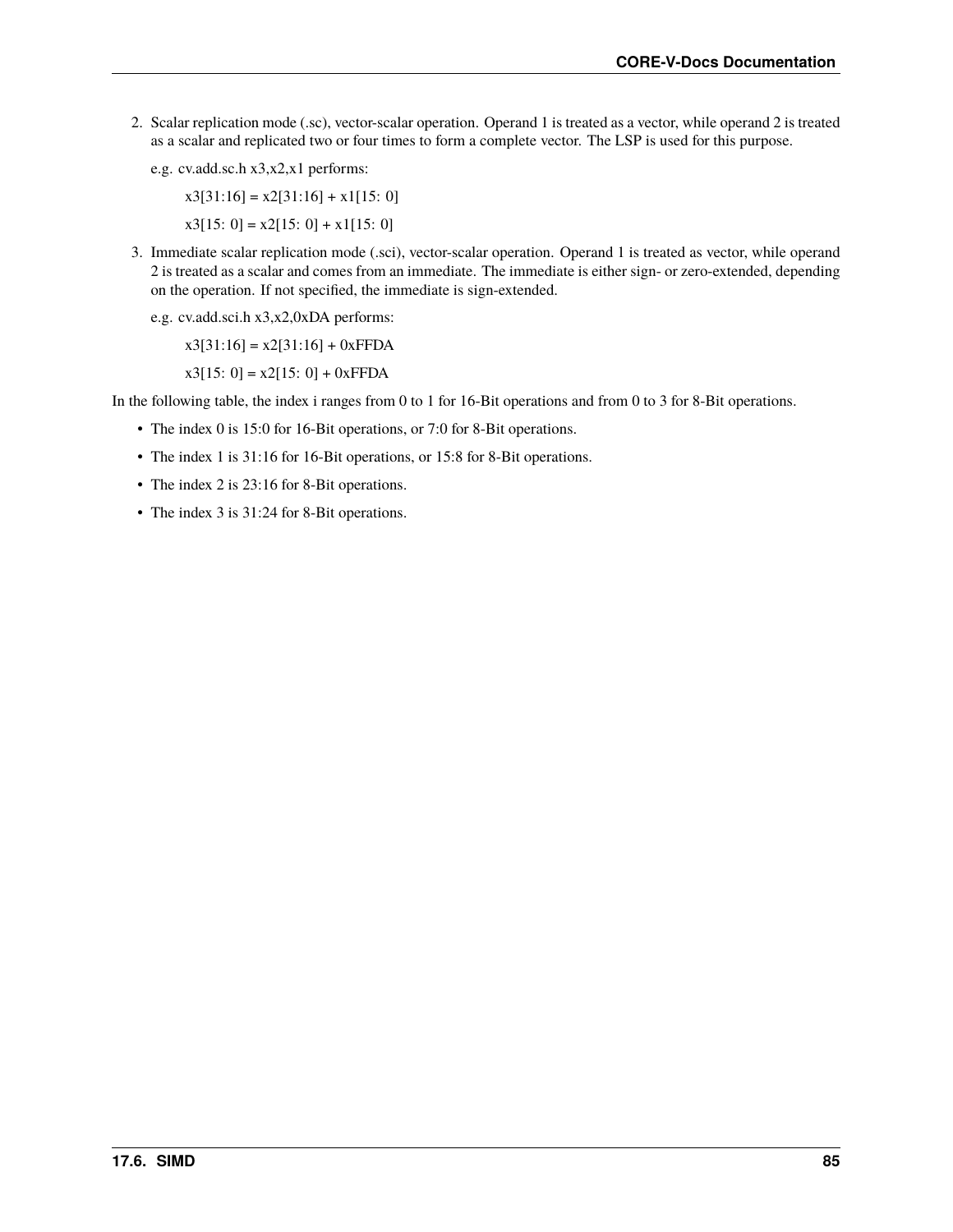2. Scalar replication mode (.sc), vector-scalar operation. Operand 1 is treated as a vector, while operand 2 is treated as a scalar and replicated two or four times to form a complete vector. The LSP is used for this purpose.

   e.g. cv.add.sc.h x3,x2,x1 performs:

   > x3[31:16] = x2[31:16] + x1[15: 0]
   >
   > x3[15: 0] = x2[15: 0] + x1[15: 0]

3. Immediate scalar replication mode (.sci), vector-scalar operation. Operand 1 is treated as vector, while operand 2 is treated as a scalar and comes from an immediate. The immediate is either sign- or zero-extended, depending on the operation. If not specified, the immediate is sign-extended.

   e.g. cv.add.sci.h x3,x2,0xDA performs:

   > x3[31:16] = x2[31:16] + 0xFFDA
   >
   > x3[15: 0] = x2[15: 0] + 0xFFDA

In the following table, the index i ranges from 0 to 1 for 16-Bit operations and from 0 to 3 for 8-Bit operations.

- The index 0 is 15:0 for 16-Bit operations, or 7:0 for 8-Bit operations.
- The index 1 is 31:16 for 16-Bit operations, or 15:8 for 8-Bit operations.
- The index 2 is 23:16 for 8-Bit operations.
- The index 3 is 31:24 for 8-Bit operations.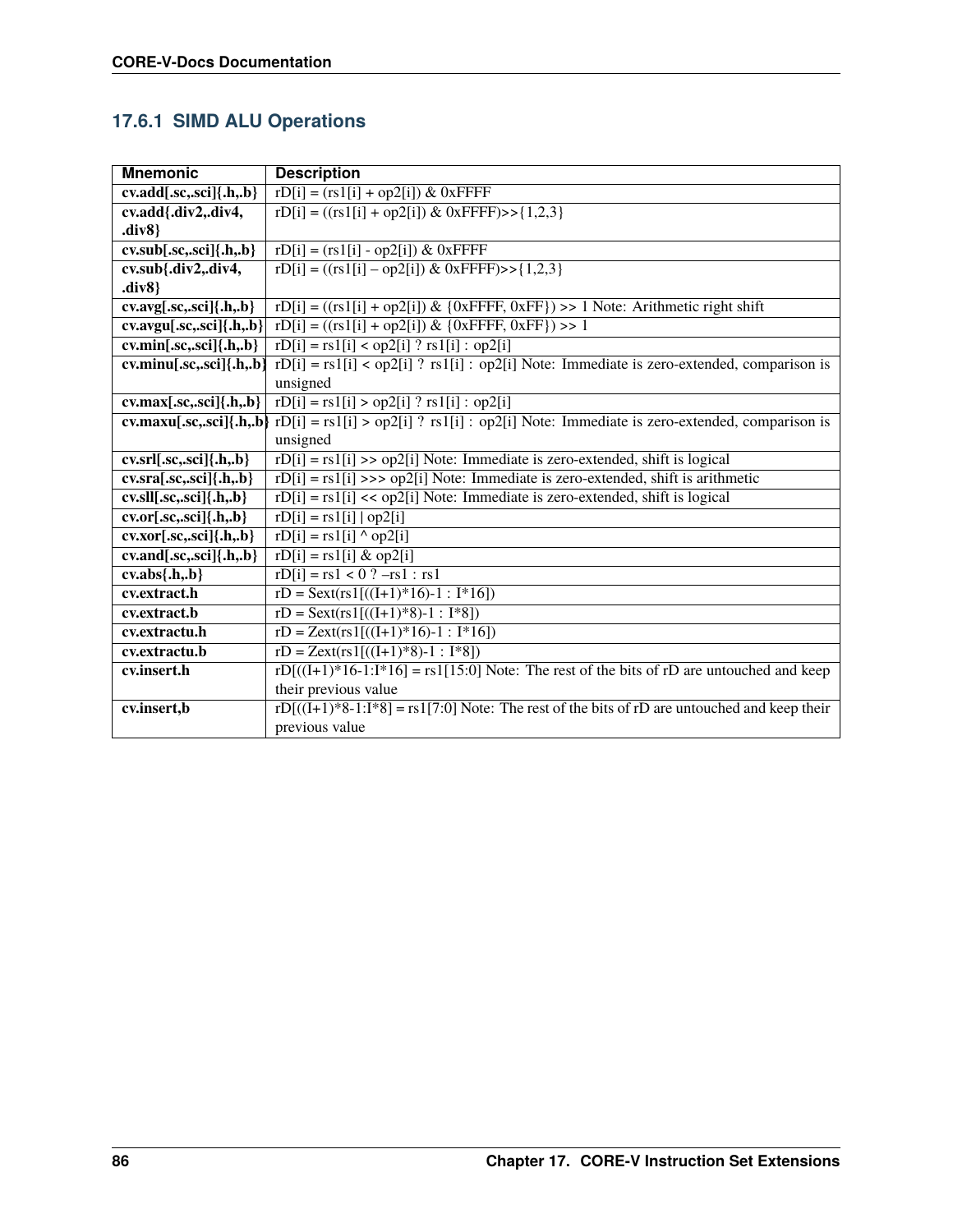### 17.6.1 SIMD ALU Operations

| Mnemonic | Description |
|---|---|
| **cv.add[.sc,.sci]{.h,.b}** | rD[i] = (rs1[i] + op2[i]) & 0xFFFF |
| **cv.add{.div2,.div4, .div8}** | rD[i] = ((rs1[i] + op2[i]) & 0xFFFF)>>{1,2,3} |
| **cv.sub[.sc,.sci]{.h,.b}** | rD[i] = (rs1[i] - op2[i]) & 0xFFFF |
| **cv.sub{.div2,.div4, .div8}** | rD[i] = ((rs1[i] – op2[i]) & 0xFFFF)>>{1,2,3} |
| **cv.avg[.sc,.sci]{.h,.b}** | rD[i] = ((rs1[i] + op2[i]) & {0xFFFF, 0xFF}) >> 1 Note: Arithmetic right shift |
| **cv.avgu[.sc,.sci]{.h,.b}** | rD[i] = ((rs1[i] + op2[i]) & {0xFFFF, 0xFF}) >> 1 |
| **cv.min[.sc,.sci]{.h,.b}** | rD[i] = rs1[i] < op2[i] ? rs1[i] : op2[i] |
| **cv.minu[.sc,.sci]{.h,.b}** | rD[i] = rs1[i] < op2[i] ? rs1[i] : op2[i] Note: Immediate is zero-extended, comparison is unsigned |
| **cv.max[.sc,.sci]{.h,.b}** | rD[i] = rs1[i] > op2[i] ? rs1[i] : op2[i] |
| **cv.maxu[.sc,.sci]{.h,.b}** | rD[i] = rs1[i] > op2[i] ? rs1[i] : op2[i] Note: Immediate is zero-extended, comparison is unsigned |
| **cv.srl[.sc,.sci]{.h,.b}** | rD[i] = rs1[i] >> op2[i] Note: Immediate is zero-extended, shift is logical |
| **cv.sra[.sc,.sci]{.h,.b}** | rD[i] = rs1[i] >>> op2[i] Note: Immediate is zero-extended, shift is arithmetic |
| **cv.sll[.sc,.sci]{.h,.b}** | rD[i] = rs1[i] << op2[i] Note: Immediate is zero-extended, shift is logical |
| **cv.or[.sc,.sci]{.h,.b}** | rD[i] = rs1[i] \| op2[i] |
| **cv.xor[.sc,.sci]{.h,.b}** | rD[i] = rs1[i] ^ op2[i] |
| **cv.and[.sc,.sci]{.h,.b}** | rD[i] = rs1[i] & op2[i] |
| **cv.abs{.h,.b}** | rD[i] = rs1 < 0 ? –rs1 : rs1 |
| **cv.extract.h** | rD = Sext(rs1[((I+1)*16)-1 : I*16]) |
| **cv.extract.b** | rD = Sext(rs1[((I+1)*8)-1 : I*8]) |
| **cv.extractu.h** | rD = Zext(rs1[((I+1)*16)-1 : I*16]) |
| **cv.extractu.b** | rD = Zext(rs1[((I+1)*8)-1 : I*8]) |
| **cv.insert.h** | rD[((I+1)*16-1:I*16] = rs1[15:0] Note: The rest of the bits of rD are untouched and keep their previous value |
| **cv.insert,b** | rD[((I+1)*8-1:I*8] = rs1[7:0] Note: The rest of the bits of rD are untouched and keep their previous value |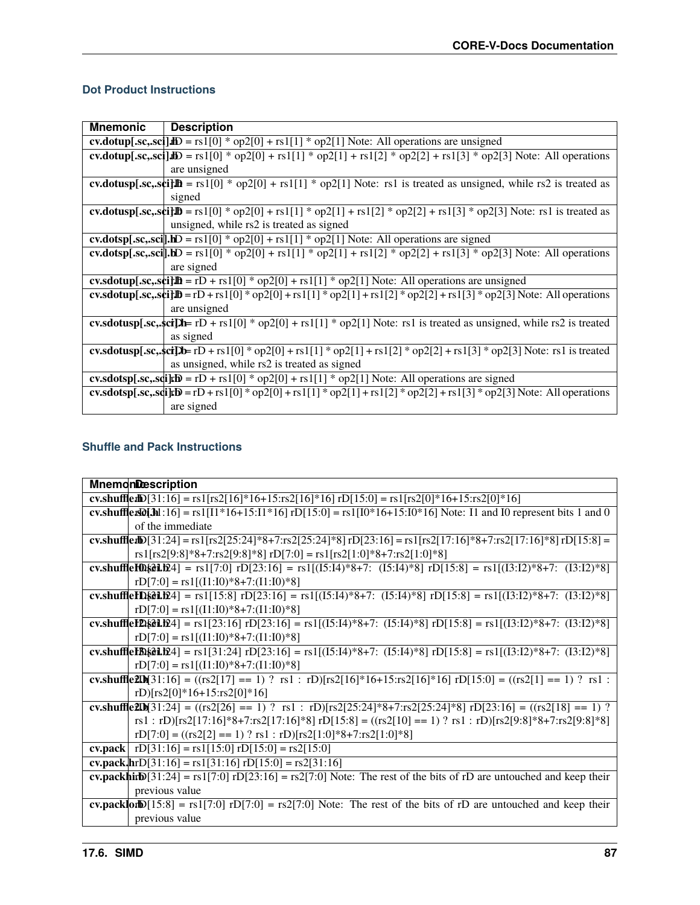### Dot Product Instructions

| Mnemonic | Description |
|---|---|
| **cv.dotup[.sc,.sci].h** | rD = rs1[0] * op2[0] + rs1[1] * op2[1] Note: All operations are unsigned |
| **cv.dotup[.sc,.sci].b** | rD = rs1[0] * op2[0] + rs1[1] * op2[1] + rs1[2] * op2[2] + rs1[3] * op2[3] Note: All operations are unsigned |
| **cv.dotusp[.sc,.sci].h** | rD = rs1[0] * op2[0] + rs1[1] * op2[1] Note: rs1 is treated as unsigned, while rs2 is treated as signed |
| **cv.dotusp[.sc,.sci].b** | rD = rs1[0] * op2[0] + rs1[1] * op2[1] + rs1[2] * op2[2] + rs1[3] * op2[3] Note: rs1 is treated as unsigned, while rs2 is treated as signed |
| **cv.dotsp[.sc,.sci].h** | rD = rs1[0] * op2[0] + rs1[1] * op2[1] Note: All operations are signed |
| **cv.dotsp[.sc,.sci].b** | rD = rs1[0] * op2[0] + rs1[1] * op2[1] + rs1[2] * op2[2] + rs1[3] * op2[3] Note: All operations are signed |
| **cv.sdotup[.sc,.sci].h** | rD = rD + rs1[0] * op2[0] + rs1[1] * op2[1] Note: All operations are unsigned |
| **cv.sdotup[.sc,.sci].b** | rD = rD + rs1[0] * op2[0] + rs1[1] * op2[1] + rs1[2] * op2[2] + rs1[3] * op2[3] Note: All operations are unsigned |
| **cv.sdotusp[.sc,.sci].h** | rD = rD + rs1[0] * op2[0] + rs1[1] * op2[1] Note: rs1 is treated as unsigned, while rs2 is treated as signed |
| **cv.sdotusp[.sc,.sci].b** | rD = rD + rs1[0] * op2[0] + rs1[1] * op2[1] + rs1[2] * op2[2] + rs1[3] * op2[3] Note: rs1 is treated as unsigned, while rs2 is treated as signed |
| **cv.sdotsp[.sc,.sci].h** | rD = rD + rs1[0] * op2[0] + rs1[1] * op2[1] Note: All operations are signed |
| **cv.sdotsp[.sc,.sci].b** | rD = rD + rs1[0] * op2[0] + rs1[1] * op2[1] + rs1[2] * op2[2] + rs1[3] * op2[3] Note: All operations are signed |

### Shuffle and Pack Instructions

| Mnemonic | Description |
|---|---|
| **cv.shuffle.h** | rD[31:16] = rs1[rs2[16]*16+15:rs2[16]*16] rD[15:0] = rs1[rs2[0]*16+15:rs2[0]*16] |
| **cv.shuffle.sci.h** | rD[31:16] = rs1[I1*16+15:I1*16] rD[15:0] = rs1[I0*16+15:I0*16] Note: I1 and I0 represent bits 1 and 0 of the immediate |
| **cv.shuffle.b** | rD[31:24] = rs1[rs2[25:24]*8+7:rs2[25:24]*8] rD[23:16] = rs1[rs2[17:16]*8+7:rs2[17:16]*8] rD[15:8] = rs1[rs2[9:8]*8+7:rs2[9:8]*8] rD[7:0] = rs1[rs2[1:0]*8+7:rs2[1:0]*8] |
| **cv.shufflei0.sci.b** | rD[31:24] = rs1[7:0] rD[23:16] = rs1[(I5:I4)*8+7: (I5:I4)*8] rD[15:8] = rs1[(I3:I2)*8+7: (I3:I2)*8] rD[7:0] = rs1[(I1:I0)*8+7:(I1:I0)*8] |
| **cv.shufflei1.sci.b** | rD[31:24] = rs1[15:8] rD[23:16] = rs1[(I5:I4)*8+7: (I5:I4)*8] rD[15:8] = rs1[(I3:I2)*8+7: (I3:I2)*8] rD[7:0] = rs1[(I1:I0)*8+7:(I1:I0)*8] |
| **cv.shufflei2.sci.b** | rD[31:24] = rs1[23:16] rD[23:16] = rs1[(I5:I4)*8+7: (I5:I4)*8] rD[15:8] = rs1[(I3:I2)*8+7: (I3:I2)*8] rD[7:0] = rs1[(I1:I0)*8+7:(I1:I0)*8] |
| **cv.shufflei3.sci.b** | rD[31:24] = rs1[31:24] rD[23:16] = rs1[(I5:I4)*8+7: (I5:I4)*8] rD[15:8] = rs1[(I3:I2)*8+7: (I3:I2)*8] rD[7:0] = rs1[(I1:I0)*8+7:(I1:I0)*8] |
| **cv.shuffle2.h** | rD[31:16] = ((rs2[17] == 1) ? rs1 : rD)[rs2[16]*16+15:rs2[16]*16] rD[15:0] = ((rs2[1] == 1) ? rs1 : rD)[rs2[0]*16+15:rs2[0]*16] |
| **cv.shuffle2.b** | rD[31:24] = ((rs2[26] == 1) ? rs1 : rD)[rs2[25:24]*8+7:rs2[25:24]*8] rD[23:16] = ((rs2[18] == 1) ? rs1 : rD)[rs2[17:16]*8+7:rs2[17:16]*8] rD[15:8] = ((rs2[10] == 1) ? rs1 : rD)[rs2[9:8]*8+7:rs2[9:8]*8] rD[7:0] = ((rs2[2] == 1) ? rs1 : rD)[rs2[1:0]*8+7:rs2[1:0]*8] |
| **cv.pack** | rD[31:16] = rs1[15:0] rD[15:0] = rs2[15:0] |
| **cv.pack.h** | rD[31:16] = rs1[31:16] rD[15:0] = rs2[31:16] |
| **cv.packhi.b** | rD[31:24] = rs1[7:0] rD[23:16] = rs2[7:0] Note: The rest of the bits of rD are untouched and keep their previous value |
| **cv.packlo.b** | rD[15:8] = rs1[7:0] rD[7:0] = rs2[7:0] Note: The rest of the bits of rD are untouched and keep their previous value |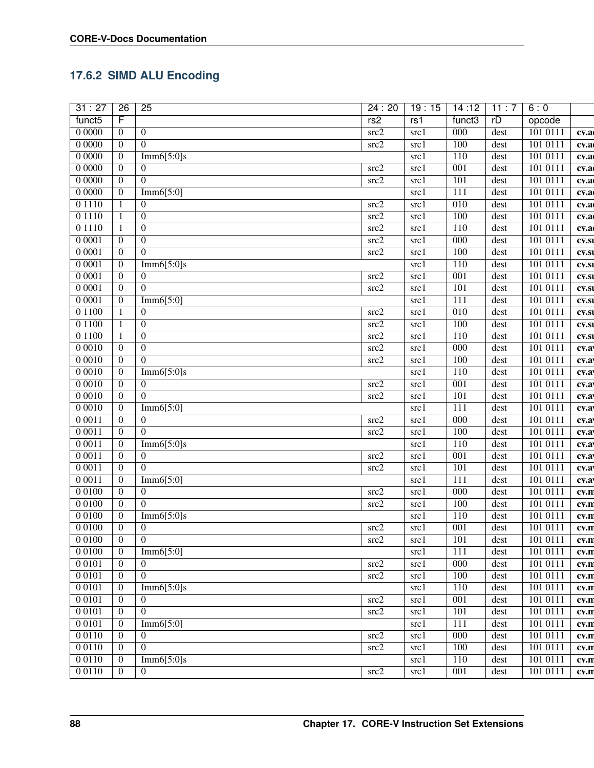### 17.6.2 SIMD ALU Encoding

| 31 : 27 | 26 | 25 | 24 : 20 | 19 : 15 | 14 :12 | 11 : 7 | 6 : 0 | |
|---|---|---|---|---|---|---|---|---|
| funct5 | F | | rs2 | rs1 | funct3 | rD | opcode | |
| 0 0000 | 0 | 0 | src2 | src1 | 000 | dest | 101 0111 | cv.a |
| 0 0000 | 0 | 0 | src2 | src1 | 100 | dest | 101 0111 | cv.a |
| 0 0000 | 0 | Imm6[5:0]s | | src1 | 110 | dest | 101 0111 | cv.a |
| 0 0000 | 0 | 0 | src2 | src1 | 001 | dest | 101 0111 | cv.a |
| 0 0000 | 0 | 0 | src2 | src1 | 101 | dest | 101 0111 | cv.a |
| 0 0000 | 0 | Imm6[5:0] | | src1 | 111 | dest | 101 0111 | cv.a |
| 0 1110 | 1 | 0 | src2 | src1 | 010 | dest | 101 0111 | cv.a |
| 0 1110 | 1 | 0 | src2 | src1 | 100 | dest | 101 0111 | cv.a |
| 0 1110 | 1 | 0 | src2 | src1 | 110 | dest | 101 0111 | cv.a |
| 0 0001 | 0 | 0 | src2 | src1 | 000 | dest | 101 0111 | cv.s |
| 0 0001 | 0 | 0 | src2 | src1 | 100 | dest | 101 0111 | cv.s |
| 0 0001 | 0 | Imm6[5:0]s | | src1 | 110 | dest | 101 0111 | cv.s |
| 0 0001 | 0 | 0 | src2 | src1 | 001 | dest | 101 0111 | cv.s |
| 0 0001 | 0 | 0 | src2 | src1 | 101 | dest | 101 0111 | cv.s |
| 0 0001 | 0 | Imm6[5:0] | | src1 | 111 | dest | 101 0111 | cv.s |
| 0 1100 | 1 | 0 | src2 | src1 | 010 | dest | 101 0111 | cv.s |
| 0 1100 | 1 | 0 | src2 | src1 | 100 | dest | 101 0111 | cv.s |
| 0 1100 | 1 | 0 | src2 | src1 | 110 | dest | 101 0111 | cv.s |
| 0 0010 | 0 | 0 | src2 | src1 | 000 | dest | 101 0111 | cv.a |
| 0 0010 | 0 | 0 | src2 | src1 | 100 | dest | 101 0111 | cv.a |
| 0 0010 | 0 | Imm6[5:0]s | | src1 | 110 | dest | 101 0111 | cv.a |
| 0 0010 | 0 | 0 | src2 | src1 | 001 | dest | 101 0111 | cv.a |
| 0 0010 | 0 | 0 | src2 | src1 | 101 | dest | 101 0111 | cv.a |
| 0 0010 | 0 | Imm6[5:0] | | src1 | 111 | dest | 101 0111 | cv.a |
| 0 0011 | 0 | 0 | src2 | src1 | 000 | dest | 101 0111 | cv.a |
| 0 0011 | 0 | 0 | src2 | src1 | 100 | dest | 101 0111 | cv.a |
| 0 0011 | 0 | Imm6[5:0]s | | src1 | 110 | dest | 101 0111 | cv.a |
| 0 0011 | 0 | 0 | src2 | src1 | 001 | dest | 101 0111 | cv.a |
| 0 0011 | 0 | 0 | src2 | src1 | 101 | dest | 101 0111 | cv.a |
| 0 0011 | 0 | Imm6[5:0] | | src1 | 111 | dest | 101 0111 | cv.a |
| 0 0100 | 0 | 0 | src2 | src1 | 000 | dest | 101 0111 | cv.m |
| 0 0100 | 0 | 0 | src2 | src1 | 100 | dest | 101 0111 | cv.m |
| 0 0100 | 0 | Imm6[5:0]s | | src1 | 110 | dest | 101 0111 | cv.m |
| 0 0100 | 0 | 0 | src2 | src1 | 001 | dest | 101 0111 | cv.m |
| 0 0100 | 0 | 0 | src2 | src1 | 101 | dest | 101 0111 | cv.m |
| 0 0100 | 0 | Imm6[5:0] | | src1 | 111 | dest | 101 0111 | cv.m |
| 0 0101 | 0 | 0 | src2 | src1 | 000 | dest | 101 0111 | cv.m |
| 0 0101 | 0 | 0 | src2 | src1 | 100 | dest | 101 0111 | cv.m |
| 0 0101 | 0 | Imm6[5:0]s | | src1 | 110 | dest | 101 0111 | cv.m |
| 0 0101 | 0 | 0 | src2 | src1 | 001 | dest | 101 0111 | cv.m |
| 0 0101 | 0 | 0 | src2 | src1 | 101 | dest | 101 0111 | cv.m |
| 0 0101 | 0 | Imm6[5:0] | | src1 | 111 | dest | 101 0111 | cv.m |
| 0 0110 | 0 | 0 | src2 | src1 | 000 | dest | 101 0111 | cv.m |
| 0 0110 | 0 | 0 | src2 | src1 | 100 | dest | 101 0111 | cv.m |
| 0 0110 | 0 | Imm6[5:0]s | | src1 | 110 | dest | 101 0111 | cv.m |
| 0 0110 | 0 | 0 | src2 | src1 | 001 | dest | 101 0111 | cv.m |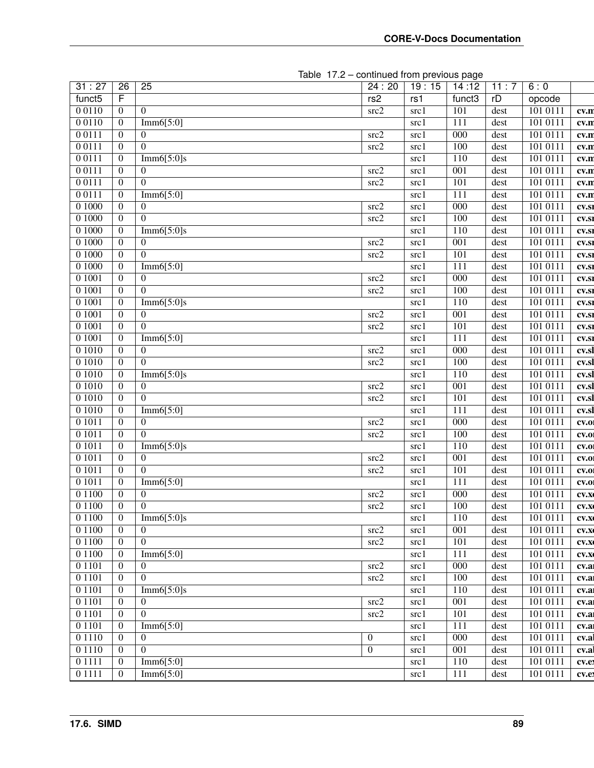Table 17.2 – continued from previous page

| 31 : 27 | 26 | 25 | 24 : 20 | 19 : 15 | 14 :12 | 11 : 7 | 6 : 0 | |
|---|---|---|---|---|---|---|---|---|
| funct5 | F | | rs2 | rs1 | funct3 | rD | opcode | |
| 0 0110 | 0 | 0 | src2 | src1 | 101 | dest | 101 0111 | **cv.m** |
| 0 0110 | 0 | Imm6[5:0] | | src1 | 111 | dest | 101 0111 | **cv.m** |
| 0 0111 | 0 | 0 | src2 | src1 | 000 | dest | 101 0111 | **cv.m** |
| 0 0111 | 0 | 0 | src2 | src1 | 100 | dest | 101 0111 | **cv.m** |
| 0 0111 | 0 | Imm6[5:0]s | | src1 | 110 | dest | 101 0111 | **cv.m** |
| 0 0111 | 0 | 0 | src2 | src1 | 001 | dest | 101 0111 | **cv.m** |
| 0 0111 | 0 | 0 | src2 | src1 | 101 | dest | 101 0111 | **cv.m** |
| 0 0111 | 0 | Imm6[5:0] | | src1 | 111 | dest | 101 0111 | **cv.m** |
| 0 1000 | 0 | 0 | src2 | src1 | 000 | dest | 101 0111 | **cv.s** |
| 0 1000 | 0 | 0 | src2 | src1 | 100 | dest | 101 0111 | **cv.s** |
| 0 1000 | 0 | Imm6[5:0]s | | src1 | 110 | dest | 101 0111 | **cv.s** |
| 0 1000 | 0 | 0 | src2 | src1 | 001 | dest | 101 0111 | **cv.s** |
| 0 1000 | 0 | 0 | src2 | src1 | 101 | dest | 101 0111 | **cv.s** |
| 0 1000 | 0 | Imm6[5:0] | | src1 | 111 | dest | 101 0111 | **cv.s** |
| 0 1001 | 0 | 0 | src2 | src1 | 000 | dest | 101 0111 | **cv.s** |
| 0 1001 | 0 | 0 | src2 | src1 | 100 | dest | 101 0111 | **cv.s** |
| 0 1001 | 0 | Imm6[5:0]s | | src1 | 110 | dest | 101 0111 | **cv.s** |
| 0 1001 | 0 | 0 | src2 | src1 | 001 | dest | 101 0111 | **cv.s** |
| 0 1001 | 0 | 0 | src2 | src1 | 101 | dest | 101 0111 | **cv.s** |
| 0 1001 | 0 | Imm6[5:0] | | src1 | 111 | dest | 101 0111 | **cv.s** |
| 0 1010 | 0 | 0 | src2 | src1 | 000 | dest | 101 0111 | **cv.sl** |
| 0 1010 | 0 | 0 | src2 | src1 | 100 | dest | 101 0111 | **cv.sl** |
| 0 1010 | 0 | Imm6[5:0]s | | src1 | 110 | dest | 101 0111 | **cv.sl** |
| 0 1010 | 0 | 0 | src2 | src1 | 001 | dest | 101 0111 | **cv.sl** |
| 0 1010 | 0 | 0 | src2 | src1 | 101 | dest | 101 0111 | **cv.sl** |
| 0 1010 | 0 | Imm6[5:0] | | src1 | 111 | dest | 101 0111 | **cv.sl** |
| 0 1011 | 0 | 0 | src2 | src1 | 000 | dest | 101 0111 | **cv.o** |
| 0 1011 | 0 | 0 | src2 | src1 | 100 | dest | 101 0111 | **cv.o** |
| 0 1011 | 0 | Imm6[5:0]s | | src1 | 110 | dest | 101 0111 | **cv.o** |
| 0 1011 | 0 | 0 | src2 | src1 | 001 | dest | 101 0111 | **cv.o** |
| 0 1011 | 0 | 0 | src2 | src1 | 101 | dest | 101 0111 | **cv.o** |
| 0 1011 | 0 | Imm6[5:0] | | src1 | 111 | dest | 101 0111 | **cv.o** |
| 0 1100 | 0 | 0 | src2 | src1 | 000 | dest | 101 0111 | **cv.x** |
| 0 1100 | 0 | 0 | src2 | src1 | 100 | dest | 101 0111 | **cv.x** |
| 0 1100 | 0 | Imm6[5:0]s | | src1 | 110 | dest | 101 0111 | **cv.x** |
| 0 1100 | 0 | 0 | src2 | src1 | 001 | dest | 101 0111 | **cv.x** |
| 0 1100 | 0 | 0 | src2 | src1 | 101 | dest | 101 0111 | **cv.x** |
| 0 1100 | 0 | Imm6[5:0] | | src1 | 111 | dest | 101 0111 | **cv.x** |
| 0 1101 | 0 | 0 | src2 | src1 | 000 | dest | 101 0111 | **cv.a** |
| 0 1101 | 0 | 0 | src2 | src1 | 100 | dest | 101 0111 | **cv.a** |
| 0 1101 | 0 | Imm6[5:0]s | | src1 | 110 | dest | 101 0111 | **cv.a** |
| 0 1101 | 0 | 0 | src2 | src1 | 001 | dest | 101 0111 | **cv.a** |
| 0 1101 | 0 | 0 | src2 | src1 | 101 | dest | 101 0111 | **cv.a** |
| 0 1101 | 0 | Imm6[5:0] | | src1 | 111 | dest | 101 0111 | **cv.a** |
| 0 1110 | 0 | 0 | 0 | src1 | 000 | dest | 101 0111 | **cv.a** |
| 0 1110 | 0 | 0 | 0 | src1 | 001 | dest | 101 0111 | **cv.a** |
| 0 1111 | 0 | Imm6[5:0] | | src1 | 110 | dest | 101 0111 | **cv.e** |
| 0 1111 | 0 | Imm6[5:0] | | src1 | 111 | dest | 101 0111 | **cv.e** |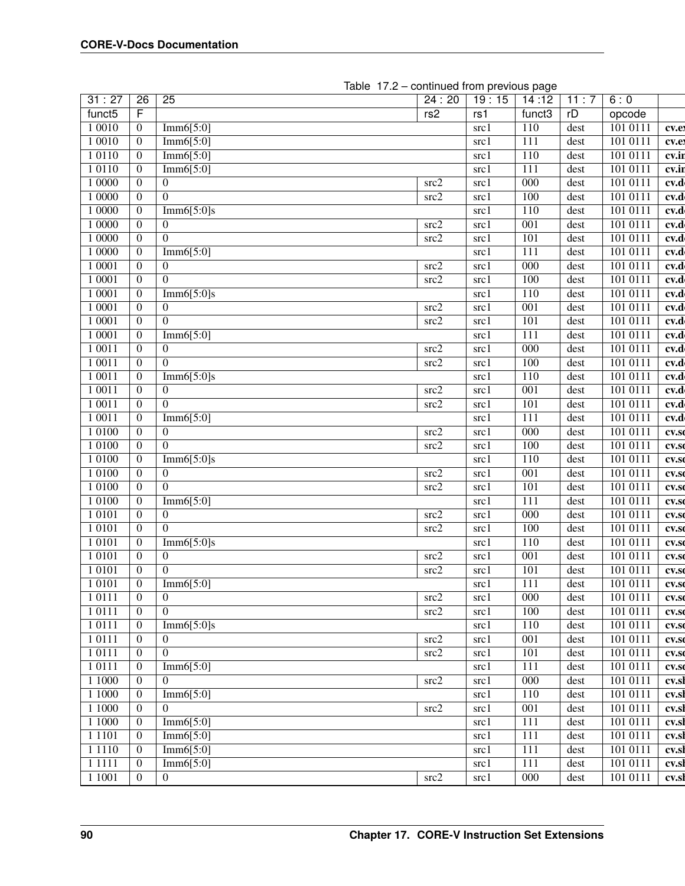Table 17.2 – continued from previous page

| 31 : 27 | 26 | 25 | 24 : 20 | 19 : 15 | 14 :12 | 11 : 7 | 6 : 0 | |
|---|---|---|---|---|---|---|---|---|
| funct5 | F | | rs2 | rs1 | funct3 | rD | opcode | |
| 1 0010 | 0 | Imm6[5:0] | | src1 | 110 | dest | 101 0111 | **cv.ex** |
| 1 0010 | 0 | Imm6[5:0] | | src1 | 111 | dest | 101 0111 | **cv.ex** |
| 1 0110 | 0 | Imm6[5:0] | | src1 | 110 | dest | 101 0111 | **cv.in** |
| 1 0110 | 0 | Imm6[5:0] | | src1 | 111 | dest | 101 0111 | **cv.in** |
| 1 0000 | 0 | 0 | src2 | src1 | 000 | dest | 101 0111 | **cv.d** |
| 1 0000 | 0 | 0 | src2 | src1 | 100 | dest | 101 0111 | **cv.d** |
| 1 0000 | 0 | Imm6[5:0]s | | src1 | 110 | dest | 101 0111 | **cv.d** |
| 1 0000 | 0 | 0 | src2 | src1 | 001 | dest | 101 0111 | **cv.d** |
| 1 0000 | 0 | 0 | src2 | src1 | 101 | dest | 101 0111 | **cv.d** |
| 1 0000 | 0 | Imm6[5:0] | | src1 | 111 | dest | 101 0111 | **cv.d** |
| 1 0001 | 0 | 0 | src2 | src1 | 000 | dest | 101 0111 | **cv.d** |
| 1 0001 | 0 | 0 | src2 | src1 | 100 | dest | 101 0111 | **cv.d** |
| 1 0001 | 0 | Imm6[5:0]s | | src1 | 110 | dest | 101 0111 | **cv.d** |
| 1 0001 | 0 | 0 | src2 | src1 | 001 | dest | 101 0111 | **cv.d** |
| 1 0001 | 0 | 0 | src2 | src1 | 101 | dest | 101 0111 | **cv.d** |
| 1 0001 | 0 | Imm6[5:0] | | src1 | 111 | dest | 101 0111 | **cv.d** |
| 1 0011 | 0 | 0 | src2 | src1 | 000 | dest | 101 0111 | **cv.d** |
| 1 0011 | 0 | 0 | src2 | src1 | 100 | dest | 101 0111 | **cv.d** |
| 1 0011 | 0 | Imm6[5:0]s | | src1 | 110 | dest | 101 0111 | **cv.d** |
| 1 0011 | 0 | 0 | src2 | src1 | 001 | dest | 101 0111 | **cv.d** |
| 1 0011 | 0 | 0 | src2 | src1 | 101 | dest | 101 0111 | **cv.d** |
| 1 0011 | 0 | Imm6[5:0] | | src1 | 111 | dest | 101 0111 | **cv.d** |
| 1 0100 | 0 | 0 | src2 | src1 | 000 | dest | 101 0111 | **cv.s** |
| 1 0100 | 0 | 0 | src2 | src1 | 100 | dest | 101 0111 | **cv.s** |
| 1 0100 | 0 | Imm6[5:0]s | | src1 | 110 | dest | 101 0111 | **cv.s** |
| 1 0100 | 0 | 0 | src2 | src1 | 001 | dest | 101 0111 | **cv.s** |
| 1 0100 | 0 | 0 | src2 | src1 | 101 | dest | 101 0111 | **cv.s** |
| 1 0100 | 0 | Imm6[5:0] | | src1 | 111 | dest | 101 0111 | **cv.s** |
| 1 0101 | 0 | 0 | src2 | src1 | 000 | dest | 101 0111 | **cv.s** |
| 1 0101 | 0 | 0 | src2 | src1 | 100 | dest | 101 0111 | **cv.s** |
| 1 0101 | 0 | Imm6[5:0]s | | src1 | 110 | dest | 101 0111 | **cv.s** |
| 1 0101 | 0 | 0 | src2 | src1 | 001 | dest | 101 0111 | **cv.s** |
| 1 0101 | 0 | 0 | src2 | src1 | 101 | dest | 101 0111 | **cv.s** |
| 1 0101 | 0 | Imm6[5:0] | | src1 | 111 | dest | 101 0111 | **cv.s** |
| 1 0111 | 0 | 0 | src2 | src1 | 000 | dest | 101 0111 | **cv.s** |
| 1 0111 | 0 | 0 | src2 | src1 | 100 | dest | 101 0111 | **cv.s** |
| 1 0111 | 0 | Imm6[5:0]s | | src1 | 110 | dest | 101 0111 | **cv.s** |
| 1 0111 | 0 | 0 | src2 | src1 | 001 | dest | 101 0111 | **cv.s** |
| 1 0111 | 0 | 0 | src2 | src1 | 101 | dest | 101 0111 | **cv.s** |
| 1 0111 | 0 | Imm6[5:0] | | src1 | 111 | dest | 101 0111 | **cv.s** |
| 1 1000 | 0 | 0 | src2 | src1 | 000 | dest | 101 0111 | **cv.sh** |
| 1 1000 | 0 | Imm6[5:0] | | src1 | 110 | dest | 101 0111 | **cv.sh** |
| 1 1000 | 0 | 0 | src2 | src1 | 001 | dest | 101 0111 | **cv.sh** |
| 1 1000 | 0 | Imm6[5:0] | | src1 | 111 | dest | 101 0111 | **cv.sh** |
| 1 1101 | 0 | Imm6[5:0] | | src1 | 111 | dest | 101 0111 | **cv.sh** |
| 1 1110 | 0 | Imm6[5:0] | | src1 | 111 | dest | 101 0111 | **cv.sh** |
| 1 1111 | 0 | Imm6[5:0] | | src1 | 111 | dest | 101 0111 | **cv.sh** |
| 1 1001 | 0 | 0 | src2 | src1 | 000 | dest | 101 0111 | **cv.sh** |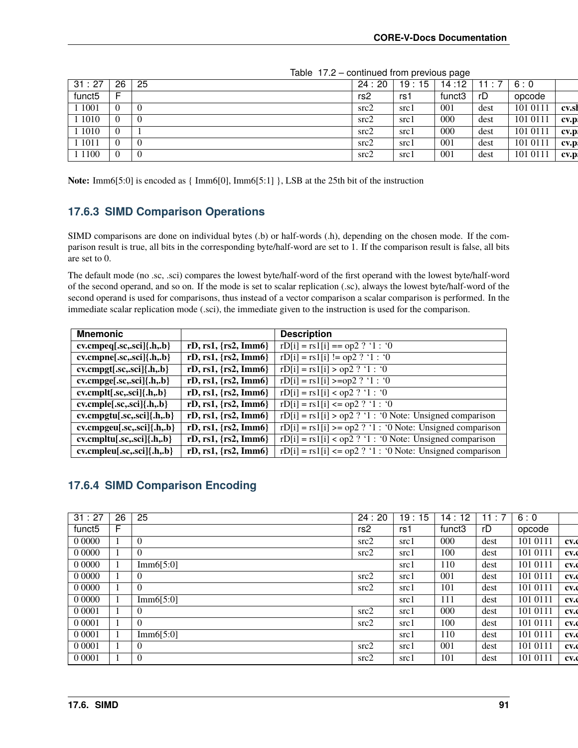Table 17.2 – continued from previous page

| 31 : 27 | 26 | 25 | 24 : 20 | 19 : 15 | 14 :12 | 11 : 7 | 6 : 0 | |
|---|---|---|---|---|---|---|---|---|
| funct5 | F | | rs2 | rs1 | funct3 | rD | opcode | |
| 1 1001 | 0 | 0 | src2 | src1 | 001 | dest | 101 0111 | **cv.sl** |
| 1 1010 | 0 | 0 | src2 | src1 | 000 | dest | 101 0111 | **cv.p** |
| 1 1010 | 0 | 1 | src2 | src1 | 000 | dest | 101 0111 | **cv.p** |
| 1 1011 | 0 | 0 | src2 | src1 | 001 | dest | 101 0111 | **cv.p** |
| 1 1100 | 0 | 0 | src2 | src1 | 001 | dest | 101 0111 | **cv.p** |

**Note:** Imm6[5:0] is encoded as { Imm6[0], Imm6[5:1] }, LSB at the 25th bit of the instruction

### 17.6.3 SIMD Comparison Operations

SIMD comparisons are done on individual bytes (.b) or half-words (.h), depending on the chosen mode. If the comparison result is true, all bits in the corresponding byte/half-word are set to 1. If the comparison result is false, all bits are set to 0.

The default mode (no .sc, .sci) compares the lowest byte/half-word of the first operand with the lowest byte/half-word of the second operand, and so on. If the mode is set to scalar replication (.sc), always the lowest byte/half-word of the second operand is used for comparisons, thus instead of a vector comparison a scalar comparison is performed. In the immediate scalar replication mode (.sci), the immediate given to the instruction is used for the comparison.

| Mnemonic | | Description |
|---|---|---|
| **cv.cmpeq[.sc,.sci]{.h,.b}** | **rD, rs1, {rs2, Imm6}** | rD[i] = rs1[i] == op2 ? ‘1 : ‘0 |
| **cv.cmpne[.sc,.sci]{.h,.b}** | **rD, rs1, {rs2, Imm6}** | rD[i] = rs1[i] != op2 ? ‘1 : ‘0 |
| **cv.cmpgt[.sc,.sci]{.h,.b}** | **rD, rs1, {rs2, Imm6}** | rD[i] = rs1[i] > op2 ? ‘1 : ‘0 |
| **cv.cmpge[.sc,.sci]{.h,.b}** | **rD, rs1, {rs2, Imm6}** | rD[i] = rs1[i] >=op2 ? ‘1 : ‘0 |
| **cv.cmplt[.sc,.sci]{.h,.b}** | **rD, rs1, {rs2, Imm6}** | rD[i] = rs1[i] < op2 ? ‘1 : ‘0 |
| **cv.cmple[.sc,.sci]{.h,.b}** | **rD, rs1, {rs2, Imm6}** | rD[i] = rs1[i] <= op2 ? ‘1 : ‘0 |
| **cv.cmpgtu[.sc,.sci]{.h,.b}** | **rD, rs1, {rs2, Imm6}** | rD[i] = rs1[i] > op2 ? ‘1 : ‘0 Note: Unsigned comparison |
| **cv.cmpgeu[.sc,.sci]{.h,.b}** | **rD, rs1, {rs2, Imm6}** | rD[i] = rs1[i] >= op2 ? ‘1 : ‘0 Note: Unsigned comparison |
| **cv.cmpltu[.sc,.sci]{.h,.b}** | **rD, rs1, {rs2, Imm6}** | rD[i] = rs1[i] < op2 ? ‘1 : ‘0 Note: Unsigned comparison |
| **cv.cmpleu[.sc,.sci]{.h,.b}** | **rD, rs1, {rs2, Imm6}** | rD[i] = rs1[i] <= op2 ? ‘1 : ‘0 Note: Unsigned comparison |

### 17.6.4 SIMD Comparison Encoding

| 31 : 27 | 26 | 25 | 24 : 20 | 19 : 15 | 14 : 12 | 11 : 7 | 6 : 0 | |
|---|---|---|---|---|---|---|---|---|
| funct5 | F | | rs2 | rs1 | funct3 | rD | opcode | |
| 0 0000 | 1 | 0 | src2 | src1 | 000 | dest | 101 0111 | **cv.c** |
| 0 0000 | 1 | 0 | src2 | src1 | 100 | dest | 101 0111 | **cv.c** |
| 0 0000 | 1 | Imm6[5:0] | | src1 | 110 | dest | 101 0111 | **cv.c** |
| 0 0000 | 1 | 0 | src2 | src1 | 001 | dest | 101 0111 | **cv.c** |
| 0 0000 | 1 | 0 | src2 | src1 | 101 | dest | 101 0111 | **cv.c** |
| 0 0000 | 1 | Imm6[5:0] | | src1 | 111 | dest | 101 0111 | **cv.c** |
| 0 0001 | 1 | 0 | src2 | src1 | 000 | dest | 101 0111 | **cv.c** |
| 0 0001 | 1 | 0 | src2 | src1 | 100 | dest | 101 0111 | **cv.c** |
| 0 0001 | 1 | Imm6[5:0] | | src1 | 110 | dest | 101 0111 | **cv.c** |
| 0 0001 | 1 | 0 | src2 | src1 | 001 | dest | 101 0111 | **cv.c** |
| 0 0001 | 1 | 0 | src2 | src1 | 101 | dest | 101 0111 | **cv.c** |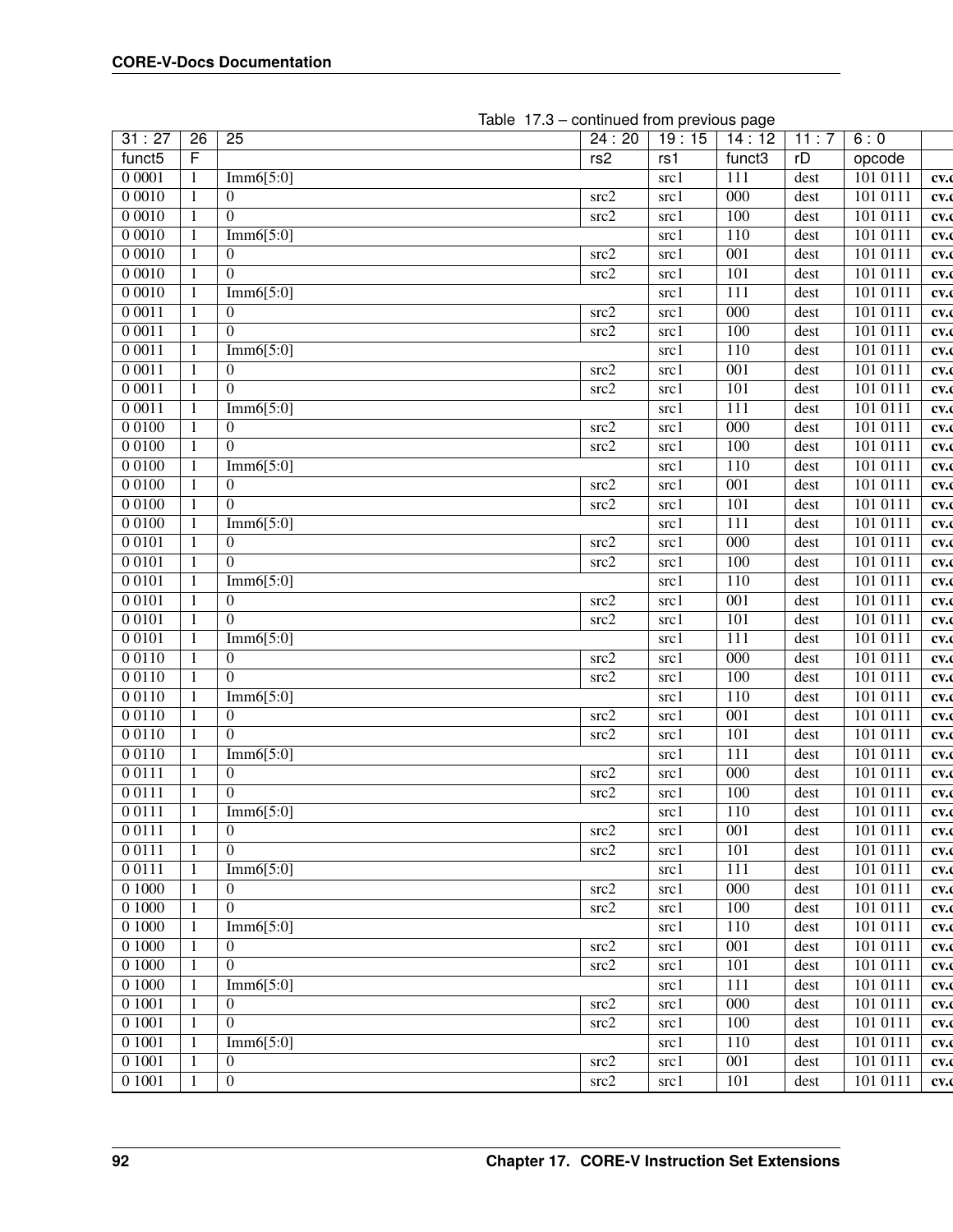Table 17.3 – continued from previous page

| 31 : 27 | 26 | 25 | 24 : 20 | 19 : 15 | 14 : 12 | 11 : 7 | 6 : 0 | |
|---|---|---|---|---|---|---|---|---|
| funct5 | F | | rs2 | rs1 | funct3 | rD | opcode | |
| 0 0001 | 1 | Imm6[5:0] | | src1 | 111 | dest | 101 0111 | **cv.c** |
| 0 0010 | 1 | 0 | src2 | src1 | 000 | dest | 101 0111 | **cv.c** |
| 0 0010 | 1 | 0 | src2 | src1 | 100 | dest | 101 0111 | **cv.c** |
| 0 0010 | 1 | Imm6[5:0] | | src1 | 110 | dest | 101 0111 | **cv.c** |
| 0 0010 | 1 | 0 | src2 | src1 | 001 | dest | 101 0111 | **cv.c** |
| 0 0010 | 1 | 0 | src2 | src1 | 101 | dest | 101 0111 | **cv.c** |
| 0 0010 | 1 | Imm6[5:0] | | src1 | 111 | dest | 101 0111 | **cv.c** |
| 0 0011 | 1 | 0 | src2 | src1 | 000 | dest | 101 0111 | **cv.c** |
| 0 0011 | 1 | 0 | src2 | src1 | 100 | dest | 101 0111 | **cv.c** |
| 0 0011 | 1 | Imm6[5:0] | | src1 | 110 | dest | 101 0111 | **cv.c** |
| 0 0011 | 1 | 0 | src2 | src1 | 001 | dest | 101 0111 | **cv.c** |
| 0 0011 | 1 | 0 | src2 | src1 | 101 | dest | 101 0111 | **cv.c** |
| 0 0011 | 1 | Imm6[5:0] | | src1 | 111 | dest | 101 0111 | **cv.c** |
| 0 0100 | 1 | 0 | src2 | src1 | 000 | dest | 101 0111 | **cv.c** |
| 0 0100 | 1 | 0 | src2 | src1 | 100 | dest | 101 0111 | **cv.c** |
| 0 0100 | 1 | Imm6[5:0] | | src1 | 110 | dest | 101 0111 | **cv.c** |
| 0 0100 | 1 | 0 | src2 | src1 | 001 | dest | 101 0111 | **cv.c** |
| 0 0100 | 1 | 0 | src2 | src1 | 101 | dest | 101 0111 | **cv.c** |
| 0 0100 | 1 | Imm6[5:0] | | src1 | 111 | dest | 101 0111 | **cv.c** |
| 0 0101 | 1 | 0 | src2 | src1 | 000 | dest | 101 0111 | **cv.c** |
| 0 0101 | 1 | 0 | src2 | src1 | 100 | dest | 101 0111 | **cv.c** |
| 0 0101 | 1 | Imm6[5:0] | | src1 | 110 | dest | 101 0111 | **cv.c** |
| 0 0101 | 1 | 0 | src2 | src1 | 001 | dest | 101 0111 | **cv.c** |
| 0 0101 | 1 | 0 | src2 | src1 | 101 | dest | 101 0111 | **cv.c** |
| 0 0101 | 1 | Imm6[5:0] | | src1 | 111 | dest | 101 0111 | **cv.c** |
| 0 0110 | 1 | 0 | src2 | src1 | 000 | dest | 101 0111 | **cv.c** |
| 0 0110 | 1 | 0 | src2 | src1 | 100 | dest | 101 0111 | **cv.c** |
| 0 0110 | 1 | Imm6[5:0] | | src1 | 110 | dest | 101 0111 | **cv.c** |
| 0 0110 | 1 | 0 | src2 | src1 | 001 | dest | 101 0111 | **cv.c** |
| 0 0110 | 1 | 0 | src2 | src1 | 101 | dest | 101 0111 | **cv.c** |
| 0 0110 | 1 | Imm6[5:0] | | src1 | 111 | dest | 101 0111 | **cv.c** |
| 0 0111 | 1 | 0 | src2 | src1 | 000 | dest | 101 0111 | **cv.c** |
| 0 0111 | 1 | 0 | src2 | src1 | 100 | dest | 101 0111 | **cv.c** |
| 0 0111 | 1 | Imm6[5:0] | | src1 | 110 | dest | 101 0111 | **cv.c** |
| 0 0111 | 1 | 0 | src2 | src1 | 001 | dest | 101 0111 | **cv.c** |
| 0 0111 | 1 | 0 | src2 | src1 | 101 | dest | 101 0111 | **cv.c** |
| 0 0111 | 1 | Imm6[5:0] | | src1 | 111 | dest | 101 0111 | **cv.c** |
| 0 1000 | 1 | 0 | src2 | src1 | 000 | dest | 101 0111 | **cv.c** |
| 0 1000 | 1 | 0 | src2 | src1 | 100 | dest | 101 0111 | **cv.c** |
| 0 1000 | 1 | Imm6[5:0] | | src1 | 110 | dest | 101 0111 | **cv.c** |
| 0 1000 | 1 | 0 | src2 | src1 | 001 | dest | 101 0111 | **cv.c** |
| 0 1000 | 1 | 0 | src2 | src1 | 101 | dest | 101 0111 | **cv.c** |
| 0 1000 | 1 | Imm6[5:0] | | src1 | 111 | dest | 101 0111 | **cv.c** |
| 0 1001 | 1 | 0 | src2 | src1 | 000 | dest | 101 0111 | **cv.c** |
| 0 1001 | 1 | 0 | src2 | src1 | 100 | dest | 101 0111 | **cv.c** |
| 0 1001 | 1 | Imm6[5:0] | | src1 | 110 | dest | 101 0111 | **cv.c** |
| 0 1001 | 1 | 0 | src2 | src1 | 001 | dest | 101 0111 | **cv.c** |
| 0 1001 | 1 | 0 | src2 | src1 | 101 | dest | 101 0111 | **cv.c** |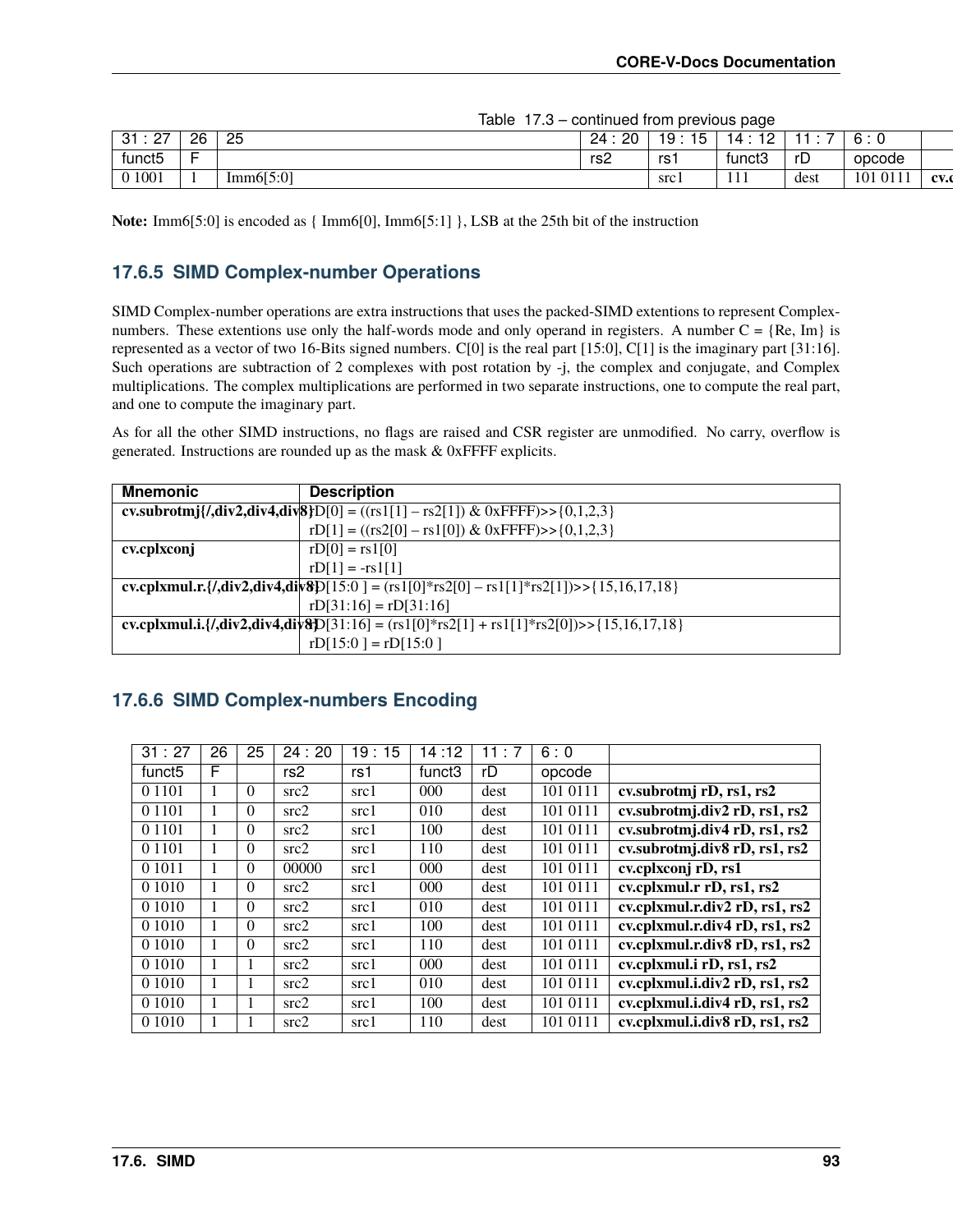Table 17.3 – continued from previous page

| 31 : 27 | 26 | 25 | 24 : 20 | 19 : 15 | 14 : 12 | 11 : 7 | 6 : 0 | |
|---|---|---|---|---|---|---|---|---|
| funct5 | F | | rs2 | rs1 | funct3 | rD | opcode | |
| 0 1001 | 1 | Imm6[5:0] | | src1 | 111 | dest | 101 0111 | **cv.c** |

**Note:** Imm6[5:0] is encoded as { Imm6[0], Imm6[5:1] }, LSB at the 25th bit of the instruction

### 17.6.5 SIMD Complex-number Operations

SIMD Complex-number operations are extra instructions that uses the packed-SIMD extentions to represent Complex-numbers. These extentions use only the half-words mode and only operand in registers. A number C = {Re, Im} is represented as a vector of two 16-Bits signed numbers. C[0] is the real part [15:0], C[1] is the imaginary part [31:16]. Such operations are subtraction of 2 complexes with post rotation by -j, the complex and conjugate, and Complex multiplications. The complex multiplications are performed in two separate instructions, one to compute the real part, and one to compute the imaginary part.

As for all the other SIMD instructions, no flags are raised and CSR register are unmodified. No carry, overflow is generated. Instructions are rounded up as the mask & 0xFFFF explicits.

| Mnemonic | Description |
|---|---|
| **cv.subrotmj{/,div2,div4,div8}** | rD[0] = ((rs1[1] – rs2[1]) & 0xFFFF)>>{0,1,2,3}<br>rD[1] = ((rs2[0] – rs1[0]) & 0xFFFF)>>{0,1,2,3} |
| **cv.cplxconj** | rD[0] = rs1[0]<br>rD[1] = -rs1[1] |
| **cv.cplxmul.r.{/,div2,div4,div8}** | rD[15:0 ] = (rs1[0]*rs2[0] – rs1[1]*rs2[1])>>{15,16,17,18}<br>rD[31:16] = rD[31:16] |
| **cv.cplxmul.i.{/,div2,div4,div8}** | rD[31:16] = (rs1[0]*rs2[1] + rs1[1]*rs2[0])>>{15,16,17,18}<br>rD[15:0 ] = rD[15:0 ] |

### 17.6.6 SIMD Complex-numbers Encoding

| 31 : 27 | 26 | 25 | 24 : 20 | 19 : 15 | 14 :12 | 11 : 7 | 6 : 0 | |
|---|---|---|---|---|---|---|---|---|
| funct5 | F | | rs2 | rs1 | funct3 | rD | opcode | |
| 0 1101 | 1 | 0 | src2 | src1 | 000 | dest | 101 0111 | **cv.subrotmj rD, rs1, rs2** |
| 0 1101 | 1 | 0 | src2 | src1 | 010 | dest | 101 0111 | **cv.subrotmj.div2 rD, rs1, rs2** |
| 0 1101 | 1 | 0 | src2 | src1 | 100 | dest | 101 0111 | **cv.subrotmj.div4 rD, rs1, rs2** |
| 0 1101 | 1 | 0 | src2 | src1 | 110 | dest | 101 0111 | **cv.subrotmj.div8 rD, rs1, rs2** |
| 0 1011 | 1 | 0 | 00000 | src1 | 000 | dest | 101 0111 | **cv.cplxconj rD, rs1** |
| 0 1010 | 1 | 0 | src2 | src1 | 000 | dest | 101 0111 | **cv.cplxmul.r rD, rs1, rs2** |
| 0 1010 | 1 | 0 | src2 | src1 | 010 | dest | 101 0111 | **cv.cplxmul.r.div2 rD, rs1, rs2** |
| 0 1010 | 1 | 0 | src2 | src1 | 100 | dest | 101 0111 | **cv.cplxmul.r.div4 rD, rs1, rs2** |
| 0 1010 | 1 | 0 | src2 | src1 | 110 | dest | 101 0111 | **cv.cplxmul.r.div8 rD, rs1, rs2** |
| 0 1010 | 1 | 1 | src2 | src1 | 000 | dest | 101 0111 | **cv.cplxmul.i rD, rs1, rs2** |
| 0 1010 | 1 | 1 | src2 | src1 | 010 | dest | 101 0111 | **cv.cplxmul.i.div2 rD, rs1, rs2** |
| 0 1010 | 1 | 1 | src2 | src1 | 100 | dest | 101 0111 | **cv.cplxmul.i.div4 rD, rs1, rs2** |
| 0 1010 | 1 | 1 | src2 | src1 | 110 | dest | 101 0111 | **cv.cplxmul.i.div8 rD, rs1, rs2** |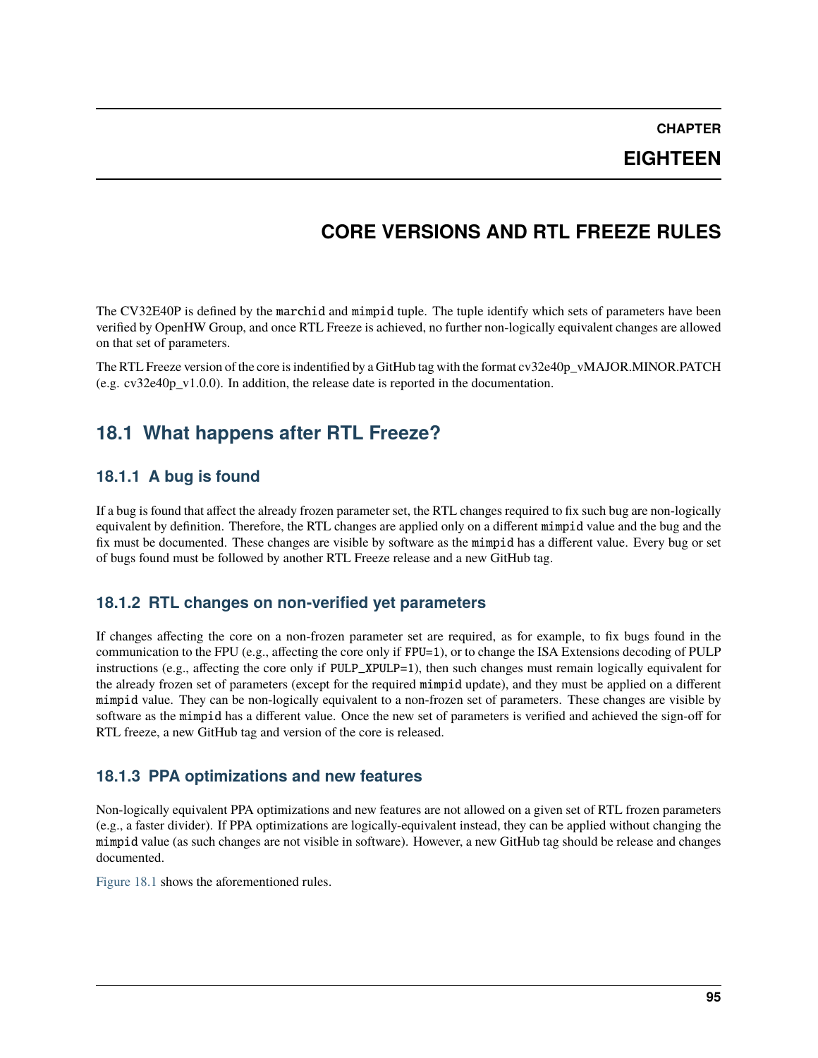# CHAPTER EIGHTEEN

# CORE VERSIONS AND RTL FREEZE RULES

The CV32E40P is defined by the `marchid` and `mimpid` tuple. The tuple identify which sets of parameters have been verified by OpenHW Group, and once RTL Freeze is achieved, no further non-logically equivalent changes are allowed on that set of parameters.

The RTL Freeze version of the core is indentified by a GitHub tag with the format cv32e40p_vMAJOR.MINOR.PATCH (e.g. cv32e40p_v1.0.0). In addition, the release date is reported in the documentation.

## 18.1 What happens after RTL Freeze?

### 18.1.1 A bug is found

If a bug is found that affect the already frozen parameter set, the RTL changes required to fix such bug are non-logically equivalent by definition. Therefore, the RTL changes are applied only on a different `mimpid` value and the bug and the fix must be documented. These changes are visible by software as the `mimpid` has a different value. Every bug or set of bugs found must be followed by another RTL Freeze release and a new GitHub tag.

### 18.1.2 RTL changes on non-verified yet parameters

If changes affecting the core on a non-frozen parameter set are required, as for example, to fix bugs found in the communication to the FPU (e.g., affecting the core only if `FPU=1`), or to change the ISA Extensions decoding of PULP instructions (e.g., affecting the core only if `PULP_XPULP=1`), then such changes must remain logically equivalent for the already frozen set of parameters (except for the required `mimpid` update), and they must be applied on a different `mimpid` value. They can be non-logically equivalent to a non-frozen set of parameters. These changes are visible by software as the `mimpid` has a different value. Once the new set of parameters is verified and achieved the sign-off for RTL freeze, a new GitHub tag and version of the core is released.

### 18.1.3 PPA optimizations and new features

Non-logically equivalent PPA optimizations and new features are not allowed on a given set of RTL frozen parameters (e.g., a faster divider). If PPA optimizations are logically-equivalent instead, they can be applied without changing the `mimpid` value (as such changes are not visible in software). However, a new GitHub tag should be release and changes documented.

Figure 18.1 shows the aforementioned rules.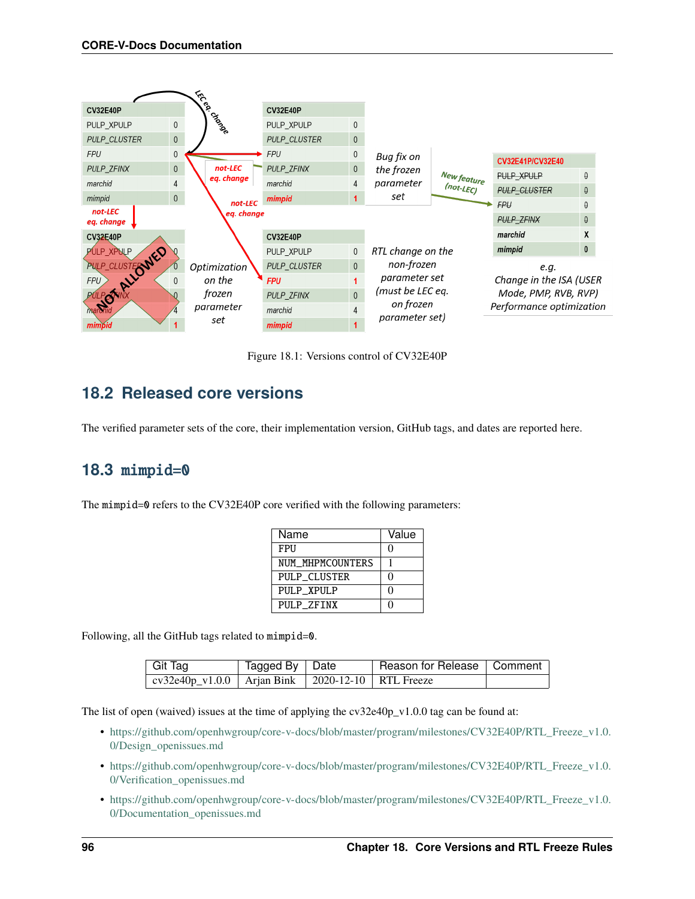Figure 18.1: Versions control of CV32E40P

## 18.2 Released core versions

The verified parameter sets of the core, their implementation version, GitHub tags, and dates are reported here.

## 18.3 mimpid=0

The mimpid=0 refers to the CV32E40P core verified with the following parameters:

| Name | Value |
|---|---|
| FPU | 0 |
| NUM_MHPMCOUNTERS | 1 |
| PULP_CLUSTER | 0 |
| PULP_XPULP | 0 |
| PULP_ZFINX | 0 |

Following, all the GitHub tags related to mimpid=0.

| Git Tag | Tagged By | Date | Reason for Release | Comment |
|---|---|---|---|---|
| cv32e40p_v1.0.0 | Arjan Bink | 2020-12-10 | RTL Freeze | |

The list of open (waived) issues at the time of applying the cv32e40p_v1.0.0 tag can be found at:

- https://github.com/openhwgroup/core-v-docs/blob/master/program/milestones/CV32E40P/RTL_Freeze_v1.0.0/Design_openissues.md
- https://github.com/openhwgroup/core-v-docs/blob/master/program/milestones/CV32E40P/RTL_Freeze_v1.0.0/Verification_openissues.md
- https://github.com/openhwgroup/core-v-docs/blob/master/program/milestones/CV32E40P/RTL_Freeze_v1.0.0/Documentation_openissues.md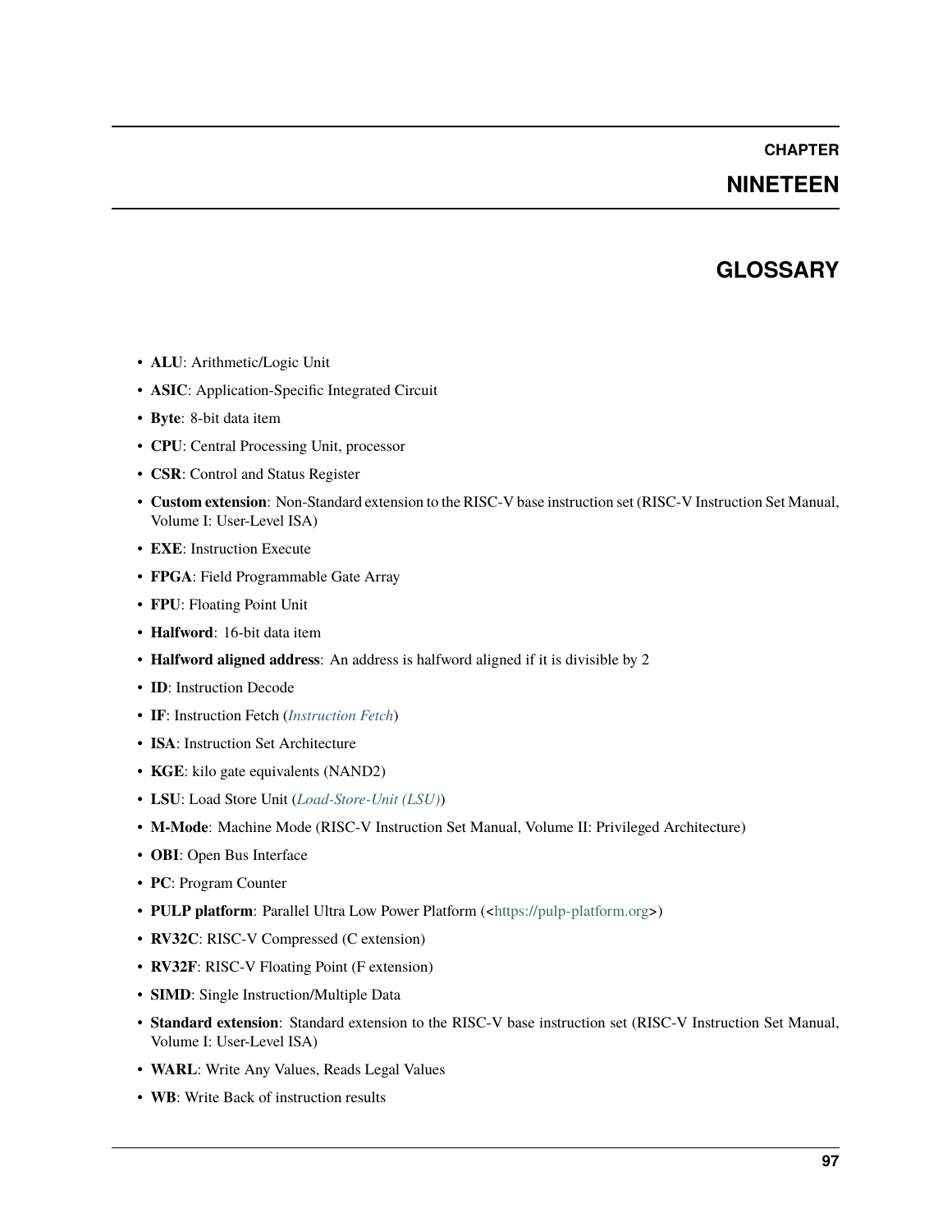# CHAPTER NINETEEN

# GLOSSARY

- **ALU**: Arithmetic/Logic Unit
- **ASIC**: Application-Specific Integrated Circuit
- **Byte**: 8-bit data item
- **CPU**: Central Processing Unit, processor
- **CSR**: Control and Status Register
- **Custom extension**: Non-Standard extension to the RISC-V base instruction set (RISC-V Instruction Set Manual, Volume I: User-Level ISA)
- **EXE**: Instruction Execute
- **FPGA**: Field Programmable Gate Array
- **FPU**: Floating Point Unit
- **Halfword**: 16-bit data item
- **Halfword aligned address**: An address is halfword aligned if it is divisible by 2
- **ID**: Instruction Decode
- **IF**: Instruction Fetch (*Instruction Fetch*)
- **ISA**: Instruction Set Architecture
- **KGE**: kilo gate equivalents (NAND2)
- **LSU**: Load Store Unit (*Load-Store-Unit (LSU)*)
- **M-Mode**: Machine Mode (RISC-V Instruction Set Manual, Volume II: Privileged Architecture)
- **OBI**: Open Bus Interface
- **PC**: Program Counter
- **PULP platform**: Parallel Ultra Low Power Platform (<https://pulp-platform.org>)
- **RV32C**: RISC-V Compressed (C extension)
- **RV32F**: RISC-V Floating Point (F extension)
- **SIMD**: Single Instruction/Multiple Data
- **Standard extension**: Standard extension to the RISC-V base instruction set (RISC-V Instruction Set Manual, Volume I: User-Level ISA)
- **WARL**: Write Any Values, Reads Legal Values
- **WB**: Write Back of instruction results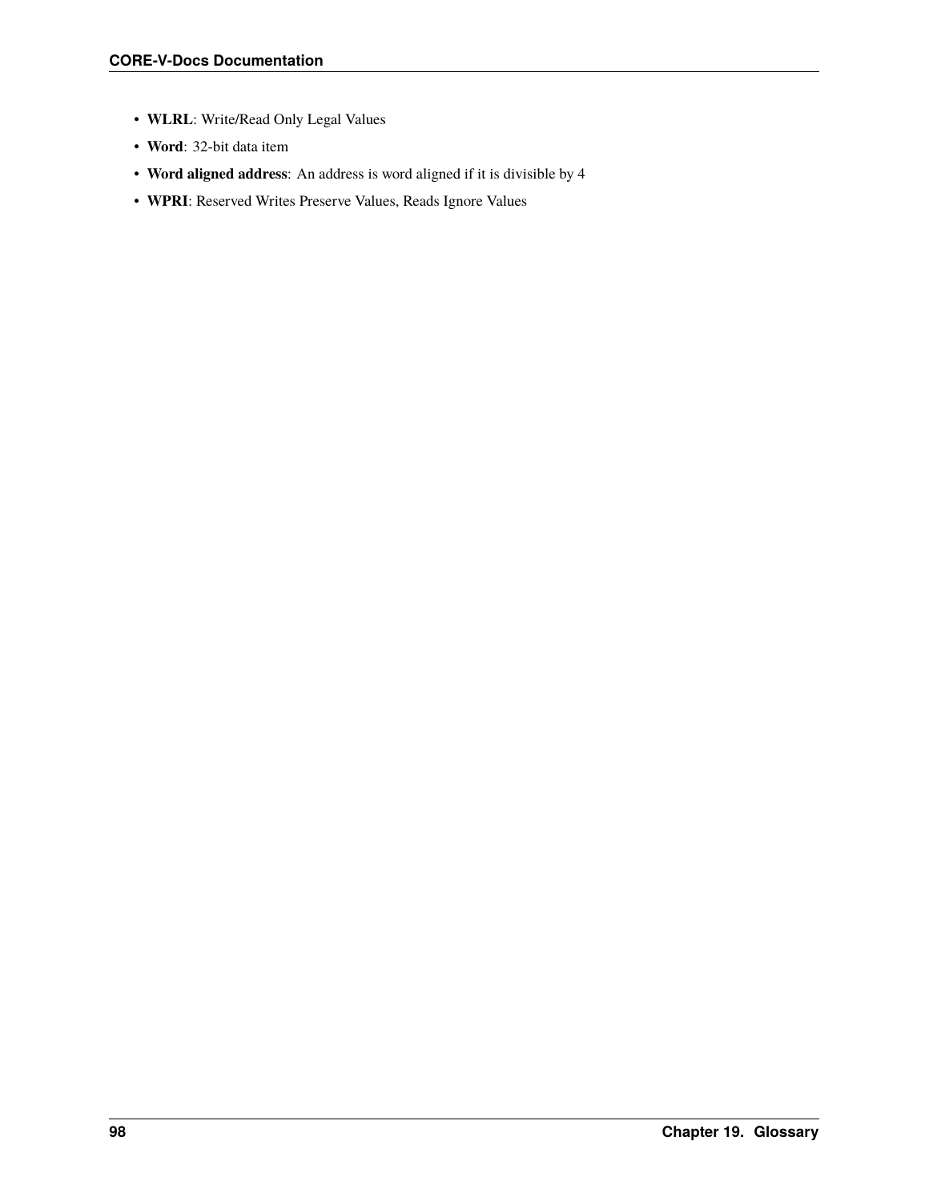- **WLRL**: Write/Read Only Legal Values
- **Word**: 32-bit data item
- **Word aligned address**: An address is word aligned if it is divisible by 4
- **WPRI**: Reserved Writes Preserve Values, Reads Ignore Values